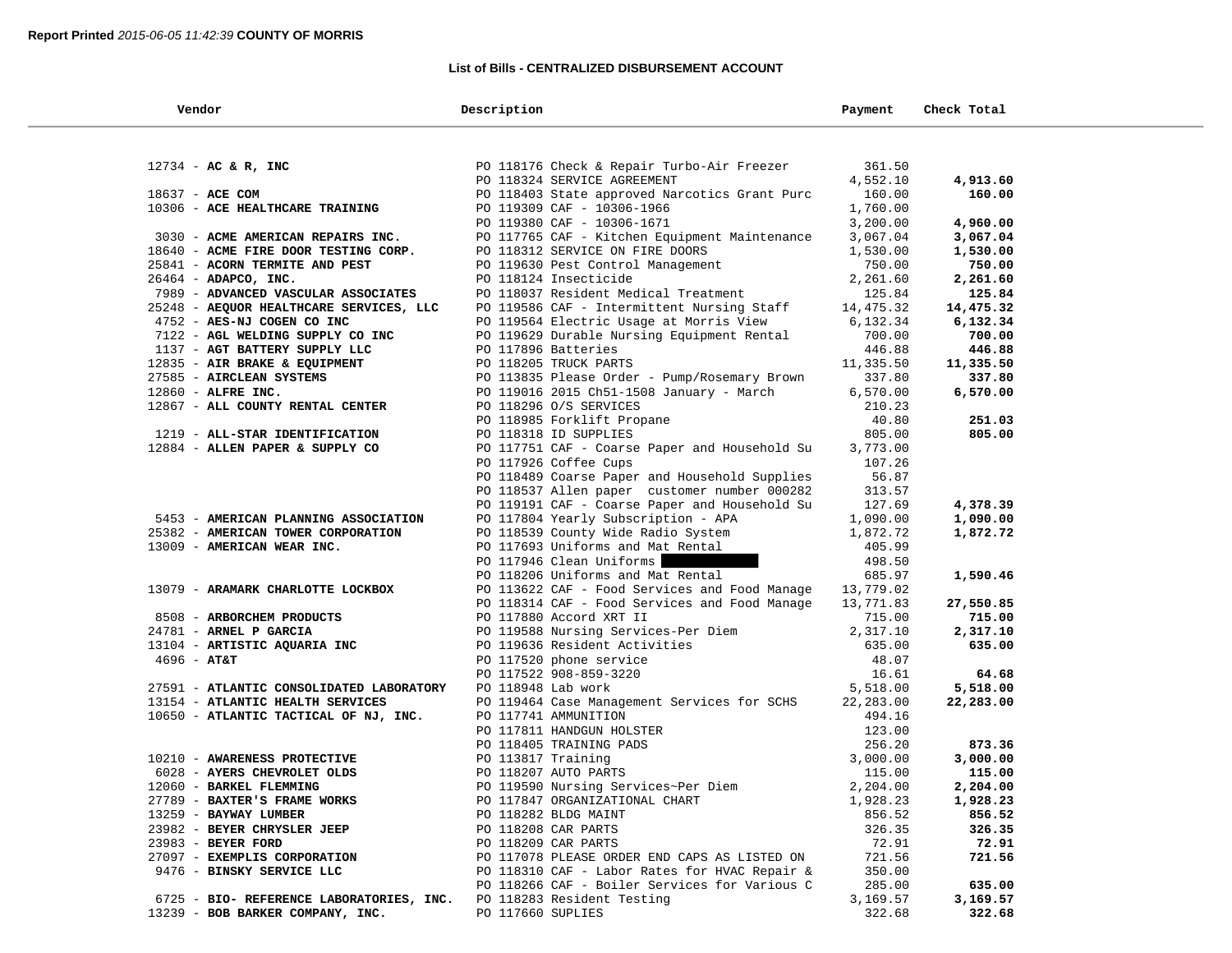**Report Printed** *2015-06-05 11:42:39* **COUNTY OF MORRIS**

## List of Bills - CENTRALIZED DISBURSEMENT ACCOUNT

| Vendor | Description | Payment | Check Total |
|---|---|---|---|
| 12734 - **AC & R, INC** | PO 118176 Check & Repair Turbo-Air Freezer | 361.50 | |
| | PO 118324 SERVICE AGREEMENT | 4,552.10 | **4,913.60** |
| 18637 - **ACE COM** | PO 118403 State approved Narcotics Grant Purc | 160.00 | **160.00** |
| 10306 - **ACE HEALTHCARE TRAINING** | PO 119309 CAF - 10306-1966 | 1,760.00 | |
| | PO 119380 CAF - 10306-1671 | 3,200.00 | **4,960.00** |
| 3030 - **ACME AMERICAN REPAIRS INC.** | PO 117765 CAF - Kitchen Equipment Maintenance | 3,067.04 | **3,067.04** |
| 18640 - **ACME FIRE DOOR TESTING CORP.** | PO 118312 SERVICE ON FIRE DOORS | 1,530.00 | **1,530.00** |
| 25841 - **ACORN TERMITE AND PEST** | PO 119630 Pest Control Management | 750.00 | **750.00** |
| 26464 - **ADAPCO, INC.** | PO 118124 Insecticide | 2,261.60 | **2,261.60** |
| 7989 - **ADVANCED VASCULAR ASSOCIATES** | PO 118037 Resident Medical Treatment | 125.84 | **125.84** |
| 25248 - **AEQUOR HEALTHCARE SERVICES, LLC** | PO 119586 CAF - Intermittent Nursing Staff | 14,475.32 | **14,475.32** |
| 4752 - **AES-NJ COGEN CO INC** | PO 119564 Electric Usage at Morris View | 6,132.34 | **6,132.34** |
| 7122 - **AGL WELDING SUPPLY CO INC** | PO 119629 Durable Nursing Equipment Rental | 700.00 | **700.00** |
| 1137 - **AGT BATTERY SUPPLY LLC** | PO 117896 Batteries | 446.88 | **446.88** |
| 12835 - **AIR BRAKE & EQUIPMENT** | PO 118205 TRUCK PARTS | 11,335.50 | **11,335.50** |
| 27585 - **AIRCLEAN SYSTEMS** | PO 113835 Please Order - Pump/Rosemary Brown | 337.80 | **337.80** |
| 12860 - **ALFRE INC.** | PO 119016 2015 Ch51-1508 January - March | 6,570.00 | **6,570.00** |
| 12867 - **ALL COUNTY RENTAL CENTER** | PO 118296 O/S SERVICES | 210.23 | |
| | PO 118985 Forklift Propane | 40.80 | **251.03** |
| 1219 - **ALL-STAR IDENTIFICATION** | PO 118318 ID SUPPLIES | 805.00 | **805.00** |
| 12884 - **ALLEN PAPER & SUPPLY CO** | PO 117751 CAF - Coarse Paper and Household Su | 3,773.00 | |
| | PO 117926 Coffee Cups | 107.26 | |
| | PO 118489 Coarse Paper and Household Supplies | 56.87 | |
| | PO 118537 Allen paper customer number 000282 | 313.57 | |
| | PO 119191 CAF - Coarse Paper and Household Su | 127.69 | **4,378.39** |
| 5453 - **AMERICAN PLANNING ASSOCIATION** | PO 117804 Yearly Subscription - APA | 1,090.00 | **1,090.00** |
| 25382 - **AMERICAN TOWER CORPORATION** | PO 118539 County Wide Radio System | 1,872.72 | **1,872.72** |
| 13009 - **AMERICAN WEAR INC.** | PO 117693 Uniforms and Mat Rental | 405.99 | |
| | PO 117946 Clean Uniforms [REDACTED] | 498.50 | |
| | PO 118206 Uniforms and Mat Rental | 685.97 | **1,590.46** |
| 13079 - **ARAMARK CHARLOTTE LOCKBOX** | PO 113622 CAF - Food Services and Food Manage | 13,779.02 | |
| | PO 118314 CAF - Food Services and Food Manage | 13,771.83 | **27,550.85** |
| 8508 - **ARBORCHEM PRODUCTS** | PO 117880 Accord XRT II | 715.00 | **715.00** |
| 24781 - **ARNEL P GARCIA** | PO 119588 Nursing Services-Per Diem | 2,317.10 | **2,317.10** |
| 13104 - **ARTISTIC AQUARIA INC** | PO 119636 Resident Activities | 635.00 | **635.00** |
| 4696 - **AT&T** | PO 117520 phone service | 48.07 | |
| | PO 117522 908-859-3220 | 16.61 | **64.68** |
| 27591 - **ATLANTIC CONSOLIDATED LABORATORY** | PO 118948 Lab work | 5,518.00 | **5,518.00** |
| 13154 - **ATLANTIC HEALTH SERVICES** | PO 119464 Case Management Services for SCHS | 22,283.00 | **22,283.00** |
| 10650 - **ATLANTIC TACTICAL OF NJ, INC.** | PO 117741 AMMUNITION | 494.16 | |
| | PO 117811 HANDGUN HOLSTER | 123.00 | |
| | PO 118405 TRAINING PADS | 256.20 | **873.36** |
| 10210 - **AWARENESS PROTECTIVE** | PO 113817 Training | 3,000.00 | **3,000.00** |
| 6028 - **AYERS CHEVROLET OLDS** | PO 118207 AUTO PARTS | 115.00 | **115.00** |
| 12060 - **BARKEL FLEMMING** | PO 119590 Nursing Services~Per Diem | 2,204.00 | **2,204.00** |
| 27789 - **BAXTER'S FRAME WORKS** | PO 117847 ORGANIZATIONAL CHART | 1,928.23 | **1,928.23** |
| 13259 - **BAYWAY LUMBER** | PO 118282 BLDG MAINT | 856.52 | **856.52** |
| 23982 - **BEYER CHRYSLER JEEP** | PO 118208 CAR PARTS | 326.35 | **326.35** |
| 23983 - **BEYER FORD** | PO 118209 CAR PARTS | 72.91 | **72.91** |
| 27097 - **EXEMPLIS CORPORATION** | PO 117078 PLEASE ORDER END CAPS AS LISTED ON | 721.56 | **721.56** |
| 9476 - **BINSKY SERVICE LLC** | PO 118310 CAF - Labor Rates for HVAC Repair & | 350.00 | |
| | PO 118266 CAF - Boiler Services for Various C | 285.00 | **635.00** |
| 6725 - **BIO- REFERENCE LABORATORIES, INC.** | PO 118283 Resident Testing | 3,169.57 | **3,169.57** |
| 13239 - **BOB BARKER COMPANY, INC.** | PO 117660 SUPLIES | 322.68 | **322.68** |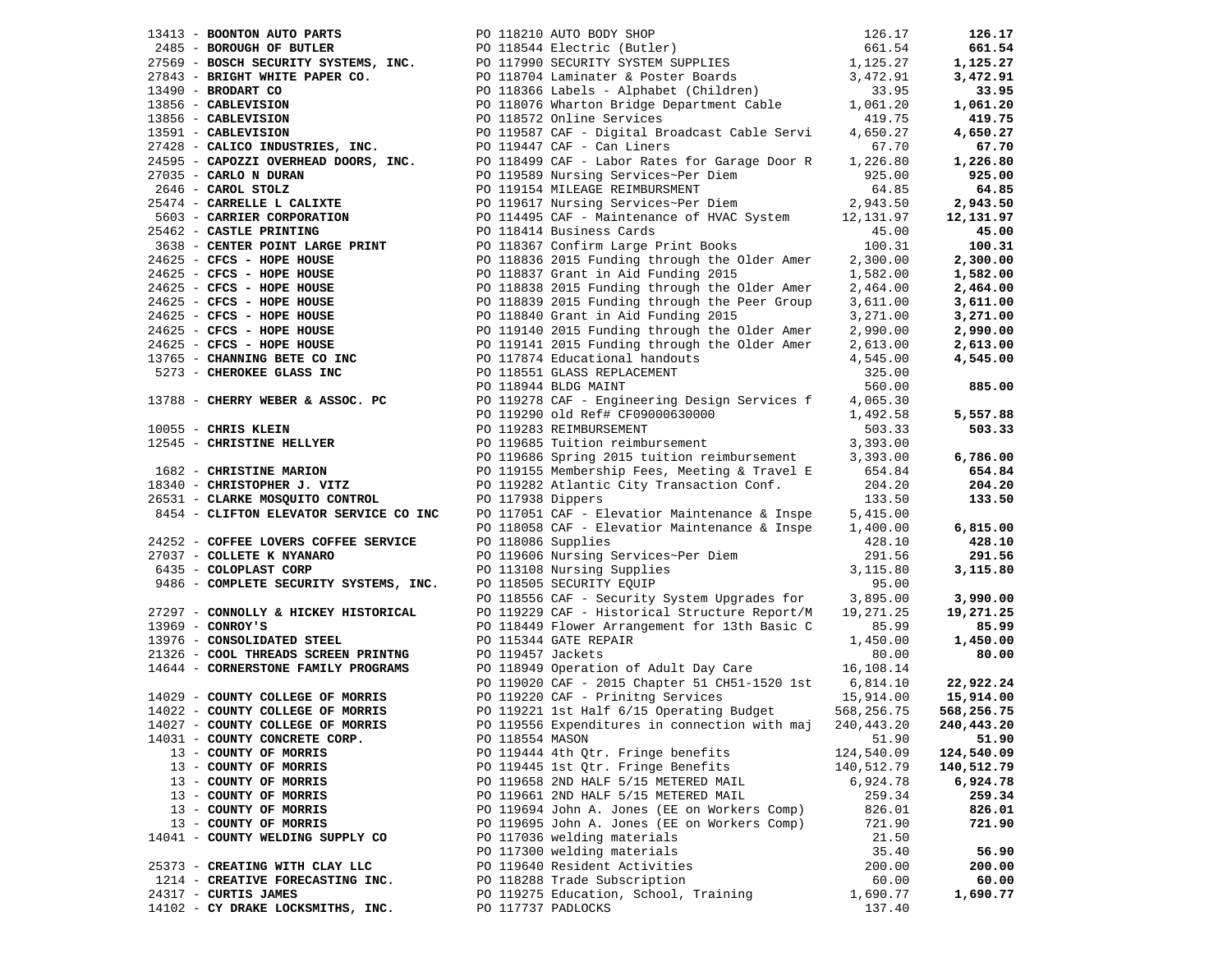| Vendor | PO / Description | Amount | Total |
|---|---|---|---|
| 13413 - **BOONTON AUTO PARTS** | PO 118210 AUTO BODY SHOP | 126.17 | **126.17** |
| 2485 - **BOROUGH OF BUTLER** | PO 118544 Electric (Butler) | 661.54 | **661.54** |
| 27569 - **BOSCH SECURITY SYSTEMS, INC.** | PO 117990 SECURITY SYSTEM SUPPLIES | 1,125.27 | **1,125.27** |
| 27843 - **BRIGHT WHITE PAPER CO.** | PO 118704 Laminater & Poster Boards | 3,472.91 | **3,472.91** |
| 13490 - **BRODART CO** | PO 118366 Labels - Alphabet (Children) | 33.95 | **33.95** |
| 13856 - **CABLEVISION** | PO 118076 Wharton Bridge Department Cable | 1,061.20 | **1,061.20** |
| 13856 - **CABLEVISION** | PO 118572 Online Services | 419.75 | **419.75** |
| 13591 - **CABLEVISION** | PO 119587 CAF - Digital Broadcast Cable Servi | 4,650.27 | **4,650.27** |
| 27428 - **CALICO INDUSTRIES, INC.** | PO 119447 CAF - Can Liners | 67.70 | **67.70** |
| 24595 - **CAPOZZI OVERHEAD DOORS, INC.** | PO 118499 CAF - Labor Rates for Garage Door R | 1,226.80 | **1,226.80** |
| 27035 - **CARLO N DURAN** | PO 119589 Nursing Services~Per Diem | 925.00 | **925.00** |
| 2646 - **CAROL STOLZ** | PO 119154 MILEAGE REIMBURSMENT | 64.85 | **64.85** |
| 25474 - **CARRELLE L CALIXTE** | PO 119617 Nursing Services~Per Diem | 2,943.50 | **2,943.50** |
| 5603 - **CARRIER CORPORATION** | PO 114495 CAF - Maintenance of HVAC System | 12,131.97 | **12,131.97** |
| 25462 - **CASTLE PRINTING** | PO 118414 Business Cards | 45.00 | **45.00** |
| 3638 - **CENTER POINT LARGE PRINT** | PO 118367 Confirm Large Print Books | 100.31 | **100.31** |
| 24625 - **CFCS - HOPE HOUSE** | PO 118836 2015 Funding through the Older Amer | 2,300.00 | **2,300.00** |
| 24625 - **CFCS - HOPE HOUSE** | PO 118837 Grant in Aid Funding 2015 | 1,582.00 | **1,582.00** |
| 24625 - **CFCS - HOPE HOUSE** | PO 118838 2015 Funding through the Older Amer | 2,464.00 | **2,464.00** |
| 24625 - **CFCS - HOPE HOUSE** | PO 118839 2015 Funding through the Peer Group | 3,611.00 | **3,611.00** |
| 24625 - **CFCS - HOPE HOUSE** | PO 118840 Grant in Aid Funding 2015 | 3,271.00 | **3,271.00** |
| 24625 - **CFCS - HOPE HOUSE** | PO 119140 2015 Funding through the Older Amer | 2,990.00 | **2,990.00** |
| 24625 - **CFCS - HOPE HOUSE** | PO 119141 2015 Funding through the Older Amer | 2,613.00 | **2,613.00** |
| 13765 - **CHANNING BETE CO INC** | PO 117874 Educational handouts | 4,545.00 | **4,545.00** |
| 5273 - **CHEROKEE GLASS INC** | PO 118551 GLASS REPLACEMENT | 325.00 | |
| | PO 118944 BLDG MAINT | 560.00 | **885.00** |
| 13788 - **CHERRY WEBER & ASSOC. PC** | PO 119278 CAF - Engineering Design Services f | 4,065.30 | |
| | PO 119290 old Ref# CF09000630000 | 1,492.58 | **5,557.88** |
| 10055 - **CHRIS KLEIN** | PO 119283 REIMBURSEMENT | 503.33 | **503.33** |
| 12545 - **CHRISTINE HELLYER** | PO 119685 Tuition reimbursement | 3,393.00 | |
| | PO 119686 Spring 2015 tuition reimbursement | 3,393.00 | **6,786.00** |
| 1682 - **CHRISTINE MARION** | PO 119155 Membership Fees, Meeting & Travel E | 654.84 | **654.84** |
| 18340 - **CHRISTOPHER J. VITZ** | PO 119282 Atlantic City Transaction Conf. | 204.20 | **204.20** |
| 26531 - **CLARKE MOSQUITO CONTROL** | PO 117938 Dippers | 133.50 | **133.50** |
| 8454 - **CLIFTON ELEVATOR SERVICE CO INC** | PO 117051 CAF - Elevatior Maintenance & Inspe | 5,415.00 | |
| | PO 118058 CAF - Elevatior Maintenance & Inspe | 1,400.00 | **6,815.00** |
| 24252 - **COFFEE LOVERS COFFEE SERVICE** | PO 118086 Supplies | 428.10 | **428.10** |
| 27037 - **COLLETE K NYANARO** | PO 119606 Nursing Services~Per Diem | 291.56 | **291.56** |
| 6435 - **COLOPLAST CORP** | PO 113108 Nursing Supplies | 3,115.80 | **3,115.80** |
| 9486 - **COMPLETE SECURITY SYSTEMS, INC.** | PO 118505 SECURITY EQUIP | 95.00 | |
| | PO 118556 CAF - Security System Upgrades for | 3,895.00 | **3,990.00** |
| 27297 - **CONNOLLY & HICKEY HISTORICAL** | PO 119229 CAF - Historical Structure Report/M | 19,271.25 | **19,271.25** |
| 13969 - **CONROY'S** | PO 118449 Flower Arrangement for 13th Basic C | 85.99 | **85.99** |
| 13976 - **CONSOLIDATED STEEL** | PO 115344 GATE REPAIR | 1,450.00 | **1,450.00** |
| 21326 - **COOL THREADS SCREEN PRINTNG** | PO 119457 Jackets | 80.00 | **80.00** |
| 14644 - **CORNERSTONE FAMILY PROGRAMS** | PO 118949 Operation of Adult Day Care | 16,108.14 | |
| | PO 119020 CAF - 2015 Chapter 51 CH51-1520 1st | 6,814.10 | **22,922.24** |
| 14029 - **COUNTY COLLEGE OF MORRIS** | PO 119220 CAF - Prinitng Services | 15,914.00 | **15,914.00** |
| 14022 - **COUNTY COLLEGE OF MORRIS** | PO 119221 1st Half 6/15 Operating Budget | 568,256.75 | **568,256.75** |
| 14027 - **COUNTY COLLEGE OF MORRIS** | PO 119556 Expenditures in connection with maj | 240,443.20 | **240,443.20** |
| 14031 - **COUNTY CONCRETE CORP.** | PO 118554 MASON | 51.90 | **51.90** |
| 13 - **COUNTY OF MORRIS** | PO 119444 4th Qtr. Fringe benefits | 124,540.09 | **124,540.09** |
| 13 - **COUNTY OF MORRIS** | PO 119445 1st Qtr. Fringe Benefits | 140,512.79 | **140,512.79** |
| 13 - **COUNTY OF MORRIS** | PO 119658 2ND HALF 5/15 METERED MAIL | 6,924.78 | **6,924.78** |
| 13 - **COUNTY OF MORRIS** | PO 119661 2ND HALF 5/15 METERED MAIL | 259.34 | **259.34** |
| 13 - **COUNTY OF MORRIS** | PO 119694 John A. Jones (EE on Workers Comp) | 826.01 | **826.01** |
| 13 - **COUNTY OF MORRIS** | PO 119695 John A. Jones (EE on Workers Comp) | 721.90 | **721.90** |
| 14041 - **COUNTY WELDING SUPPLY CO** | PO 117036 welding materials | 21.50 | |
| | PO 117300 welding materials | 35.40 | **56.90** |
| 25373 - **CREATING WITH CLAY LLC** | PO 119640 Resident Activities | 200.00 | **200.00** |
| 1214 - **CREATIVE FORECASTING INC.** | PO 118288 Trade Subscription | 60.00 | **60.00** |
| 24317 - **CURTIS JAMES** | PO 119275 Education, School, Training | 1,690.77 | **1,690.77** |
| 14102 - **CY DRAKE LOCKSMITHS, INC.** | PO 117737 PADLOCKS | 137.40 | |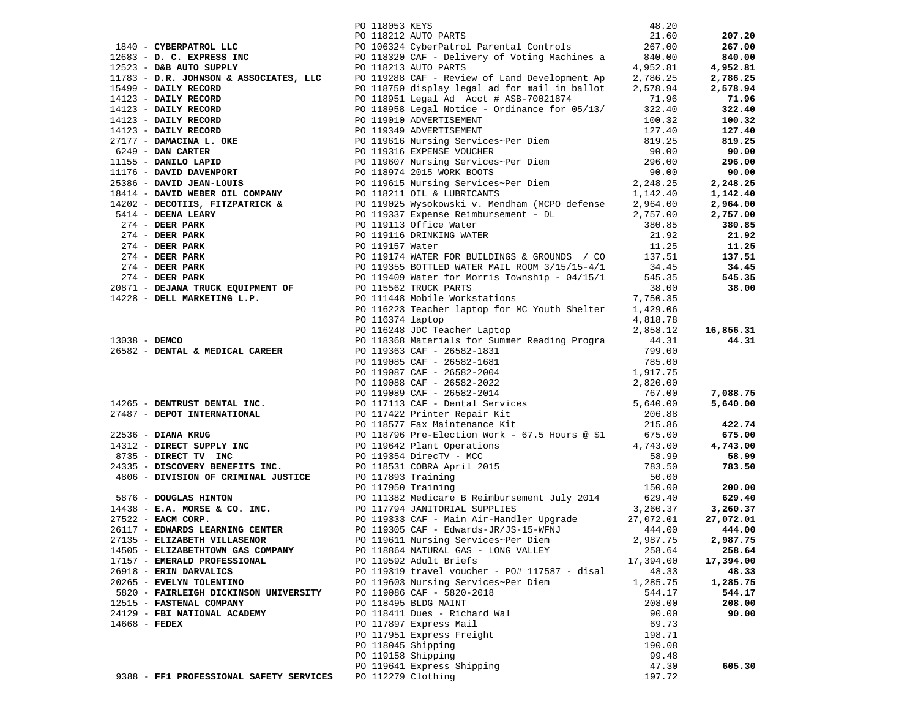| Vendor | PO / Description | Amount | Total |
|---|---|---|---|
| | PO 118053 KEYS | 48.20 | |
| | PO 118212 AUTO PARTS | 21.60 | **207.20** |
| 1840 - **CYBERPATROL LLC** | PO 106324 CyberPatrol Parental Controls | 267.00 | **267.00** |
| 12683 - **D. C. EXPRESS INC** | PO 118320 CAF - Delivery of Voting Machines a | 840.00 | **840.00** |
| 12523 - **D&B AUTO SUPPLY** | PO 118213 AUTO PARTS | 4,952.81 | **4,952.81** |
| 11783 - **D.R. JOHNSON & ASSOCIATES, LLC** | PO 119288 CAF - Review of Land Development Ap | 2,786.25 | **2,786.25** |
| 15499 - **DAILY RECORD** | PO 118750 display legal ad for mail in ballot | 2,578.94 | **2,578.94** |
| 14123 - **DAILY RECORD** | PO 118951 Legal Ad Acct # ASB-70021874 | 71.96 | **71.96** |
| 14123 - **DAILY RECORD** | PO 118958 Legal Notice - Ordinance for 05/13/ | 322.40 | **322.40** |
| 14123 - **DAILY RECORD** | PO 119010 ADVERTISEMENT | 100.32 | **100.32** |
| 14123 - **DAILY RECORD** | PO 119349 ADVERTISEMENT | 127.40 | **127.40** |
| 27177 - **DAMACINA L. OKE** | PO 119616 Nursing Services~Per Diem | 819.25 | **819.25** |
| 6249 - **DAN CARTER** | PO 119316 EXPENSE VOUCHER | 90.00 | **90.00** |
| 11155 - **DANILO LAPID** | PO 119607 Nursing Services~Per Diem | 296.00 | **296.00** |
| 11176 - **DAVID DAVENPORT** | PO 118974 2015 WORK BOOTS | 90.00 | **90.00** |
| 25386 - **DAVID JEAN-LOUIS** | PO 119615 Nursing Services~Per Diem | 2,248.25 | **2,248.25** |
| 18414 - **DAVID WEBER OIL COMPANY** | PO 118211 OIL & LUBRICANTS | 1,142.40 | **1,142.40** |
| 14202 - **DECOTIIS, FITZPATRICK &** | PO 119025 Wysokowski v. Mendham (MCPO defense | 2,964.00 | **2,964.00** |
| 5414 - **DEENA LEARY** | PO 119337 Expense Reimbursement - DL | 2,757.00 | **2,757.00** |
| 274 - **DEER PARK** | PO 119113 Office Water | 380.85 | **380.85** |
| 274 - **DEER PARK** | PO 119116 DRINKING WATER | 21.92 | **21.92** |
| 274 - **DEER PARK** | PO 119157 Water | 11.25 | **11.25** |
| 274 - **DEER PARK** | PO 119174 WATER FOR BUILDINGS & GROUNDS / CO | 137.51 | **137.51** |
| 274 - **DEER PARK** | PO 119355 BOTTLED WATER MAIL ROOM 3/15/15-4/1 | 34.45 | **34.45** |
| 274 - **DEER PARK** | PO 119409 Water for Morris Township - 04/15/1 | 545.35 | **545.35** |
| 20871 - **DEJANA TRUCK EQUIPMENT OF** | PO 115562 TRUCK PARTS | 38.00 | **38.00** |
| 14228 - **DELL MARKETING L.P.** | PO 111448 Mobile Workstations | 7,750.35 | |
| | PO 116223 Teacher laptop for MC Youth Shelter | 1,429.06 | |
| | PO 116374 laptop | 4,818.78 | |
| | PO 116248 JDC Teacher Laptop | 2,858.12 | **16,856.31** |
| 13038 - **DEMCO** | PO 118368 Materials for Summer Reading Progra | 44.31 | **44.31** |
| 26582 - **DENTAL & MEDICAL CAREER** | PO 119363 CAF - 26582-1831 | 799.00 | |
| | PO 119085 CAF - 26582-1681 | 785.00 | |
| | PO 119087 CAF - 26582-2004 | 1,917.75 | |
| | PO 119088 CAF - 26582-2022 | 2,820.00 | |
| | PO 119089 CAF - 26582-2014 | 767.00 | **7,088.75** |
| 14265 - **DENTRUST DENTAL INC.** | PO 117113 CAF - Dental Services | 5,640.00 | **5,640.00** |
| 27487 - **DEPOT INTERNATIONAL** | PO 117422 Printer Repair Kit | 206.88 | |
| | PO 118577 Fax Maintenance Kit | 215.86 | **422.74** |
| 22536 - **DIANA KRUG** | PO 118796 Pre-Election Work - 67.5 Hours @ $1 | 675.00 | **675.00** |
| 14312 - **DIRECT SUPPLY INC** | PO 119642 Plant Operations | 4,743.00 | **4,743.00** |
| 8735 - **DIRECT TV INC** | PO 119354 DirecTV - MCC | 58.99 | **58.99** |
| 24335 - **DISCOVERY BENEFITS INC.** | PO 118531 COBRA April 2015 | 783.50 | **783.50** |
| 4806 - **DIVISION OF CRIMINAL JUSTICE** | PO 117893 Training | 50.00 | |
| | PO 117950 Training | 150.00 | **200.00** |
| 5876 - **DOUGLAS HINTON** | PO 111382 Medicare B Reimbursement July 2014 | 629.40 | **629.40** |
| 14438 - **E.A. MORSE & CO. INC.** | PO 117794 JANITORIAL SUPPLIES | 3,260.37 | **3,260.37** |
| 27522 - **EACM CORP.** | PO 119333 CAF - Main Air-Handler Upgrade | 27,072.01 | **27,072.01** |
| 26117 - **EDWARDS LEARNING CENTER** | PO 119305 CAF - Edwards-JR/JS-15-WFNJ | 444.00 | **444.00** |
| 27135 - **ELIZABETH VILLASENOR** | PO 119611 Nursing Services~Per Diem | 2,987.75 | **2,987.75** |
| 14505 - **ELIZABETHTOWN GAS COMPANY** | PO 118864 NATURAL GAS - LONG VALLEY | 258.64 | **258.64** |
| 17157 - **EMERALD PROFESSIONAL** | PO 119592 Adult Briefs | 17,394.00 | **17,394.00** |
| 26918 - **ERIN DARVALICS** | PO 119319 travel voucher - PO# 117587 - disal | 48.33 | **48.33** |
| 20265 - **EVELYN TOLENTINO** | PO 119603 Nursing Services~Per Diem | 1,285.75 | **1,285.75** |
| 5820 - **FAIRLEIGH DICKINSON UNIVERSITY** | PO 119086 CAF - 5820-2018 | 544.17 | **544.17** |
| 12515 - **FASTENAL COMPANY** | PO 118495 BLDG MAINT | 208.00 | **208.00** |
| 24129 - **FBI NATIONAL ACADEMY** | PO 118411 Dues - Richard Wal | 90.00 | **90.00** |
| 14668 - **FEDEX** | PO 117897 Express Mail | 69.73 | |
| | PO 117951 Express Freight | 198.71 | |
| | PO 118045 Shipping | 190.08 | |
| | PO 119158 Shipping | 99.48 | |
| | PO 119641 Express Shipping | 47.30 | **605.30** |
| 9388 - **FF1 PROFESSIONAL SAFETY SERVICES** | PO 112279 Clothing | 197.72 | |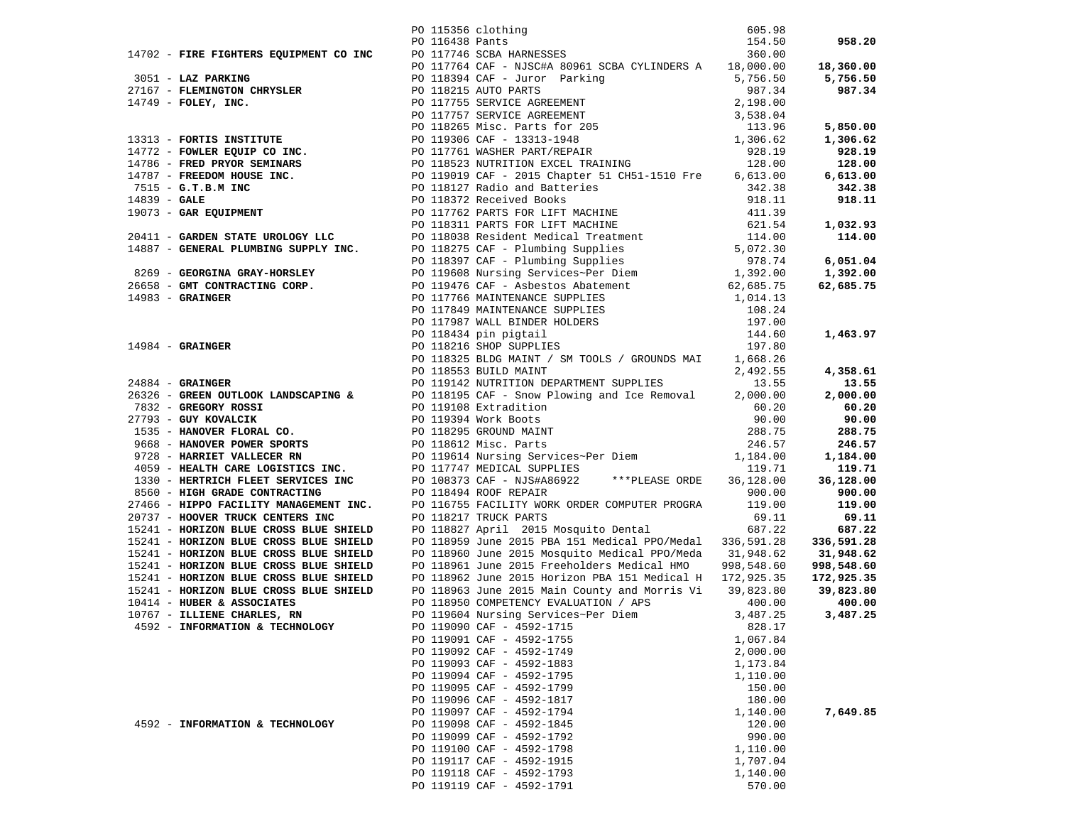| Vendor | PO / Description | Amount | Total |
|---|---|---|---|
| | PO 115356 clothing | 605.98 | |
| | PO 116438 Pants | 154.50 | **958.20** |
| 14702 - **FIRE FIGHTERS EQUIPMENT CO INC** | PO 117746 SCBA HARNESSES | 360.00 | |
| | PO 117764 CAF - NJSC#A 80961 SCBA CYLINDERS A | 18,000.00 | **18,360.00** |
| 3051 - **LAZ PARKING** | PO 118394 CAF - Juror Parking | 5,756.50 | **5,756.50** |
| 27167 - **FLEMINGTON CHRYSLER** | PO 118215 AUTO PARTS | 987.34 | **987.34** |
| 14749 - **FOLEY, INC.** | PO 117755 SERVICE AGREEMENT | 2,198.00 | |
| | PO 117757 SERVICE AGREEMENT | 3,538.04 | |
| | PO 118265 Misc. Parts for 205 | 113.96 | **5,850.00** |
| 13313 - **FORTIS INSTITUTE** | PO 119306 CAF - 13313-1948 | 1,306.62 | **1,306.62** |
| 14772 - **FOWLER EQUIP CO INC.** | PO 117761 WASHER PART/REPAIR | 928.19 | **928.19** |
| 14786 - **FRED PRYOR SEMINARS** | PO 118523 NUTRITION EXCEL TRAINING | 128.00 | **128.00** |
| 14787 - **FREEDOM HOUSE INC.** | PO 119019 CAF - 2015 Chapter 51 CH51-1510 Fre | 6,613.00 | **6,613.00** |
| 7515 - **G.T.B.M INC** | PO 118127 Radio and Batteries | 342.38 | **342.38** |
| 14839 - **GALE** | PO 118372 Received Books | 918.11 | **918.11** |
| 19073 - **GAR EQUIPMENT** | PO 117762 PARTS FOR LIFT MACHINE | 411.39 | |
| | PO 118311 PARTS FOR LIFT MACHINE | 621.54 | **1,032.93** |
| 20411 - **GARDEN STATE UROLOGY LLC** | PO 118038 Resident Medical Treatment | 114.00 | **114.00** |
| 14887 - **GENERAL PLUMBING SUPPLY INC.** | PO 118275 CAF - Plumbing Supplies | 5,072.30 | |
| | PO 118397 CAF - Plumbing Supplies | 978.74 | **6,051.04** |
| 8269 - **GEORGINA GRAY-HORSLEY** | PO 119608 Nursing Services~Per Diem | 1,392.00 | **1,392.00** |
| 26658 - **GMT CONTRACTING CORP.** | PO 119476 CAF - Asbestos Abatement | 62,685.75 | **62,685.75** |
| 14983 - **GRAINGER** | PO 117766 MAINTENANCE SUPPLIES | 1,014.13 | |
| | PO 117849 MAINTENANCE SUPPLIES | 108.24 | |
| | PO 117987 WALL BINDER HOLDERS | 197.00 | |
| | PO 118434 pin pigtail | 144.60 | **1,463.97** |
| 14984 - **GRAINGER** | PO 118216 SHOP SUPPLIES | 197.80 | |
| | PO 118325 BLDG MAINT / SM TOOLS / GROUNDS MAI | 1,668.26 | |
| | PO 118553 BUILD MAINT | 2,492.55 | **4,358.61** |
| 24884 - **GRAINGER** | PO 119142 NUTRITION DEPARTMENT SUPPLIES | 13.55 | **13.55** |
| 26326 - **GREEN OUTLOOK LANDSCAPING &** | PO 118195 CAF - Snow Plowing and Ice Removal | 2,000.00 | **2,000.00** |
| 7832 - **GREGORY ROSSI** | PO 119108 Extradition | 60.20 | **60.20** |
| 27793 - **GUY KOVALCIK** | PO 119394 Work Boots | 90.00 | **90.00** |
| 1535 - **HANOVER FLORAL CO.** | PO 118295 GROUND MAINT | 288.75 | **288.75** |
| 9668 - **HANOVER POWER SPORTS** | PO 118612 Misc. Parts | 246.57 | **246.57** |
| 9728 - **HARRIET VALLECER RN** | PO 119614 Nursing Services~Per Diem | 1,184.00 | **1,184.00** |
| 4059 - **HEALTH CARE LOGISTICS INC.** | PO 117747 MEDICAL SUPPLIES | 119.71 | **119.71** |
| 1330 - **HERTRICH FLEET SERVICES INC** | PO 108373 CAF - NJS#A86922 ***PLEASE ORDE | 36,128.00 | **36,128.00** |
| 8560 - **HIGH GRADE CONTRACTING** | PO 118494 ROOF REPAIR | 900.00 | **900.00** |
| 27466 - **HIPPO FACILITY MANAGEMENT INC.** | PO 116755 FACILITY WORK ORDER COMPUTER PROGRA | 119.00 | **119.00** |
| 20737 - **HOOVER TRUCK CENTERS INC** | PO 118217 TRUCK PARTS | 69.11 | **69.11** |
| 15241 - **HORIZON BLUE CROSS BLUE SHIELD** | PO 118827 April 2015 Mosquito Dental | 687.22 | **687.22** |
| 15241 - **HORIZON BLUE CROSS BLUE SHIELD** | PO 118959 June 2015 PBA 151 Medical PPO/Medal | 336,591.28 | **336,591.28** |
| 15241 - **HORIZON BLUE CROSS BLUE SHIELD** | PO 118960 June 2015 Mosquito Medical PPO/Meda | 31,948.62 | **31,948.62** |
| 15241 - **HORIZON BLUE CROSS BLUE SHIELD** | PO 118961 June 2015 Freeholders Medical HMO | 998,548.60 | **998,548.60** |
| 15241 - **HORIZON BLUE CROSS BLUE SHIELD** | PO 118962 June 2015 Horizon PBA 151 Medical H | 172,925.35 | **172,925.35** |
| 15241 - **HORIZON BLUE CROSS BLUE SHIELD** | PO 118963 June 2015 Main County and Morris Vi | 39,823.80 | **39,823.80** |
| 10414 - **HUBER & ASSOCIATES** | PO 118950 COMPETENCY EVALUATION / APS | 400.00 | **400.00** |
| 10767 - **ILLIENE CHARLES, RN** | PO 119604 Nursing Services~Per Diem | 3,487.25 | **3,487.25** |
| 4592 - **INFORMATION & TECHNOLOGY** | PO 119090 CAF - 4592-1715 | 828.17 | |
| | PO 119091 CAF - 4592-1755 | 1,067.84 | |
| | PO 119092 CAF - 4592-1749 | 2,000.00 | |
| | PO 119093 CAF - 4592-1883 | 1,173.84 | |
| | PO 119094 CAF - 4592-1795 | 1,110.00 | |
| | PO 119095 CAF - 4592-1799 | 150.00 | |
| | PO 119096 CAF - 4592-1817 | 180.00 | |
| | PO 119097 CAF - 4592-1794 | 1,140.00 | **7,649.85** |
| 4592 - **INFORMATION & TECHNOLOGY** | PO 119098 CAF - 4592-1845 | 120.00 | |
| | PO 119099 CAF - 4592-1792 | 990.00 | |
| | PO 119100 CAF - 4592-1798 | 1,110.00 | |
| | PO 119117 CAF - 4592-1915 | 1,707.04 | |
| | PO 119118 CAF - 4592-1793 | 1,140.00 | |
| | PO 119119 CAF - 4592-1791 | 570.00 | |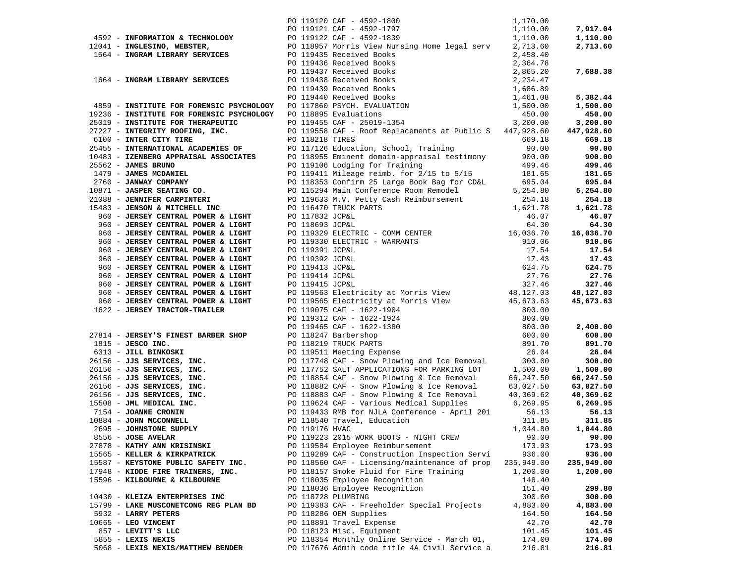| Vendor | PO / Description | Amount | Total |
|---|---|---|---|
| | PO 119120 CAF - 4592-1800 | 1,170.00 | |
| | PO 119121 CAF - 4592-1797 | 1,110.00 | **7,917.04** |
| 4592 - **INFORMATION & TECHNOLOGY** | PO 119122 CAF - 4592-1839 | 1,110.00 | **1,110.00** |
| 12041 - **INGLESINO, WEBSTER,** | PO 118957 Morris View Nursing Home legal serv | 2,713.60 | **2,713.60** |
| 1664 - **INGRAM LIBRARY SERVICES** | PO 119435 Received Books | 2,458.40 | |
| | PO 119436 Received Books | 2,364.78 | |
| | PO 119437 Received Books | 2,865.20 | **7,688.38** |
| 1664 - **INGRAM LIBRARY SERVICES** | PO 119438 Received Books | 2,234.47 | |
| | PO 119439 Received Books | 1,686.89 | |
| | PO 119440 Received Books | 1,461.08 | **5,382.44** |
| 4859 - **INSTITUTE FOR FORENSIC PSYCHOLOGY** | PO 117860 PSYCH. EVALUATION | 1,500.00 | **1,500.00** |
| 19236 - **INSTITUTE FOR FORENSIC PSYCHOLOGY** | PO 118895 Evaluations | 450.00 | **450.00** |
| 25019 - **INSTITUTE FOR THERAPEUTIC** | PO 119455 CAF - 25019-1354 | 3,200.00 | **3,200.00** |
| 27227 - **INTEGRITY ROOFING, INC.** | PO 119558 CAF - Roof Replacements at Public S | 447,928.60 | **447,928.60** |
| 6100 - **INTER CITY TIRE** | PO 118218 TIRES | 669.18 | **669.18** |
| 25455 - **INTERNATIONAL ACADEMIES OF** | PO 117126 Education, School, Training | 90.00 | **90.00** |
| 10483 - **IZENBERG APPRAISAL ASSOCIATES** | PO 118955 Eminent domain-appraisal testimony | 900.00 | **900.00** |
| 25562 - **JAMES BRUNO** | PO 119106 Lodging for Training | 499.46 | **499.46** |
| 1479 - **JAMES MCDANIEL** | PO 119411 Mileage reimb. for 2/15 to 5/15 | 181.65 | **181.65** |
| 2760 - **JANWAY COMPANY** | PO 118353 Confirm 25 Large Book Bag for CD&L | 695.04 | **695.04** |
| 10871 - **JASPER SEATING CO.** | PO 115294 Main Conference Room Remodel | 5,254.80 | **5,254.80** |
| 21088 - **JENNIFER CARPINTERI** | PO 119633 M.V. Petty Cash Reimbursement | 254.18 | **254.18** |
| 15483 - **JENSON & MITCHELL INC** | PO 116470 TRUCK PARTS | 1,621.78 | **1,621.78** |
| 960 - **JERSEY CENTRAL POWER & LIGHT** | PO 117832 JCP&L | 46.07 | **46.07** |
| 960 - **JERSEY CENTRAL POWER & LIGHT** | PO 118693 JCP&L | 64.30 | **64.30** |
| 960 - **JERSEY CENTRAL POWER & LIGHT** | PO 119329 ELECTRIC - COMM CENTER | 16,036.70 | **16,036.70** |
| 960 - **JERSEY CENTRAL POWER & LIGHT** | PO 119330 ELECTRIC - WARRANTS | 910.06 | **910.06** |
| 960 - **JERSEY CENTRAL POWER & LIGHT** | PO 119391 JCP&L | 17.54 | **17.54** |
| 960 - **JERSEY CENTRAL POWER & LIGHT** | PO 119392 JCP&L | 17.43 | **17.43** |
| 960 - **JERSEY CENTRAL POWER & LIGHT** | PO 119413 JCP&L | 624.75 | **624.75** |
| 960 - **JERSEY CENTRAL POWER & LIGHT** | PO 119414 JCP&L | 27.76 | **27.76** |
| 960 - **JERSEY CENTRAL POWER & LIGHT** | PO 119415 JCP&L | 327.46 | **327.46** |
| 960 - **JERSEY CENTRAL POWER & LIGHT** | PO 119563 Electricity at Morris View | 48,127.03 | **48,127.03** |
| 960 - **JERSEY CENTRAL POWER & LIGHT** | PO 119565 Electricity at Morris View | 45,673.63 | **45,673.63** |
| 1622 - **JERSEY TRACTOR-TRAILER** | PO 119075 CAF - 1622-1904 | 800.00 | |
| | PO 119312 CAF - 1622-1924 | 800.00 | |
| | PO 119465 CAF - 1622-1380 | 800.00 | **2,400.00** |
| 27814 - **JERSEY'S FINEST BARBER SHOP** | PO 118247 Barbershop | 600.00 | **600.00** |
| 1815 - **JESCO INC.** | PO 118219 TRUCK PARTS | 891.70 | **891.70** |
| 6313 - **JILL BINKOSKI** | PO 119511 Meeting Expense | 26.04 | **26.04** |
| 26156 - **JJS SERVICES, INC.** | PO 117748 CAF - Snow Plowing and Ice Removal | 300.00 | **300.00** |
| 26156 - **JJS SERVICES, INC.** | PO 117752 SALT APPLICATIONS FOR PARKING LOT | 1,500.00 | **1,500.00** |
| 26156 - **JJS SERVICES, INC.** | PO 118854 CAF - Snow Plowing & Ice Removal | 66,247.50 | **66,247.50** |
| 26156 - **JJS SERVICES, INC.** | PO 118882 CAF - Snow Plowing & Ice Removal | 63,027.50 | **63,027.50** |
| 26156 - **JJS SERVICES, INC.** | PO 118883 CAF - Snow Plowing & Ice Removal | 40,369.62 | **40,369.62** |
| 15508 - **JML MEDICAL INC.** | PO 119624 CAF - Various Medical Supplies | 6,269.95 | **6,269.95** |
| 7154 - **JOANNE CRONIN** | PO 119433 RMB for NJLA Conference - April 201 | 56.13 | **56.13** |
| 10884 - **JOHN MCCONNELL** | PO 118540 Travel, Education | 311.85 | **311.85** |
| 2695 - **JOHNSTONE SUPPLY** | PO 119176 HVAC | 1,044.80 | **1,044.80** |
| 8556 - **JOSE AVELAR** | PO 119223 2015 WORK BOOTS - NIGHT CREW | 90.00 | **90.00** |
| 27878 - **KATHY ANN KRISINSKI** | PO 119584 Employee Reimbursement | 173.93 | **173.93** |
| 15565 - **KELLER & KIRKPATRICK** | PO 119289 CAF - Construction Inspection Servi | 936.00 | **936.00** |
| 15587 - **KEYSTONE PUBLIC SAFETY INC.** | PO 118560 CAF - Licensing/maintenance of prop | 235,949.00 | **235,949.00** |
| 17948 - **KIDDE FIRE TRAINERS, INC.** | PO 118157 Smoke Fluid for Fire Training | 1,200.00 | **1,200.00** |
| 15596 - **KILBOURNE & KILBOURNE** | PO 118035 Employee Recognition | 148.40 | |
| | PO 118036 Employee Recognition | 151.40 | **299.80** |
| 10430 - **KLEIZA ENTERPRISES INC** | PO 118728 PLUMBING | 300.00 | **300.00** |
| 15799 - **LAKE MUSCONETCONG REG PLAN BD** | PO 119383 CAF - Freeholder Special Projects | 4,883.00 | **4,883.00** |
| 5932 - **LARRY PETERS** | PO 118286 OEM Supplies | 164.50 | **164.50** |
| 10665 - **LEO VINCENT** | PO 118891 Travel Expense | 42.70 | **42.70** |
| 857 - **LEVITT'S LLC** | PO 118123 Misc. Equipment | 101.45 | **101.45** |
| 5855 - **LEXIS NEXIS** | PO 118354 Monthly Online Service - March 01, | 174.00 | **174.00** |
| 5068 - **LEXIS NEXIS/MATTHEW BENDER** | PO 117676 Admin code title 4A Civil Service a | 216.81 | **216.81** |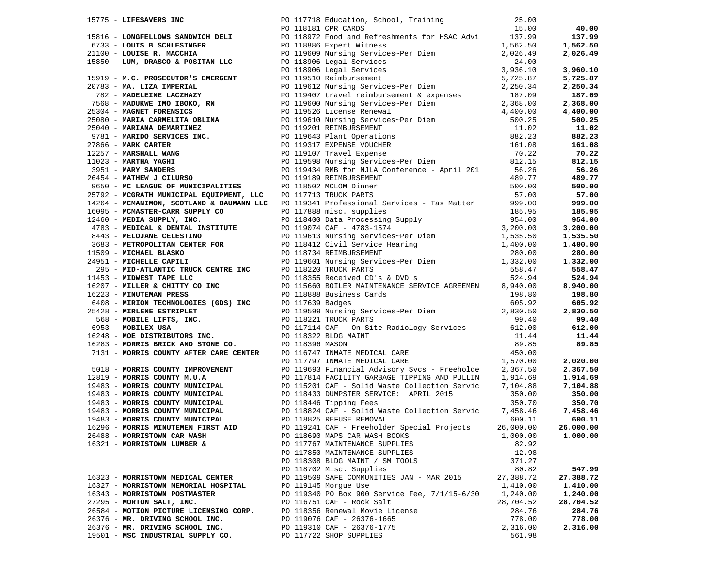| Vendor | PO | Amount | Total |
|---|---|---|---|
| 15775 - **LIFESAVERS INC** | PO 117718 Education, School, Training | 25.00 | |
| | PO 118181 CPR CARDS | 15.00 | **40.00** |
| 15816 - **LONGFELLOWS SANDWICH DELI** | PO 118972 Food and Refreshments for HSAC Advi | 137.99 | **137.99** |
| 6733 - **LOUIS B SCHLESINGER** | PO 118886 Expert Witness | 1,562.50 | **1,562.50** |
| 21100 - **LOUISE R. MACCHIA** | PO 119609 Nursing Services~Per Diem | 2,026.49 | **2,026.49** |
| 15850 - **LUM, DRASCO & POSITAN LLC** | PO 118906 Legal Services | 24.00 | |
| | PO 118906 Legal Services | 3,936.10 | **3,960.10** |
| 15919 - **M.C. PROSECUTOR'S EMERGENT** | PO 119510 Reimbursement | 5,725.87 | **5,725.87** |
| 20783 - **MA. LIZA IMPERIAL** | PO 119612 Nursing Services~Per Diem | 2,250.34 | **2,250.34** |
| 782 - **MADELEINE LACZHAZY** | PO 119407 travel reimbursement & expenses | 187.09 | **187.09** |
| 7568 - **MADUKWE IMO IBOKO, RN** | PO 119600 Nursing Services~Per Diem | 2,368.00 | **2,368.00** |
| 25304 - **MAGNET FORENSICS** | PO 119526 License Renewal | 4,400.00 | **4,400.00** |
| 25080 - **MARIA CARMELITA OBLINA** | PO 119610 Nursing Services~Per Diem | 500.25 | **500.25** |
| 25040 - **MARIANA DEMARTINEZ** | PO 119201 REIMBURSEMENT | 11.02 | **11.02** |
| 9781 - **MARIDO SERVICES INC.** | PO 119643 Plant Operations | 882.23 | **882.23** |
| 27866 - **MARK CARTER** | PO 119317 EXPENSE VOUCHER | 161.08 | **161.08** |
| 12257 - **MARSHALL WANG** | PO 119107 Travel Expense | 70.22 | **70.22** |
| 11023 - **MARTHA YAGHI** | PO 119598 Nursing Services~Per Diem | 812.15 | **812.15** |
| 3951 - **MARY SANDERS** | PO 119434 RMB for NJLA Conference - April 201 | 56.26 | **56.26** |
| 26454 - **MATHEW J CILURSO** | PO 119189 REIMBURSEMENT | 489.77 | **489.77** |
| 9650 - **MC LEAGUE OF MUNICIPALITIES** | PO 118502 MCLOM Dinner | 500.00 | **500.00** |
| 25792 - **MCGRATH MUNICIPAL EQUIPMENT, LLC** | PO 117713 TRUCK PARTS | 57.00 | **57.00** |
| 14264 - **MCMANIMON, SCOTLAND & BAUMANN LLC** | PO 119341 Professional Services - Tax Matter | 999.00 | **999.00** |
| 16095 - **MCMASTER-CARR SUPPLY CO** | PO 117888 misc. supplies | 185.95 | **185.95** |
| 12460 - **MEDIA SUPPLY, INC.** | PO 118400 Data Processing Supply | 954.00 | **954.00** |
| 4783 - **MEDICAL & DENTAL INSTITUTE** | PO 119074 CAF - 4783-1574 | 3,200.00 | **3,200.00** |
| 8443 - **MELOJANE CELESTINO** | PO 119613 Nursing Services~Per Diem | 1,535.50 | **1,535.50** |
| 3683 - **METROPOLITAN CENTER FOR** | PO 118412 Civil Service Hearing | 1,400.00 | **1,400.00** |
| 11509 - **MICHAEL BLASKO** | PO 118734 REIMBURSEMENT | 280.00 | **280.00** |
| 24951 - **MICHELLE CAPILI** | PO 119601 Nursing Services~Per Diem | 1,332.00 | **1,332.00** |
| 295 - **MID-ATLANTIC TRUCK CENTRE INC** | PO 118220 TRUCK PARTS | 558.47 | **558.47** |
| 11453 - **MIDWEST TAPE LLC** | PO 118355 Received CD's & DVD's | 524.94 | **524.94** |
| 16207 - **MILLER & CHITTY CO INC** | PO 115660 BOILER MAINTENANCE SERVICE AGREEMEN | 8,940.00 | **8,940.00** |
| 16223 - **MINUTEMAN PRESS** | PO 118888 Business Cards | 198.80 | **198.80** |
| 6408 - **MIRION TECHNOLOGIES (GDS) INC** | PO 117639 Badges | 605.92 | **605.92** |
| 25428 - **MIRLENE ESTRIPLET** | PO 119599 Nursing Services~Per Diem | 2,830.50 | **2,830.50** |
| 568 - **MOBILE LIFTS, INC.** | PO 118221 TRUCK PARTS | 99.40 | **99.40** |
| 6953 - **MOBILEX USA** | PO 117114 CAF - On-Site Radiology Services | 612.00 | **612.00** |
| 16248 - **MOE DISTRIBUTORS INC.** | PO 118322 BLDG MAINT | 11.44 | **11.44** |
| 16283 - **MORRIS BRICK AND STONE CO.** | PO 118396 MASON | 89.85 | **89.85** |
| 7131 - **MORRIS COUNTY AFTER CARE CENTER** | PO 116747 INMATE MEDICAL CARE | 450.00 | |
| | PO 117797 INMATE MEDICAL CARE | 1,570.00 | **2,020.00** |
| 5018 - **MORRIS COUNTY IMPROVEMENT** | PO 119693 Financial Advisory Svcs - Freeholde | 2,367.50 | **2,367.50** |
| 12819 - **MORRIS COUNTY M.U.A** | PO 117814 FACILITY GARBAGE TIPPING AND PULLIN | 1,914.69 | **1,914.69** |
| 19483 - **MORRIS COUNTY MUNICIPAL** | PO 115201 CAF - Solid Waste Collection Servic | 7,104.88 | **7,104.88** |
| 19483 - **MORRIS COUNTY MUNICIPAL** | PO 118433 DUMPSTER SERVICE: APRIL 2015 | 350.00 | **350.00** |
| 19483 - **MORRIS COUNTY MUNICIPAL** | PO 118446 Tipping Fees | 350.70 | **350.70** |
| 19483 - **MORRIS COUNTY MUNICIPAL** | PO 118824 CAF - Solid Waste Collection Servic | 7,458.46 | **7,458.46** |
| 19483 - **MORRIS COUNTY MUNICIPAL** | PO 118825 REFUSE REMOVAL | 600.11 | **600.11** |
| 16296 - **MORRIS MINUTEMEN FIRST AID** | PO 119241 CAF - Freeholder Special Projects | 26,000.00 | **26,000.00** |
| 26488 - **MORRISTOWN CAR WASH** | PO 118690 MAPS CAR WASH BOOKS | 1,000.00 | **1,000.00** |
| 16321 - **MORRISTOWN LUMBER &** | PO 117767 MAINTENANCE SUPPLIES | 82.92 | |
| | PO 117850 MAINTENANCE SUPPLIES | 12.98 | |
| | PO 118308 BLDG MAINT / SM TOOLS | 371.27 | |
| | PO 118702 Misc. Supplies | 80.82 | **547.99** |
| 16323 - **MORRISTOWN MEDICAL CENTER** | PO 119509 SAFE COMMUNITIES JAN - MAR 2015 | 27,388.72 | **27,388.72** |
| 16327 - **MORRISTOWN MEMORIAL HOSPITAL** | PO 119145 Morgue Use | 1,410.00 | **1,410.00** |
| 16343 - **MORRISTOWN POSTMASTER** | PO 119340 PO Box 900 Service Fee, 7/1/15-6/30 | 1,240.00 | **1,240.00** |
| 27295 - **MORTON SALT, INC.** | PO 116751 CAF - Rock Salt | 28,704.52 | **28,704.52** |
| 26584 - **MOTION PICTURE LICENSING CORP.** | PO 118356 Renewal Movie License | 284.76 | **284.76** |
| 26376 - **MR. DRIVING SCHOOL INC.** | PO 119076 CAF - 26376-1665 | 778.00 | **778.00** |
| 26376 - **MR. DRIVING SCHOOL INC.** | PO 119310 CAF - 26376-1775 | 2,316.00 | **2,316.00** |
| 19501 - **MSC INDUSTRIAL SUPPLY CO.** | PO 117722 SHOP SUPPLIES | 561.98 | |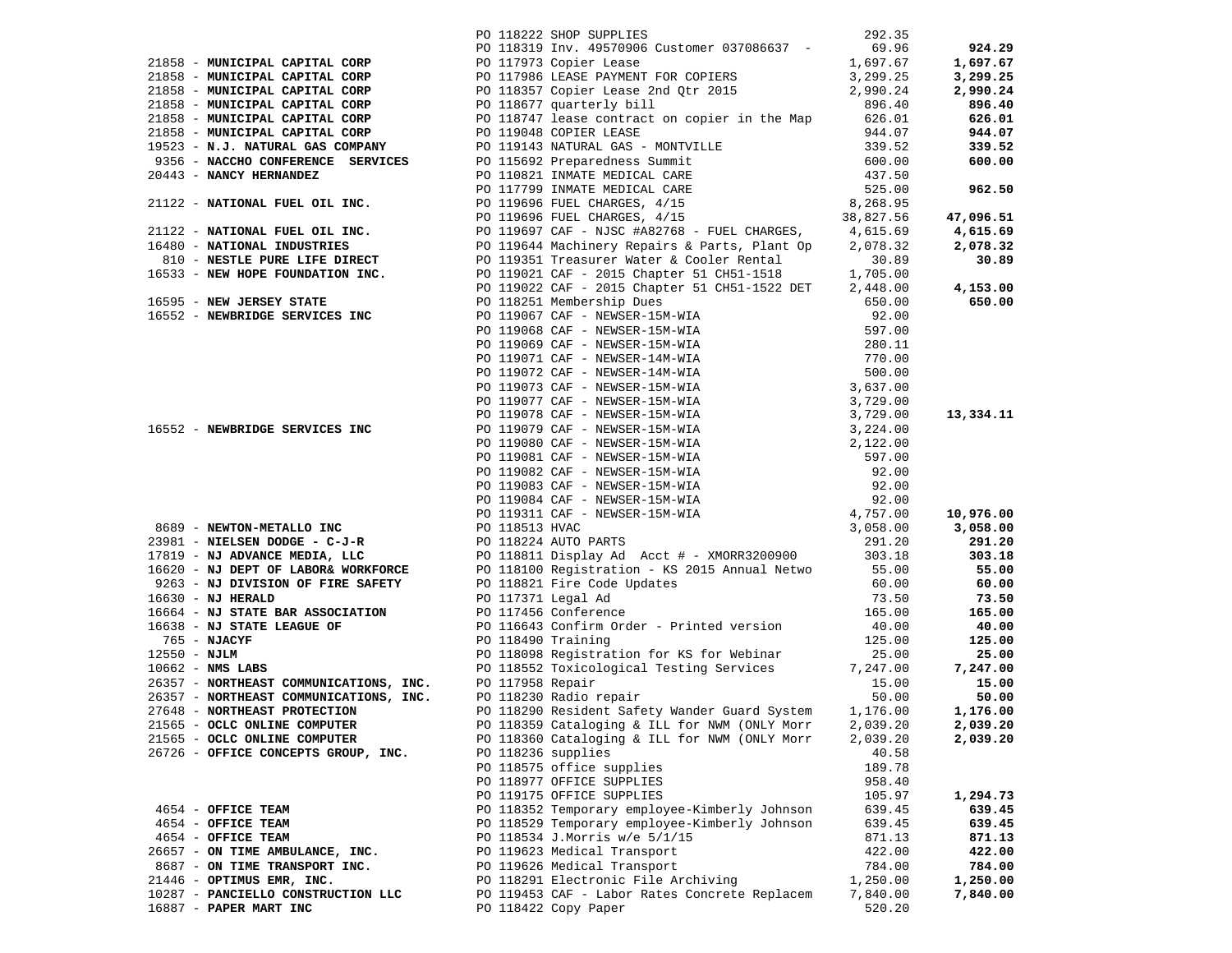| Vendor | PO / Description | Amount | Total |
|---|---|---|---|
| | PO 118222 SHOP SUPPLIES | 292.35 | |
| | PO 118319 Inv. 49570906 Customer 037086637 - | 69.96 | **924.29** |
| 21858 - **MUNICIPAL CAPITAL CORP** | PO 117973 Copier Lease | 1,697.67 | **1,697.67** |
| 21858 - **MUNICIPAL CAPITAL CORP** | PO 117986 LEASE PAYMENT FOR COPIERS | 3,299.25 | **3,299.25** |
| 21858 - **MUNICIPAL CAPITAL CORP** | PO 118357 Copier Lease 2nd Qtr 2015 | 2,990.24 | **2,990.24** |
| 21858 - **MUNICIPAL CAPITAL CORP** | PO 118677 quarterly bill | 896.40 | **896.40** |
| 21858 - **MUNICIPAL CAPITAL CORP** | PO 118747 lease contract on copier in the Map | 626.01 | **626.01** |
| 21858 - **MUNICIPAL CAPITAL CORP** | PO 119048 COPIER LEASE | 944.07 | **944.07** |
| 19523 - **N.J. NATURAL GAS COMPANY** | PO 119143 NATURAL GAS - MONTVILLE | 339.52 | **339.52** |
| 9356 - **NACCHO CONFERENCE SERVICES** | PO 115692 Preparedness Summit | 600.00 | **600.00** |
| 20443 - **NANCY HERNANDEZ** | PO 110821 INMATE MEDICAL CARE | 437.50 | |
| | PO 117799 INMATE MEDICAL CARE | 525.00 | **962.50** |
| 21122 - **NATIONAL FUEL OIL INC.** | PO 119696 FUEL CHARGES, 4/15 | 8,268.95 | |
| | PO 119696 FUEL CHARGES, 4/15 | 38,827.56 | **47,096.51** |
| 21122 - **NATIONAL FUEL OIL INC.** | PO 119697 CAF - NJSC #A82768 - FUEL CHARGES, | 4,615.69 | **4,615.69** |
| 16480 - **NATIONAL INDUSTRIES** | PO 119644 Machinery Repairs & Parts, Plant Op | 2,078.32 | **2,078.32** |
| 810 - **NESTLE PURE LIFE DIRECT** | PO 119351 Treasurer Water & Cooler Rental | 30.89 | **30.89** |
| 16533 - **NEW HOPE FOUNDATION INC.** | PO 119021 CAF - 2015 Chapter 51 CH51-1518 | 1,705.00 | |
| | PO 119022 CAF - 2015 Chapter 51 CH51-1522 DET | 2,448.00 | **4,153.00** |
| 16595 - **NEW JERSEY STATE** | PO 118251 Membership Dues | 650.00 | **650.00** |
| 16552 - **NEWBRIDGE SERVICES INC** | PO 119067 CAF - NEWSER-15M-WIA | 92.00 | |
| | PO 119068 CAF - NEWSER-15M-WIA | 597.00 | |
| | PO 119069 CAF - NEWSER-15M-WIA | 280.11 | |
| | PO 119071 CAF - NEWSER-14M-WIA | 770.00 | |
| | PO 119072 CAF - NEWSER-14M-WIA | 500.00 | |
| | PO 119073 CAF - NEWSER-15M-WIA | 3,637.00 | |
| | PO 119077 CAF - NEWSER-15M-WIA | 3,729.00 | |
| | PO 119078 CAF - NEWSER-15M-WIA | 3,729.00 | **13,334.11** |
| 16552 - **NEWBRIDGE SERVICES INC** | PO 119079 CAF - NEWSER-15M-WIA | 3,224.00 | |
| | PO 119080 CAF - NEWSER-15M-WIA | 2,122.00 | |
| | PO 119081 CAF - NEWSER-15M-WIA | 597.00 | |
| | PO 119082 CAF - NEWSER-15M-WIA | 92.00 | |
| | PO 119083 CAF - NEWSER-15M-WIA | 92.00 | |
| | PO 119084 CAF - NEWSER-15M-WIA | 92.00 | |
| | PO 119311 CAF - NEWSER-15M-WIA | 4,757.00 | **10,976.00** |
| 8689 - **NEWTON-METALLO INC** | PO 118513 HVAC | 3,058.00 | **3,058.00** |
| 23981 - **NIELSEN DODGE - C-J-R** | PO 118224 AUTO PARTS | 291.20 | **291.20** |
| 17819 - **NJ ADVANCE MEDIA, LLC** | PO 118811 Display Ad Acct # - XMORR3200900 | 303.18 | **303.18** |
| 16620 - **NJ DEPT OF LABOR& WORKFORCE** | PO 118100 Registration - KS 2015 Annual Netwo | 55.00 | **55.00** |
| 9263 - **NJ DIVISION OF FIRE SAFETY** | PO 118821 Fire Code Updates | 60.00 | **60.00** |
| 16630 - **NJ HERALD** | PO 117371 Legal Ad | 73.50 | **73.50** |
| 16664 - **NJ STATE BAR ASSOCIATION** | PO 117456 Conference | 165.00 | **165.00** |
| 16638 - **NJ STATE LEAGUE OF** | PO 116643 Confirm Order - Printed version | 40.00 | **40.00** |
| 765 - **NJACYF** | PO 118490 Training | 125.00 | **125.00** |
| 12550 - **NJLM** | PO 118098 Registration for KS for Webinar | 25.00 | **25.00** |
| 10662 - **NMS LABS** | PO 118552 Toxicological Testing Services | 7,247.00 | **7,247.00** |
| 26357 - **NORTHEAST COMMUNICATIONS, INC.** | PO 117958 Repair | 15.00 | **15.00** |
| 26357 - **NORTHEAST COMMUNICATIONS, INC.** | PO 118230 Radio repair | 50.00 | **50.00** |
| 27648 - **NORTHEAST PROTECTION** | PO 118290 Resident Safety Wander Guard System | 1,176.00 | **1,176.00** |
| 21565 - **OCLC ONLINE COMPUTER** | PO 118359 Cataloging & ILL for NWM (ONLY Morr | 2,039.20 | **2,039.20** |
| 21565 - **OCLC ONLINE COMPUTER** | PO 118360 Cataloging & ILL for NWM (ONLY Morr | 2,039.20 | **2,039.20** |
| 26726 - **OFFICE CONCEPTS GROUP, INC.** | PO 118236 supplies | 40.58 | |
| | PO 118575 office supplies | 189.78 | |
| | PO 118977 OFFICE SUPPLIES | 958.40 | |
| | PO 119175 OFFICE SUPPLIES | 105.97 | **1,294.73** |
| 4654 - **OFFICE TEAM** | PO 118352 Temporary employee-Kimberly Johnson | 639.45 | **639.45** |
| 4654 - **OFFICE TEAM** | PO 118529 Temporary employee-Kimberly Johnson | 639.45 | **639.45** |
| 4654 - **OFFICE TEAM** | PO 118534 J.Morris w/e 5/1/15 | 871.13 | **871.13** |
| 26657 - **ON TIME AMBULANCE, INC.** | PO 119623 Medical Transport | 422.00 | **422.00** |
| 8687 - **ON TIME TRANSPORT INC.** | PO 119626 Medical Transport | 784.00 | **784.00** |
| 21446 - **OPTIMUS EMR, INC.** | PO 118291 Electronic File Archiving | 1,250.00 | **1,250.00** |
| 10287 - **PANCIELLO CONSTRUCTION LLC** | PO 119453 CAF - Labor Rates Concrete Replacem | 7,840.00 | **7,840.00** |
| 16887 - **PAPER MART INC** | PO 118422 Copy Paper | 520.20 | |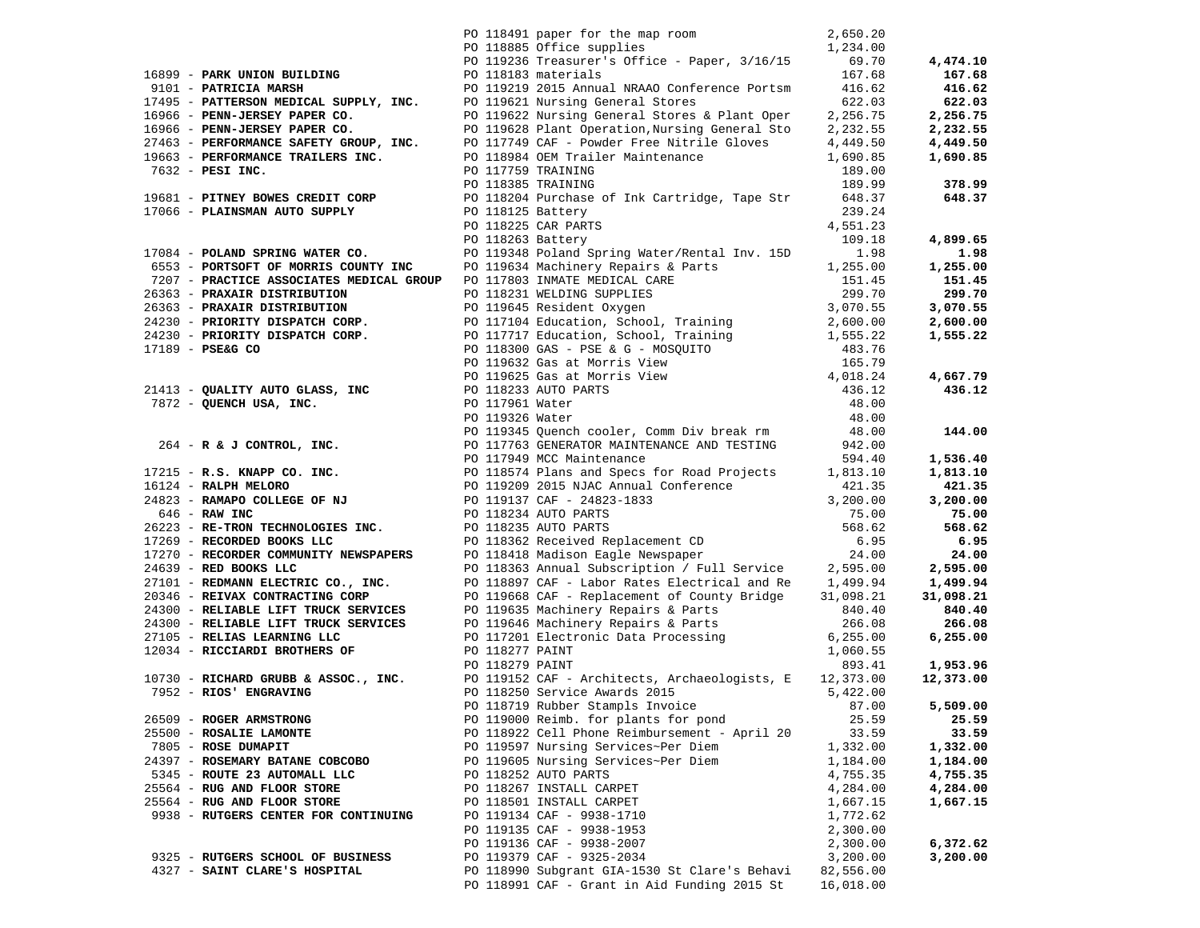| Vendor | PO / Description | Amount | Total |
|---|---|---|---|
| | PO 118491 paper for the map room | 2,650.20 | |
| | PO 118885 Office supplies | 1,234.00 | |
| | PO 119236 Treasurer's Office - Paper, 3/16/15 | 69.70 | **4,474.10** |
| 16899 - **PARK UNION BUILDING** | PO 118183 materials | 167.68 | **167.68** |
| 9101 - **PATRICIA MARSH** | PO 119219 2015 Annual NRAAO Conference Portsm | 416.62 | **416.62** |
| 17495 - **PATTERSON MEDICAL SUPPLY, INC.** | PO 119621 Nursing General Stores | 622.03 | **622.03** |
| 16966 - **PENN-JERSEY PAPER CO.** | PO 119622 Nursing General Stores & Plant Oper | 2,256.75 | **2,256.75** |
| 16966 - **PENN-JERSEY PAPER CO.** | PO 119628 Plant Operation,Nursing General Sto | 2,232.55 | **2,232.55** |
| 27463 - **PERFORMANCE SAFETY GROUP, INC.** | PO 117749 CAF - Powder Free Nitrile Gloves | 4,449.50 | **4,449.50** |
| 19663 - **PERFORMANCE TRAILERS INC.** | PO 118984 OEM Trailer Maintenance | 1,690.85 | **1,690.85** |
| 7632 - **PESI INC.** | PO 117759 TRAINING | 189.00 | |
| | PO 118385 TRAINING | 189.99 | **378.99** |
| 19681 - **PITNEY BOWES CREDIT CORP** | PO 118204 Purchase of Ink Cartridge, Tape Str | 648.37 | **648.37** |
| 17066 - **PLAINSMAN AUTO SUPPLY** | PO 118125 Battery | 239.24 | |
| | PO 118225 CAR PARTS | 4,551.23 | |
| | PO 118263 Battery | 109.18 | **4,899.65** |
| 17084 - **POLAND SPRING WATER CO.** | PO 119348 Poland Spring Water/Rental Inv. 15D | 1.98 | **1.98** |
| 6553 - **PORTSOFT OF MORRIS COUNTY INC** | PO 119634 Machinery Repairs & Parts | 1,255.00 | **1,255.00** |
| 7207 - **PRACTICE ASSOCIATES MEDICAL GROUP** | PO 117803 INMATE MEDICAL CARE | 151.45 | **151.45** |
| 26363 - **PRAXAIR DISTRIBUTION** | PO 118231 WELDING SUPPLIES | 299.70 | **299.70** |
| 26363 - **PRAXAIR DISTRIBUTION** | PO 119645 Resident Oxygen | 3,070.55 | **3,070.55** |
| 24230 - **PRIORITY DISPATCH CORP.** | PO 117104 Education, School, Training | 2,600.00 | **2,600.00** |
| 24230 - **PRIORITY DISPATCH CORP.** | PO 117717 Education, School, Training | 1,555.22 | **1,555.22** |
| 17189 - **PSE&G CO** | PO 118300 GAS - PSE & G - MOSQUITO | 483.76 | |
| | PO 119632 Gas at Morris View | 165.79 | |
| | PO 119625 Gas at Morris View | 4,018.24 | **4,667.79** |
| 21413 - **QUALITY AUTO GLASS, INC** | PO 118233 AUTO PARTS | 436.12 | **436.12** |
| 7872 - **QUENCH USA, INC.** | PO 117961 Water | 48.00 | |
| | PO 119326 Water | 48.00 | |
| | PO 119345 Quench cooler, Comm Div break rm | 48.00 | **144.00** |
| 264 - **R & J CONTROL, INC.** | PO 117763 GENERATOR MAINTENANCE AND TESTING | 942.00 | |
| | PO 117949 MCC Maintenance | 594.40 | **1,536.40** |
| 17215 - **R.S. KNAPP CO. INC.** | PO 118574 Plans and Specs for Road Projects | 1,813.10 | **1,813.10** |
| 16124 - **RALPH MELORO** | PO 119209 2015 NJAC Annual Conference | 421.35 | **421.35** |
| 24823 - **RAMAPO COLLEGE OF NJ** | PO 119137 CAF - 24823-1833 | 3,200.00 | **3,200.00** |
| 646 - **RAW INC** | PO 118234 AUTO PARTS | 75.00 | **75.00** |
| 26223 - **RE-TRON TECHNOLOGIES INC.** | PO 118235 AUTO PARTS | 568.62 | **568.62** |
| 17269 - **RECORDED BOOKS LLC** | PO 118362 Received Replacement CD | 6.95 | **6.95** |
| 17270 - **RECORDER COMMUNITY NEWSPAPERS** | PO 118418 Madison Eagle Newspaper | 24.00 | **24.00** |
| 24639 - **RED BOOKS LLC** | PO 118363 Annual Subscription / Full Service | 2,595.00 | **2,595.00** |
| 27101 - **REDMANN ELECTRIC CO., INC.** | PO 118897 CAF - Labor Rates Electrical and Re | 1,499.94 | **1,499.94** |
| 20346 - **REIVAX CONTRACTING CORP** | PO 119668 CAF - Replacement of County Bridge | 31,098.21 | **31,098.21** |
| 24300 - **RELIABLE LIFT TRUCK SERVICES** | PO 119635 Machinery Repairs & Parts | 840.40 | **840.40** |
| 24300 - **RELIABLE LIFT TRUCK SERVICES** | PO 119646 Machinery Repairs & Parts | 266.08 | **266.08** |
| 27105 - **RELIAS LEARNING LLC** | PO 117201 Electronic Data Processing | 6,255.00 | **6,255.00** |
| 12034 - **RICCIARDI BROTHERS OF** | PO 118277 PAINT | 1,060.55 | |
| | PO 118279 PAINT | 893.41 | **1,953.96** |
| 10730 - **RICHARD GRUBB & ASSOC., INC.** | PO 119152 CAF - Architects, Archaeologists, E | 12,373.00 | **12,373.00** |
| 7952 - **RIOS' ENGRAVING** | PO 118250 Service Awards 2015 | 5,422.00 | |
| | PO 118719 Rubber Stampls Invoice | 87.00 | **5,509.00** |
| 26509 - **ROGER ARMSTRONG** | PO 119000 Reimb. for plants for pond | 25.59 | **25.59** |
| 25500 - **ROSALIE LAMONTE** | PO 118922 Cell Phone Reimbursement - April 20 | 33.59 | **33.59** |
| 7805 - **ROSE DUMAPIT** | PO 119597 Nursing Services~Per Diem | 1,332.00 | **1,332.00** |
| 24397 - **ROSEMARY BATANE COBCOBO** | PO 119605 Nursing Services~Per Diem | 1,184.00 | **1,184.00** |
| 5345 - **ROUTE 23 AUTOMALL LLC** | PO 118252 AUTO PARTS | 4,755.35 | **4,755.35** |
| 25564 - **RUG AND FLOOR STORE** | PO 118267 INSTALL CARPET | 4,284.00 | **4,284.00** |
| 25564 - **RUG AND FLOOR STORE** | PO 118501 INSTALL CARPET | 1,667.15 | **1,667.15** |
| 9938 - **RUTGERS CENTER FOR CONTINUING** | PO 119134 CAF - 9938-1710 | 1,772.62 | |
| | PO 119135 CAF - 9938-1953 | 2,300.00 | |
| | PO 119136 CAF - 9938-2007 | 2,300.00 | **6,372.62** |
| 9325 - **RUTGERS SCHOOL OF BUSINESS** | PO 119379 CAF - 9325-2034 | 3,200.00 | **3,200.00** |
| 4327 - **SAINT CLARE'S HOSPITAL** | PO 118990 Subgrant GIA-1530 St Clare's Behavi | 82,556.00 | |
| | PO 118991 CAF - Grant in Aid Funding 2015 St | 16,018.00 | |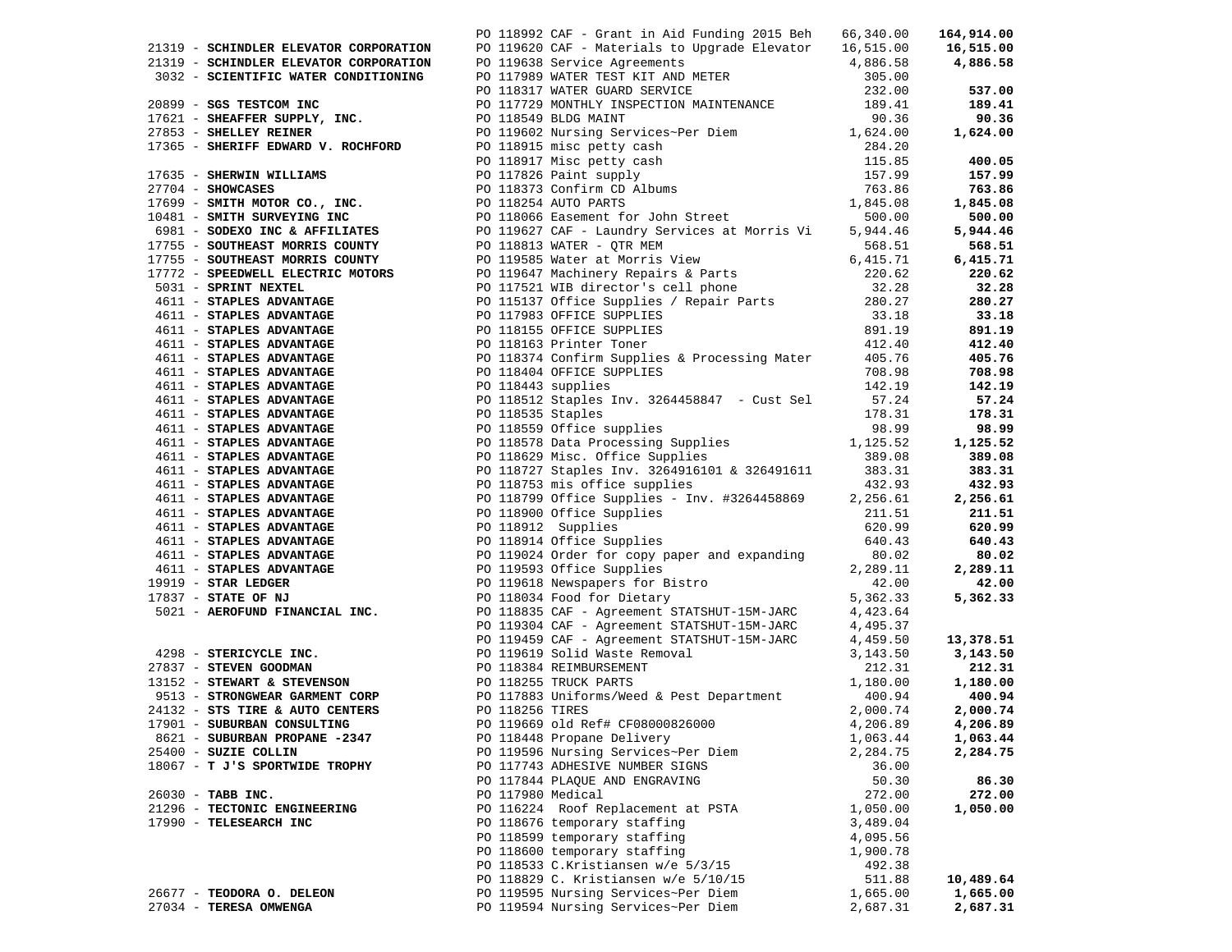| Vendor | PO / Description | Amount | Total |
|---|---|---|---|
| | PO 118992 CAF - Grant in Aid Funding 2015 Beh | 66,340.00 | **164,914.00** |
| 21319 - **SCHINDLER ELEVATOR CORPORATION** | PO 119620 CAF - Materials to Upgrade Elevator | 16,515.00 | **16,515.00** |
| 21319 - **SCHINDLER ELEVATOR CORPORATION** | PO 119638 Service Agreements | 4,886.58 | **4,886.58** |
| 3032 - **SCIENTIFIC WATER CONDITIONING** | PO 117989 WATER TEST KIT AND METER | 305.00 | |
| | PO 118317 WATER GUARD SERVICE | 232.00 | **537.00** |
| 20899 - **SGS TESTCOM INC** | PO 117729 MONTHLY INSPECTION MAINTENANCE | 189.41 | **189.41** |
| 17621 - **SHEAFFER SUPPLY, INC.** | PO 118549 BLDG MAINT | 90.36 | **90.36** |
| 27853 - **SHELLEY REINER** | PO 119602 Nursing Services~Per Diem | 1,624.00 | **1,624.00** |
| 17365 - **SHERIFF EDWARD V. ROCHFORD** | PO 118915 misc petty cash | 284.20 | |
| | PO 118917 Misc petty cash | 115.85 | **400.05** |
| 17635 - **SHERWIN WILLIAMS** | PO 117826 Paint supply | 157.99 | **157.99** |
| 27704 - **SHOWCASES** | PO 118373 Confirm CD Albums | 763.86 | **763.86** |
| 17699 - **SMITH MOTOR CO., INC.** | PO 118254 AUTO PARTS | 1,845.08 | **1,845.08** |
| 10481 - **SMITH SURVEYING INC** | PO 118066 Easement for John Street | 500.00 | **500.00** |
| 6981 - **SODEXO INC & AFFILIATES** | PO 119627 CAF - Laundry Services at Morris Vi | 5,944.46 | **5,944.46** |
| 17755 - **SOUTHEAST MORRIS COUNTY** | PO 118813 WATER - QTR MEM | 568.51 | **568.51** |
| 17755 - **SOUTHEAST MORRIS COUNTY** | PO 119585 Water at Morris View | 6,415.71 | **6,415.71** |
| 17772 - **SPEEDWELL ELECTRIC MOTORS** | PO 119647 Machinery Repairs & Parts | 220.62 | **220.62** |
| 5031 - **SPRINT NEXTEL** | PO 117521 WIB director's cell phone | 32.28 | **32.28** |
| 4611 - **STAPLES ADVANTAGE** | PO 115137 Office Supplies / Repair Parts | 280.27 | **280.27** |
| 4611 - **STAPLES ADVANTAGE** | PO 117983 OFFICE SUPPLIES | 33.18 | **33.18** |
| 4611 - **STAPLES ADVANTAGE** | PO 118155 OFFICE SUPPLIES | 891.19 | **891.19** |
| 4611 - **STAPLES ADVANTAGE** | PO 118163 Printer Toner | 412.40 | **412.40** |
| 4611 - **STAPLES ADVANTAGE** | PO 118374 Confirm Supplies & Processing Mater | 405.76 | **405.76** |
| 4611 - **STAPLES ADVANTAGE** | PO 118404 OFFICE SUPPLIES | 708.98 | **708.98** |
| 4611 - **STAPLES ADVANTAGE** | PO 118443 supplies | 142.19 | **142.19** |
| 4611 - **STAPLES ADVANTAGE** | PO 118512 Staples Inv. 3264458847 - Cust Sel | 57.24 | **57.24** |
| 4611 - **STAPLES ADVANTAGE** | PO 118535 Staples | 178.31 | **178.31** |
| 4611 - **STAPLES ADVANTAGE** | PO 118559 Office supplies | 98.99 | **98.99** |
| 4611 - **STAPLES ADVANTAGE** | PO 118578 Data Processing Supplies | 1,125.52 | **1,125.52** |
| 4611 - **STAPLES ADVANTAGE** | PO 118629 Misc. Office Supplies | 389.08 | **389.08** |
| 4611 - **STAPLES ADVANTAGE** | PO 118727 Staples Inv. 3264916101 & 326491611 | 383.31 | **383.31** |
| 4611 - **STAPLES ADVANTAGE** | PO 118753 mis office supplies | 432.93 | **432.93** |
| 4611 - **STAPLES ADVANTAGE** | PO 118799 Office Supplies - Inv. #3264458869 | 2,256.61 | **2,256.61** |
| 4611 - **STAPLES ADVANTAGE** | PO 118900 Office Supplies | 211.51 | **211.51** |
| 4611 - **STAPLES ADVANTAGE** | PO 118912 Supplies | 620.99 | **620.99** |
| 4611 - **STAPLES ADVANTAGE** | PO 118914 Office Supplies | 640.43 | **640.43** |
| 4611 - **STAPLES ADVANTAGE** | PO 119024 Order for copy paper and expanding | 80.02 | **80.02** |
| 4611 - **STAPLES ADVANTAGE** | PO 119593 Office Supplies | 2,289.11 | **2,289.11** |
| 19919 - **STAR LEDGER** | PO 119618 Newspapers for Bistro | 42.00 | **42.00** |
| 17837 - **STATE OF NJ** | PO 118034 Food for Dietary | 5,362.33 | **5,362.33** |
| 5021 - **AEROFUND FINANCIAL INC.** | PO 118835 CAF - Agreement STATSHUT-15M-JARC | 4,423.64 | |
| | PO 119304 CAF - Agreement STATSHUT-15M-JARC | 4,495.37 | |
| | PO 119459 CAF - Agreement STATSHUT-15M-JARC | 4,459.50 | **13,378.51** |
| 4298 - **STERICYCLE INC.** | PO 119619 Solid Waste Removal | 3,143.50 | **3,143.50** |
| 27837 - **STEVEN GOODMAN** | PO 118384 REIMBURSEMENT | 212.31 | **212.31** |
| 13152 - **STEWART & STEVENSON** | PO 118255 TRUCK PARTS | 1,180.00 | **1,180.00** |
| 9513 - **STRONGWEAR GARMENT CORP** | PO 117883 Uniforms/Weed & Pest Department | 400.94 | **400.94** |
| 24132 - **STS TIRE & AUTO CENTERS** | PO 118256 TIRES | 2,000.74 | **2,000.74** |
| 17901 - **SUBURBAN CONSULTING** | PO 119669 old Ref# CF08000826000 | 4,206.89 | **4,206.89** |
| 8621 - **SUBURBAN PROPANE -2347** | PO 118448 Propane Delivery | 1,063.44 | **1,063.44** |
| 25400 - **SUZIE COLLIN** | PO 119596 Nursing Services~Per Diem | 2,284.75 | **2,284.75** |
| 18067 - **T J'S SPORTWIDE TROPHY** | PO 117743 ADHESIVE NUMBER SIGNS | 36.00 | |
| | PO 117844 PLAQUE AND ENGRAVING | 50.30 | **86.30** |
| 26030 - **TABB INC.** | PO 117980 Medical | 272.00 | **272.00** |
| 21296 - **TECTONIC ENGINEERING** | PO 116224 Roof Replacement at PSTA | 1,050.00 | **1,050.00** |
| 17990 - **TELESEARCH INC** | PO 118676 temporary staffing | 3,489.04 | |
| | PO 118599 temporary staffing | 4,095.56 | |
| | PO 118600 temporary staffing | 1,900.78 | |
| | PO 118533 C.Kristiansen w/e 5/3/15 | 492.38 | |
| | PO 118829 C. Kristiansen w/e 5/10/15 | 511.88 | **10,489.64** |
| 26677 - **TEODORA O. DELEON** | PO 119595 Nursing Services~Per Diem | 1,665.00 | **1,665.00** |
| 27034 - **TERESA OMWENGA** | PO 119594 Nursing Services~Per Diem | 2,687.31 | **2,687.31** |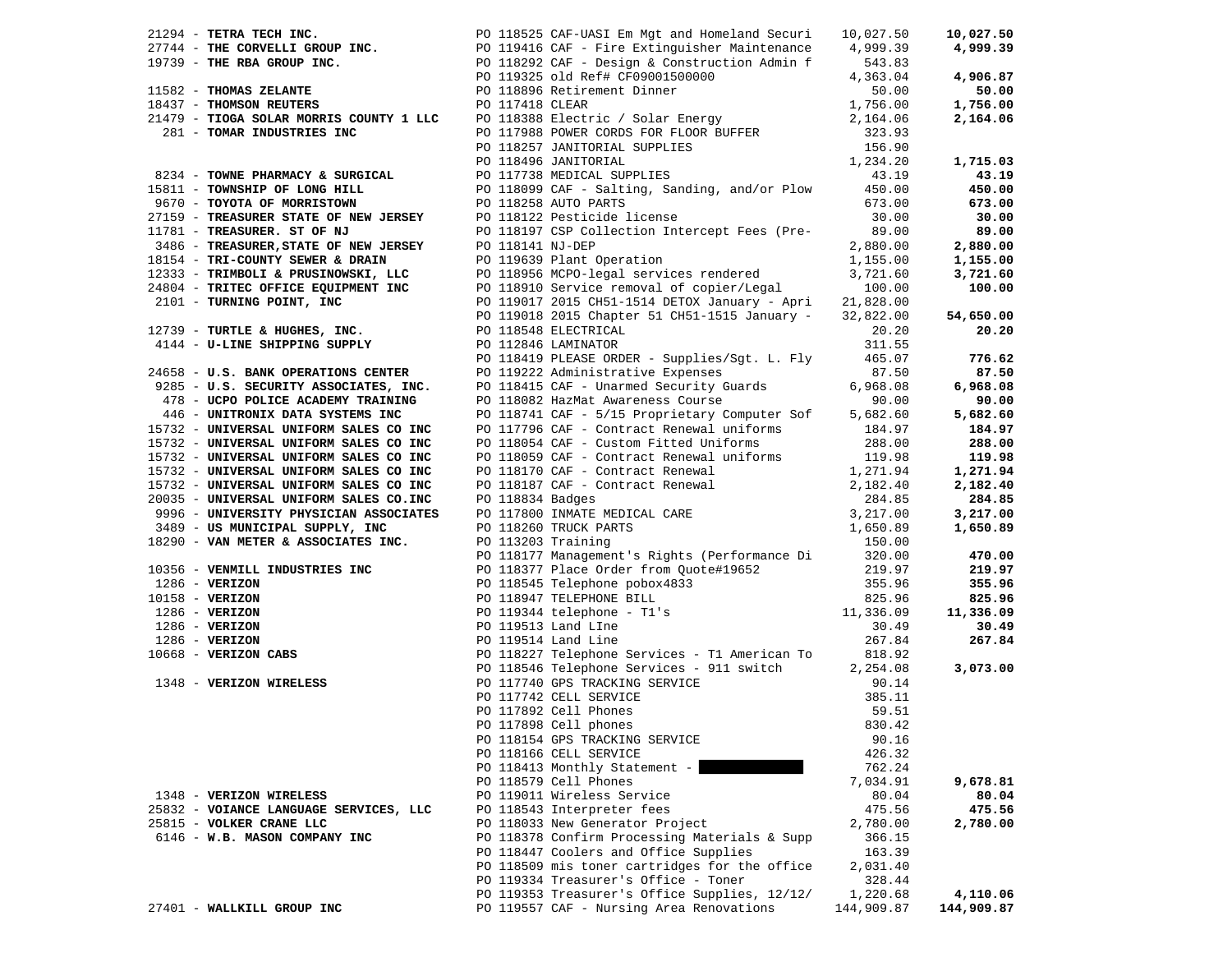| Vendor | PO / Description | Amount | Total |
|---|---|---|---|
| 21294 - **TETRA TECH INC.** | PO 118525 CAF-UASI Em Mgt and Homeland Securi | 10,027.50 | **10,027.50** |
| 27744 - **THE CORVELLI GROUP INC.** | PO 119416 CAF - Fire Extinguisher Maintenance | 4,999.39 | **4,999.39** |
| 19739 - **THE RBA GROUP INC.** | PO 118292 CAF - Design & Construction Admin f | 543.83 | |
| | PO 119325 old Ref# CF09001500000 | 4,363.04 | **4,906.87** |
| 11582 - **THOMAS ZELANTE** | PO 118896 Retirement Dinner | 50.00 | **50.00** |
| 18437 - **THOMSON REUTERS** | PO 117418 CLEAR | 1,756.00 | **1,756.00** |
| 21479 - **TIOGA SOLAR MORRIS COUNTY 1 LLC** | PO 118388 Electric / Solar Energy | 2,164.06 | **2,164.06** |
| 281 - **TOMAR INDUSTRIES INC** | PO 117988 POWER CORDS FOR FLOOR BUFFER | 323.93 | |
| | PO 118257 JANITORIAL SUPPLIES | 156.90 | |
| | PO 118496 JANITORIAL | 1,234.20 | **1,715.03** |
| 8234 - **TOWNE PHARMACY & SURGICAL** | PO 117738 MEDICAL SUPPLIES | 43.19 | **43.19** |
| 15811 - **TOWNSHIP OF LONG HILL** | PO 118099 CAF - Salting, Sanding, and/or Plow | 450.00 | **450.00** |
| 9670 - **TOYOTA OF MORRISTOWN** | PO 118258 AUTO PARTS | 673.00 | **673.00** |
| 27159 - **TREASURER STATE OF NEW JERSEY** | PO 118122 Pesticide license | 30.00 | **30.00** |
| 11781 - **TREASURER. ST OF NJ** | PO 118197 CSP Collection Intercept Fees (Pre- | 89.00 | **89.00** |
| 3486 - **TREASURER,STATE OF NEW JERSEY** | PO 118141 NJ-DEP | 2,880.00 | **2,880.00** |
| 18154 - **TRI-COUNTY SEWER & DRAIN** | PO 119639 Plant Operation | 1,155.00 | **1,155.00** |
| 12333 - **TRIMBOLI & PRUSINOWSKI, LLC** | PO 118956 MCPO-legal services rendered | 3,721.60 | **3,721.60** |
| 24804 - **TRITEC OFFICE EQUIPMENT INC** | PO 118910 Service removal of copier/Legal | 100.00 | **100.00** |
| 2101 - **TURNING POINT, INC** | PO 119017 2015 CH51-1514 DETOX January - Apri | 21,828.00 | |
| | PO 119018 2015 Chapter 51 CH51-1515 January - | 32,822.00 | **54,650.00** |
| 12739 - **TURTLE & HUGHES, INC.** | PO 118548 ELECTRICAL | 20.20 | **20.20** |
| 4144 - **U-LINE SHIPPING SUPPLY** | PO 112846 LAMINATOR | 311.55 | |
| | PO 118419 PLEASE ORDER - Supplies/Sgt. L. Fly | 465.07 | **776.62** |
| 24658 - **U.S. BANK OPERATIONS CENTER** | PO 119222 Administrative Expenses | 87.50 | **87.50** |
| 9285 - **U.S. SECURITY ASSOCIATES, INC.** | PO 118415 CAF - Unarmed Security Guards | 6,968.08 | **6,968.08** |
| 478 - **UCPO POLICE ACADEMY TRAINING** | PO 118082 HazMat Awareness Course | 90.00 | **90.00** |
| 446 - **UNITRONIX DATA SYSTEMS INC** | PO 118741 CAF - 5/15 Proprietary Computer Sof | 5,682.60 | **5,682.60** |
| 15732 - **UNIVERSAL UNIFORM SALES CO INC** | PO 117796 CAF - Contract Renewal uniforms | 184.97 | **184.97** |
| 15732 - **UNIVERSAL UNIFORM SALES CO INC** | PO 118054 CAF - Custom Fitted Uniforms | 288.00 | **288.00** |
| 15732 - **UNIVERSAL UNIFORM SALES CO INC** | PO 118059 CAF - Contract Renewal uniforms | 119.98 | **119.98** |
| 15732 - **UNIVERSAL UNIFORM SALES CO INC** | PO 118170 CAF - Contract Renewal | 1,271.94 | **1,271.94** |
| 15732 - **UNIVERSAL UNIFORM SALES CO INC** | PO 118187 CAF - Contract Renewal | 2,182.40 | **2,182.40** |
| 20035 - **UNIVERSAL UNIFORM SALES CO.INC** | PO 118834 Badges | 284.85 | **284.85** |
| 9996 - **UNIVERSITY PHYSICIAN ASSOCIATES** | PO 117800 INMATE MEDICAL CARE | 3,217.00 | **3,217.00** |
| 3489 - **US MUNICIPAL SUPPLY, INC** | PO 118260 TRUCK PARTS | 1,650.89 | **1,650.89** |
| 18290 - **VAN METER & ASSOCIATES INC.** | PO 113203 Training | 150.00 | |
| | PO 118177 Management's Rights (Performance Di | 320.00 | **470.00** |
| 10356 - **VENMILL INDUSTRIES INC** | PO 118377 Place Order from Quote#19652 | 219.97 | **219.97** |
| 1286 - **VERIZON** | PO 118545 Telephone pobox4833 | 355.96 | **355.96** |
| 10158 - **VERIZON** | PO 118947 TELEPHONE BILL | 825.96 | **825.96** |
| 1286 - **VERIZON** | PO 119344 telephone - T1's | 11,336.09 | **11,336.09** |
| 1286 - **VERIZON** | PO 119513 Land LIne | 30.49 | **30.49** |
| 1286 - **VERIZON** | PO 119514 Land Line | 267.84 | **267.84** |
| 10668 - **VERIZON CABS** | PO 118227 Telephone Services - T1 American To | 818.92 | |
| | PO 118546 Telephone Services - 911 switch | 2,254.08 | **3,073.00** |
| 1348 - **VERIZON WIRELESS** | PO 117740 GPS TRACKING SERVICE | 90.14 | |
| | PO 117742 CELL SERVICE | 385.11 | |
| | PO 117892 Cell Phones | 59.51 | |
| | PO 117898 Cell phones | 830.42 | |
| | PO 118154 GPS TRACKING SERVICE | 90.16 | |
| | PO 118166 CELL SERVICE | 426.32 | |
| | PO 118413 Monthly Statement - | 762.24 | |
| | PO 118579 Cell Phones | 7,034.91 | **9,678.81** |
| 1348 - **VERIZON WIRELESS** | PO 119011 Wireless Service | 80.04 | **80.04** |
| 25832 - **VOIANCE LANGUAGE SERVICES, LLC** | PO 118543 Interpreter fees | 475.56 | **475.56** |
| 25815 - **VOLKER CRANE LLC** | PO 118033 New Generator Project | 2,780.00 | **2,780.00** |
| 6146 - **W.B. MASON COMPANY INC** | PO 118378 Confirm Processing Materials & Supp | 366.15 | |
| | PO 118447 Coolers and Office Supplies | 163.39 | |
| | PO 118509 mis toner cartridges for the office | 2,031.40 | |
| | PO 119334 Treasurer's Office - Toner | 328.44 | |
| | PO 119353 Treasurer's Office Supplies, 12/12/ | 1,220.68 | **4,110.06** |
| 27401 - **WALLKILL GROUP INC** | PO 119557 CAF - Nursing Area Renovations | 144,909.87 | **144,909.87** |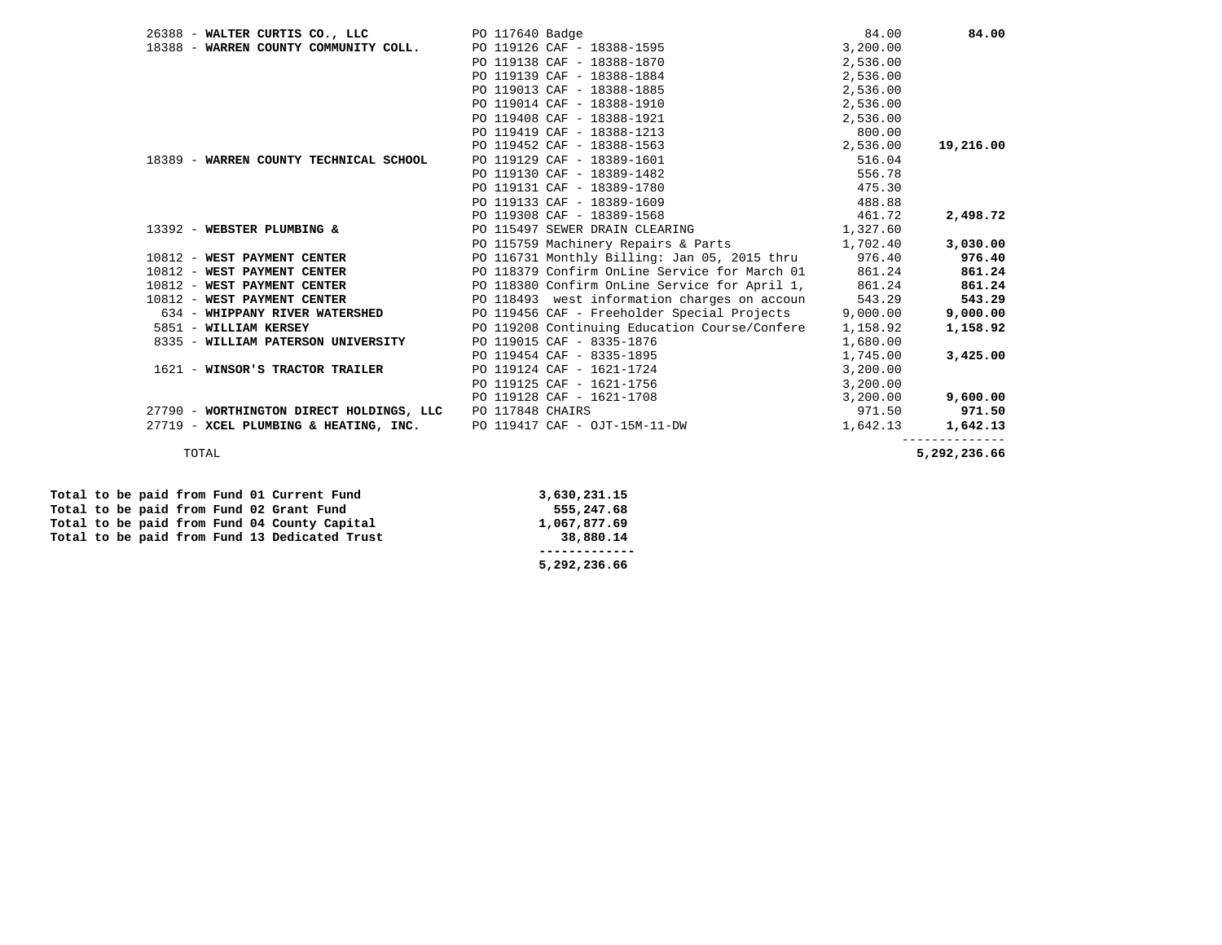| Vendor | Description | Amount | Total |
| --- | --- | --- | --- |
| 26388 - **WALTER CURTIS CO., LLC** | PO 117640 Badge | 84.00 | **84.00** |
| 18388 - **WARREN COUNTY COMMUNITY COLL.** | PO 119126 CAF - 18388-1595 | 3,200.00 | |
| | PO 119138 CAF - 18388-1870 | 2,536.00 | |
| | PO 119139 CAF - 18388-1884 | 2,536.00 | |
| | PO 119013 CAF - 18388-1885 | 2,536.00 | |
| | PO 119014 CAF - 18388-1910 | 2,536.00 | |
| | PO 119408 CAF - 18388-1921 | 2,536.00 | |
| | PO 119419 CAF - 18388-1213 | 800.00 | |
| | PO 119452 CAF - 18388-1563 | 2,536.00 | **19,216.00** |
| 18389 - **WARREN COUNTY TECHNICAL SCHOOL** | PO 119129 CAF - 18389-1601 | 516.04 | |
| | PO 119130 CAF - 18389-1482 | 556.78 | |
| | PO 119131 CAF - 18389-1780 | 475.30 | |
| | PO 119133 CAF - 18389-1609 | 488.88 | |
| | PO 119308 CAF - 18389-1568 | 461.72 | **2,498.72** |
| 13392 - **WEBSTER PLUMBING &** | PO 115497 SEWER DRAIN CLEARING | 1,327.60 | |
| | PO 115759 Machinery Repairs & Parts | 1,702.40 | **3,030.00** |
| 10812 - **WEST PAYMENT CENTER** | PO 116731 Monthly Billing: Jan 05, 2015 thru | 976.40 | **976.40** |
| 10812 - **WEST PAYMENT CENTER** | PO 118379 Confirm OnLine Service for March 01 | 861.24 | **861.24** |
| 10812 - **WEST PAYMENT CENTER** | PO 118380 Confirm OnLine Service for April 1, | 861.24 | **861.24** |
| 10812 - **WEST PAYMENT CENTER** | PO 118493 west information charges on accoun | 543.29 | **543.29** |
| 634 - **WHIPPANY RIVER WATERSHED** | PO 119456 CAF - Freeholder Special Projects | 9,000.00 | **9,000.00** |
| 5851 - **WILLIAM KERSEY** | PO 119208 Continuing Education Course/Confere | 1,158.92 | **1,158.92** |
| 8335 - **WILLIAM PATERSON UNIVERSITY** | PO 119015 CAF - 8335-1876 | 1,680.00 | |
| | PO 119454 CAF - 8335-1895 | 1,745.00 | **3,425.00** |
| 1621 - **WINSOR'S TRACTOR TRAILER** | PO 119124 CAF - 1621-1724 | 3,200.00 | |
| | PO 119125 CAF - 1621-1756 | 3,200.00 | |
| | PO 119128 CAF - 1621-1708 | 3,200.00 | **9,600.00** |
| 27790 - **WORTHINGTON DIRECT HOLDINGS, LLC** | PO 117848 CHAIRS | 971.50 | **971.50** |
| 27719 - **XCEL PLUMBING & HEATING, INC.** | PO 119417 CAF - OJT-15M-11-DW | 1,642.13 | **1,642.13** |
| TOTAL | | | **5,292,236.66** |

| | |
| --- | --- |
| **Total to be paid from Fund 01 Current Fund** | **3,630,231.15** |
| **Total to be paid from Fund 02 Grant Fund** | **555,247.68** |
| **Total to be paid from Fund 04 County Capital** | **1,067,877.69** |
| **Total to be paid from Fund 13 Dedicated Trust** | **38,880.14** |
| | **5,292,236.66** |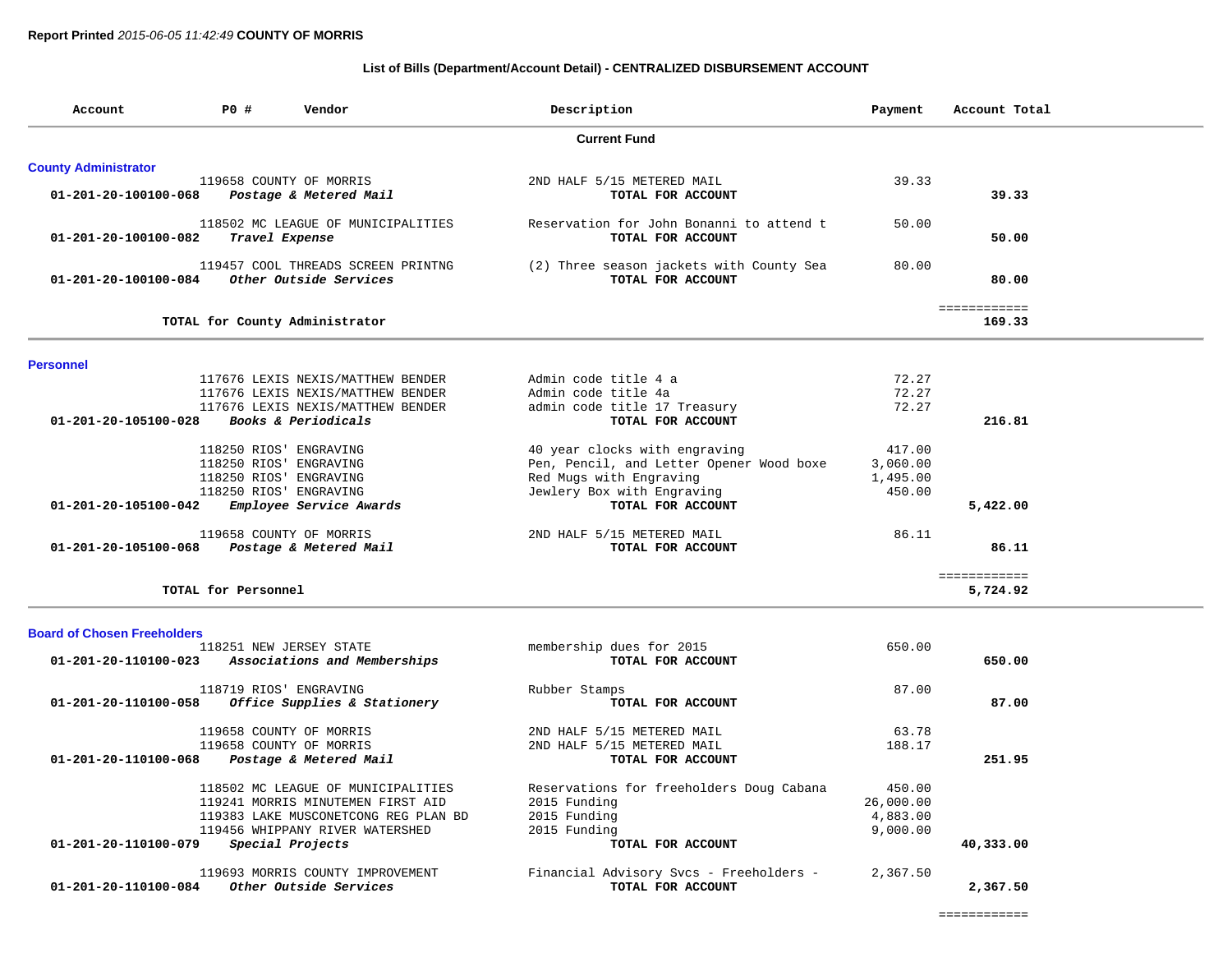**Report Printed** *2015-06-05 11:42:49* **COUNTY OF MORRIS**

**List of Bills (Department/Account Detail) - CENTRALIZED DISBURSEMENT ACCOUNT**

| Account | PO # | Vendor | Description | Payment | Account Total |
|---|---|---|---|---|---|
| | | | **Current Fund** | | |

## County Administrator

| Account | PO # | Vendor | Description | Payment | Account Total |
|---|---|---|---|---|---|
| | 119658 | COUNTY OF MORRIS | 2ND HALF 5/15 METERED MAIL | 39.33 | |
| **01-201-20-100100-068** | *Postage & Metered Mail* | | **TOTAL FOR ACCOUNT** | | **39.33** |
| | 118502 | MC LEAGUE OF MUNICIPALITIES | Reservation for John Bonanni to attend t | 50.00 | |
| **01-201-20-100100-082** | *Travel Expense* | | **TOTAL FOR ACCOUNT** | | **50.00** |
| | 119457 | COOL THREADS SCREEN PRINTNG | (2) Three season jackets with County Sea | 80.00 | |
| **01-201-20-100100-084** | *Other Outside Services* | | **TOTAL FOR ACCOUNT** | | **80.00** |
| | | | | | ============ |
| | **TOTAL for County Administrator** | | | | **169.33** |

## Personnel

| Account | PO # | Vendor | Description | Payment | Account Total |
|---|---|---|---|---|---|
| | 117676 | LEXIS NEXIS/MATTHEW BENDER | Admin code title 4 a | 72.27 | |
| | 117676 | LEXIS NEXIS/MATTHEW BENDER | Admin code title 4a | 72.27 | |
| | 117676 | LEXIS NEXIS/MATTHEW BENDER | admin code title 17 Treasury | 72.27 | |
| **01-201-20-105100-028** | *Books & Periodicals* | | **TOTAL FOR ACCOUNT** | | **216.81** |
| | 118250 | RIOS' ENGRAVING | 40 year clocks with engraving | 417.00 | |
| | 118250 | RIOS' ENGRAVING | Pen, Pencil, and Letter Opener Wood boxe | 3,060.00 | |
| | 118250 | RIOS' ENGRAVING | Red Mugs with Engraving | 1,495.00 | |
| | 118250 | RIOS' ENGRAVING | Jewlery Box with Engraving | 450.00 | |
| **01-201-20-105100-042** | *Employee Service Awards* | | **TOTAL FOR ACCOUNT** | | **5,422.00** |
| | 119658 | COUNTY OF MORRIS | 2ND HALF 5/15 METERED MAIL | 86.11 | |
| **01-201-20-105100-068** | *Postage & Metered Mail* | | **TOTAL FOR ACCOUNT** | | **86.11** |
| | | | | | ============ |
| | **TOTAL for Personnel** | | | | **5,724.92** |

## Board of Chosen Freeholders

| Account | PO # | Vendor | Description | Payment | Account Total |
|---|---|---|---|---|---|
| | 118251 | NEW JERSEY STATE | membership dues for 2015 | 650.00 | |
| **01-201-20-110100-023** | *Associations and Memberships* | | **TOTAL FOR ACCOUNT** | | **650.00** |
| | 118719 | RIOS' ENGRAVING | Rubber Stamps | 87.00 | |
| **01-201-20-110100-058** | *Office Supplies & Stationery* | | **TOTAL FOR ACCOUNT** | | **87.00** |
| | 119658 | COUNTY OF MORRIS | 2ND HALF 5/15 METERED MAIL | 63.78 | |
| | 119658 | COUNTY OF MORRIS | 2ND HALF 5/15 METERED MAIL | 188.17 | |
| **01-201-20-110100-068** | *Postage & Metered Mail* | | **TOTAL FOR ACCOUNT** | | **251.95** |
| | 118502 | MC LEAGUE OF MUNICIPALITIES | Reservations for freeholders Doug Cabana | 450.00 | |
| | 119241 | MORRIS MINUTEMEN FIRST AID | 2015 Funding | 26,000.00 | |
| | 119383 | LAKE MUSCONETCONG REG PLAN BD | 2015 Funding | 4,883.00 | |
| | 119456 | WHIPPANY RIVER WATERSHED | 2015 Funding | 9,000.00 | |
| **01-201-20-110100-079** | *Special Projects* | | **TOTAL FOR ACCOUNT** | | **40,333.00** |
| | 119693 | MORRIS COUNTY IMPROVEMENT | Financial Advisory Svcs - Freeholders - | 2,367.50 | |
| **01-201-20-110100-084** | *Other Outside Services* | | **TOTAL FOR ACCOUNT** | | **2,367.50** |
| | | | | | ============ |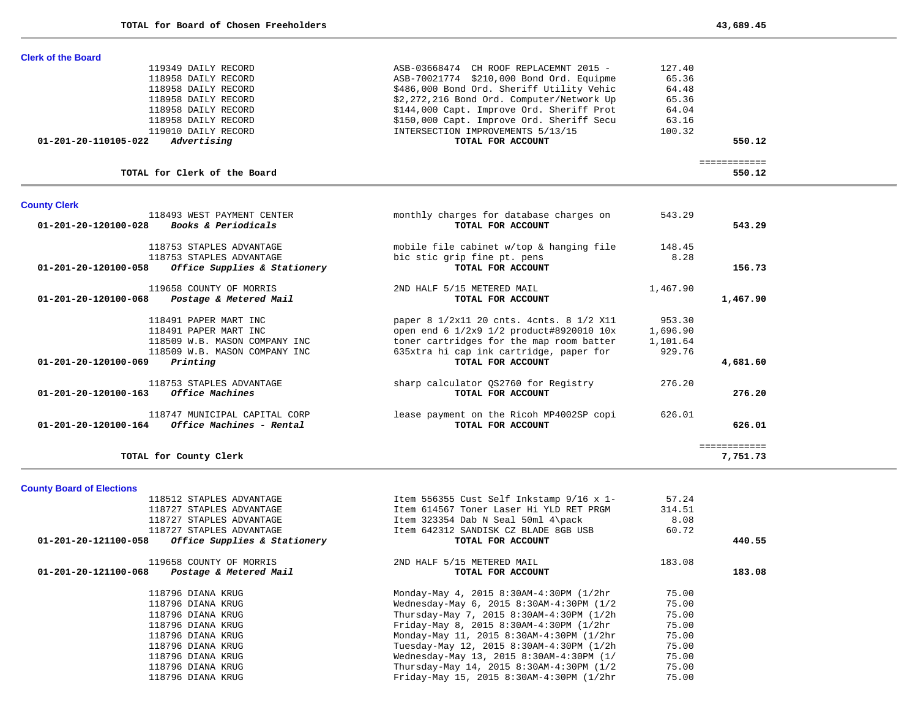**TOTAL for Board of Chosen Freeholders** **43,689.45**

---

### Clerk of the Board

| Account | Vendor | Description | Amount | Total |
|---|---|---|---|---|
| | 119349 DAILY RECORD | ASB-03668474 CH ROOF REPLACEMNT 2015 - | 127.40 | |
| | 118958 DAILY RECORD | ASB-70021774 $210,000 Bond Ord. Equipme | 65.36 | |
| | 118958 DAILY RECORD | $486,000 Bond Ord. Sheriff Utility Vehic | 64.48 | |
| | 118958 DAILY RECORD | $2,272,216 Bond Ord. Computer/Network Up | 65.36 | |
| | 118958 DAILY RECORD | $144,000 Capt. Improve Ord. Sheriff Prot | 64.04 | |
| | 118958 DAILY RECORD | $150,000 Capt. Improve Ord. Sheriff Secu | 63.16 | |
| | 119010 DAILY RECORD | INTERSECTION IMPROVEMENTS 5/13/15 | 100.32 | |
| **01-201-20-110105-022** | ***Advertising*** | **TOTAL FOR ACCOUNT** | | **550.12** |

**TOTAL for Clerk of the Board** **550.12**

---

### County Clerk

| Account | Vendor | Description | Amount | Total |
|---|---|---|---|---|
| | 118493 WEST PAYMENT CENTER | monthly charges for database charges on | 543.29 | |
| **01-201-20-120100-028** | ***Books & Periodicals*** | **TOTAL FOR ACCOUNT** | | **543.29** |
| | 118753 STAPLES ADVANTAGE | mobile file cabinet w/top & hanging file | 148.45 | |
| | 118753 STAPLES ADVANTAGE | bic stic grip fine pt. pens | 8.28 | |
| **01-201-20-120100-058** | ***Office Supplies & Stationery*** | **TOTAL FOR ACCOUNT** | | **156.73** |
| | 119658 COUNTY OF MORRIS | 2ND HALF 5/15 METERED MAIL | 1,467.90 | |
| **01-201-20-120100-068** | ***Postage & Metered Mail*** | **TOTAL FOR ACCOUNT** | | **1,467.90** |
| | 118491 PAPER MART INC | paper 8 1/2x11 20 cnts. 4cnts. 8 1/2 X11 | 953.30 | |
| | 118491 PAPER MART INC | open end 6 1/2x9 1/2 product#8920010 10x | 1,696.90 | |
| | 118509 W.B. MASON COMPANY INC | toner cartridges for the map room batter | 1,101.64 | |
| | 118509 W.B. MASON COMPANY INC | 635xtra hi cap ink cartridge, paper for | 929.76 | |
| **01-201-20-120100-069** | ***Printing*** | **TOTAL FOR ACCOUNT** | | **4,681.60** |
| | 118753 STAPLES ADVANTAGE | sharp calculator QS2760 for Registry | 276.20 | |
| **01-201-20-120100-163** | ***Office Machines*** | **TOTAL FOR ACCOUNT** | | **276.20** |
| | 118747 MUNICIPAL CAPITAL CORP | lease payment on the Ricoh MP4002SP copi | 626.01 | |
| **01-201-20-120100-164** | ***Office Machines - Rental*** | **TOTAL FOR ACCOUNT** | | **626.01** |

**TOTAL for County Clerk** **7,751.73**

---

### County Board of Elections

| Account | Vendor | Description | Amount | Total |
|---|---|---|---|---|
| | 118512 STAPLES ADVANTAGE | Item 556355 Cust Self Inkstamp 9/16 x 1- | 57.24 | |
| | 118727 STAPLES ADVANTAGE | Item 614567 Toner Laser Hi YLD RET PRGM | 314.51 | |
| | 118727 STAPLES ADVANTAGE | Item 323354 Dab N Seal 50ml 4\pack | 8.08 | |
| | 118727 STAPLES ADVANTAGE | Item 642312 SANDISK CZ BLADE 8GB USB | 60.72 | |
| **01-201-20-121100-058** | ***Office Supplies & Stationery*** | **TOTAL FOR ACCOUNT** | | **440.55** |
| | 119658 COUNTY OF MORRIS | 2ND HALF 5/15 METERED MAIL | 183.08 | |
| **01-201-20-121100-068** | ***Postage & Metered Mail*** | **TOTAL FOR ACCOUNT** | | **183.08** |
| | 118796 DIANA KRUG | Monday-May 4, 2015 8:30AM-4:30PM (1/2hr | 75.00 | |
| | 118796 DIANA KRUG | Wednesday-May 6, 2015 8:30AM-4:30PM (1/2 | 75.00 | |
| | 118796 DIANA KRUG | Thursday-May 7, 2015 8:30AM-4:30PM (1/2h | 75.00 | |
| | 118796 DIANA KRUG | Friday-May 8, 2015 8:30AM-4:30PM (1/2hr | 75.00 | |
| | 118796 DIANA KRUG | Monday-May 11, 2015 8:30AM-4:30PM (1/2hr | 75.00 | |
| | 118796 DIANA KRUG | Tuesday-May 12, 2015 8:30AM-4:30PM (1/2h | 75.00 | |
| | 118796 DIANA KRUG | Wednesday-May 13, 2015 8:30AM-4:30PM (1/ | 75.00 | |
| | 118796 DIANA KRUG | Thursday-May 14, 2015 8:30AM-4:30PM (1/2 | 75.00 | |
| | 118796 DIANA KRUG | Friday-May 15, 2015 8:30AM-4:30PM (1/2hr | 75.00 | |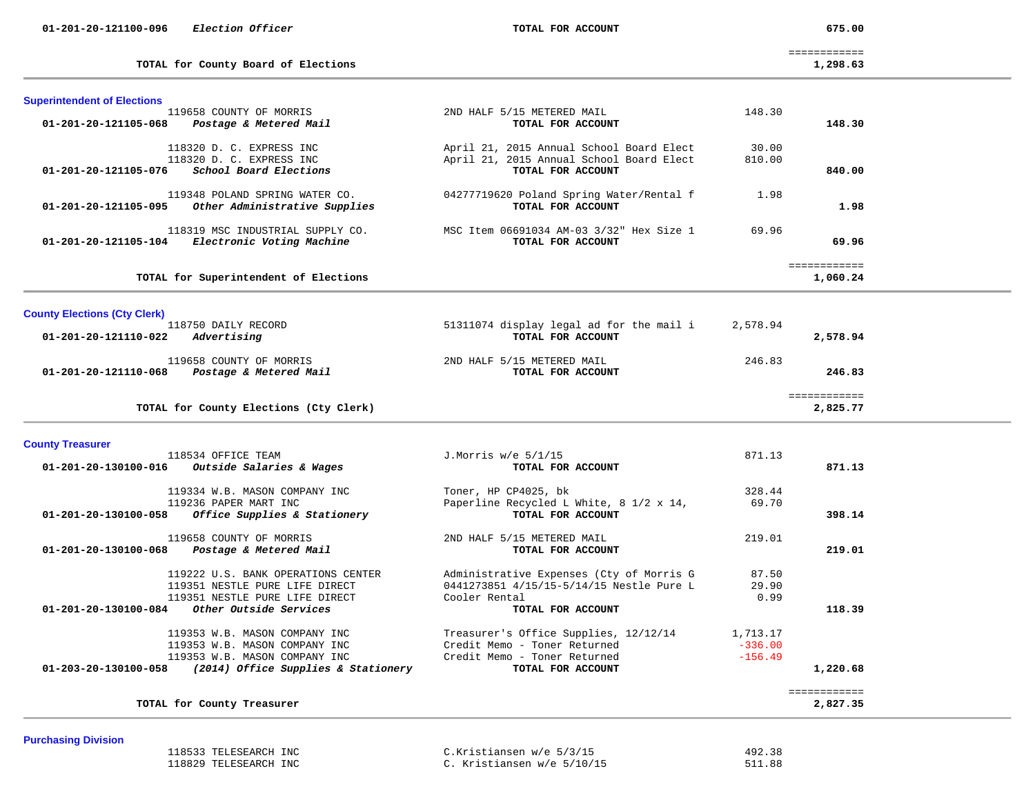| Account | Vendor / Account Name | Description | Amount | Total |
|---|---|---|---|---|
| 01-201-20-121100-096 | *Election Officer* | **TOTAL FOR ACCOUNT** | | **675.00** |
| | | | | ============ |
| | **TOTAL for County Board of Elections** | | | **1,298.63** |

## Superintendent of Elections

| Account | Vendor / Account Name | Description | Amount | Total |
|---|---|---|---|---|
| | 119658 COUNTY OF MORRIS | 2ND HALF 5/15 METERED MAIL | 148.30 | |
| **01-201-20-121105-068** | ***Postage & Metered Mail*** | **TOTAL FOR ACCOUNT** | | **148.30** |
| | 118320 D. C. EXPRESS INC | April 21, 2015 Annual School Board Elect | 30.00 | |
| | 118320 D. C. EXPRESS INC | April 21, 2015 Annual School Board Elect | 810.00 | |
| **01-201-20-121105-076** | ***School Board Elections*** | **TOTAL FOR ACCOUNT** | | **840.00** |
| | 119348 POLAND SPRING WATER CO. | 04277719620 Poland Spring Water/Rental f | 1.98 | |
| **01-201-20-121105-095** | ***Other Administrative Supplies*** | **TOTAL FOR ACCOUNT** | | **1.98** |
| | 118319 MSC INDUSTRIAL SUPPLY CO. | MSC Item 06691034 AM-03 3/32" Hex Size 1 | 69.96 | |
| **01-201-20-121105-104** | ***Electronic Voting Machine*** | **TOTAL FOR ACCOUNT** | | **69.96** |
| | | | | ============ |
| | **TOTAL for Superintendent of Elections** | | | **1,060.24** |

## County Elections (Cty Clerk)

| Account | Vendor / Account Name | Description | Amount | Total |
|---|---|---|---|---|
| | 118750 DAILY RECORD | 51311074 display legal ad for the mail i | 2,578.94 | |
| **01-201-20-121110-022** | ***Advertising*** | **TOTAL FOR ACCOUNT** | | **2,578.94** |
| | 119658 COUNTY OF MORRIS | 2ND HALF 5/15 METERED MAIL | 246.83 | |
| **01-201-20-121110-068** | ***Postage & Metered Mail*** | **TOTAL FOR ACCOUNT** | | **246.83** |
| | | | | ============ |
| | **TOTAL for County Elections (Cty Clerk)** | | | **2,825.77** |

## County Treasurer

| Account | Vendor / Account Name | Description | Amount | Total |
|---|---|---|---|---|
| | 118534 OFFICE TEAM | J.Morris w/e 5/1/15 | 871.13 | |
| **01-201-20-130100-016** | ***Outside Salaries & Wages*** | **TOTAL FOR ACCOUNT** | | **871.13** |
| | 119334 W.B. MASON COMPANY INC | Toner, HP CP4025, bk | 328.44 | |
| | 119236 PAPER MART INC | Paperline Recycled L White, 8 1/2 x 14, | 69.70 | |
| **01-201-20-130100-058** | ***Office Supplies & Stationery*** | **TOTAL FOR ACCOUNT** | | **398.14** |
| | 119658 COUNTY OF MORRIS | 2ND HALF 5/15 METERED MAIL | 219.01 | |
| **01-201-20-130100-068** | ***Postage & Metered Mail*** | **TOTAL FOR ACCOUNT** | | **219.01** |
| | 119222 U.S. BANK OPERATIONS CENTER | Administrative Expenses (Cty of Morris G | 87.50 | |
| | 119351 NESTLE PURE LIFE DIRECT | 0441273851 4/15/15-5/14/15 Nestle Pure L | 29.90 | |
| | 119351 NESTLE PURE LIFE DIRECT | Cooler Rental | 0.99 | |
| **01-201-20-130100-084** | ***Other Outside Services*** | **TOTAL FOR ACCOUNT** | | **118.39** |
| | 119353 W.B. MASON COMPANY INC | Treasurer's Office Supplies, 12/12/14 | 1,713.17 | |
| | 119353 W.B. MASON COMPANY INC | Credit Memo - Toner Returned | -336.00 | |
| | 119353 W.B. MASON COMPANY INC | Credit Memo - Toner Returned | -156.49 | |
| **01-203-20-130100-058** | ***(2014) Office Supplies & Stationery*** | **TOTAL FOR ACCOUNT** | | **1,220.68** |
| | | | | ============ |
| | **TOTAL for County Treasurer** | | | **2,827.35** |

## Purchasing Division

| Account | Vendor / Account Name | Description | Amount | Total |
|---|---|---|---|---|
| | 118533 TELESEARCH INC | C.Kristiansen w/e 5/3/15 | 492.38 | |
| | 118829 TELESEARCH INC | C. Kristiansen w/e 5/10/15 | 511.88 | |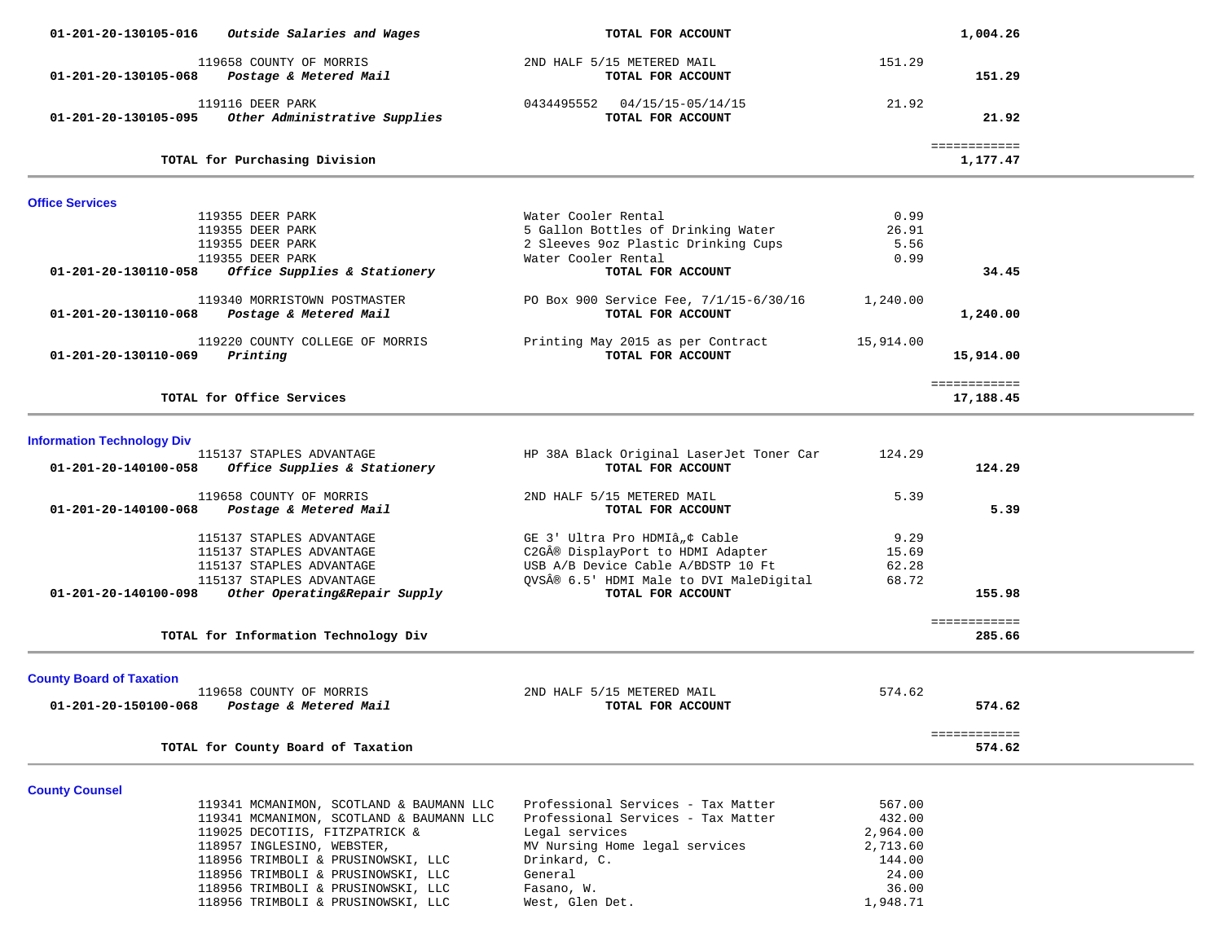| Account | Vendor / Description | Details | Amount | Total |
|---|---|---|---|---|
| 01-201-20-130105-016 *Outside Salaries and Wages* | | **TOTAL FOR ACCOUNT** | | **1,004.26** |
| | 119658 COUNTY OF MORRIS | 2ND HALF 5/15 METERED MAIL | 151.29 | |
| 01-201-20-130105-068 *Postage & Metered Mail* | | **TOTAL FOR ACCOUNT** | | **151.29** |
| | 119116 DEER PARK | 0434495552 04/15/15-05/14/15 | 21.92 | |
| 01-201-20-130105-095 *Other Administrative Supplies* | | **TOTAL FOR ACCOUNT** | | **21.92** |
| | **TOTAL for Purchasing Division** | | | ============ **1,177.47** |

### Office Services

| Account | Vendor / Description | Details | Amount | Total |
|---|---|---|---|---|
| | 119355 DEER PARK | Water Cooler Rental | 0.99 | |
| | 119355 DEER PARK | 5 Gallon Bottles of Drinking Water | 26.91 | |
| | 119355 DEER PARK | 2 Sleeves 9oz Plastic Drinking Cups | 5.56 | |
| | 119355 DEER PARK | Water Cooler Rental | 0.99 | |
| 01-201-20-130110-058 *Office Supplies & Stationery* | | **TOTAL FOR ACCOUNT** | | **34.45** |
| | 119340 MORRISTOWN POSTMASTER | PO Box 900 Service Fee, 7/1/15-6/30/16 | 1,240.00 | |
| 01-201-20-130110-068 *Postage & Metered Mail* | | **TOTAL FOR ACCOUNT** | | **1,240.00** |
| | 119220 COUNTY COLLEGE OF MORRIS | Printing May 2015 as per Contract | 15,914.00 | |
| 01-201-20-130110-069 *Printing* | | **TOTAL FOR ACCOUNT** | | **15,914.00** |
| | **TOTAL for Office Services** | | | ============ **17,188.45** |

### Information Technology Div

| Account | Vendor / Description | Details | Amount | Total |
|---|---|---|---|---|
| | 115137 STAPLES ADVANTAGE | HP 38A Black Original LaserJet Toner Car | 124.29 | |
| 01-201-20-140100-058 *Office Supplies & Stationery* | | **TOTAL FOR ACCOUNT** | | **124.29** |
| | 119658 COUNTY OF MORRIS | 2ND HALF 5/15 METERED MAIL | 5.39 | |
| 01-201-20-140100-068 *Postage & Metered Mail* | | **TOTAL FOR ACCOUNT** | | **5.39** |
| | 115137 STAPLES ADVANTAGE | GE 3' Ultra Pro HDMIâ„¢ Cable | 9.29 | |
| | 115137 STAPLES ADVANTAGE | C2GÂ® DisplayPort to HDMI Adapter | 15.69 | |
| | 115137 STAPLES ADVANTAGE | USB A/B Device Cable A/BDSTP 10 Ft | 62.28 | |
| | 115137 STAPLES ADVANTAGE | QVSÂ® 6.5' HDMI Male to DVI MaleDigital | 68.72 | |
| 01-201-20-140100-098 *Other Operating&Repair Supply* | | **TOTAL FOR ACCOUNT** | | **155.98** |
| | **TOTAL for Information Technology Div** | | | ============ **285.66** |

### County Board of Taxation

| Account | Vendor / Description | Details | Amount | Total |
|---|---|---|---|---|
| | 119658 COUNTY OF MORRIS | 2ND HALF 5/15 METERED MAIL | 574.62 | |
| 01-201-20-150100-068 *Postage & Metered Mail* | | **TOTAL FOR ACCOUNT** | | **574.62** |
| | **TOTAL for County Board of Taxation** | | | ============ **574.62** |

### County Counsel

| Account | Vendor / Description | Details | Amount | Total |
|---|---|---|---|---|
| | 119341 MCMANIMON, SCOTLAND & BAUMANN LLC | Professional Services - Tax Matter | 567.00 | |
| | 119341 MCMANIMON, SCOTLAND & BAUMANN LLC | Professional Services - Tax Matter | 432.00 | |
| | 119025 DECOTIIS, FITZPATRICK & | Legal services | 2,964.00 | |
| | 118957 INGLESINO, WEBSTER, | MV Nursing Home legal services | 2,713.60 | |
| | 118956 TRIMBOLI & PRUSINOWSKI, LLC | Drinkard, C. | 144.00 | |
| | 118956 TRIMBOLI & PRUSINOWSKI, LLC | General | 24.00 | |
| | 118956 TRIMBOLI & PRUSINOWSKI, LLC | Fasano, W. | 36.00 | |
| | 118956 TRIMBOLI & PRUSINOWSKI, LLC | West, Glen Det. | 1,948.71 | |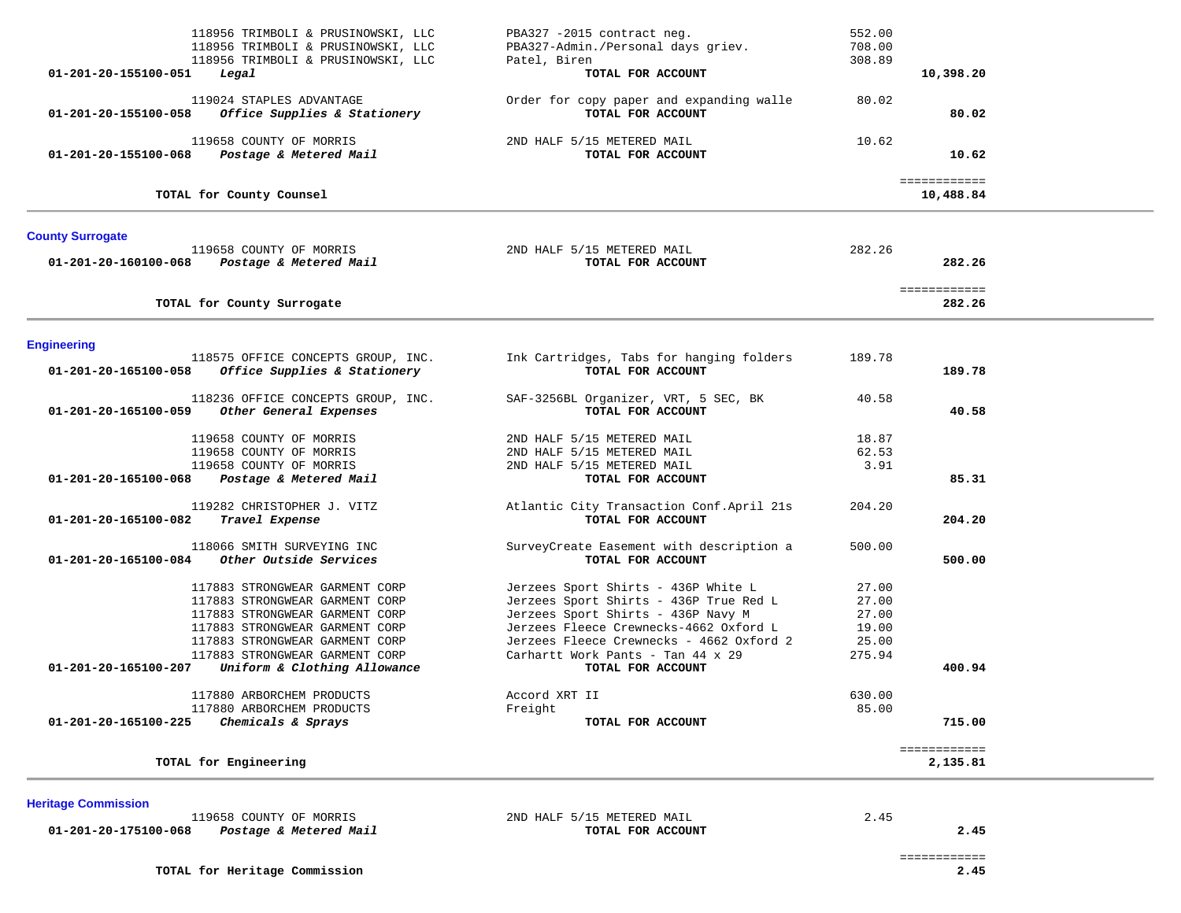| Account | Vendor | Description | Amount | Total |
|---|---|---|---|---|
| | 118956 TRIMBOLI & PRUSINOWSKI, LLC | PBA327 -2015 contract neg. | 552.00 | |
| | 118956 TRIMBOLI & PRUSINOWSKI, LLC | PBA327-Admin./Personal days griev. | 708.00 | |
| | 118956 TRIMBOLI & PRUSINOWSKI, LLC | Patel, Biren | 308.89 | |
| **01-201-20-155100-051** | ***Legal*** | **TOTAL FOR ACCOUNT** | | **10,398.20** |
| | 119024 STAPLES ADVANTAGE | Order for copy paper and expanding walle | 80.02 | |
| **01-201-20-155100-058** | ***Office Supplies & Stationery*** | **TOTAL FOR ACCOUNT** | | **80.02** |
| | 119658 COUNTY OF MORRIS | 2ND HALF 5/15 METERED MAIL | 10.62 | |
| **01-201-20-155100-068** | ***Postage & Metered Mail*** | **TOTAL FOR ACCOUNT** | | **10.62** |
| | **TOTAL for County Counsel** | | | **10,488.84** |

## County Surrogate

| Account | Vendor | Description | Amount | Total |
|---|---|---|---|---|
| | 119658 COUNTY OF MORRIS | 2ND HALF 5/15 METERED MAIL | 282.26 | |
| **01-201-20-160100-068** | ***Postage & Metered Mail*** | **TOTAL FOR ACCOUNT** | | **282.26** |
| | **TOTAL for County Surrogate** | | | **282.26** |

## Engineering

| Account | Vendor | Description | Amount | Total |
|---|---|---|---|---|
| | 118575 OFFICE CONCEPTS GROUP, INC. | Ink Cartridges, Tabs for hanging folders | 189.78 | |
| **01-201-20-165100-058** | ***Office Supplies & Stationery*** | **TOTAL FOR ACCOUNT** | | **189.78** |
| | 118236 OFFICE CONCEPTS GROUP, INC. | SAF-3256BL Organizer, VRT, 5 SEC, BK | 40.58 | |
| **01-201-20-165100-059** | ***Other General Expenses*** | **TOTAL FOR ACCOUNT** | | **40.58** |
| | 119658 COUNTY OF MORRIS | 2ND HALF 5/15 METERED MAIL | 18.87 | |
| | 119658 COUNTY OF MORRIS | 2ND HALF 5/15 METERED MAIL | 62.53 | |
| | 119658 COUNTY OF MORRIS | 2ND HALF 5/15 METERED MAIL | 3.91 | |
| **01-201-20-165100-068** | ***Postage & Metered Mail*** | **TOTAL FOR ACCOUNT** | | **85.31** |
| | 119282 CHRISTOPHER J. VITZ | Atlantic City Transaction Conf.April 21s | 204.20 | |
| **01-201-20-165100-082** | ***Travel Expense*** | **TOTAL FOR ACCOUNT** | | **204.20** |
| | 118066 SMITH SURVEYING INC | SurveyCreate Easement with description a | 500.00 | |
| **01-201-20-165100-084** | ***Other Outside Services*** | **TOTAL FOR ACCOUNT** | | **500.00** |
| | 117883 STRONGWEAR GARMENT CORP | Jerzees Sport Shirts - 436P White L | 27.00 | |
| | 117883 STRONGWEAR GARMENT CORP | Jerzees Sport Shirts - 436P True Red L | 27.00 | |
| | 117883 STRONGWEAR GARMENT CORP | Jerzees Sport Shirts - 436P Navy M | 27.00 | |
| | 117883 STRONGWEAR GARMENT CORP | Jerzees Fleece Crewnecks-4662 Oxford L | 19.00 | |
| | 117883 STRONGWEAR GARMENT CORP | Jerzees Fleece Crewnecks - 4662 Oxford 2 | 25.00 | |
| | 117883 STRONGWEAR GARMENT CORP | Carhartt Work Pants - Tan 44 x 29 | 275.94 | |
| **01-201-20-165100-207** | ***Uniform & Clothing Allowance*** | **TOTAL FOR ACCOUNT** | | **400.94** |
| | 117880 ARBORCHEM PRODUCTS | Accord XRT II | 630.00 | |
| | 117880 ARBORCHEM PRODUCTS | Freight | 85.00 | |
| **01-201-20-165100-225** | ***Chemicals & Sprays*** | **TOTAL FOR ACCOUNT** | | **715.00** |
| | **TOTAL for Engineering** | | | **2,135.81** |

## Heritage Commission

| Account | Vendor | Description | Amount | Total |
|---|---|---|---|---|
| | 119658 COUNTY OF MORRIS | 2ND HALF 5/15 METERED MAIL | 2.45 | |
| **01-201-20-175100-068** | ***Postage & Metered Mail*** | **TOTAL FOR ACCOUNT** | | **2.45** |
| | **TOTAL for Heritage Commission** | | | **2.45** |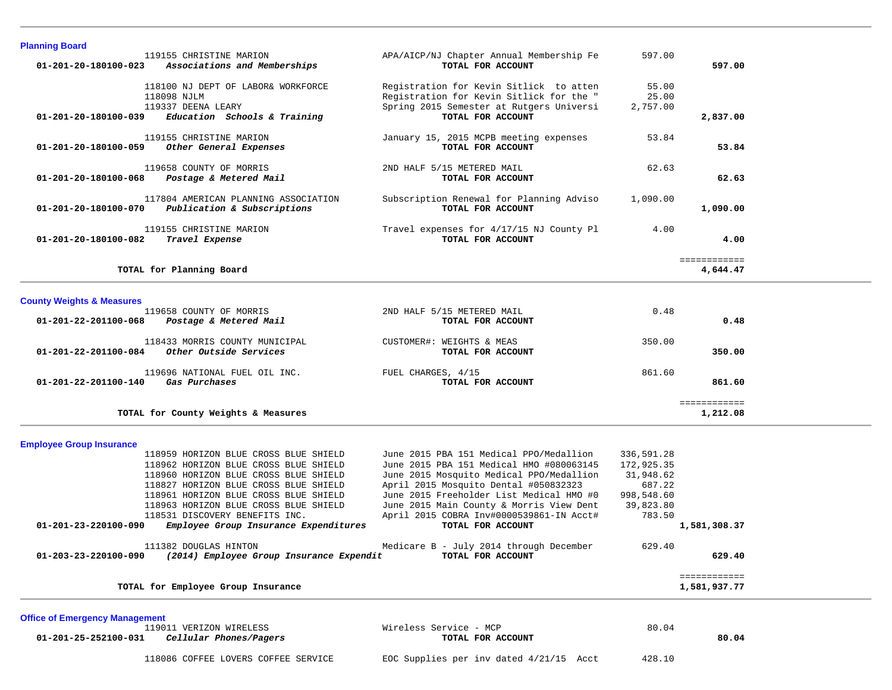## Planning Board

| Account | Vendor / Account Name | Description | Amount | Total |
|---|---|---|---|---|
| | 119155 CHRISTINE MARION | APA/AICP/NJ Chapter Annual Membership Fe | 597.00 | |
| **01-201-20-180100-023** | ***Associations and Memberships*** | **TOTAL FOR ACCOUNT** | | **597.00** |
| | 118100 NJ DEPT OF LABOR& WORKFORCE | Registration for Kevin Sitlick to atten | 55.00 | |
| | 118098 NJLM | Registration for Kevin Sitlick for the " | 25.00 | |
| | 119337 DEENA LEARY | Spring 2015 Semester at Rutgers Universi | 2,757.00 | |
| **01-201-20-180100-039** | ***Education Schools & Training*** | **TOTAL FOR ACCOUNT** | | **2,837.00** |
| | 119155 CHRISTINE MARION | January 15, 2015 MCPB meeting expenses | 53.84 | |
| **01-201-20-180100-059** | ***Other General Expenses*** | **TOTAL FOR ACCOUNT** | | **53.84** |
| | 119658 COUNTY OF MORRIS | 2ND HALF 5/15 METERED MAIL | 62.63 | |
| **01-201-20-180100-068** | ***Postage & Metered Mail*** | **TOTAL FOR ACCOUNT** | | **62.63** |
| | 117804 AMERICAN PLANNING ASSOCIATION | Subscription Renewal for Planning Adviso | 1,090.00 | |
| **01-201-20-180100-070** | ***Publication & Subscriptions*** | **TOTAL FOR ACCOUNT** | | **1,090.00** |
| | 119155 CHRISTINE MARION | Travel expenses for 4/17/15 NJ County Pl | 4.00 | |
| **01-201-20-180100-082** | ***Travel Expense*** | **TOTAL FOR ACCOUNT** | | **4.00** |
| | **TOTAL for Planning Board** | | | **4,644.47** |

## County Weights & Measures

| Account | Vendor / Account Name | Description | Amount | Total |
|---|---|---|---|---|
| | 119658 COUNTY OF MORRIS | 2ND HALF 5/15 METERED MAIL | 0.48 | |
| **01-201-22-201100-068** | ***Postage & Metered Mail*** | **TOTAL FOR ACCOUNT** | | **0.48** |
| | 118433 MORRIS COUNTY MUNICIPAL | CUSTOMER#: WEIGHTS & MEAS | 350.00 | |
| **01-201-22-201100-084** | ***Other Outside Services*** | **TOTAL FOR ACCOUNT** | | **350.00** |
| | 119696 NATIONAL FUEL OIL INC. | FUEL CHARGES, 4/15 | 861.60 | |
| **01-201-22-201100-140** | ***Gas Purchases*** | **TOTAL FOR ACCOUNT** | | **861.60** |
| | **TOTAL for County Weights & Measures** | | | **1,212.08** |

## Employee Group Insurance

| Account | Vendor / Account Name | Description | Amount | Total |
|---|---|---|---|---|
| | 118959 HORIZON BLUE CROSS BLUE SHIELD | June 2015 PBA 151 Medical PPO/Medallion | 336,591.28 | |
| | 118962 HORIZON BLUE CROSS BLUE SHIELD | June 2015 PBA 151 Medical HMO #080063145 | 172,925.35 | |
| | 118960 HORIZON BLUE CROSS BLUE SHIELD | June 2015 Mosquito Medical PPO/Medallion | 31,948.62 | |
| | 118827 HORIZON BLUE CROSS BLUE SHIELD | April 2015 Mosquito Dental #050832323 | 687.22 | |
| | 118961 HORIZON BLUE CROSS BLUE SHIELD | June 2015 Freeholder List Medical HMO #0 | 998,548.60 | |
| | 118963 HORIZON BLUE CROSS BLUE SHIELD | June 2015 Main County & Morris View Dent | 39,823.80 | |
| | 118531 DISCOVERY BENEFITS INC. | April 2015 COBRA Inv#0000539861-IN Acct# | 783.50 | |
| **01-201-23-220100-090** | ***Employee Group Insurance Expenditures*** | **TOTAL FOR ACCOUNT** | | **1,581,308.37** |
| | 111382 DOUGLAS HINTON | Medicare B - July 2014 through December | 629.40 | |
| **01-203-23-220100-090** | ***(2014) Employee Group Insurance Expendit*** | **TOTAL FOR ACCOUNT** | | **629.40** |
| | **TOTAL for Employee Group Insurance** | | | **1,581,937.77** |

## Office of Emergency Management

| Account | Vendor / Account Name | Description | Amount | Total |
|---|---|---|---|---|
| | 119011 VERIZON WIRELESS | Wireless Service - MCP | 80.04 | |
| **01-201-25-252100-031** | ***Cellular Phones/Pagers*** | **TOTAL FOR ACCOUNT** | | **80.04** |
| | 118086 COFFEE LOVERS COFFEE SERVICE | EOC Supplies per inv dated 4/21/15 Acct | 428.10 | |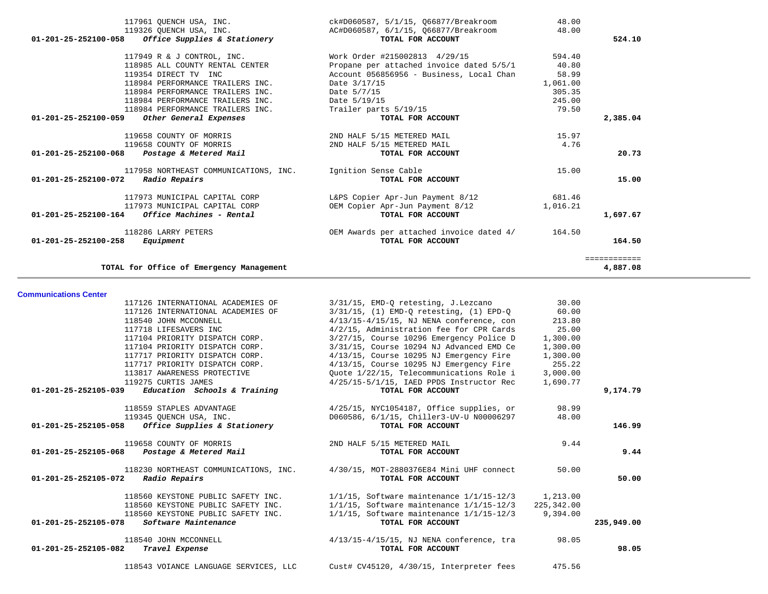| Account | Vendor / Description | Detail | Amount | Total |
|---|---|---|---|---|
| | 117961 QUENCH USA, INC. | ck#D060587, 5/1/15, Q66877/Breakroom | 48.00 | |
| | 119326 QUENCH USA, INC. | AC#D060587, 6/1/15, Q66877/Breakroom | 48.00 | |
| 01-201-25-252100-058 | *Office Supplies & Stationery* | **TOTAL FOR ACCOUNT** | | **524.10** |
| | 117949 R & J CONTROL, INC. | Work Order #215002813 4/29/15 | 594.40 | |
| | 118985 ALL COUNTY RENTAL CENTER | Propane per attached invoice dated 5/5/1 | 40.80 | |
| | 119354 DIRECT TV INC | Account 056856956 - Business, Local Chan | 58.99 | |
| | 118984 PERFORMANCE TRAILERS INC. | Date 3/17/15 | 1,061.00 | |
| | 118984 PERFORMANCE TRAILERS INC. | Date 5/7/15 | 305.35 | |
| | 118984 PERFORMANCE TRAILERS INC. | Date 5/19/15 | 245.00 | |
| | 118984 PERFORMANCE TRAILERS INC. | Trailer parts 5/19/15 | 79.50 | |
| 01-201-25-252100-059 | *Other General Expenses* | **TOTAL FOR ACCOUNT** | | **2,385.04** |
| | 119658 COUNTY OF MORRIS | 2ND HALF 5/15 METERED MAIL | 15.97 | |
| | 119658 COUNTY OF MORRIS | 2ND HALF 5/15 METERED MAIL | 4.76 | |
| 01-201-25-252100-068 | *Postage & Metered Mail* | **TOTAL FOR ACCOUNT** | | **20.73** |
| | 117958 NORTHEAST COMMUNICATIONS, INC. | Ignition Sense Cable | 15.00 | |
| 01-201-25-252100-072 | *Radio Repairs* | **TOTAL FOR ACCOUNT** | | **15.00** |
| | 117973 MUNICIPAL CAPITAL CORP | L&PS Copier Apr-Jun Payment 8/12 | 681.46 | |
| | 117973 MUNICIPAL CAPITAL CORP | OEM Copier Apr-Jun Payment 8/12 | 1,016.21 | |
| 01-201-25-252100-164 | *Office Machines - Rental* | **TOTAL FOR ACCOUNT** | | **1,697.67** |
| | 118286 LARRY PETERS | OEM Awards per attached invoice dated 4/ | 164.50 | |
| 01-201-25-252100-258 | *Equipment* | **TOTAL FOR ACCOUNT** | | **164.50** |
| | | | | ============ |
| | **TOTAL for Office of Emergency Management** | | | **4,887.08** |

**Communications Center**

| Account | Vendor / Description | Detail | Amount | Total |
|---|---|---|---|---|
| | 117126 INTERNATIONAL ACADEMIES OF | 3/31/15, EMD-Q retesting, J.Lezcano | 30.00 | |
| | 117126 INTERNATIONAL ACADEMIES OF | 3/31/15, (1) EMD-Q retesting, (1) EPD-Q | 60.00 | |
| | 118540 JOHN MCCONNELL | 4/13/15-4/15/15, NJ NENA conference, con | 213.80 | |
| | 117718 LIFESAVERS INC | 4/2/15, Administration fee for CPR Cards | 25.00 | |
| | 117104 PRIORITY DISPATCH CORP. | 3/27/15, Course 10296 Emergency Police D | 1,300.00 | |
| | 117104 PRIORITY DISPATCH CORP. | 3/31/15, Course 10294 NJ Advanced EMD Ce | 1,300.00 | |
| | 117717 PRIORITY DISPATCH CORP. | 4/13/15, Course 10295 NJ Emergency Fire | 1,300.00 | |
| | 117717 PRIORITY DISPATCH CORP. | 4/13/15, Course 10295 NJ Emergency Fire | 255.22 | |
| | 113817 AWARENESS PROTECTIVE | Quote 1/22/15, Telecommunications Role i | 3,000.00 | |
| | 119275 CURTIS JAMES | 4/25/15-5/1/15, IAED PPDS Instructor Rec | 1,690.77 | |
| 01-201-25-252105-039 | *Education Schools & Training* | **TOTAL FOR ACCOUNT** | | **9,174.79** |
| | 118559 STAPLES ADVANTAGE | 4/25/15, NYC1054187, Office supplies, or | 98.99 | |
| | 119345 QUENCH USA, INC. | D060586, 6/1/15, Chiller3-UV-U N00006297 | 48.00 | |
| 01-201-25-252105-058 | *Office Supplies & Stationery* | **TOTAL FOR ACCOUNT** | | **146.99** |
| | 119658 COUNTY OF MORRIS | 2ND HALF 5/15 METERED MAIL | 9.44 | |
| 01-201-25-252105-068 | *Postage & Metered Mail* | **TOTAL FOR ACCOUNT** | | **9.44** |
| | 118230 NORTHEAST COMMUNICATIONS, INC. | 4/30/15, MOT-2880376E84 Mini UHF connect | 50.00 | |
| 01-201-25-252105-072 | *Radio Repairs* | **TOTAL FOR ACCOUNT** | | **50.00** |
| | 118560 KEYSTONE PUBLIC SAFETY INC. | 1/1/15, Software maintenance 1/1/15-12/3 | 1,213.00 | |
| | 118560 KEYSTONE PUBLIC SAFETY INC. | 1/1/15, Software maintenance 1/1/15-12/3 | 225,342.00 | |
| | 118560 KEYSTONE PUBLIC SAFETY INC. | 1/1/15, Software maintenance 1/1/15-12/3 | 9,394.00 | |
| 01-201-25-252105-078 | *Software Maintenance* | **TOTAL FOR ACCOUNT** | | **235,949.00** |
| | 118540 JOHN MCCONNELL | 4/13/15-4/15/15, NJ NENA conference, tra | 98.05 | |
| 01-201-25-252105-082 | *Travel Expense* | **TOTAL FOR ACCOUNT** | | **98.05** |
| | 118543 VOIANCE LANGUAGE SERVICES, LLC | Cust# CV45120, 4/30/15, Interpreter fees | 475.56 | |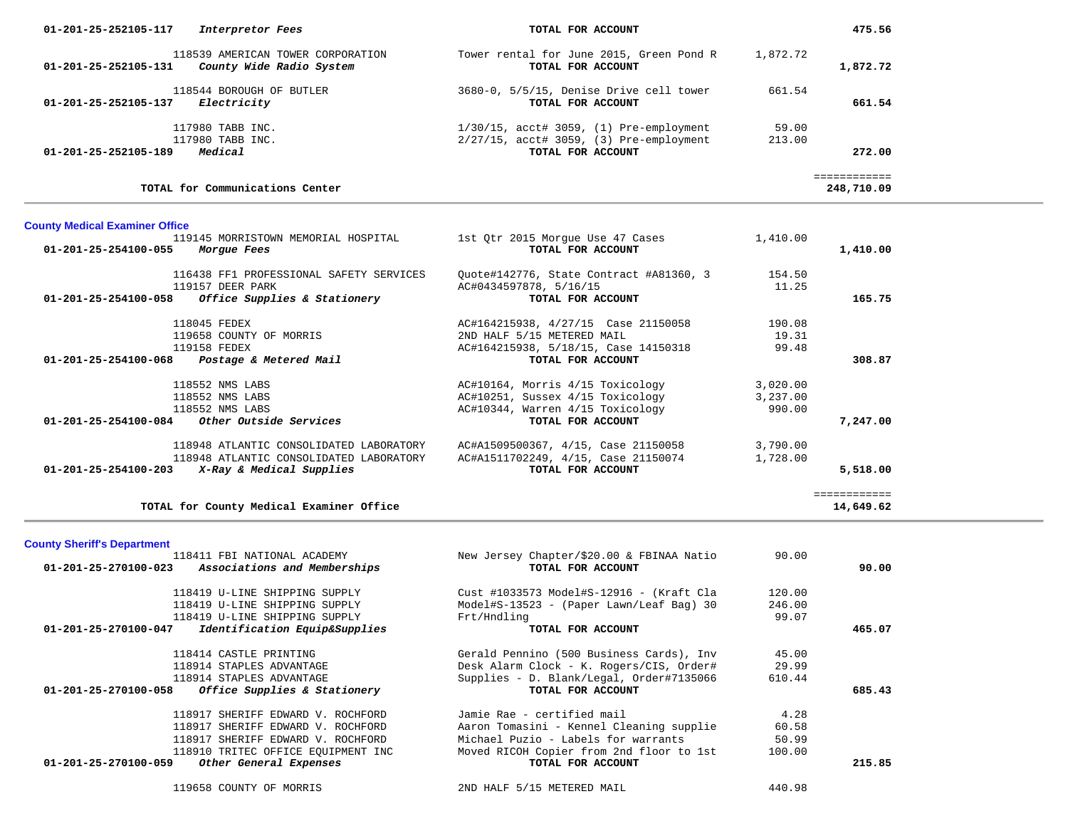| Account | Vendor / Account Name | Description | Amount | Total |
|---|---|---|---|---|
| 01-201-25-252105-117 | *Interpretor Fees* | **TOTAL FOR ACCOUNT** | | **475.56** |
| | 118539 AMERICAN TOWER CORPORATION | Tower rental for June 2015, Green Pond R | 1,872.72 | |
| 01-201-25-252105-131 | *County Wide Radio System* | **TOTAL FOR ACCOUNT** | | **1,872.72** |
| | 118544 BOROUGH OF BUTLER | 3680-0, 5/5/15, Denise Drive cell tower | 661.54 | |
| 01-201-25-252105-137 | *Electricity* | **TOTAL FOR ACCOUNT** | | **661.54** |
| | 117980 TABB INC. | 1/30/15, acct# 3059, (1) Pre-employment | 59.00 | |
| | 117980 TABB INC. | 2/27/15, acct# 3059, (3) Pre-employment | 213.00 | |
| 01-201-25-252105-189 | *Medical* | **TOTAL FOR ACCOUNT** | | **272.00** |
| | | | | ============ |
| | **TOTAL for Communications Center** | | | **248,710.09** |

## County Medical Examiner Office

| Account | Vendor / Account Name | Description | Amount | Total |
|---|---|---|---|---|
| | 119145 MORRISTOWN MEMORIAL HOSPITAL | 1st Qtr 2015 Morgue Use 47 Cases | 1,410.00 | |
| 01-201-25-254100-055 | *Morgue Fees* | **TOTAL FOR ACCOUNT** | | **1,410.00** |
| | 116438 FF1 PROFESSIONAL SAFETY SERVICES | Quote#142776, State Contract #A81360, 3 | 154.50 | |
| | 119157 DEER PARK | AC#0434597878, 5/16/15 | 11.25 | |
| 01-201-25-254100-058 | *Office Supplies & Stationery* | **TOTAL FOR ACCOUNT** | | **165.75** |
| | 118045 FEDEX | AC#164215938, 4/27/15 Case 21150058 | 190.08 | |
| | 119658 COUNTY OF MORRIS | 2ND HALF 5/15 METERED MAIL | 19.31 | |
| | 119158 FEDEX | AC#164215938, 5/18/15, Case 14150318 | 99.48 | |
| 01-201-25-254100-068 | *Postage & Metered Mail* | **TOTAL FOR ACCOUNT** | | **308.87** |
| | 118552 NMS LABS | AC#10164, Morris 4/15 Toxicology | 3,020.00 | |
| | 118552 NMS LABS | AC#10251, Sussex 4/15 Toxicology | 3,237.00 | |
| | 118552 NMS LABS | AC#10344, Warren 4/15 Toxicology | 990.00 | |
| 01-201-25-254100-084 | *Other Outside Services* | **TOTAL FOR ACCOUNT** | | **7,247.00** |
| | 118948 ATLANTIC CONSOLIDATED LABORATORY | AC#A1509500367, 4/15, Case 21150058 | 3,790.00 | |
| | 118948 ATLANTIC CONSOLIDATED LABORATORY | AC#A1511702249, 4/15, Case 21150074 | 1,728.00 | |
| 01-201-25-254100-203 | *X-Ray & Medical Supplies* | **TOTAL FOR ACCOUNT** | | **5,518.00** |
| | | | | ============ |
| | **TOTAL for County Medical Examiner Office** | | | **14,649.62** |

## County Sheriff's Department

| Account | Vendor / Account Name | Description | Amount | Total |
|---|---|---|---|---|
| | 118411 FBI NATIONAL ACADEMY | New Jersey Chapter/$20.00 & FBINAA Natio | 90.00 | |
| 01-201-25-270100-023 | *Associations and Memberships* | **TOTAL FOR ACCOUNT** | | **90.00** |
| | 118419 U-LINE SHIPPING SUPPLY | Cust #1033573 Model#S-12916 - (Kraft Cla | 120.00 | |
| | 118419 U-LINE SHIPPING SUPPLY | Model#S-13523 - (Paper Lawn/Leaf Bag) 30 | 246.00 | |
| | 118419 U-LINE SHIPPING SUPPLY | Frt/Hndling | 99.07 | |
| 01-201-25-270100-047 | *Identification Equip&Supplies* | **TOTAL FOR ACCOUNT** | | **465.07** |
| | 118414 CASTLE PRINTING | Gerald Pennino (500 Business Cards), Inv | 45.00 | |
| | 118914 STAPLES ADVANTAGE | Desk Alarm Clock - K. Rogers/CIS, Order# | 29.99 | |
| | 118914 STAPLES ADVANTAGE | Supplies - D. Blank/Legal, Order#7135066 | 610.44 | |
| 01-201-25-270100-058 | *Office Supplies & Stationery* | **TOTAL FOR ACCOUNT** | | **685.43** |
| | 118917 SHERIFF EDWARD V. ROCHFORD | Jamie Rae - certified mail | 4.28 | |
| | 118917 SHERIFF EDWARD V. ROCHFORD | Aaron Tomasini - Kennel Cleaning supplie | 60.58 | |
| | 118917 SHERIFF EDWARD V. ROCHFORD | Michael Puzio - Labels for warrants | 50.99 | |
| | 118910 TRITEC OFFICE EQUIPMENT INC | Moved RICOH Copier from 2nd floor to 1st | 100.00 | |
| 01-201-25-270100-059 | *Other General Expenses* | **TOTAL FOR ACCOUNT** | | **215.85** |
| | 119658 COUNTY OF MORRIS | 2ND HALF 5/15 METERED MAIL | 440.98 | |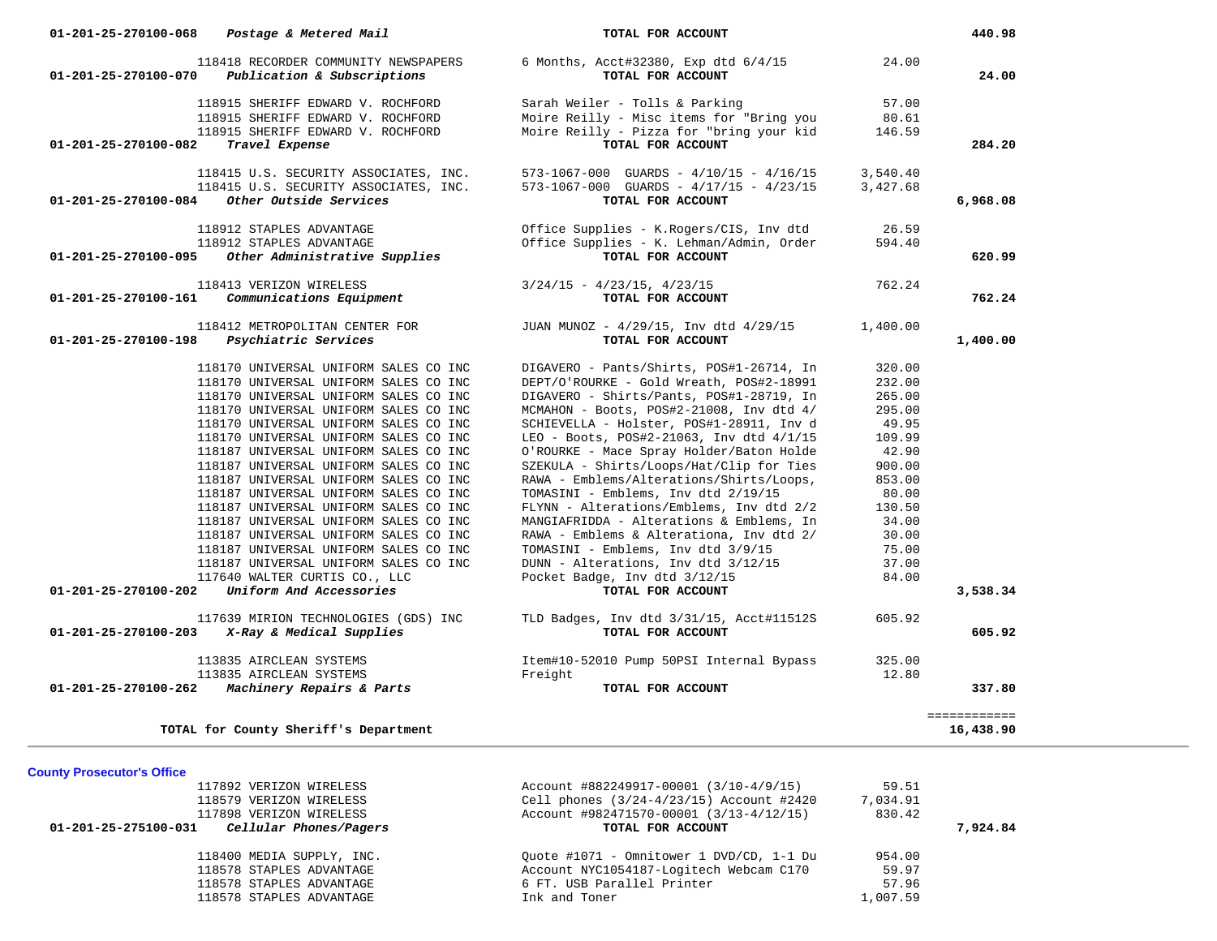| Account | Vendor | Description | Amount | Total |
|---|---|---|---|---|
| 01-201-25-270100-068 *Postage & Metered Mail* | | **TOTAL FOR ACCOUNT** | | **440.98** |
| | 118418 RECORDER COMMUNITY NEWSPAPERS | 6 Months, Acct#32380, Exp dtd 6/4/15 | 24.00 | |
| 01-201-25-270100-070 *Publication & Subscriptions* | | **TOTAL FOR ACCOUNT** | | **24.00** |
| | 118915 SHERIFF EDWARD V. ROCHFORD | Sarah Weiler - Tolls & Parking | 57.00 | |
| | 118915 SHERIFF EDWARD V. ROCHFORD | Moire Reilly - Misc items for "Bring you | 80.61 | |
| | 118915 SHERIFF EDWARD V. ROCHFORD | Moire Reilly - Pizza for "bring your kid | 146.59 | |
| 01-201-25-270100-082 *Travel Expense* | | **TOTAL FOR ACCOUNT** | | **284.20** |
| | 118415 U.S. SECURITY ASSOCIATES, INC. | 573-1067-000 GUARDS - 4/10/15 - 4/16/15 | 3,540.40 | |
| | 118415 U.S. SECURITY ASSOCIATES, INC. | 573-1067-000 GUARDS - 4/17/15 - 4/23/15 | 3,427.68 | |
| 01-201-25-270100-084 *Other Outside Services* | | **TOTAL FOR ACCOUNT** | | **6,968.08** |
| | 118912 STAPLES ADVANTAGE | Office Supplies - K.Rogers/CIS, Inv dtd | 26.59 | |
| | 118912 STAPLES ADVANTAGE | Office Supplies - K. Lehman/Admin, Order | 594.40 | |
| 01-201-25-270100-095 *Other Administrative Supplies* | | **TOTAL FOR ACCOUNT** | | **620.99** |
| | 118413 VERIZON WIRELESS | 3/24/15 - 4/23/15, 4/23/15 | 762.24 | |
| 01-201-25-270100-161 *Communications Equipment* | | **TOTAL FOR ACCOUNT** | | **762.24** |
| | 118412 METROPOLITAN CENTER FOR | JUAN MUNOZ - 4/29/15, Inv dtd 4/29/15 | 1,400.00 | |
| 01-201-25-270100-198 *Psychiatric Services* | | **TOTAL FOR ACCOUNT** | | **1,400.00** |
| | 118170 UNIVERSAL UNIFORM SALES CO INC | DIGAVERO - Pants/Shirts, POS#1-26714, In | 320.00 | |
| | 118170 UNIVERSAL UNIFORM SALES CO INC | DEPT/O'ROURKE - Gold Wreath, POS#2-18991 | 232.00 | |
| | 118170 UNIVERSAL UNIFORM SALES CO INC | DIGAVERO - Shirts/Pants, POS#1-28719, In | 265.00 | |
| | 118170 UNIVERSAL UNIFORM SALES CO INC | MCMAHON - Boots, POS#2-21008, Inv dtd 4/ | 295.00 | |
| | 118170 UNIVERSAL UNIFORM SALES CO INC | SCHIEVELLA - Holster, POS#1-28911, Inv d | 49.95 | |
| | 118170 UNIVERSAL UNIFORM SALES CO INC | LEO - Boots, POS#2-21063, Inv dtd 4/1/15 | 109.99 | |
| | 118187 UNIVERSAL UNIFORM SALES CO INC | O'ROURKE - Mace Spray Holder/Baton Holde | 42.90 | |
| | 118187 UNIVERSAL UNIFORM SALES CO INC | SZEKULA - Shirts/Loops/Hat/Clip for Ties | 900.00 | |
| | 118187 UNIVERSAL UNIFORM SALES CO INC | RAWA - Emblems/Alterations/Shirts/Loops, | 853.00 | |
| | 118187 UNIVERSAL UNIFORM SALES CO INC | TOMASINI - Emblems, Inv dtd 2/19/15 | 80.00 | |
| | 118187 UNIVERSAL UNIFORM SALES CO INC | FLYNN - Alterations/Emblems, Inv dtd 2/2 | 130.50 | |
| | 118187 UNIVERSAL UNIFORM SALES CO INC | MANGIAFRIDDA - Alterations & Emblems, In | 34.00 | |
| | 118187 UNIVERSAL UNIFORM SALES CO INC | RAWA - Emblems & Alterationa, Inv dtd 2/ | 30.00 | |
| | 118187 UNIVERSAL UNIFORM SALES CO INC | TOMASINI - Emblems, Inv dtd 3/9/15 | 75.00 | |
| | 118187 UNIVERSAL UNIFORM SALES CO INC | DUNN - Alterations, Inv dtd 3/12/15 | 37.00 | |
| | 117640 WALTER CURTIS CO., LLC | Pocket Badge, Inv dtd 3/12/15 | 84.00 | |
| 01-201-25-270100-202 *Uniform And Accessories* | | **TOTAL FOR ACCOUNT** | | **3,538.34** |
| | 117639 MIRION TECHNOLOGIES (GDS) INC | TLD Badges, Inv dtd 3/31/15, Acct#11512S | 605.92 | |
| 01-201-25-270100-203 *X-Ray & Medical Supplies* | | **TOTAL FOR ACCOUNT** | | **605.92** |
| | 113835 AIRCLEAN SYSTEMS | Item#10-52010 Pump 50PSI Internal Bypass | 325.00 | |
| | 113835 AIRCLEAN SYSTEMS | Freight | 12.80 | |
| 01-201-25-270100-262 *Machinery Repairs & Parts* | | **TOTAL FOR ACCOUNT** | | **337.80** |
| | | | | ============ |
| **TOTAL for County Sheriff's Department** | | | | **16,438.90** |

**County Prosecutor's Office**

| Account | Vendor | Description | Amount | Total |
|---|---|---|---|---|
| | 117892 VERIZON WIRELESS | Account #882249917-00001 (3/10-4/9/15) | 59.51 | |
| | 118579 VERIZON WIRELESS | Cell phones (3/24-4/23/15) Account #2420 | 7,034.91 | |
| | 117898 VERIZON WIRELESS | Account #982471570-00001 (3/13-4/12/15) | 830.42 | |
| 01-201-25-275100-031 *Cellular Phones/Pagers* | | **TOTAL FOR ACCOUNT** | | **7,924.84** |
| | 118400 MEDIA SUPPLY, INC. | Quote #1071 - Omnitower 1 DVD/CD, 1-1 Du | 954.00 | |
| | 118578 STAPLES ADVANTAGE | Account NYC1054187-Logitech Webcam C170 | 59.97 | |
| | 118578 STAPLES ADVANTAGE | 6 FT. USB Parallel Printer | 57.96 | |
| | 118578 STAPLES ADVANTAGE | Ink and Toner | 1,007.59 | |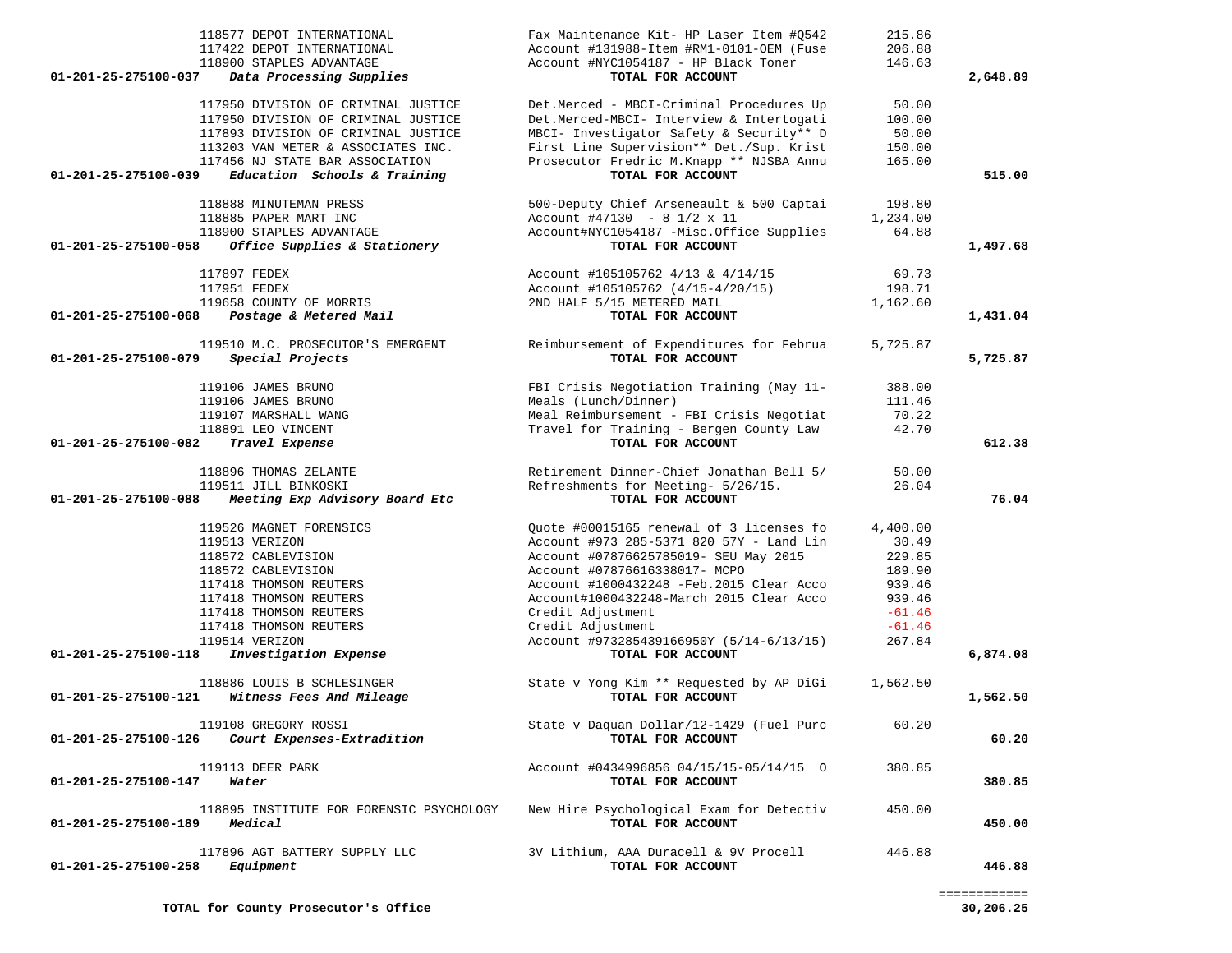| Account | Vendor | Description | Amount | Total |
|---|---|---|---|---|
| | 118577 DEPOT INTERNATIONAL | Fax Maintenance Kit- HP Laser Item #Q542 | 215.86 | |
| | 117422 DEPOT INTERNATIONAL | Account #131988-Item #RM1-0101-OEM (Fuse | 206.88 | |
| | 118900 STAPLES ADVANTAGE | Account #NYC1054187 - HP Black Toner | 146.63 | |
| **01-201-25-275100-037** | ***Data Processing Supplies*** | **TOTAL FOR ACCOUNT** | | **2,648.89** |
| | 117950 DIVISION OF CRIMINAL JUSTICE | Det.Merced - MBCI-Criminal Procedures Up | 50.00 | |
| | 117950 DIVISION OF CRIMINAL JUSTICE | Det.Merced-MBCI- Interview & Intertogati | 100.00 | |
| | 117893 DIVISION OF CRIMINAL JUSTICE | MBCI- Investigator Safety & Security** D | 50.00 | |
| | 113203 VAN METER & ASSOCIATES INC. | First Line Supervision** Det./Sup. Krist | 150.00 | |
| | 117456 NJ STATE BAR ASSOCIATION | Prosecutor Fredric M.Knapp ** NJSBA Annu | 165.00 | |
| **01-201-25-275100-039** | ***Education Schools & Training*** | **TOTAL FOR ACCOUNT** | | **515.00** |
| | 118888 MINUTEMAN PRESS | 500-Deputy Chief Arseneault & 500 Captai | 198.80 | |
| | 118885 PAPER MART INC | Account #47130 - 8 1/2 x 11 | 1,234.00 | |
| | 118900 STAPLES ADVANTAGE | Account#NYC1054187 -Misc.Office Supplies | 64.88 | |
| **01-201-25-275100-058** | ***Office Supplies & Stationery*** | **TOTAL FOR ACCOUNT** | | **1,497.68** |
| | 117897 FEDEX | Account #105105762 4/13 & 4/14/15 | 69.73 | |
| | 117951 FEDEX | Account #105105762 (4/15-4/20/15) | 198.71 | |
| | 119658 COUNTY OF MORRIS | 2ND HALF 5/15 METERED MAIL | 1,162.60 | |
| **01-201-25-275100-068** | ***Postage & Metered Mail*** | **TOTAL FOR ACCOUNT** | | **1,431.04** |
| | 119510 M.C. PROSECUTOR'S EMERGENT | Reimbursement of Expenditures for Februa | 5,725.87 | |
| **01-201-25-275100-079** | ***Special Projects*** | **TOTAL FOR ACCOUNT** | | **5,725.87** |
| | 119106 JAMES BRUNO | FBI Crisis Negotiation Training (May 11- | 388.00 | |
| | 119106 JAMES BRUNO | Meals (Lunch/Dinner) | 111.46 | |
| | 119107 MARSHALL WANG | Meal Reimbursement - FBI Crisis Negotiat | 70.22 | |
| | 118891 LEO VINCENT | Travel for Training - Bergen County Law | 42.70 | |
| **01-201-25-275100-082** | ***Travel Expense*** | **TOTAL FOR ACCOUNT** | | **612.38** |
| | 118896 THOMAS ZELANTE | Retirement Dinner-Chief Jonathan Bell 5/ | 50.00 | |
| | 119511 JILL BINKOSKI | Refreshments for Meeting- 5/26/15. | 26.04 | |
| **01-201-25-275100-088** | ***Meeting Exp Advisory Board Etc*** | **TOTAL FOR ACCOUNT** | | **76.04** |
| | 119526 MAGNET FORENSICS | Quote #00015165 renewal of 3 licenses fo | 4,400.00 | |
| | 119513 VERIZON | Account #973 285-5371 820 57Y - Land Lin | 30.49 | |
| | 118572 CABLEVISION | Account #07876625785019- SEU May 2015 | 229.85 | |
| | 118572 CABLEVISION | Account #07876616338017- MCPO | 189.90 | |
| | 117418 THOMSON REUTERS | Account #1000432248 -Feb.2015 Clear Acco | 939.46 | |
| | 117418 THOMSON REUTERS | Account#1000432248-March 2015 Clear Acco | 939.46 | |
| | 117418 THOMSON REUTERS | Credit Adjustment | -61.46 | |
| | 117418 THOMSON REUTERS | Credit Adjustment | -61.46 | |
| | 119514 VERIZON | Account #973285439166950Y (5/14-6/13/15) | 267.84 | |
| **01-201-25-275100-118** | ***Investigation Expense*** | **TOTAL FOR ACCOUNT** | | **6,874.08** |
| | 118886 LOUIS B SCHLESINGER | State v Yong Kim ** Requested by AP DiGi | 1,562.50 | |
| **01-201-25-275100-121** | ***Witness Fees And Mileage*** | **TOTAL FOR ACCOUNT** | | **1,562.50** |
| | 119108 GREGORY ROSSI | State v Daquan Dollar/12-1429 (Fuel Purc | 60.20 | |
| **01-201-25-275100-126** | ***Court Expenses-Extradition*** | **TOTAL FOR ACCOUNT** | | **60.20** |
| | 119113 DEER PARK | Account #0434996856 04/15/15-05/14/15 O | 380.85 | |
| **01-201-25-275100-147** | ***Water*** | **TOTAL FOR ACCOUNT** | | **380.85** |
| | 118895 INSTITUTE FOR FORENSIC PSYCHOLOGY | New Hire Psychological Exam for Detectiv | 450.00 | |
| **01-201-25-275100-189** | ***Medical*** | **TOTAL FOR ACCOUNT** | | **450.00** |
| | 117896 AGT BATTERY SUPPLY LLC | 3V Lithium, AAA Duracell & 9V Procell | 446.88 | |
| **01-201-25-275100-258** | ***Equipment*** | **TOTAL FOR ACCOUNT** | | **446.88** |
| | | | | ============ |
| **TOTAL for County Prosecutor's Office** | | | | **30,206.25** |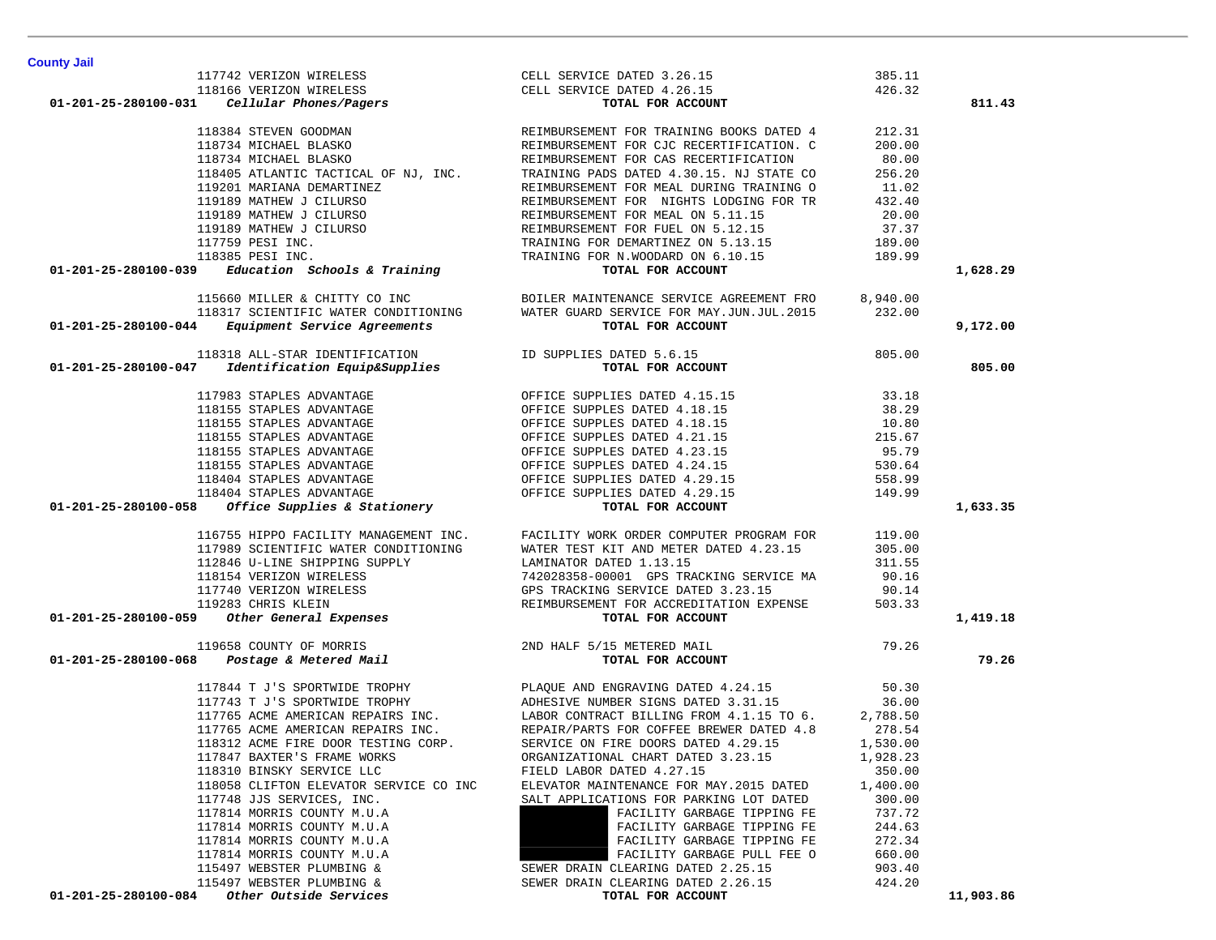**County Jail**

| Account | Vendor | Description | Amount | Total |
|---|---|---|---|---|
| | 117742 VERIZON WIRELESS | CELL SERVICE DATED 3.26.15 | 385.11 | |
| | 118166 VERIZON WIRELESS | CELL SERVICE DATED 4.26.15 | 426.32 | |
| **01-201-25-280100-031** | ***Cellular Phones/Pagers*** | **TOTAL FOR ACCOUNT** | | **811.43** |
| | 118384 STEVEN GOODMAN | REIMBURSEMENT FOR TRAINING BOOKS DATED 4 | 212.31 | |
| | 118734 MICHAEL BLASKO | REIMBURSEMENT FOR CJC RECERTIFICATION. C | 200.00 | |
| | 118734 MICHAEL BLASKO | REIMBURSEMENT FOR CAS RECERTIFICATION | 80.00 | |
| | 118405 ATLANTIC TACTICAL OF NJ, INC. | TRAINING PADS DATED 4.30.15. NJ STATE CO | 256.20 | |
| | 119201 MARIANA DEMARTINEZ | REIMBURSEMENT FOR MEAL DURING TRAINING O | 11.02 | |
| | 119189 MATHEW J CILURSO | REIMBURSEMENT FOR NIGHTS LODGING FOR TR | 432.40 | |
| | 119189 MATHEW J CILURSO | REIMBURSEMENT FOR MEAL ON 5.11.15 | 20.00 | |
| | 119189 MATHEW J CILURSO | REIMBURSEMENT FOR FUEL ON 5.12.15 | 37.37 | |
| | 117759 PESI INC. | TRAINING FOR DEMARTINEZ ON 5.13.15 | 189.00 | |
| | 118385 PESI INC. | TRAINING FOR N.WOODARD ON 6.10.15 | 189.99 | |
| **01-201-25-280100-039** | ***Education Schools & Training*** | **TOTAL FOR ACCOUNT** | | **1,628.29** |
| | 115660 MILLER & CHITTY CO INC | BOILER MAINTENANCE SERVICE AGREEMENT FRO | 8,940.00 | |
| | 118317 SCIENTIFIC WATER CONDITIONING | WATER GUARD SERVICE FOR MAY.JUN.JUL.2015 | 232.00 | |
| **01-201-25-280100-044** | ***Equipment Service Agreements*** | **TOTAL FOR ACCOUNT** | | **9,172.00** |
| | 118318 ALL-STAR IDENTIFICATION | ID SUPPLIES DATED 5.6.15 | 805.00 | |
| **01-201-25-280100-047** | ***Identification Equip&Supplies*** | **TOTAL FOR ACCOUNT** | | **805.00** |
| | 117983 STAPLES ADVANTAGE | OFFICE SUPPLIES DATED 4.15.15 | 33.18 | |
| | 118155 STAPLES ADVANTAGE | OFFICE SUPPLES DATED 4.18.15 | 38.29 | |
| | 118155 STAPLES ADVANTAGE | OFFICE SUPPLES DATED 4.18.15 | 10.80 | |
| | 118155 STAPLES ADVANTAGE | OFFICE SUPPLES DATED 4.21.15 | 215.67 | |
| | 118155 STAPLES ADVANTAGE | OFFICE SUPPLES DATED 4.23.15 | 95.79 | |
| | 118155 STAPLES ADVANTAGE | OFFICE SUPPLES DATED 4.24.15 | 530.64 | |
| | 118404 STAPLES ADVANTAGE | OFFICE SUPPLIES DATED 4.29.15 | 558.99 | |
| | 118404 STAPLES ADVANTAGE | OFFICE SUPPLIES DATED 4.29.15 | 149.99 | |
| **01-201-25-280100-058** | ***Office Supplies & Stationery*** | **TOTAL FOR ACCOUNT** | | **1,633.35** |
| | 116755 HIPPO FACILITY MANAGEMENT INC. | FACILITY WORK ORDER COMPUTER PROGRAM FOR | 119.00 | |
| | 117989 SCIENTIFIC WATER CONDITIONING | WATER TEST KIT AND METER DATED 4.23.15 | 305.00 | |
| | 112846 U-LINE SHIPPING SUPPLY | LAMINATOR DATED 1.13.15 | 311.55 | |
| | 118154 VERIZON WIRELESS | 742028358-00001 GPS TRACKING SERVICE MA | 90.16 | |
| | 117740 VERIZON WIRELESS | GPS TRACKING SERVICE DATED 3.23.15 | 90.14 | |
| | 119283 CHRIS KLEIN | REIMBURSEMENT FOR ACCREDITATION EXPENSE | 503.33 | |
| **01-201-25-280100-059** | ***Other General Expenses*** | **TOTAL FOR ACCOUNT** | | **1,419.18** |
| | 119658 COUNTY OF MORRIS | 2ND HALF 5/15 METERED MAIL | 79.26 | |
| **01-201-25-280100-068** | ***Postage & Metered Mail*** | **TOTAL FOR ACCOUNT** | | **79.26** |
| | 117844 T J'S SPORTWIDE TROPHY | PLAQUE AND ENGRAVING DATED 4.24.15 | 50.30 | |
| | 117743 T J'S SPORTWIDE TROPHY | ADHESIVE NUMBER SIGNS DATED 3.31.15 | 36.00 | |
| | 117765 ACME AMERICAN REPAIRS INC. | LABOR CONTRACT BILLING FROM 4.1.15 TO 6. | 2,788.50 | |
| | 117765 ACME AMERICAN REPAIRS INC. | REPAIR/PARTS FOR COFFEE BREWER DATED 4.8 | 278.54 | |
| | 118312 ACME FIRE DOOR TESTING CORP. | SERVICE ON FIRE DOORS DATED 4.29.15 | 1,530.00 | |
| | 117847 BAXTER'S FRAME WORKS | ORGANIZATIONAL CHART DATED 3.23.15 | 1,928.23 | |
| | 118310 BINSKY SERVICE LLC | FIELD LABOR DATED 4.27.15 | 350.00 | |
| | 118058 CLIFTON ELEVATOR SERVICE CO INC | ELEVATOR MAINTENANCE FOR MAY.2015 DATED | 1,400.00 | |
| | 117748 JJS SERVICES, INC. | SALT APPLICATIONS FOR PARKING LOT DATED | 300.00 | |
| | 117814 MORRIS COUNTY M.U.A | FACILITY GARBAGE TIPPING FE | 737.72 | |
| | 117814 MORRIS COUNTY M.U.A | FACILITY GARBAGE TIPPING FE | 244.63 | |
| | 117814 MORRIS COUNTY M.U.A | FACILITY GARBAGE TIPPING FE | 272.34 | |
| | 117814 MORRIS COUNTY M.U.A | FACILITY GARBAGE PULL FEE O | 660.00 | |
| | 115497 WEBSTER PLUMBING & | SEWER DRAIN CLEARING DATED 2.25.15 | 903.40 | |
| | 115497 WEBSTER PLUMBING & | SEWER DRAIN CLEARING DATED 2.26.15 | 424.20 | |
| **01-201-25-280100-084** | ***Other Outside Services*** | **TOTAL FOR ACCOUNT** | | **11,903.86** |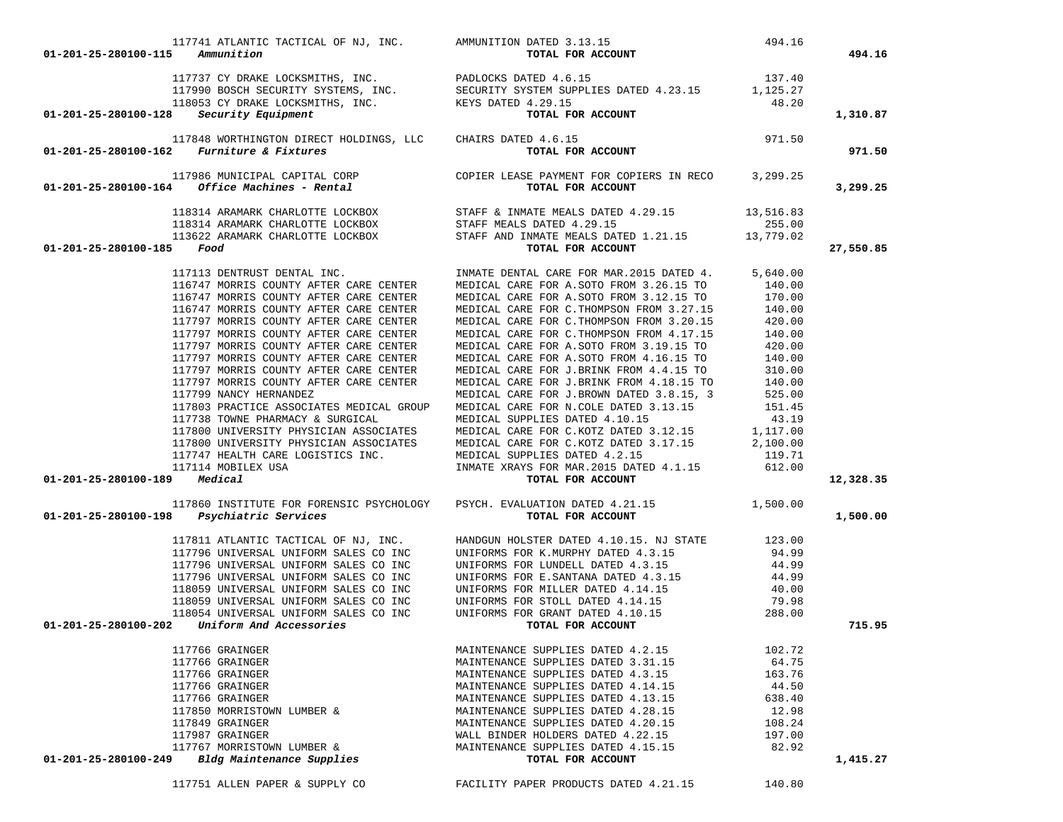| Account | Vendor | Description | Amount | Total |
|---|---|---|---|---|
| | 117741 ATLANTIC TACTICAL OF NJ, INC. | AMMUNITION DATED 3.13.15 | 494.16 | |
| 01-201-25-280100-115 *Ammunition* | | **TOTAL FOR ACCOUNT** | | **494.16** |
| | 117737 CY DRAKE LOCKSMITHS, INC. | PADLOCKS DATED 4.6.15 | 137.40 | |
| | 117990 BOSCH SECURITY SYSTEMS, INC. | SECURITY SYSTEM SUPPLIES DATED 4.23.15 | 1,125.27 | |
| | 118053 CY DRAKE LOCKSMITHS, INC. | KEYS DATED 4.29.15 | 48.20 | |
| 01-201-25-280100-128 *Security Equipment* | | **TOTAL FOR ACCOUNT** | | **1,310.87** |
| | 117848 WORTHINGTON DIRECT HOLDINGS, LLC | CHAIRS DATED 4.6.15 | 971.50 | |
| 01-201-25-280100-162 *Furniture & Fixtures* | | **TOTAL FOR ACCOUNT** | | **971.50** |
| | 117986 MUNICIPAL CAPITAL CORP | COPIER LEASE PAYMENT FOR COPIERS IN RECO | 3,299.25 | |
| 01-201-25-280100-164 *Office Machines - Rental* | | **TOTAL FOR ACCOUNT** | | **3,299.25** |
| | 118314 ARAMARK CHARLOTTE LOCKBOX | STAFF & INMATE MEALS DATED 4.29.15 | 13,516.83 | |
| | 118314 ARAMARK CHARLOTTE LOCKBOX | STAFF MEALS DATED 4.29.15 | 255.00 | |
| | 113622 ARAMARK CHARLOTTE LOCKBOX | STAFF AND INMATE MEALS DATED 1.21.15 | 13,779.02 | |
| 01-201-25-280100-185 *Food* | | **TOTAL FOR ACCOUNT** | | **27,550.85** |
| | 117113 DENTRUST DENTAL INC. | INMATE DENTAL CARE FOR MAR.2015 DATED 4. | 5,640.00 | |
| | 116747 MORRIS COUNTY AFTER CARE CENTER | MEDICAL CARE FOR A.SOTO FROM 3.26.15 TO | 140.00 | |
| | 116747 MORRIS COUNTY AFTER CARE CENTER | MEDICAL CARE FOR A.SOTO FROM 3.12.15 TO | 170.00 | |
| | 116747 MORRIS COUNTY AFTER CARE CENTER | MEDICAL CARE FOR C.THOMPSON FROM 3.27.15 | 140.00 | |
| | 117797 MORRIS COUNTY AFTER CARE CENTER | MEDICAL CARE FOR C.THOMPSON FROM 3.20.15 | 420.00 | |
| | 117797 MORRIS COUNTY AFTER CARE CENTER | MEDICAL CARE FOR C.THOMPSON FROM 4.17.15 | 140.00 | |
| | 117797 MORRIS COUNTY AFTER CARE CENTER | MEDICAL CARE FOR A.SOTO FROM 3.19.15 TO | 420.00 | |
| | 117797 MORRIS COUNTY AFTER CARE CENTER | MEDICAL CARE FOR A.SOTO FROM 4.16.15 TO | 140.00 | |
| | 117797 MORRIS COUNTY AFTER CARE CENTER | MEDICAL CARE FOR J.BRINK FROM 4.4.15 TO | 310.00 | |
| | 117797 MORRIS COUNTY AFTER CARE CENTER | MEDICAL CARE FOR J.BRINK FROM 4.18.15 TO | 140.00 | |
| | 117799 NANCY HERNANDEZ | MEDICAL CARE FOR J.BROWN DATED 3.8.15, 3 | 525.00 | |
| | 117803 PRACTICE ASSOCIATES MEDICAL GROUP | MEDICAL CARE FOR N.COLE DATED 3.13.15 | 151.45 | |
| | 117738 TOWNE PHARMACY & SURGICAL | MEDICAL SUPPLIES DATED 4.10.15 | 43.19 | |
| | 117800 UNIVERSITY PHYSICIAN ASSOCIATES | MEDICAL CARE FOR C.KOTZ DATED 3.12.15 | 1,117.00 | |
| | 117800 UNIVERSITY PHYSICIAN ASSOCIATES | MEDICAL CARE FOR C.KOTZ DATED 3.17.15 | 2,100.00 | |
| | 117747 HEALTH CARE LOGISTICS INC. | MEDICAL SUPPLIES DATED 4.2.15 | 119.71 | |
| | 117114 MOBILEX USA | INMATE XRAYS FOR MAR.2015 DATED 4.1.15 | 612.00 | |
| 01-201-25-280100-189 *Medical* | | **TOTAL FOR ACCOUNT** | | **12,328.35** |
| | 117860 INSTITUTE FOR FORENSIC PSYCHOLOGY | PSYCH. EVALUATION DATED 4.21.15 | 1,500.00 | |
| 01-201-25-280100-198 *Psychiatric Services* | | **TOTAL FOR ACCOUNT** | | **1,500.00** |
| | 117811 ATLANTIC TACTICAL OF NJ, INC. | HANDGUN HOLSTER DATED 4.10.15. NJ STATE | 123.00 | |
| | 117796 UNIVERSAL UNIFORM SALES CO INC | UNIFORMS FOR K.MURPHY DATED 4.3.15 | 94.99 | |
| | 117796 UNIVERSAL UNIFORM SALES CO INC | UNIFORMS FOR LUNDELL DATED 4.3.15 | 44.99 | |
| | 117796 UNIVERSAL UNIFORM SALES CO INC | UNIFORMS FOR E.SANTANA DATED 4.3.15 | 44.99 | |
| | 118059 UNIVERSAL UNIFORM SALES CO INC | UNIFORMS FOR MILLER DATED 4.14.15 | 40.00 | |
| | 118059 UNIVERSAL UNIFORM SALES CO INC | UNIFORMS FOR STOLL DATED 4.14.15 | 79.98 | |
| | 118054 UNIVERSAL UNIFORM SALES CO INC | UNIFORMS FOR GRANT DATED 4.10.15 | 288.00 | |
| 01-201-25-280100-202 *Uniform And Accessories* | | **TOTAL FOR ACCOUNT** | | **715.95** |
| | 117766 GRAINGER | MAINTENANCE SUPPLIES DATED 4.2.15 | 102.72 | |
| | 117766 GRAINGER | MAINTENANCE SUPPLIES DATED 3.31.15 | 64.75 | |
| | 117766 GRAINGER | MAINTENANCE SUPPLIES DATED 4.3.15 | 163.76 | |
| | 117766 GRAINGER | MAINTENANCE SUPPLIES DATED 4.14.15 | 44.50 | |
| | 117766 GRAINGER | MAINTENANCE SUPPLIES DATED 4.13.15 | 638.40 | |
| | 117850 MORRISTOWN LUMBER & | MAINTENANCE SUPPLIES DATED 4.28.15 | 12.98 | |
| | 117849 GRAINGER | MAINTENANCE SUPPLIES DATED 4.20.15 | 108.24 | |
| | 117987 GRAINGER | WALL BINDER HOLDERS DATED 4.22.15 | 197.00 | |
| | 117767 MORRISTOWN LUMBER & | MAINTENANCE SUPPLIES DATED 4.15.15 | 82.92 | |
| 01-201-25-280100-249 *Bldg Maintenance Supplies* | | **TOTAL FOR ACCOUNT** | | **1,415.27** |
| | 117751 ALLEN PAPER & SUPPLY CO | FACILITY PAPER PRODUCTS DATED 4.21.15 | 140.80 | |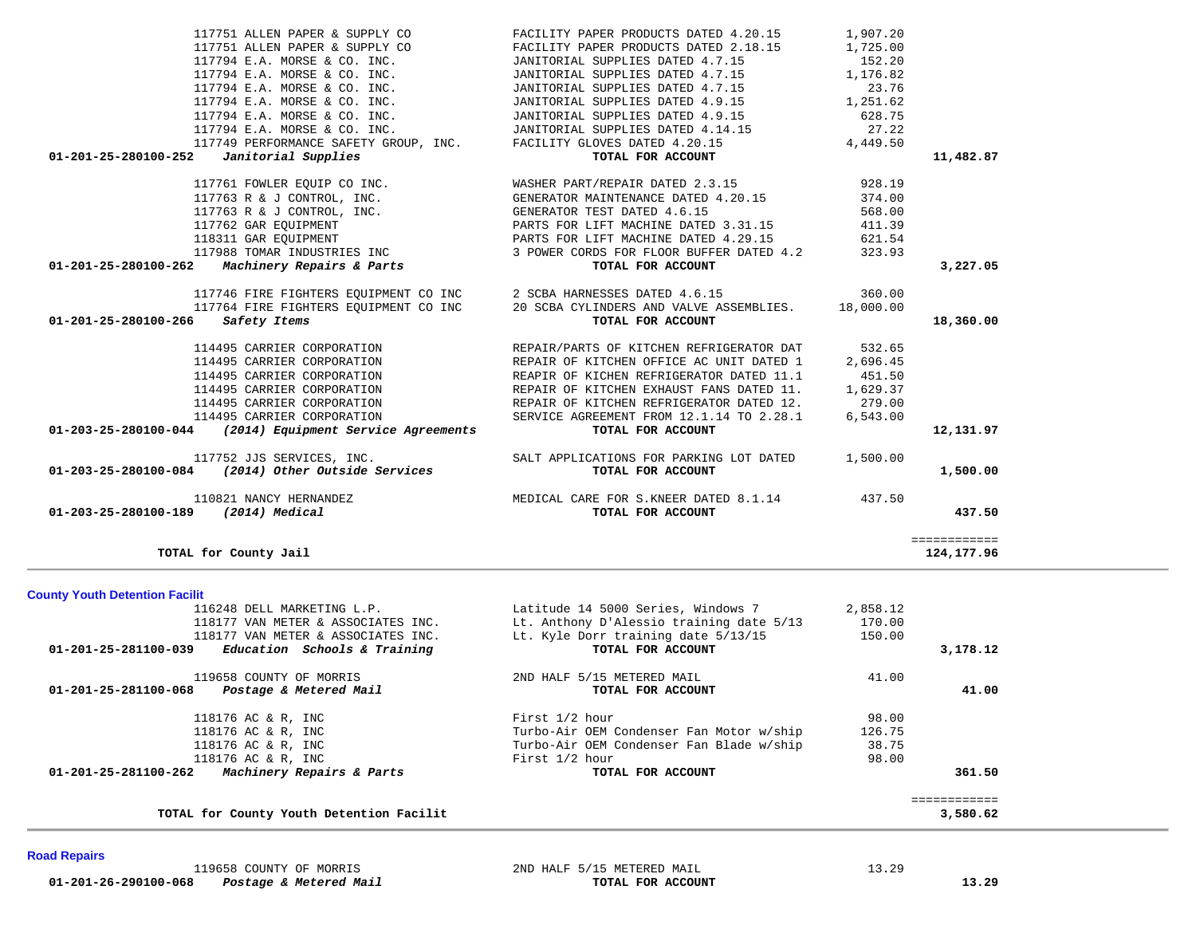| Account | Vendor | Description | Amount | Total |
|---|---|---|---|---|
| | 117751 ALLEN PAPER & SUPPLY CO | FACILITY PAPER PRODUCTS DATED 4.20.15 | 1,907.20 | |
| | 117751 ALLEN PAPER & SUPPLY CO | FACILITY PAPER PRODUCTS DATED 2.18.15 | 1,725.00 | |
| | 117794 E.A. MORSE & CO. INC. | JANITORIAL SUPPLIES DATED 4.7.15 | 152.20 | |
| | 117794 E.A. MORSE & CO. INC. | JANITORIAL SUPPLIES DATED 4.7.15 | 1,176.82 | |
| | 117794 E.A. MORSE & CO. INC. | JANITORIAL SUPPLIES DATED 4.7.15 | 23.76 | |
| | 117794 E.A. MORSE & CO. INC. | JANITORIAL SUPPLIES DATED 4.9.15 | 1,251.62 | |
| | 117794 E.A. MORSE & CO. INC. | JANITORIAL SUPPLIES DATED 4.9.15 | 628.75 | |
| | 117794 E.A. MORSE & CO. INC. | JANITORIAL SUPPLIES DATED 4.14.15 | 27.22 | |
| | 117749 PERFORMANCE SAFETY GROUP, INC. | FACILITY GLOVES DATED 4.20.15 | 4,449.50 | |
| **01-201-25-280100-252** | ***Janitorial Supplies*** | **TOTAL FOR ACCOUNT** | | **11,482.87** |
| | 117761 FOWLER EQUIP CO INC. | WASHER PART/REPAIR DATED 2.3.15 | 928.19 | |
| | 117763 R & J CONTROL, INC. | GENERATOR MAINTENANCE DATED 4.20.15 | 374.00 | |
| | 117763 R & J CONTROL, INC. | GENERATOR TEST DATED 4.6.15 | 568.00 | |
| | 117762 GAR EQUIPMENT | PARTS FOR LIFT MACHINE DATED 3.31.15 | 411.39 | |
| | 118311 GAR EQUIPMENT | PARTS FOR LIFT MACHINE DATED 4.29.15 | 621.54 | |
| | 117988 TOMAR INDUSTRIES INC | 3 POWER CORDS FOR FLOOR BUFFER DATED 4.2 | 323.93 | |
| **01-201-25-280100-262** | ***Machinery Repairs & Parts*** | **TOTAL FOR ACCOUNT** | | **3,227.05** |
| | 117746 FIRE FIGHTERS EQUIPMENT CO INC | 2 SCBA HARNESSES DATED 4.6.15 | 360.00 | |
| | 117764 FIRE FIGHTERS EQUIPMENT CO INC | 20 SCBA CYLINDERS AND VALVE ASSEMBLIES. | 18,000.00 | |
| **01-201-25-280100-266** | ***Safety Items*** | **TOTAL FOR ACCOUNT** | | **18,360.00** |
| | 114495 CARRIER CORPORATION | REPAIR/PARTS OF KITCHEN REFRIGERATOR DAT | 532.65 | |
| | 114495 CARRIER CORPORATION | REPAIR OF KITCHEN OFFICE AC UNIT DATED 1 | 2,696.45 | |
| | 114495 CARRIER CORPORATION | REAPIR OF KICHEN REFRIGERATOR DATED 11.1 | 451.50 | |
| | 114495 CARRIER CORPORATION | REPAIR OF KITCHEN EXHAUST FANS DATED 11. | 1,629.37 | |
| | 114495 CARRIER CORPORATION | REPAIR OF KITCHEN REFRIGERATOR DATED 12. | 279.00 | |
| | 114495 CARRIER CORPORATION | SERVICE AGREEMENT FROM 12.1.14 TO 2.28.1 | 6,543.00 | |
| **01-203-25-280100-044** | ***(2014) Equipment Service Agreements*** | **TOTAL FOR ACCOUNT** | | **12,131.97** |
| | 117752 JJS SERVICES, INC. | SALT APPLICATIONS FOR PARKING LOT DATED | 1,500.00 | |
| **01-203-25-280100-084** | ***(2014) Other Outside Services*** | **TOTAL FOR ACCOUNT** | | **1,500.00** |
| | 110821 NANCY HERNANDEZ | MEDICAL CARE FOR S.KNEER DATED 8.1.14 | 437.50 | |
| **01-203-25-280100-189** | ***(2014) Medical*** | **TOTAL FOR ACCOUNT** | | **437.50** |

**TOTAL for County Jail** — ============ **124,177.96**

## County Youth Detention Facilit

| Account | Vendor | Description | Amount | Total |
|---|---|---|---|---|
| | 116248 DELL MARKETING L.P. | Latitude 14 5000 Series, Windows 7 | 2,858.12 | |
| | 118177 VAN METER & ASSOCIATES INC. | Lt. Anthony D'Alessio training date 5/13 | 170.00 | |
| | 118177 VAN METER & ASSOCIATES INC. | Lt. Kyle Dorr training date 5/13/15 | 150.00 | |
| **01-201-25-281100-039** | ***Education Schools & Training*** | **TOTAL FOR ACCOUNT** | | **3,178.12** |
| | 119658 COUNTY OF MORRIS | 2ND HALF 5/15 METERED MAIL | 41.00 | |
| **01-201-25-281100-068** | ***Postage & Metered Mail*** | **TOTAL FOR ACCOUNT** | | **41.00** |
| | 118176 AC & R, INC | First 1/2 hour | 98.00 | |
| | 118176 AC & R, INC | Turbo-Air OEM Condenser Fan Motor w/ship | 126.75 | |
| | 118176 AC & R, INC | Turbo-Air OEM Condenser Fan Blade w/ship | 38.75 | |
| | 118176 AC & R, INC | First 1/2 hour | 98.00 | |
| **01-201-25-281100-262** | ***Machinery Repairs & Parts*** | **TOTAL FOR ACCOUNT** | | **361.50** |

**TOTAL for County Youth Detention Facilit** — ============ **3,580.62**

## Road Repairs

| Account | Vendor | Description | Amount | Total |
|---|---|---|---|---|
| | 119658 COUNTY OF MORRIS | 2ND HALF 5/15 METERED MAIL | 13.29 | |
| **01-201-26-290100-068** | ***Postage & Metered Mail*** | **TOTAL FOR ACCOUNT** | | **13.29** |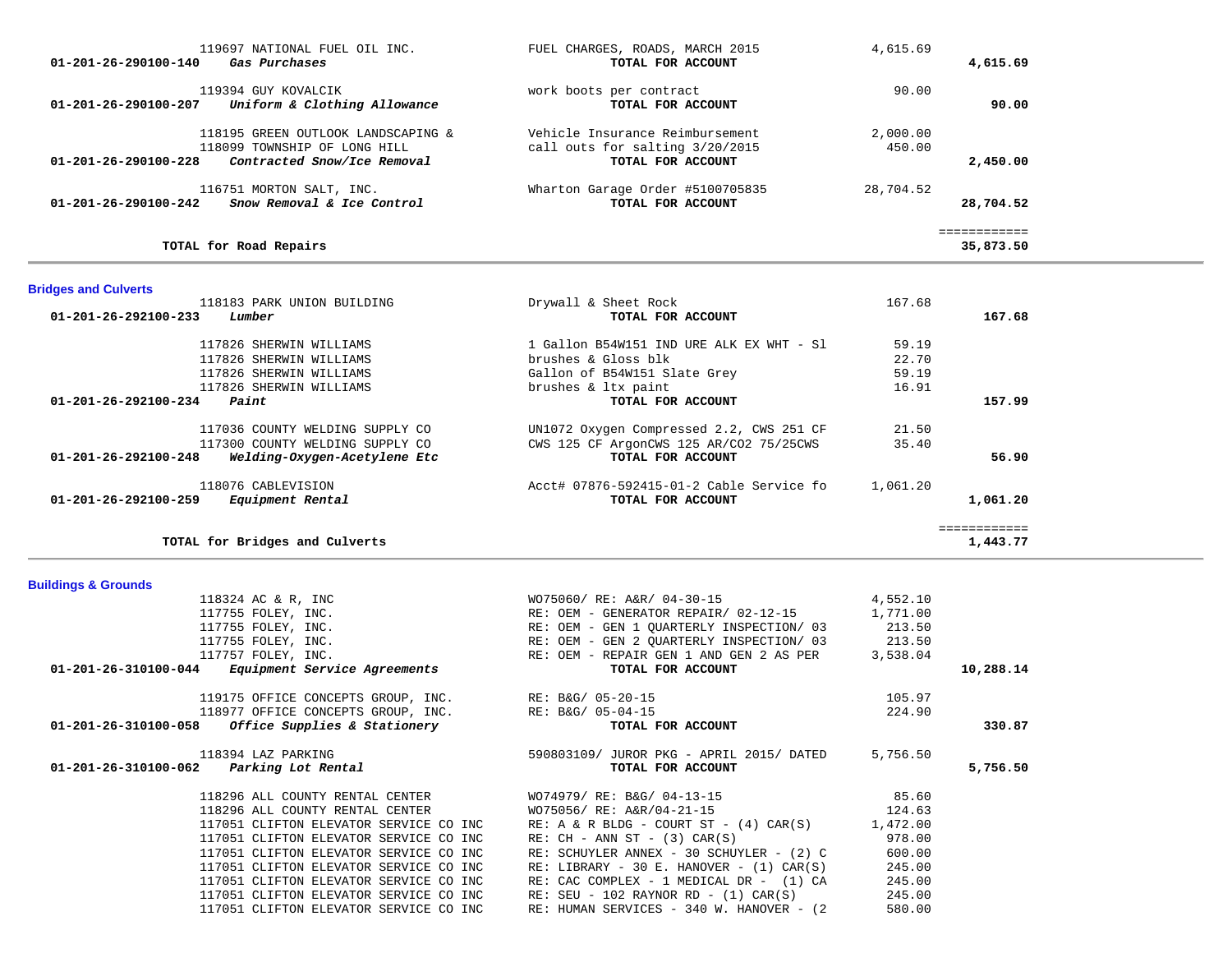| Account | Vendor / Account Name | Description | Amount | Total |
|---|---|---|---|---|
| | 119697 NATIONAL FUEL OIL INC. | FUEL CHARGES, ROADS, MARCH 2015 | 4,615.69 | |
| **01-201-26-290100-140** | ***Gas Purchases*** | **TOTAL FOR ACCOUNT** | | **4,615.69** |
| | 119394 GUY KOVALCIK | work boots per contract | 90.00 | |
| **01-201-26-290100-207** | ***Uniform & Clothing Allowance*** | **TOTAL FOR ACCOUNT** | | **90.00** |
| | 118195 GREEN OUTLOOK LANDSCAPING & | Vehicle Insurance Reimbursement | 2,000.00 | |
| | 118099 TOWNSHIP OF LONG HILL | call outs for salting 3/20/2015 | 450.00 | |
| **01-201-26-290100-228** | ***Contracted Snow/Ice Removal*** | **TOTAL FOR ACCOUNT** | | **2,450.00** |
| | 116751 MORTON SALT, INC. | Wharton Garage Order #5100705835 | 28,704.52 | |
| **01-201-26-290100-242** | ***Snow Removal & Ice Control*** | **TOTAL FOR ACCOUNT** | | **28,704.52** |
| | | | | ============ |
| | **TOTAL for Road Repairs** | | | **35,873.50** |

## Bridges and Culverts

| Account | Vendor / Account Name | Description | Amount | Total |
|---|---|---|---|---|
| | 118183 PARK UNION BUILDING | Drywall & Sheet Rock | 167.68 | |
| **01-201-26-292100-233** | ***Lumber*** | **TOTAL FOR ACCOUNT** | | **167.68** |
| | 117826 SHERWIN WILLIAMS | 1 Gallon B54W151 IND URE ALK EX WHT - Sl | 59.19 | |
| | 117826 SHERWIN WILLIAMS | brushes & Gloss blk | 22.70 | |
| | 117826 SHERWIN WILLIAMS | Gallon of B54W151 Slate Grey | 59.19 | |
| | 117826 SHERWIN WILLIAMS | brushes & ltx paint | 16.91 | |
| **01-201-26-292100-234** | ***Paint*** | **TOTAL FOR ACCOUNT** | | **157.99** |
| | 117036 COUNTY WELDING SUPPLY CO | UN1072 Oxygen Compressed 2.2, CWS 251 CF | 21.50 | |
| | 117300 COUNTY WELDING SUPPLY CO | CWS 125 CF ArgonCWS 125 AR/CO2 75/25CWS | 35.40 | |
| **01-201-26-292100-248** | ***Welding-Oxygen-Acetylene Etc*** | **TOTAL FOR ACCOUNT** | | **56.90** |
| | 118076 CABLEVISION | Acct# 07876-592415-01-2 Cable Service fo | 1,061.20 | |
| **01-201-26-292100-259** | ***Equipment Rental*** | **TOTAL FOR ACCOUNT** | | **1,061.20** |
| | | | | ============ |
| | **TOTAL for Bridges and Culverts** | | | **1,443.77** |

## Buildings & Grounds

| Account | Vendor / Account Name | Description | Amount | Total |
|---|---|---|---|---|
| | 118324 AC & R, INC | WO75060/ RE: A&R/ 04-30-15 | 4,552.10 | |
| | 117755 FOLEY, INC. | RE: OEM - GENERATOR REPAIR/ 02-12-15 | 1,771.00 | |
| | 117755 FOLEY, INC. | RE: OEM - GEN 1 QUARTERLY INSPECTION/ 03 | 213.50 | |
| | 117755 FOLEY, INC. | RE: OEM - GEN 2 QUARTERLY INSPECTION/ 03 | 213.50 | |
| | 117757 FOLEY, INC. | RE: OEM - REPAIR GEN 1 AND GEN 2 AS PER | 3,538.04 | |
| **01-201-26-310100-044** | ***Equipment Service Agreements*** | **TOTAL FOR ACCOUNT** | | **10,288.14** |
| | 119175 OFFICE CONCEPTS GROUP, INC. | RE: B&G/ 05-20-15 | 105.97 | |
| | 118977 OFFICE CONCEPTS GROUP, INC. | RE: B&G/ 05-04-15 | 224.90 | |
| **01-201-26-310100-058** | ***Office Supplies & Stationery*** | **TOTAL FOR ACCOUNT** | | **330.87** |
| | 118394 LAZ PARKING | 590803109/ JUROR PKG - APRIL 2015/ DATED | 5,756.50 | |
| **01-201-26-310100-062** | ***Parking Lot Rental*** | **TOTAL FOR ACCOUNT** | | **5,756.50** |
| | 118296 ALL COUNTY RENTAL CENTER | WO74979/ RE: B&G/ 04-13-15 | 85.60 | |
| | 118296 ALL COUNTY RENTAL CENTER | WO75056/ RE: A&R/04-21-15 | 124.63 | |
| | 117051 CLIFTON ELEVATOR SERVICE CO INC | RE: A & R BLDG - COURT ST - (4) CAR(S) | 1,472.00 | |
| | 117051 CLIFTON ELEVATOR SERVICE CO INC | RE: CH - ANN ST - (3) CAR(S) | 978.00 | |
| | 117051 CLIFTON ELEVATOR SERVICE CO INC | RE: SCHUYLER ANNEX - 30 SCHUYLER - (2) C | 600.00 | |
| | 117051 CLIFTON ELEVATOR SERVICE CO INC | RE: LIBRARY - 30 E. HANOVER - (1) CAR(S) | 245.00 | |
| | 117051 CLIFTON ELEVATOR SERVICE CO INC | RE: CAC COMPLEX - 1 MEDICAL DR - (1) CA | 245.00 | |
| | 117051 CLIFTON ELEVATOR SERVICE CO INC | RE: SEU - 102 RAYNOR RD - (1) CAR(S) | 245.00 | |
| | 117051 CLIFTON ELEVATOR SERVICE CO INC | RE: HUMAN SERVICES - 340 W. HANOVER - (2 | 580.00 | |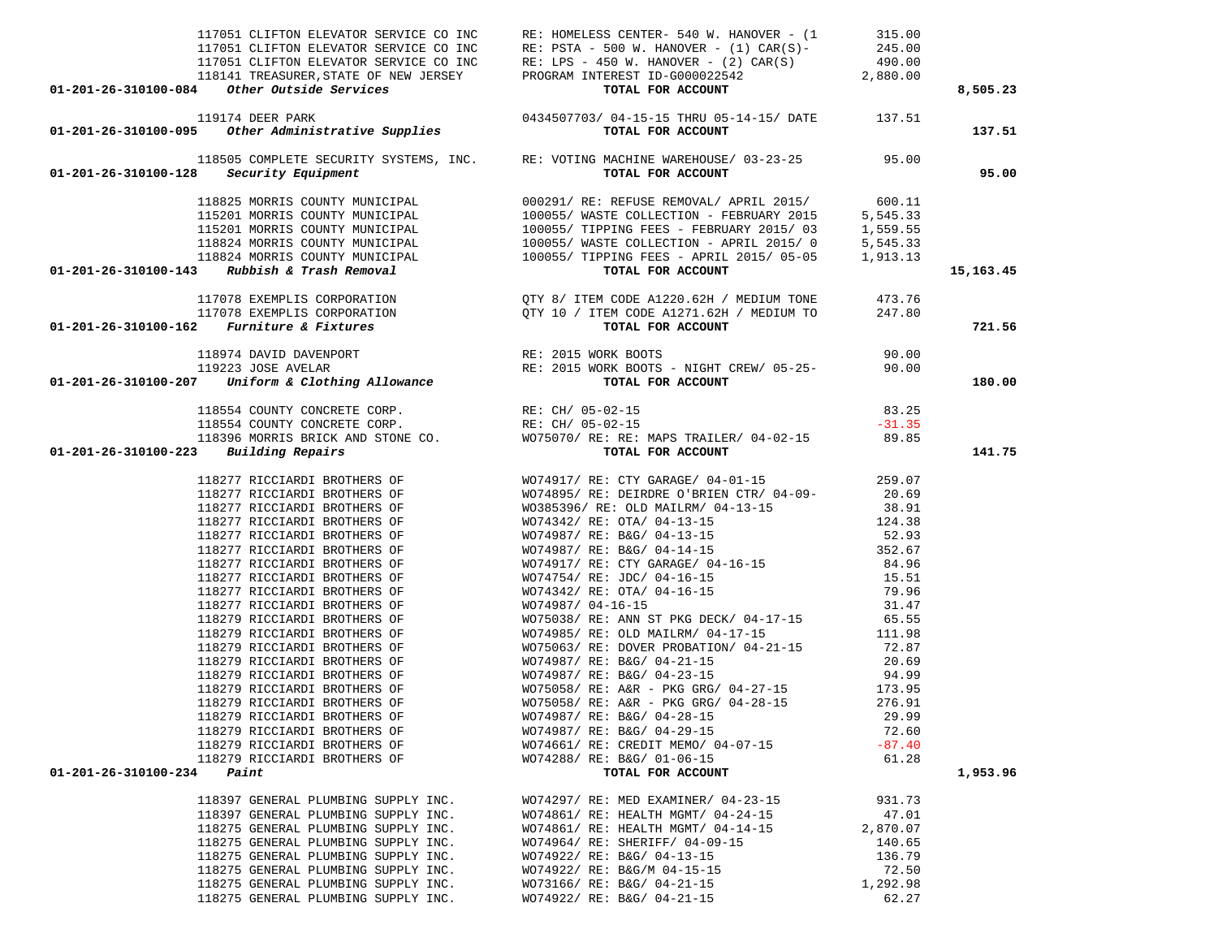| Account | Vendor | Description | Amount | Total |
|---|---|---|---|---|
| | 117051 CLIFTON ELEVATOR SERVICE CO INC | RE: HOMELESS CENTER- 540 W. HANOVER - (1 | 315.00 | |
| | 117051 CLIFTON ELEVATOR SERVICE CO INC | RE: PSTA - 500 W. HANOVER - (1) CAR(S)- | 245.00 | |
| | 117051 CLIFTON ELEVATOR SERVICE CO INC | RE: LPS - 450 W. HANOVER - (2) CAR(S) | 490.00 | |
| | 118141 TREASURER,STATE OF NEW JERSEY | PROGRAM INTEREST ID-G000022542 | 2,880.00 | |
| **01-201-26-310100-084** | ***Other Outside Services*** | **TOTAL FOR ACCOUNT** | | **8,505.23** |
| | 119174 DEER PARK | 0434507703/ 04-15-15 THRU 05-14-15/ DATE | 137.51 | |
| **01-201-26-310100-095** | ***Other Administrative Supplies*** | **TOTAL FOR ACCOUNT** | | **137.51** |
| | 118505 COMPLETE SECURITY SYSTEMS, INC. | RE: VOTING MACHINE WAREHOUSE/ 03-23-25 | 95.00 | |
| **01-201-26-310100-128** | ***Security Equipment*** | **TOTAL FOR ACCOUNT** | | **95.00** |
| | 118825 MORRIS COUNTY MUNICIPAL | 000291/ RE: REFUSE REMOVAL/ APRIL 2015/ | 600.11 | |
| | 115201 MORRIS COUNTY MUNICIPAL | 100055/ WASTE COLLECTION - FEBRUARY 2015 | 5,545.33 | |
| | 115201 MORRIS COUNTY MUNICIPAL | 100055/ TIPPING FEES - FEBRUARY 2015/ 03 | 1,559.55 | |
| | 118824 MORRIS COUNTY MUNICIPAL | 100055/ WASTE COLLECTION - APRIL 2015/ 0 | 5,545.33 | |
| | 118824 MORRIS COUNTY MUNICIPAL | 100055/ TIPPING FEES - APRIL 2015/ 05-05 | 1,913.13 | |
| **01-201-26-310100-143** | ***Rubbish & Trash Removal*** | **TOTAL FOR ACCOUNT** | | **15,163.45** |
| | 117078 EXEMPLIS CORPORATION | QTY 8/ ITEM CODE A1220.62H / MEDIUM TONE | 473.76 | |
| | 117078 EXEMPLIS CORPORATION | QTY 10 / ITEM CODE A1271.62H / MEDIUM TO | 247.80 | |
| **01-201-26-310100-162** | ***Furniture & Fixtures*** | **TOTAL FOR ACCOUNT** | | **721.56** |
| | 118974 DAVID DAVENPORT | RE: 2015 WORK BOOTS | 90.00 | |
| | 119223 JOSE AVELAR | RE: 2015 WORK BOOTS - NIGHT CREW/ 05-25- | 90.00 | |
| **01-201-26-310100-207** | ***Uniform & Clothing Allowance*** | **TOTAL FOR ACCOUNT** | | **180.00** |
| | 118554 COUNTY CONCRETE CORP. | RE: CH/ 05-02-15 | 83.25 | |
| | 118554 COUNTY CONCRETE CORP. | RE: CH/ 05-02-15 | -31.35 | |
| | 118396 MORRIS BRICK AND STONE CO. | WO75070/ RE: RE: MAPS TRAILER/ 04-02-15 | 89.85 | |
| **01-201-26-310100-223** | ***Building Repairs*** | **TOTAL FOR ACCOUNT** | | **141.75** |
| | 118277 RICCIARDI BROTHERS OF | WO74917/ RE: CTY GARAGE/ 04-01-15 | 259.07 | |
| | 118277 RICCIARDI BROTHERS OF | WO74895/ RE: DEIRDRE O'BRIEN CTR/ 04-09- | 20.69 | |
| | 118277 RICCIARDI BROTHERS OF | WO385396/ RE: OLD MAILRM/ 04-13-15 | 38.91 | |
| | 118277 RICCIARDI BROTHERS OF | WO74342/ RE: OTA/ 04-13-15 | 124.38 | |
| | 118277 RICCIARDI BROTHERS OF | WO74987/ RE: B&G/ 04-13-15 | 52.93 | |
| | 118277 RICCIARDI BROTHERS OF | WO74987/ RE: B&G/ 04-14-15 | 352.67 | |
| | 118277 RICCIARDI BROTHERS OF | WO74917/ RE: CTY GARAGE/ 04-16-15 | 84.96 | |
| | 118277 RICCIARDI BROTHERS OF | WO74754/ RE: JDC/ 04-16-15 | 15.51 | |
| | 118277 RICCIARDI BROTHERS OF | WO74342/ RE: OTA/ 04-16-15 | 79.96 | |
| | 118277 RICCIARDI BROTHERS OF | WO74987/ 04-16-15 | 31.47 | |
| | 118279 RICCIARDI BROTHERS OF | WO75038/ RE: ANN ST PKG DECK/ 04-17-15 | 65.55 | |
| | 118279 RICCIARDI BROTHERS OF | WO74985/ RE: OLD MAILRM/ 04-17-15 | 111.98 | |
| | 118279 RICCIARDI BROTHERS OF | WO75063/ RE: DOVER PROBATION/ 04-21-15 | 72.87 | |
| | 118279 RICCIARDI BROTHERS OF | WO74987/ RE: B&G/ 04-21-15 | 20.69 | |
| | 118279 RICCIARDI BROTHERS OF | WO74987/ RE: B&G/ 04-23-15 | 94.99 | |
| | 118279 RICCIARDI BROTHERS OF | WO75058/ RE: A&R - PKG GRG/ 04-27-15 | 173.95 | |
| | 118279 RICCIARDI BROTHERS OF | WO75058/ RE: A&R - PKG GRG/ 04-28-15 | 276.91 | |
| | 118279 RICCIARDI BROTHERS OF | WO74987/ RE: B&G/ 04-28-15 | 29.99 | |
| | 118279 RICCIARDI BROTHERS OF | WO74987/ RE: B&G/ 04-29-15 | 72.60 | |
| | 118279 RICCIARDI BROTHERS OF | WO74661/ RE: CREDIT MEMO/ 04-07-15 | -87.40 | |
| | 118279 RICCIARDI BROTHERS OF | WO74288/ RE: B&G/ 01-06-15 | 61.28 | |
| **01-201-26-310100-234** | ***Paint*** | **TOTAL FOR ACCOUNT** | | **1,953.96** |
| | 118397 GENERAL PLUMBING SUPPLY INC. | WO74297/ RE: MED EXAMINER/ 04-23-15 | 931.73 | |
| | 118397 GENERAL PLUMBING SUPPLY INC. | WO74861/ RE: HEALTH MGMT/ 04-24-15 | 47.01 | |
| | 118275 GENERAL PLUMBING SUPPLY INC. | WO74861/ RE: HEALTH MGMT/ 04-14-15 | 2,870.07 | |
| | 118275 GENERAL PLUMBING SUPPLY INC. | WO74964/ RE: SHERIFF/ 04-09-15 | 140.65 | |
| | 118275 GENERAL PLUMBING SUPPLY INC. | WO74922/ RE: B&G/ 04-13-15 | 136.79 | |
| | 118275 GENERAL PLUMBING SUPPLY INC. | WO74922/ RE: B&G/M 04-15-15 | 72.50 | |
| | 118275 GENERAL PLUMBING SUPPLY INC. | WO73166/ RE: B&G/ 04-21-15 | 1,292.98 | |
| | 118275 GENERAL PLUMBING SUPPLY INC. | WO74922/ RE: B&G/ 04-21-15 | 62.27 | |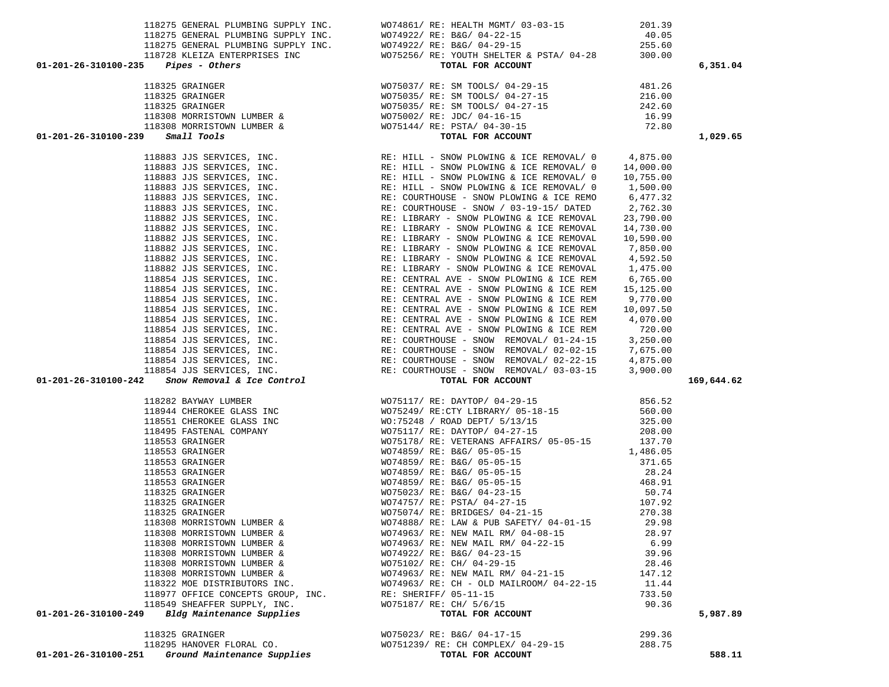| Account | Vendor | Description | Amount | Total |
|---|---|---|---|---|
| | 118275 GENERAL PLUMBING SUPPLY INC. | WO74861/ RE: HEALTH MGMT/ 03-03-15 | 201.39 | |
| | 118275 GENERAL PLUMBING SUPPLY INC. | WO74922/ RE: B&G/ 04-22-15 | 40.05 | |
| | 118275 GENERAL PLUMBING SUPPLY INC. | WO74922/ RE: B&G/ 04-29-15 | 255.60 | |
| | 118728 KLEIZA ENTERPRISES INC | WO75256/ RE: YOUTH SHELTER & PSTA/ 04-28 | 300.00 | |
| **01-201-26-310100-235** *Pipes - Others* | | **TOTAL FOR ACCOUNT** | | **6,351.04** |
| | 118325 GRAINGER | WO75037/ RE: SM TOOLS/ 04-29-15 | 481.26 | |
| | 118325 GRAINGER | WO75035/ RE: SM TOOLS/ 04-27-15 | 216.00 | |
| | 118325 GRAINGER | WO75035/ RE: SM TOOLS/ 04-27-15 | 242.60 | |
| | 118308 MORRISTOWN LUMBER & | WO75002/ RE: JDC/ 04-16-15 | 16.99 | |
| | 118308 MORRISTOWN LUMBER & | WO75144/ RE: PSTA/ 04-30-15 | 72.80 | |
| **01-201-26-310100-239** *Small Tools* | | **TOTAL FOR ACCOUNT** | | **1,029.65** |
| | 118883 JJS SERVICES, INC. | RE: HILL - SNOW PLOWING & ICE REMOVAL/ 0 | 4,875.00 | |
| | 118883 JJS SERVICES, INC. | RE: HILL - SNOW PLOWING & ICE REMOVAL/ 0 | 14,000.00 | |
| | 118883 JJS SERVICES, INC. | RE: HILL - SNOW PLOWING & ICE REMOVAL/ 0 | 10,755.00 | |
| | 118883 JJS SERVICES, INC. | RE: HILL - SNOW PLOWING & ICE REMOVAL/ 0 | 1,500.00 | |
| | 118883 JJS SERVICES, INC. | RE: COURTHOUSE - SNOW PLOWING & ICE REMO | 6,477.32 | |
| | 118883 JJS SERVICES, INC. | RE: COURTHOUSE - SNOW / 03-19-15/ DATED | 2,762.30 | |
| | 118882 JJS SERVICES, INC. | RE: LIBRARY - SNOW PLOWING & ICE REMOVAL | 23,790.00 | |
| | 118882 JJS SERVICES, INC. | RE: LIBRARY - SNOW PLOWING & ICE REMOVAL | 14,730.00 | |
| | 118882 JJS SERVICES, INC. | RE: LIBRARY - SNOW PLOWING & ICE REMOVAL | 10,590.00 | |
| | 118882 JJS SERVICES, INC. | RE: LIBRARY - SNOW PLOWING & ICE REMOVAL | 7,850.00 | |
| | 118882 JJS SERVICES, INC. | RE: LIBRARY - SNOW PLOWING & ICE REMOVAL | 4,592.50 | |
| | 118882 JJS SERVICES, INC. | RE: LIBRARY - SNOW PLOWING & ICE REMOVAL | 1,475.00 | |
| | 118854 JJS SERVICES, INC. | RE: CENTRAL AVE - SNOW PLOWING & ICE REM | 6,765.00 | |
| | 118854 JJS SERVICES, INC. | RE: CENTRAL AVE - SNOW PLOWING & ICE REM | 15,125.00 | |
| | 118854 JJS SERVICES, INC. | RE: CENTRAL AVE - SNOW PLOWING & ICE REM | 9,770.00 | |
| | 118854 JJS SERVICES, INC. | RE: CENTRAL AVE - SNOW PLOWING & ICE REM | 10,097.50 | |
| | 118854 JJS SERVICES, INC. | RE: CENTRAL AVE - SNOW PLOWING & ICE REM | 4,070.00 | |
| | 118854 JJS SERVICES, INC. | RE: CENTRAL AVE - SNOW PLOWING & ICE REM | 720.00 | |
| | 118854 JJS SERVICES, INC. | RE: COURTHOUSE - SNOW REMOVAL/ 01-24-15 | 3,250.00 | |
| | 118854 JJS SERVICES, INC. | RE: COURTHOUSE - SNOW REMOVAL/ 02-02-15 | 7,675.00 | |
| | 118854 JJS SERVICES, INC. | RE: COURTHOUSE - SNOW REMOVAL/ 02-22-15 | 4,875.00 | |
| | 118854 JJS SERVICES, INC. | RE: COURTHOUSE - SNOW REMOVAL/ 03-03-15 | 3,900.00 | |
| **01-201-26-310100-242** *Snow Removal & Ice Control* | | **TOTAL FOR ACCOUNT** | | **169,644.62** |
| | 118282 BAYWAY LUMBER | WO75117/ RE: DAYTOP/ 04-29-15 | 856.52 | |
| | 118944 CHEROKEE GLASS INC | WO75249/ RE:CTY LIBRARY/ 05-18-15 | 560.00 | |
| | 118551 CHEROKEE GLASS INC | WO:75248 / ROAD DEPT/ 5/13/15 | 325.00 | |
| | 118495 FASTENAL COMPANY | WO75117/ RE: DAYTOP/ 04-27-15 | 208.00 | |
| | 118553 GRAINGER | WO75178/ RE: VETERANS AFFAIRS/ 05-05-15 | 137.70 | |
| | 118553 GRAINGER | WO74859/ RE: B&G/ 05-05-15 | 1,486.05 | |
| | 118553 GRAINGER | WO74859/ RE: B&G/ 05-05-15 | 371.65 | |
| | 118553 GRAINGER | WO74859/ RE: B&G/ 05-05-15 | 28.24 | |
| | 118553 GRAINGER | WO74859/ RE: B&G/ 05-05-15 | 468.91 | |
| | 118325 GRAINGER | WO75023/ RE: B&G/ 04-23-15 | 50.74 | |
| | 118325 GRAINGER | WO74757/ RE: PSTA/ 04-27-15 | 107.92 | |
| | 118325 GRAINGER | WO75074/ RE: BRIDGES/ 04-21-15 | 270.38 | |
| | 118308 MORRISTOWN LUMBER & | WO74888/ RE: LAW & PUB SAFETY/ 04-01-15 | 29.98 | |
| | 118308 MORRISTOWN LUMBER & | WO74963/ RE: NEW MAIL RM/ 04-08-15 | 28.97 | |
| | 118308 MORRISTOWN LUMBER & | WO74963/ RE: NEW MAIL RM/ 04-22-15 | 6.99 | |
| | 118308 MORRISTOWN LUMBER & | WO74922/ RE: B&G/ 04-23-15 | 39.96 | |
| | 118308 MORRISTOWN LUMBER & | WO75102/ RE: CH/ 04-29-15 | 28.46 | |
| | 118308 MORRISTOWN LUMBER & | WO74963/ RE: NEW MAIL RM/ 04-21-15 | 147.12 | |
| | 118322 MOE DISTRIBUTORS INC. | WO74963/ RE: CH - OLD MAILROOM/ 04-22-15 | 11.44 | |
| | 118977 OFFICE CONCEPTS GROUP, INC. | RE: SHERIFF/ 05-11-15 | 733.50 | |
| | 118549 SHEAFFER SUPPLY, INC. | WO75187/ RE: CH/ 5/6/15 | 90.36 | |
| **01-201-26-310100-249** *Bldg Maintenance Supplies* | | **TOTAL FOR ACCOUNT** | | **5,987.89** |
| | 118325 GRAINGER | WO75023/ RE: B&G/ 04-17-15 | 299.36 | |
| | 118295 HANOVER FLORAL CO. | WO751239/ RE: CH COMPLEX/ 04-29-15 | 288.75 | |
| **01-201-26-310100-251** *Ground Maintenance Supplies* | | **TOTAL FOR ACCOUNT** | | **588.11** |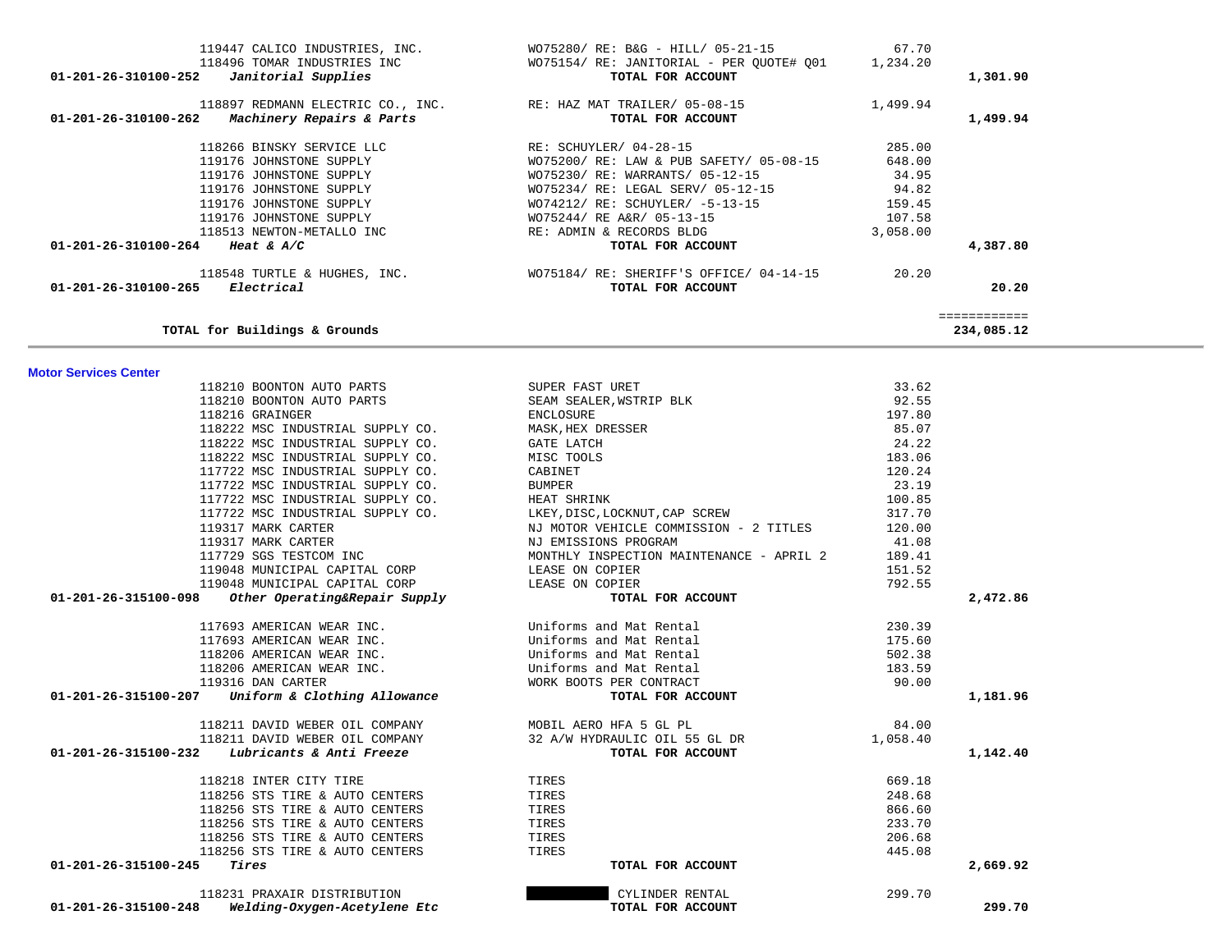| | | | |
|---|---|---|---|
| 119447 CALICO INDUSTRIES, INC. | WO75280/ RE: B&G - HILL/ 05-21-15 | 67.70 | |
| 118496 TOMAR INDUSTRIES INC | WO75154/ RE: JANITORIAL - PER QUOTE# Q01 | 1,234.20 | |
| **01-201-26-310100-252** ***Janitorial Supplies*** | **TOTAL FOR ACCOUNT** | | **1,301.90** |
| 118897 REDMANN ELECTRIC CO., INC. | RE: HAZ MAT TRAILER/ 05-08-15 | 1,499.94 | |
| **01-201-26-310100-262** ***Machinery Repairs & Parts*** | **TOTAL FOR ACCOUNT** | | **1,499.94** |
| 118266 BINSKY SERVICE LLC | RE: SCHUYLER/ 04-28-15 | 285.00 | |
| 119176 JOHNSTONE SUPPLY | WO75200/ RE: LAW & PUB SAFETY/ 05-08-15 | 648.00 | |
| 119176 JOHNSTONE SUPPLY | WO75230/ RE: WARRANTS/ 05-12-15 | 34.95 | |
| 119176 JOHNSTONE SUPPLY | WO75234/ RE: LEGAL SERV/ 05-12-15 | 94.82 | |
| 119176 JOHNSTONE SUPPLY | WO74212/ RE: SCHUYLER/ -5-13-15 | 159.45 | |
| 119176 JOHNSTONE SUPPLY | WO75244/ RE A&R/ 05-13-15 | 107.58 | |
| 118513 NEWTON-METALLO INC | RE: ADMIN & RECORDS BLDG | 3,058.00 | |
| **01-201-26-310100-264** ***Heat & A/C*** | **TOTAL FOR ACCOUNT** | | **4,387.80** |
| 118548 TURTLE & HUGHES, INC. | WO75184/ RE: SHERIFF'S OFFICE/ 04-14-15 | 20.20 | |
| **01-201-26-310100-265** ***Electrical*** | **TOTAL FOR ACCOUNT** | | **20.20** |
| | | | ============ |
| **TOTAL for Buildings & Grounds** | | | **234,085.12** |

**Motor Services Center**

| | | | |
|---|---|---|---|
| 118210 BOONTON AUTO PARTS | SUPER FAST URET | 33.62 | |
| 118210 BOONTON AUTO PARTS | SEAM SEALER,WSTRIP BLK | 92.55 | |
| 118216 GRAINGER | ENCLOSURE | 197.80 | |
| 118222 MSC INDUSTRIAL SUPPLY CO. | MASK,HEX DRESSER | 85.07 | |
| 118222 MSC INDUSTRIAL SUPPLY CO. | GATE LATCH | 24.22 | |
| 118222 MSC INDUSTRIAL SUPPLY CO. | MISC TOOLS | 183.06 | |
| 117722 MSC INDUSTRIAL SUPPLY CO. | CABINET | 120.24 | |
| 117722 MSC INDUSTRIAL SUPPLY CO. | BUMPER | 23.19 | |
| 117722 MSC INDUSTRIAL SUPPLY CO. | HEAT SHRINK | 100.85 | |
| 117722 MSC INDUSTRIAL SUPPLY CO. | LKEY,DISC,LOCKNUT,CAP SCREW | 317.70 | |
| 119317 MARK CARTER | NJ MOTOR VEHICLE COMMISSION - 2 TITLES | 120.00 | |
| 119317 MARK CARTER | NJ EMISSIONS PROGRAM | 41.08 | |
| 117729 SGS TESTCOM INC | MONTHLY INSPECTION MAINTENANCE - APRIL 2 | 189.41 | |
| 119048 MUNICIPAL CAPITAL CORP | LEASE ON COPIER | 151.52 | |
| 119048 MUNICIPAL CAPITAL CORP | LEASE ON COPIER | 792.55 | |
| **01-201-26-315100-098** ***Other Operating&Repair Supply*** | **TOTAL FOR ACCOUNT** | | **2,472.86** |
| 117693 AMERICAN WEAR INC. | Uniforms and Mat Rental | 230.39 | |
| 117693 AMERICAN WEAR INC. | Uniforms and Mat Rental | 175.60 | |
| 118206 AMERICAN WEAR INC. | Uniforms and Mat Rental | 502.38 | |
| 118206 AMERICAN WEAR INC. | Uniforms and Mat Rental | 183.59 | |
| 119316 DAN CARTER | WORK BOOTS PER CONTRACT | 90.00 | |
| **01-201-26-315100-207** ***Uniform & Clothing Allowance*** | **TOTAL FOR ACCOUNT** | | **1,181.96** |
| 118211 DAVID WEBER OIL COMPANY | MOBIL AERO HFA 5 GL PL | 84.00 | |
| 118211 DAVID WEBER OIL COMPANY | 32 A/W HYDRAULIC OIL 55 GL DR | 1,058.40 | |
| **01-201-26-315100-232** ***Lubricants & Anti Freeze*** | **TOTAL FOR ACCOUNT** | | **1,142.40** |
| 118218 INTER CITY TIRE | TIRES | 669.18 | |
| 118256 STS TIRE & AUTO CENTERS | TIRES | 248.68 | |
| 118256 STS TIRE & AUTO CENTERS | TIRES | 866.60 | |
| 118256 STS TIRE & AUTO CENTERS | TIRES | 233.70 | |
| 118256 STS TIRE & AUTO CENTERS | TIRES | 206.68 | |
| 118256 STS TIRE & AUTO CENTERS | TIRES | 445.08 | |
| **01-201-26-315100-245** ***Tires*** | **TOTAL FOR ACCOUNT** | | **2,669.92** |
| 118231 PRAXAIR DISTRIBUTION | CYLINDER RENTAL | 299.70 | |
| **01-201-26-315100-248** ***Welding-Oxygen-Acetylene Etc*** | **TOTAL FOR ACCOUNT** | | **299.70** |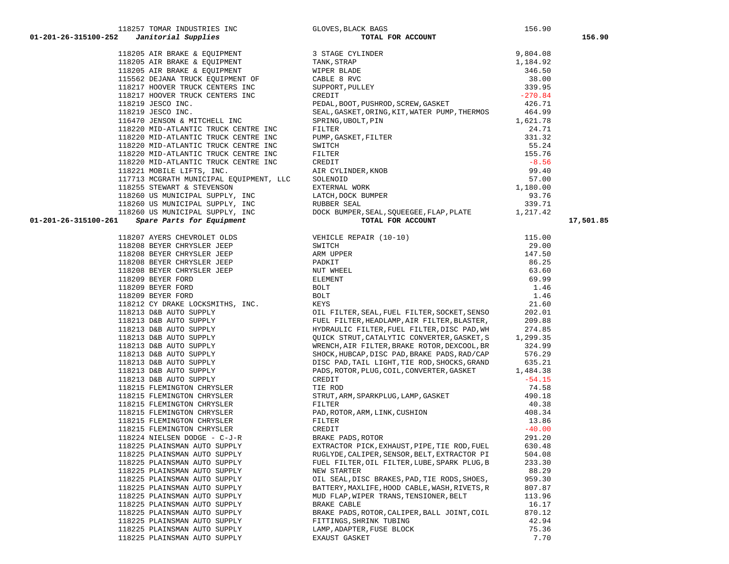| Account | Vendor | Description | Amount | Total |
|---|---|---|---|---|
| | 118257 TOMAR INDUSTRIES INC | GLOVES,BLACK BAGS | 156.90 | |
| **01-201-26-315100-252** | ***Janitorial Supplies*** | **TOTAL FOR ACCOUNT** | | **156.90** |
| | 118205 AIR BRAKE & EQUIPMENT | 3 STAGE CYLINDER | 9,804.08 | |
| | 118205 AIR BRAKE & EQUIPMENT | TANK,STRAP | 1,184.92 | |
| | 118205 AIR BRAKE & EQUIPMENT | WIPER BLADE | 346.50 | |
| | 115562 DEJANA TRUCK EQUIPMENT OF | CABLE 8 RVC | 38.00 | |
| | 118217 HOOVER TRUCK CENTERS INC | SUPPORT,PULLEY | 339.95 | |
| | 118217 HOOVER TRUCK CENTERS INC | CREDIT | -270.84 | |
| | 118219 JESCO INC. | PEDAL,BOOT,PUSHROD,SCREW,GASKET | 426.71 | |
| | 118219 JESCO INC. | SEAL,GASKET,ORING,KIT,WATER PUMP,THERMOS | 464.99 | |
| | 116470 JENSON & MITCHELL INC | SPRING,UBOLT,PIN | 1,621.78 | |
| | 118220 MID-ATLANTIC TRUCK CENTRE INC | FILTER | 24.71 | |
| | 118220 MID-ATLANTIC TRUCK CENTRE INC | PUMP,GASKET,FILTER | 331.32 | |
| | 118220 MID-ATLANTIC TRUCK CENTRE INC | SWITCH | 55.24 | |
| | 118220 MID-ATLANTIC TRUCK CENTRE INC | FILTER | 155.76 | |
| | 118220 MID-ATLANTIC TRUCK CENTRE INC | CREDIT | -8.56 | |
| | 118221 MOBILE LIFTS, INC. | AIR CYLINDER,KNOB | 99.40 | |
| | 117713 MCGRATH MUNICIPAL EQUIPMENT, LLC | SOLENOID | 57.00 | |
| | 118255 STEWART & STEVENSON | EXTERNAL WORK | 1,180.00 | |
| | 118260 US MUNICIPAL SUPPLY, INC | LATCH,DOCK BUMPER | 93.76 | |
| | 118260 US MUNICIPAL SUPPLY, INC | RUBBER SEAL | 339.71 | |
| | 118260 US MUNICIPAL SUPPLY, INC | DOCK BUMPER,SEAL,SQUEEGEE,FLAP,PLATE | 1,217.42 | |
| **01-201-26-315100-261** | ***Spare Parts for Equipment*** | **TOTAL FOR ACCOUNT** | | **17,501.85** |
| | 118207 AYERS CHEVROLET OLDS | VEHICLE REPAIR (10-10) | 115.00 | |
| | 118208 BEYER CHRYSLER JEEP | SWITCH | 29.00 | |
| | 118208 BEYER CHRYSLER JEEP | ARM UPPER | 147.50 | |
| | 118208 BEYER CHRYSLER JEEP | PADKIT | 86.25 | |
| | 118208 BEYER CHRYSLER JEEP | NUT WHEEL | 63.60 | |
| | 118209 BEYER FORD | ELEMENT | 69.99 | |
| | 118209 BEYER FORD | BOLT | 1.46 | |
| | 118209 BEYER FORD | BOLT | 1.46 | |
| | 118212 CY DRAKE LOCKSMITHS, INC. | KEYS | 21.60 | |
| | 118213 D&B AUTO SUPPLY | OIL FILTER,SEAL,FUEL FILTER,SOCKET,SENSO | 202.01 | |
| | 118213 D&B AUTO SUPPLY | FUEL FILTER,HEADLAMP,AIR FILTER,BLASTER, | 209.88 | |
| | 118213 D&B AUTO SUPPLY | HYDRAULIC FILTER,FUEL FILTER,DISC PAD,WH | 274.85 | |
| | 118213 D&B AUTO SUPPLY | QUICK STRUT,CATALYTIC CONVERTER,GASKET,S | 1,299.35 | |
| | 118213 D&B AUTO SUPPLY | WRENCH,AIR FILTER,BRAKE ROTOR,DEXCOOL,BR | 324.99 | |
| | 118213 D&B AUTO SUPPLY | SHOCK,HUBCAP,DISC PAD,BRAKE PADS,RAD/CAP | 576.29 | |
| | 118213 D&B AUTO SUPPLY | DISC PAD,TAIL LIGHT,TIE ROD,SHOCKS,GRAND | 635.21 | |
| | 118213 D&B AUTO SUPPLY | PADS,ROTOR,PLUG,COIL,CONVERTER,GASKET | 1,484.38 | |
| | 118213 D&B AUTO SUPPLY | CREDIT | -54.15 | |
| | 118215 FLEMINGTON CHRYSLER | TIE ROD | 74.58 | |
| | 118215 FLEMINGTON CHRYSLER | STRUT,ARM,SPARKPLUG,LAMP,GASKET | 490.18 | |
| | 118215 FLEMINGTON CHRYSLER | FILTER | 40.38 | |
| | 118215 FLEMINGTON CHRYSLER | PAD,ROTOR,ARM,LINK,CUSHION | 408.34 | |
| | 118215 FLEMINGTON CHRYSLER | FILTER | 13.86 | |
| | 118215 FLEMINGTON CHRYSLER | CREDIT | -40.00 | |
| | 118224 NIELSEN DODGE - C-J-R | BRAKE PADS,ROTOR | 291.20 | |
| | 118225 PLAINSMAN AUTO SUPPLY | EXTRACTOR PICK,EXHAUST,PIPE,TIE ROD,FUEL | 630.48 | |
| | 118225 PLAINSMAN AUTO SUPPLY | RUGLYDE,CALIPER,SENSOR,BELT,EXTRACTOR PI | 504.08 | |
| | 118225 PLAINSMAN AUTO SUPPLY | FUEL FILTER,OIL FILTER,LUBE,SPARK PLUG,B | 233.30 | |
| | 118225 PLAINSMAN AUTO SUPPLY | NEW STARTER | 88.29 | |
| | 118225 PLAINSMAN AUTO SUPPLY | OIL SEAL,DISC BRAKES,PAD,TIE RODS,SHOES, | 959.30 | |
| | 118225 PLAINSMAN AUTO SUPPLY | BATTERY,MAXLIFE,HOOD CABLE,WASH,RIVETS,R | 807.87 | |
| | 118225 PLAINSMAN AUTO SUPPLY | MUD FLAP,WIPER TRANS,TENSIONER,BELT | 113.96 | |
| | 118225 PLAINSMAN AUTO SUPPLY | BRAKE CABLE | 16.17 | |
| | 118225 PLAINSMAN AUTO SUPPLY | BRAKE PADS,ROTOR,CALIPER,BALL JOINT,COIL | 870.12 | |
| | 118225 PLAINSMAN AUTO SUPPLY | FITTINGS,SHRINK TUBING | 42.94 | |
| | 118225 PLAINSMAN AUTO SUPPLY | LAMP,ADAPTER,FUSE BLOCK | 75.36 | |
| | 118225 PLAINSMAN AUTO SUPPLY | EXAUST GASKET | 7.70 | |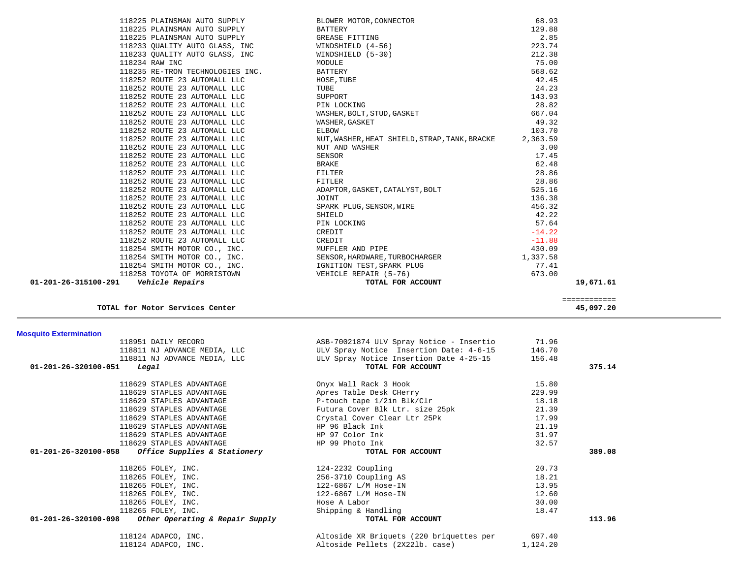| Account | Vendor | Description | Amount | Account Total |
|---|---|---|---|---|
| | 118225 PLAINSMAN AUTO SUPPLY | BLOWER MOTOR,CONNECTOR | 68.93 | |
| | 118225 PLAINSMAN AUTO SUPPLY | BATTERY | 129.88 | |
| | 118225 PLAINSMAN AUTO SUPPLY | GREASE FITTING | 2.85 | |
| | 118233 QUALITY AUTO GLASS, INC | WINDSHIELD (4-56) | 223.74 | |
| | 118233 QUALITY AUTO GLASS, INC | WINDSHIELD (5-30) | 212.38 | |
| | 118234 RAW INC | MODULE | 75.00 | |
| | 118235 RE-TRON TECHNOLOGIES INC. | BATTERY | 568.62 | |
| | 118252 ROUTE 23 AUTOMALL LLC | HOSE,TUBE | 42.45 | |
| | 118252 ROUTE 23 AUTOMALL LLC | TUBE | 24.23 | |
| | 118252 ROUTE 23 AUTOMALL LLC | SUPPORT | 143.93 | |
| | 118252 ROUTE 23 AUTOMALL LLC | PIN LOCKING | 28.82 | |
| | 118252 ROUTE 23 AUTOMALL LLC | WASHER,BOLT,STUD,GASKET | 667.04 | |
| | 118252 ROUTE 23 AUTOMALL LLC | WASHER,GASKET | 49.32 | |
| | 118252 ROUTE 23 AUTOMALL LLC | ELBOW | 103.70 | |
| | 118252 ROUTE 23 AUTOMALL LLC | NUT,WASHER,HEAT SHIELD,STRAP,TANK,BRACKE | 2,363.59 | |
| | 118252 ROUTE 23 AUTOMALL LLC | NUT AND WASHER | 3.00 | |
| | 118252 ROUTE 23 AUTOMALL LLC | SENSOR | 17.45 | |
| | 118252 ROUTE 23 AUTOMALL LLC | BRAKE | 62.48 | |
| | 118252 ROUTE 23 AUTOMALL LLC | FILTER | 28.86 | |
| | 118252 ROUTE 23 AUTOMALL LLC | FITLER | 28.86 | |
| | 118252 ROUTE 23 AUTOMALL LLC | ADAPTOR,GASKET,CATALYST,BOLT | 525.16 | |
| | 118252 ROUTE 23 AUTOMALL LLC | JOINT | 136.38 | |
| | 118252 ROUTE 23 AUTOMALL LLC | SPARK PLUG,SENSOR,WIRE | 456.32 | |
| | 118252 ROUTE 23 AUTOMALL LLC | SHIELD | 42.22 | |
| | 118252 ROUTE 23 AUTOMALL LLC | PIN LOCKING | 57.64 | |
| | 118252 ROUTE 23 AUTOMALL LLC | CREDIT | -14.22 | |
| | 118252 ROUTE 23 AUTOMALL LLC | CREDIT | -11.88 | |
| | 118254 SMITH MOTOR CO., INC. | MUFFLER AND PIPE | 430.09 | |
| | 118254 SMITH MOTOR CO., INC. | SENSOR,HARDWARE,TURBOCHARGER | 1,337.58 | |
| | 118254 SMITH MOTOR CO., INC. | IGNITION TEST,SPARK PLUG | 77.41 | |
| | 118258 TOYOTA OF MORRISTOWN | VEHICLE REPAIR (5-76) | 673.00 | |
| **01-201-26-315100-291** | ***Vehicle Repairs*** | **TOTAL FOR ACCOUNT** | | **19,671.61** |

| | |
|---|---|
| **TOTAL for Motor Services Center** | ============ **45,097.20** |

## Mosquito Extermination

| Account | Vendor | Description | Amount | Account Total |
|---|---|---|---|---|
| | 118951 DAILY RECORD | ASB-70021874 ULV Spray Notice - Insertio | 71.96 | |
| | 118811 NJ ADVANCE MEDIA, LLC | ULV Spray Notice Insertion Date: 4-6-15 | 146.70 | |
| | 118811 NJ ADVANCE MEDIA, LLC | ULV Spray Notice Insertion Date 4-25-15 | 156.48 | |
| **01-201-26-320100-051** | ***Legal*** | **TOTAL FOR ACCOUNT** | | **375.14** |
| | 118629 STAPLES ADVANTAGE | Onyx Wall Rack 3 Hook | 15.80 | |
| | 118629 STAPLES ADVANTAGE | Apres Table Desk CHerry | 229.99 | |
| | 118629 STAPLES ADVANTAGE | P-touch tape 1/2in Blk/Clr | 18.18 | |
| | 118629 STAPLES ADVANTAGE | Futura Cover Blk Ltr. size 25pk | 21.39 | |
| | 118629 STAPLES ADVANTAGE | Crystal Cover Clear Ltr 25Pk | 17.99 | |
| | 118629 STAPLES ADVANTAGE | HP 96 Black Ink | 21.19 | |
| | 118629 STAPLES ADVANTAGE | HP 97 Color Ink | 31.97 | |
| | 118629 STAPLES ADVANTAGE | HP 99 Photo Ink | 32.57 | |
| **01-201-26-320100-058** | ***Office Supplies & Stationery*** | **TOTAL FOR ACCOUNT** | | **389.08** |
| | 118265 FOLEY, INC. | 124-2232 Coupling | 20.73 | |
| | 118265 FOLEY, INC. | 256-3710 Coupling AS | 18.21 | |
| | 118265 FOLEY, INC. | 122-6867 L/M Hose-IN | 13.95 | |
| | 118265 FOLEY, INC. | 122-6867 L/M Hose-IN | 12.60 | |
| | 118265 FOLEY, INC. | Hose A Labor | 30.00 | |
| | 118265 FOLEY, INC. | Shipping & Handling | 18.47 | |
| **01-201-26-320100-098** | ***Other Operating & Repair Supply*** | **TOTAL FOR ACCOUNT** | | **113.96** |
| | 118124 ADAPCO, INC. | Altoside XR Briquets (220 briquettes per | 697.40 | |
| | 118124 ADAPCO, INC. | Altoside Pellets (2X22lb. case) | 1,124.20 | |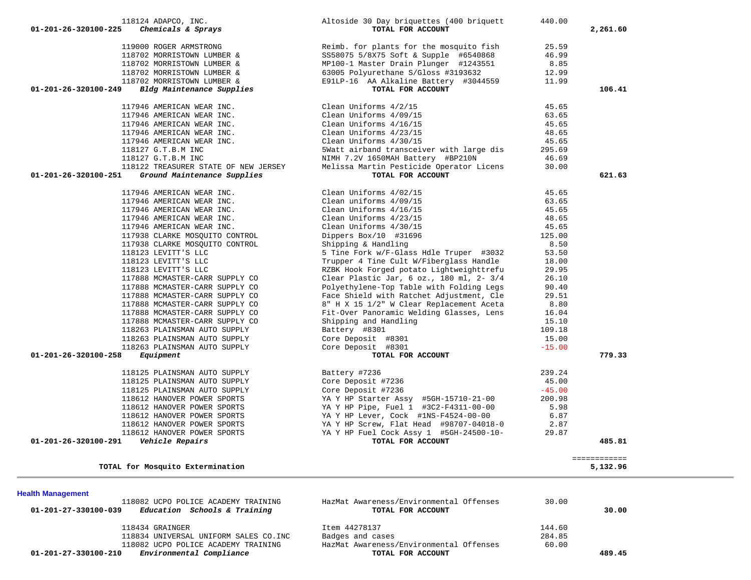| Account | Vendor | Description | Amount | Total |
|---|---|---|---|---|
| | 118124 ADAPCO, INC. | Altoside 30 Day briquettes (400 briquett | 440.00 | |
| 01-201-26-320100-225 | *Chemicals & Sprays* | TOTAL FOR ACCOUNT | | 2,261.60 |
| | 119000 ROGER ARMSTRONG | Reimb. for plants for the mosquito fish | 25.59 | |
| | 118702 MORRISTOWN LUMBER & | SS58075 5/8X75 Soft & Supple #6540868 | 46.99 | |
| | 118702 MORRISTOWN LUMBER & | MP100-1 Master Drain Plunger #1243551 | 8.85 | |
| | 118702 MORRISTOWN LUMBER & | 63005 Polyurethane S/Gloss #3193632 | 12.99 | |
| | 118702 MORRISTOWN LUMBER & | E91LP-16 AA Alkaline Battery #3044559 | 11.99 | |
| 01-201-26-320100-249 | *Bldg Maintenance Supplies* | TOTAL FOR ACCOUNT | | 106.41 |
| | 117946 AMERICAN WEAR INC. | Clean Uniforms 4/2/15 | 45.65 | |
| | 117946 AMERICAN WEAR INC. | Clean Uniforms 4/09/15 | 63.65 | |
| | 117946 AMERICAN WEAR INC. | Clean Uniforms 4/16/15 | 45.65 | |
| | 117946 AMERICAN WEAR INC. | Clean Uniforms 4/23/15 | 48.65 | |
| | 117946 AMERICAN WEAR INC. | Clean Uniforms 4/30/15 | 45.65 | |
| | 118127 G.T.B.M INC | 5Watt airband transceiver with large dis | 295.69 | |
| | 118127 G.T.B.M INC | NIMH 7.2V 1650MAH Battery #BP210N | 46.69 | |
| | 118122 TREASURER STATE OF NEW JERSEY | Melissa Martin Pesticide Operator Licens | 30.00 | |
| 01-201-26-320100-251 | *Ground Maintenance Supplies* | TOTAL FOR ACCOUNT | | 621.63 |
| | 117946 AMERICAN WEAR INC. | Clean Uniforms 4/02/15 | 45.65 | |
| | 117946 AMERICAN WEAR INC. | Clean uniforms 4/09/15 | 63.65 | |
| | 117946 AMERICAN WEAR INC. | Clean Uniforms 4/16/15 | 45.65 | |
| | 117946 AMERICAN WEAR INC. | Clean Uniforms 4/23/15 | 48.65 | |
| | 117946 AMERICAN WEAR INC. | Clean Uniforms 4/30/15 | 45.65 | |
| | 117938 CLARKE MOSQUITO CONTROL | Dippers Box/10 #31696 | 125.00 | |
| | 117938 CLARKE MOSQUITO CONTROL | Shipping & Handling | 8.50 | |
| | 118123 LEVITT'S LLC | 5 Tine Fork w/F-Glass Hdle Truper #3032 | 53.50 | |
| | 118123 LEVITT'S LLC | Trupper 4 Tine Cult W/Fiberglass Handle | 18.00 | |
| | 118123 LEVITT'S LLC | RZBK Hook Forged potato Lightweighttrefu | 29.95 | |
| | 117888 MCMASTER-CARR SUPPLY CO | Clear Plastic Jar, 6 oz., 180 ml, 2- 3/4 | 26.10 | |
| | 117888 MCMASTER-CARR SUPPLY CO | Polyethylene-Top Table with Folding Legs | 90.40 | |
| | 117888 MCMASTER-CARR SUPPLY CO | Face Shield with Ratchet Adjustment, Cle | 29.51 | |
| | 117888 MCMASTER-CARR SUPPLY CO | 8" H X 15 1/2" W Clear Replacement Aceta | 8.80 | |
| | 117888 MCMASTER-CARR SUPPLY CO | Fit-Over Panoramic Welding Glasses, Lens | 16.04 | |
| | 117888 MCMASTER-CARR SUPPLY CO | Shipping and Handling | 15.10 | |
| | 118263 PLAINSMAN AUTO SUPPLY | Battery #8301 | 109.18 | |
| | 118263 PLAINSMAN AUTO SUPPLY | Core Deposit #8301 | 15.00 | |
| | 118263 PLAINSMAN AUTO SUPPLY | Core Deposit #8301 | -15.00 | |
| 01-201-26-320100-258 | *Equipment* | TOTAL FOR ACCOUNT | | 779.33 |
| | 118125 PLAINSMAN AUTO SUPPLY | Battery #7236 | 239.24 | |
| | 118125 PLAINSMAN AUTO SUPPLY | Core Deposit #7236 | 45.00 | |
| | 118125 PLAINSMAN AUTO SUPPLY | Core Deposit #7236 | -45.00 | |
| | 118612 HANOVER POWER SPORTS | YA Y HP Starter Assy #5GH-15710-21-00 | 200.98 | |
| | 118612 HANOVER POWER SPORTS | YA Y HP Pipe, Fuel 1 #3C2-F4311-00-00 | 5.98 | |
| | 118612 HANOVER POWER SPORTS | YA Y HP Lever, Cock #1NS-F4524-00-00 | 6.87 | |
| | 118612 HANOVER POWER SPORTS | YA Y HP Screw, Flat Head #98707-04018-0 | 2.87 | |
| | 118612 HANOVER POWER SPORTS | YA Y HP Fuel Cock Assy 1 #5GH-24500-10- | 29.87 | |
| 01-201-26-320100-291 | *Vehicle Repairs* | TOTAL FOR ACCOUNT | | 485.81 |
| | **TOTAL for Mosquito Extermination** | | | 5,132.96 |

**Health Management**

| Account | Vendor | Description | Amount | Total |
|---|---|---|---|---|
| | 118082 UCPO POLICE ACADEMY TRAINING | HazMat Awareness/Environmental Offenses | 30.00 | |
| 01-201-27-330100-039 | *Education Schools & Training* | TOTAL FOR ACCOUNT | | 30.00 |
| | 118434 GRAINGER | Item 44278137 | 144.60 | |
| | 118834 UNIVERSAL UNIFORM SALES CO.INC | Badges and cases | 284.85 | |
| | 118082 UCPO POLICE ACADEMY TRAINING | HazMat Awareness/Environmental Offenses | 60.00 | |
| 01-201-27-330100-210 | *Environmental Compliance* | TOTAL FOR ACCOUNT | | 489.45 |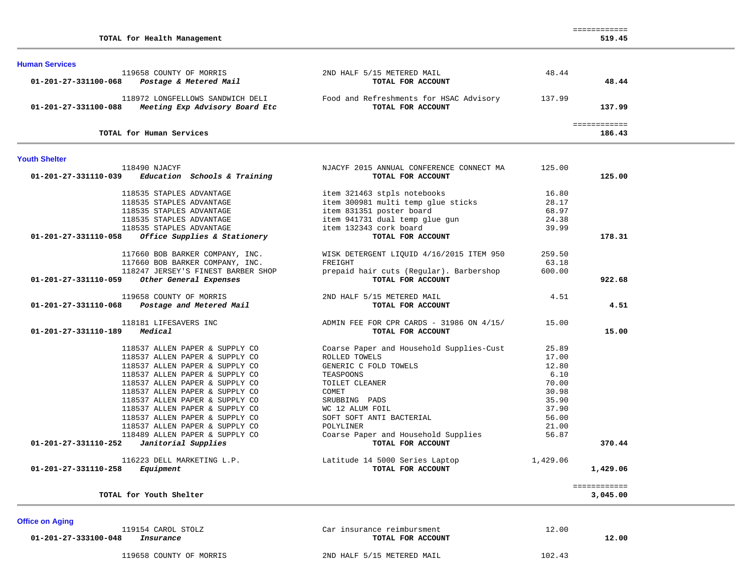| | | | |
|---|---|---|---|
| **TOTAL for Health Management** | | | ============ **519.45** |

## Human Services

| Account / Vendor | Description | Amount | Total |
|---|---|---|---|
| 119658 COUNTY OF MORRIS | 2ND HALF 5/15 METERED MAIL | 48.44 | |
| **01-201-27-331100-068** ***Postage & Metered Mail*** | **TOTAL FOR ACCOUNT** | | **48.44** |
| 118972 LONGFELLOWS SANDWICH DELI | Food and Refreshments for HSAC Advisory | 137.99 | |
| **01-201-27-331100-088** ***Meeting Exp Advisory Board Etc*** | **TOTAL FOR ACCOUNT** | | **137.99** |
| **TOTAL for Human Services** | | | ============ **186.43** |

## Youth Shelter

| Account / Vendor | Description | Amount | Total |
|---|---|---|---|
| 118490 NJACYF | NJACYF 2015 ANNUAL CONFERENCE CONNECT MA | 125.00 | |
| **01-201-27-331110-039** ***Education Schools & Training*** | **TOTAL FOR ACCOUNT** | | **125.00** |
| 118535 STAPLES ADVANTAGE | item 321463 stpls notebooks | 16.80 | |
| 118535 STAPLES ADVANTAGE | item 300981 multi temp glue sticks | 28.17 | |
| 118535 STAPLES ADVANTAGE | item 831351 poster board | 68.97 | |
| 118535 STAPLES ADVANTAGE | item 941731 dual temp glue gun | 24.38 | |
| 118535 STAPLES ADVANTAGE | item 132343 cork board | 39.99 | |
| **01-201-27-331110-058** ***Office Supplies & Stationery*** | **TOTAL FOR ACCOUNT** | | **178.31** |
| 117660 BOB BARKER COMPANY, INC. | WISK DETERGENT LIQUID 4/16/2015 ITEM 950 | 259.50 | |
| 117660 BOB BARKER COMPANY, INC. | FREIGHT | 63.18 | |
| 118247 JERSEY'S FINEST BARBER SHOP | prepaid hair cuts (Regular). Barbershop | 600.00 | |
| **01-201-27-331110-059** ***Other General Expenses*** | **TOTAL FOR ACCOUNT** | | **922.68** |
| 119658 COUNTY OF MORRIS | 2ND HALF 5/15 METERED MAIL | 4.51 | |
| **01-201-27-331110-068** ***Postage and Metered Mail*** | **TOTAL FOR ACCOUNT** | | **4.51** |
| 118181 LIFESAVERS INC | ADMIN FEE FOR CPR CARDS - 31986 ON 4/15/ | 15.00 | |
| **01-201-27-331110-189** ***Medical*** | **TOTAL FOR ACCOUNT** | | **15.00** |
| 118537 ALLEN PAPER & SUPPLY CO | Coarse Paper and Household Supplies-Cust | 25.89 | |
| 118537 ALLEN PAPER & SUPPLY CO | ROLLED TOWELS | 17.00 | |
| 118537 ALLEN PAPER & SUPPLY CO | GENERIC C FOLD TOWELS | 12.80 | |
| 118537 ALLEN PAPER & SUPPLY CO | TEASPOONS | 6.10 | |
| 118537 ALLEN PAPER & SUPPLY CO | TOILET CLEANER | 70.00 | |
| 118537 ALLEN PAPER & SUPPLY CO | COMET | 30.98 | |
| 118537 ALLEN PAPER & SUPPLY CO | SRUBBING PADS | 35.90 | |
| 118537 ALLEN PAPER & SUPPLY CO | WC 12 ALUM FOIL | 37.90 | |
| 118537 ALLEN PAPER & SUPPLY CO | SOFT SOFT ANTI BACTERIAL | 56.00 | |
| 118537 ALLEN PAPER & SUPPLY CO | POLYLINER | 21.00 | |
| 118489 ALLEN PAPER & SUPPLY CO | Coarse Paper and Household Supplies | 56.87 | |
| **01-201-27-331110-252** ***Janitorial Supplies*** | **TOTAL FOR ACCOUNT** | | **370.44** |
| 116223 DELL MARKETING L.P. | Latitude 14 5000 Series Laptop | 1,429.06 | |
| **01-201-27-331110-258** ***Equipment*** | **TOTAL FOR ACCOUNT** | | **1,429.06** |
| **TOTAL for Youth Shelter** | | | ============ **3,045.00** |

## Office on Aging

| Account / Vendor | Description | Amount | Total |
|---|---|---|---|
| 119154 CAROL STOLZ | Car insurance reimbursment | 12.00 | |
| **01-201-27-333100-048** ***Insurance*** | **TOTAL FOR ACCOUNT** | | **12.00** |
| 119658 COUNTY OF MORRIS | 2ND HALF 5/15 METERED MAIL | 102.43 | |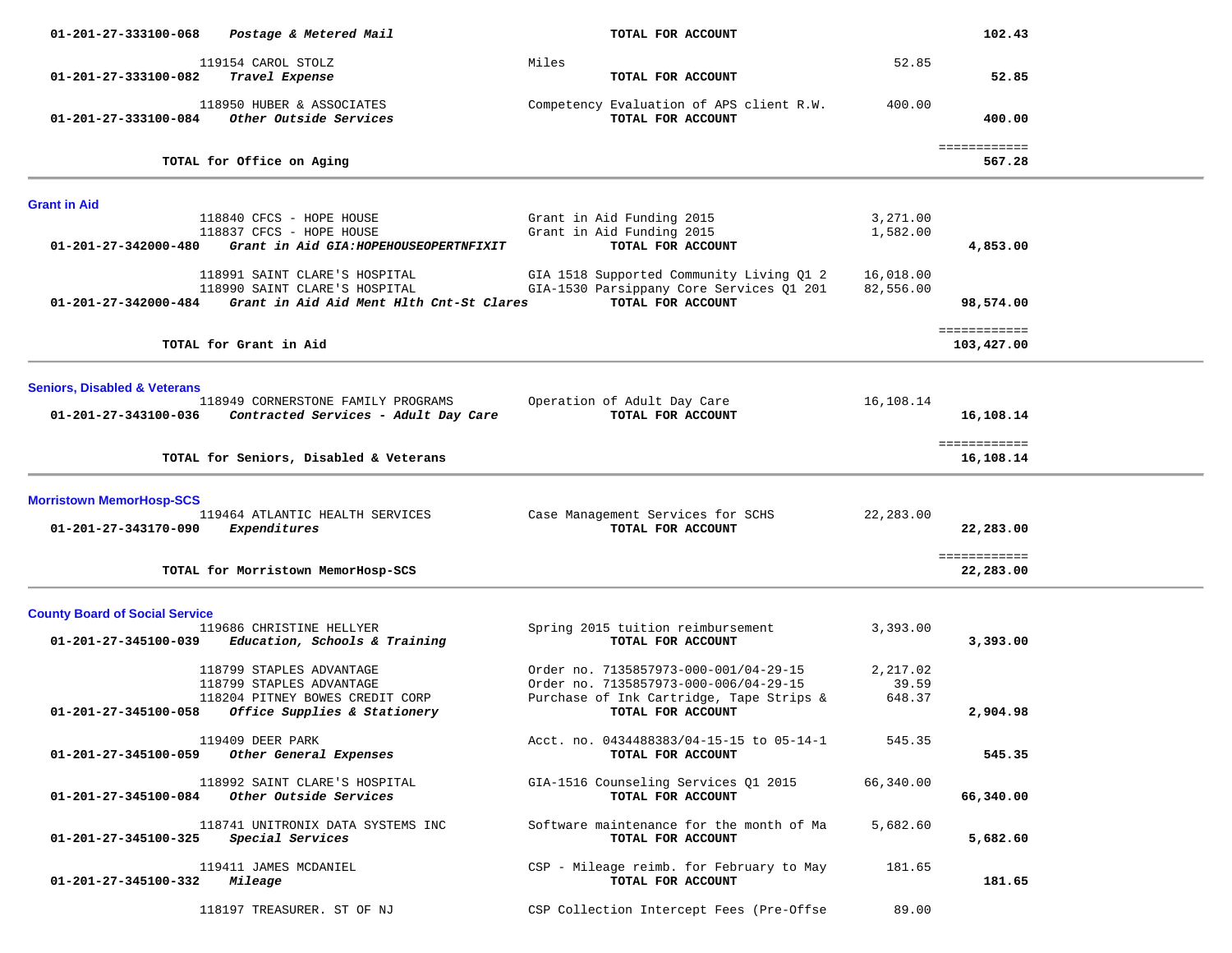| Account | Vendor / Account Name | Description | Amount | Total |
|---|---|---|---|---|
| 01-201-27-333100-068 | *Postage & Metered Mail* | **TOTAL FOR ACCOUNT** | | **102.43** |
| | 119154 CAROL STOLZ | Miles | 52.85 | |
| 01-201-27-333100-082 | *Travel Expense* | **TOTAL FOR ACCOUNT** | | **52.85** |
| | 118950 HUBER & ASSOCIATES | Competency Evaluation of APS client R.W. | 400.00 | |
| 01-201-27-333100-084 | *Other Outside Services* | **TOTAL FOR ACCOUNT** | | **400.00** |
| | **TOTAL for Office on Aging** | | | ============ **567.28** |

**Grant in Aid**

| Account | Vendor / Account Name | Description | Amount | Total |
|---|---|---|---|---|
| | 118840 CFCS - HOPE HOUSE | Grant in Aid Funding 2015 | 3,271.00 | |
| | 118837 CFCS - HOPE HOUSE | Grant in Aid Funding 2015 | 1,582.00 | |
| 01-201-27-342000-480 | *Grant in Aid GIA:HOPEHOUSEOPERTNFIXIT* | **TOTAL FOR ACCOUNT** | | **4,853.00** |
| | 118991 SAINT CLARE'S HOSPITAL | GIA 1518 Supported Community Living Q1 2 | 16,018.00 | |
| | 118990 SAINT CLARE'S HOSPITAL | GIA-1530 Parsippany Core Services Q1 201 | 82,556.00 | |
| 01-201-27-342000-484 | *Grant in Aid Aid Ment Hlth Cnt-St Clares* | **TOTAL FOR ACCOUNT** | | **98,574.00** |
| | **TOTAL for Grant in Aid** | | | ============ **103,427.00** |

**Seniors, Disabled & Veterans**

| Account | Vendor / Account Name | Description | Amount | Total |
|---|---|---|---|---|
| | 118949 CORNERSTONE FAMILY PROGRAMS | Operation of Adult Day Care | 16,108.14 | |
| 01-201-27-343100-036 | *Contracted Services - Adult Day Care* | **TOTAL FOR ACCOUNT** | | **16,108.14** |
| | **TOTAL for Seniors, Disabled & Veterans** | | | ============ **16,108.14** |

**Morristown MemorHosp-SCS**

| Account | Vendor / Account Name | Description | Amount | Total |
|---|---|---|---|---|
| | 119464 ATLANTIC HEALTH SERVICES | Case Management Services for SCHS | 22,283.00 | |
| 01-201-27-343170-090 | *Expenditures* | **TOTAL FOR ACCOUNT** | | **22,283.00** |
| | **TOTAL for Morristown MemorHosp-SCS** | | | ============ **22,283.00** |

**County Board of Social Service**

| Account | Vendor / Account Name | Description | Amount | Total |
|---|---|---|---|---|
| | 119686 CHRISTINE HELLYER | Spring 2015 tuition reimbursement | 3,393.00 | |
| 01-201-27-345100-039 | *Education, Schools & Training* | **TOTAL FOR ACCOUNT** | | **3,393.00** |
| | 118799 STAPLES ADVANTAGE | Order no. 7135857973-000-001/04-29-15 | 2,217.02 | |
| | 118799 STAPLES ADVANTAGE | Order no. 7135857973-000-006/04-29-15 | 39.59 | |
| | 118204 PITNEY BOWES CREDIT CORP | Purchase of Ink Cartridge, Tape Strips & | 648.37 | |
| 01-201-27-345100-058 | *Office Supplies & Stationery* | **TOTAL FOR ACCOUNT** | | **2,904.98** |
| | 119409 DEER PARK | Acct. no. 0434488383/04-15-15 to 05-14-1 | 545.35 | |
| 01-201-27-345100-059 | *Other General Expenses* | **TOTAL FOR ACCOUNT** | | **545.35** |
| | 118992 SAINT CLARE'S HOSPITAL | GIA-1516 Counseling Services Q1 2015 | 66,340.00 | |
| 01-201-27-345100-084 | *Other Outside Services* | **TOTAL FOR ACCOUNT** | | **66,340.00** |
| | 118741 UNITRONIX DATA SYSTEMS INC | Software maintenance for the month of Ma | 5,682.60 | |
| 01-201-27-345100-325 | *Special Services* | **TOTAL FOR ACCOUNT** | | **5,682.60** |
| | 119411 JAMES MCDANIEL | CSP - Mileage reimb. for February to May | 181.65 | |
| 01-201-27-345100-332 | *Mileage* | **TOTAL FOR ACCOUNT** | | **181.65** |
| | 118197 TREASURER. ST OF NJ | CSP Collection Intercept Fees (Pre-Offse | 89.00 | |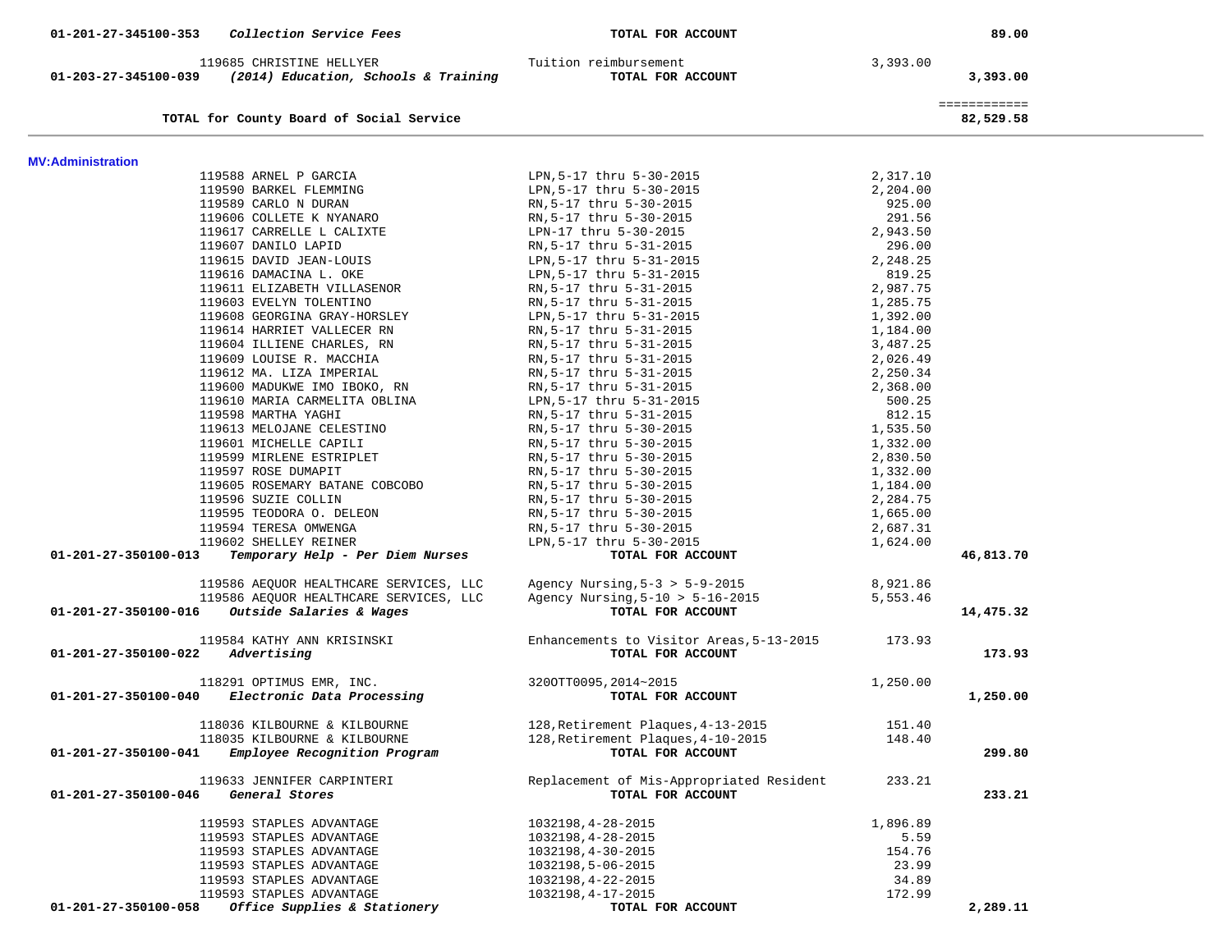| Account | Vendor / Description | Detail | Amount | Total |
|---|---|---|---|---|
| 01-201-27-345100-353 | *Collection Service Fees* | **TOTAL FOR ACCOUNT** | | 89.00 |
| | 119685 CHRISTINE HELLYER | Tuition reimbursement | 3,393.00 | |
| 01-203-27-345100-039 | *(2014) Education, Schools & Training* | **TOTAL FOR ACCOUNT** | | 3,393.00 |
| | | | | ============ |
| | **TOTAL for County Board of Social Service** | | | 82,529.58 |

**MV:Administration**

| Account | Vendor / Description | Detail | Amount | Total |
|---|---|---|---|---|
| | 119588 ARNEL P GARCIA | LPN,5-17 thru 5-30-2015 | 2,317.10 | |
| | 119590 BARKEL FLEMMING | LPN,5-17 thru 5-30-2015 | 2,204.00 | |
| | 119589 CARLO N DURAN | RN,5-17 thru 5-30-2015 | 925.00 | |
| | 119606 COLLETE K NYANARO | RN,5-17 thru 5-30-2015 | 291.56 | |
| | 119617 CARRELLE L CALIXTE | LPN-17 thru 5-30-2015 | 2,943.50 | |
| | 119607 DANILO LAPID | RN,5-17 thru 5-31-2015 | 296.00 | |
| | 119615 DAVID JEAN-LOUIS | LPN,5-17 thru 5-31-2015 | 2,248.25 | |
| | 119616 DAMACINA L. OKE | LPN,5-17 thru 5-31-2015 | 819.25 | |
| | 119611 ELIZABETH VILLASENOR | RN,5-17 thru 5-31-2015 | 2,987.75 | |
| | 119603 EVELYN TOLENTINO | RN,5-17 thru 5-31-2015 | 1,285.75 | |
| | 119608 GEORGINA GRAY-HORSLEY | LPN,5-17 thru 5-31-2015 | 1,392.00 | |
| | 119614 HARRIET VALLECER RN | RN,5-17 thru 5-31-2015 | 1,184.00 | |
| | 119604 ILLIENE CHARLES, RN | RN,5-17 thru 5-31-2015 | 3,487.25 | |
| | 119609 LOUISE R. MACCHIA | RN,5-17 thru 5-31-2015 | 2,026.49 | |
| | 119612 MA. LIZA IMPERIAL | RN,5-17 thru 5-31-2015 | 2,250.34 | |
| | 119600 MADUKWE IMO IBOKO, RN | RN,5-17 thru 5-31-2015 | 2,368.00 | |
| | 119610 MARIA CARMELITA OBLINA | LPN,5-17 thru 5-31-2015 | 500.25 | |
| | 119598 MARTHA YAGHI | RN,5-17 thru 5-31-2015 | 812.15 | |
| | 119613 MELOJANE CELESTINO | RN,5-17 thru 5-30-2015 | 1,535.50 | |
| | 119601 MICHELLE CAPILI | RN,5-17 thru 5-30-2015 | 1,332.00 | |
| | 119599 MIRLENE ESTRIPLET | RN,5-17 thru 5-30-2015 | 2,830.50 | |
| | 119597 ROSE DUMAPIT | RN,5-17 thru 5-30-2015 | 1,332.00 | |
| | 119605 ROSEMARY BATANE COBCOBO | RN,5-17 thru 5-30-2015 | 1,184.00 | |
| | 119596 SUZIE COLLIN | RN,5-17 thru 5-30-2015 | 2,284.75 | |
| | 119595 TEODORA O. DELEON | RN,5-17 thru 5-30-2015 | 1,665.00 | |
| | 119594 TERESA OMWENGA | RN,5-17 thru 5-30-2015 | 2,687.31 | |
| | 119602 SHELLEY REINER | LPN,5-17 thru 5-30-2015 | 1,624.00 | |
| 01-201-27-350100-013 | *Temporary Help - Per Diem Nurses* | **TOTAL FOR ACCOUNT** | | 46,813.70 |
| | 119586 AEQUOR HEALTHCARE SERVICES, LLC | Agency Nursing,5-3 > 5-9-2015 | 8,921.86 | |
| | 119586 AEQUOR HEALTHCARE SERVICES, LLC | Agency Nursing,5-10 > 5-16-2015 | 5,553.46 | |
| 01-201-27-350100-016 | *Outside Salaries & Wages* | **TOTAL FOR ACCOUNT** | | 14,475.32 |
| | 119584 KATHY ANN KRISINSKI | Enhancements to Visitor Areas,5-13-2015 | 173.93 | |
| 01-201-27-350100-022 | *Advertising* | **TOTAL FOR ACCOUNT** | | 173.93 |
| | 118291 OPTIMUS EMR, INC. | 320OTT0095,2014~2015 | 1,250.00 | |
| 01-201-27-350100-040 | *Electronic Data Processing* | **TOTAL FOR ACCOUNT** | | 1,250.00 |
| | 118036 KILBOURNE & KILBOURNE | 128,Retirement Plaques,4-13-2015 | 151.40 | |
| | 118035 KILBOURNE & KILBOURNE | 128,Retirement Plaques,4-10-2015 | 148.40 | |
| 01-201-27-350100-041 | *Employee Recognition Program* | **TOTAL FOR ACCOUNT** | | 299.80 |
| | 119633 JENNIFER CARPINTERI | Replacement of Mis-Appropriated Resident | 233.21 | |
| 01-201-27-350100-046 | *General Stores* | **TOTAL FOR ACCOUNT** | | 233.21 |
| | 119593 STAPLES ADVANTAGE | 1032198,4-28-2015 | 1,896.89 | |
| | 119593 STAPLES ADVANTAGE | 1032198,4-28-2015 | 5.59 | |
| | 119593 STAPLES ADVANTAGE | 1032198,4-30-2015 | 154.76 | |
| | 119593 STAPLES ADVANTAGE | 1032198,5-06-2015 | 23.99 | |
| | 119593 STAPLES ADVANTAGE | 1032198,4-22-2015 | 34.89 | |
| | 119593 STAPLES ADVANTAGE | 1032198,4-17-2015 | 172.99 | |
| 01-201-27-350100-058 | *Office Supplies & Stationery* | **TOTAL FOR ACCOUNT** | | 2,289.11 |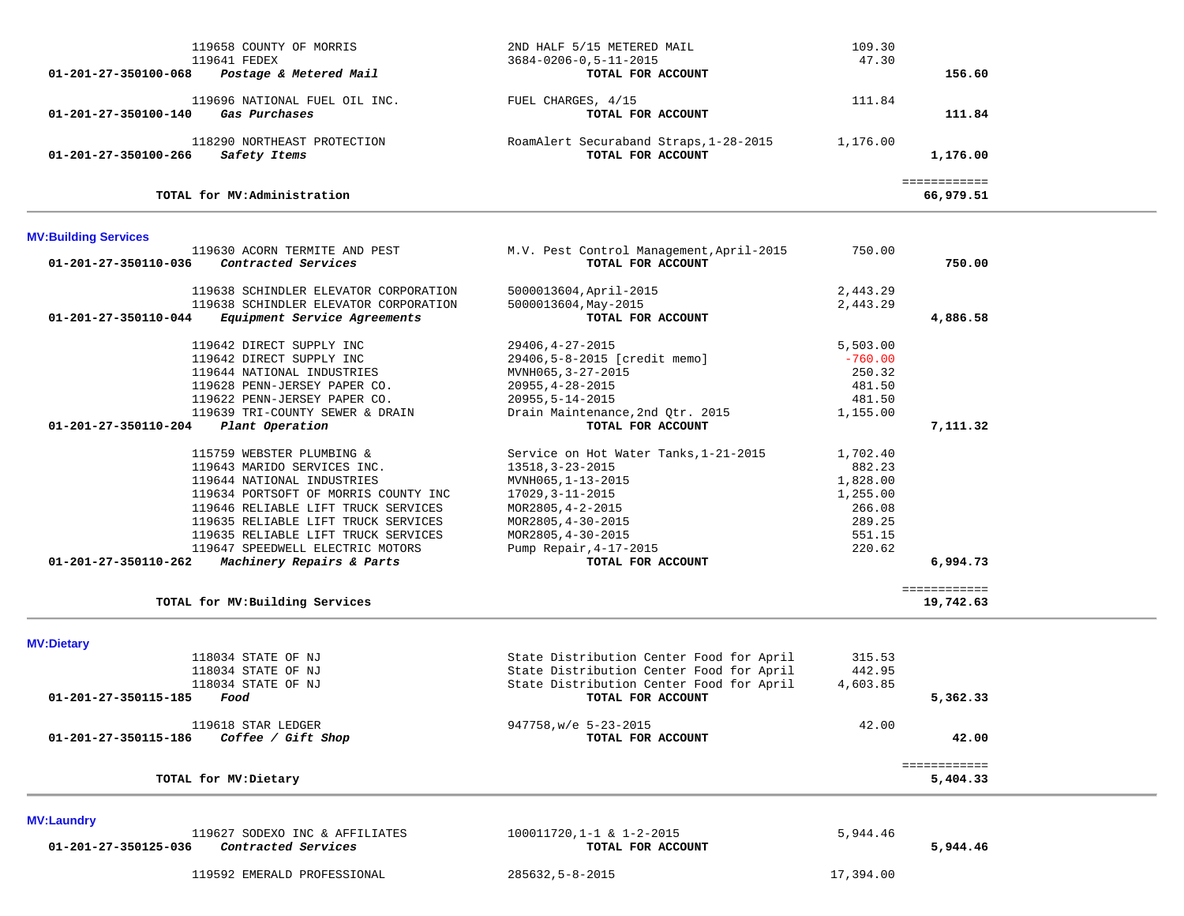| Account | Vendor | Description | Amount | Total |
|---|---|---|---|---|
| | 119658 COUNTY OF MORRIS | 2ND HALF 5/15 METERED MAIL | 109.30 | |
| | 119641 FEDEX | 3684-0206-0,5-11-2015 | 47.30 | |
| **01-201-27-350100-068** | ***Postage & Metered Mail*** | **TOTAL FOR ACCOUNT** | | **156.60** |
| | 119696 NATIONAL FUEL OIL INC. | FUEL CHARGES, 4/15 | 111.84 | |
| **01-201-27-350100-140** | ***Gas Purchases*** | **TOTAL FOR ACCOUNT** | | **111.84** |
| | 118290 NORTHEAST PROTECTION | RoamAlert Securaband Straps,1-28-2015 | 1,176.00 | |
| **01-201-27-350100-266** | ***Safety Items*** | **TOTAL FOR ACCOUNT** | | **1,176.00** |
| | | | | ============ |
| | **TOTAL for MV:Administration** | | | **66,979.51** |

## MV:Building Services

| Account | Vendor | Description | Amount | Total |
|---|---|---|---|---|
| | 119630 ACORN TERMITE AND PEST | M.V. Pest Control Management,April-2015 | 750.00 | |
| **01-201-27-350110-036** | ***Contracted Services*** | **TOTAL FOR ACCOUNT** | | **750.00** |
| | 119638 SCHINDLER ELEVATOR CORPORATION | 5000013604,April-2015 | 2,443.29 | |
| | 119638 SCHINDLER ELEVATOR CORPORATION | 5000013604,May-2015 | 2,443.29 | |
| **01-201-27-350110-044** | ***Equipment Service Agreements*** | **TOTAL FOR ACCOUNT** | | **4,886.58** |
| | 119642 DIRECT SUPPLY INC | 29406,4-27-2015 | 5,503.00 | |
| | 119642 DIRECT SUPPLY INC | 29406,5-8-2015 [credit memo] | -760.00 | |
| | 119644 NATIONAL INDUSTRIES | MVNH065,3-27-2015 | 250.32 | |
| | 119628 PENN-JERSEY PAPER CO. | 20955,4-28-2015 | 481.50 | |
| | 119622 PENN-JERSEY PAPER CO. | 20955,5-14-2015 | 481.50 | |
| | 119639 TRI-COUNTY SEWER & DRAIN | Drain Maintenance,2nd Qtr. 2015 | 1,155.00 | |
| **01-201-27-350110-204** | ***Plant Operation*** | **TOTAL FOR ACCOUNT** | | **7,111.32** |
| | 115759 WEBSTER PLUMBING & | Service on Hot Water Tanks,1-21-2015 | 1,702.40 | |
| | 119643 MARIDO SERVICES INC. | 13518,3-23-2015 | 882.23 | |
| | 119644 NATIONAL INDUSTRIES | MVNH065,1-13-2015 | 1,828.00 | |
| | 119634 PORTSOFT OF MORRIS COUNTY INC | 17029,3-11-2015 | 1,255.00 | |
| | 119646 RELIABLE LIFT TRUCK SERVICES | MOR2805,4-2-2015 | 266.08 | |
| | 119635 RELIABLE LIFT TRUCK SERVICES | MOR2805,4-30-2015 | 289.25 | |
| | 119635 RELIABLE LIFT TRUCK SERVICES | MOR2805,4-30-2015 | 551.15 | |
| | 119647 SPEEDWELL ELECTRIC MOTORS | Pump Repair,4-17-2015 | 220.62 | |
| **01-201-27-350110-262** | ***Machinery Repairs & Parts*** | **TOTAL FOR ACCOUNT** | | **6,994.73** |
| | | | | ============ |
| | **TOTAL for MV:Building Services** | | | **19,742.63** |

## MV:Dietary

| Account | Vendor | Description | Amount | Total |
|---|---|---|---|---|
| | 118034 STATE OF NJ | State Distribution Center Food for April | 315.53 | |
| | 118034 STATE OF NJ | State Distribution Center Food for April | 442.95 | |
| | 118034 STATE OF NJ | State Distribution Center Food for April | 4,603.85 | |
| **01-201-27-350115-185** | ***Food*** | **TOTAL FOR ACCOUNT** | | **5,362.33** |
| | 119618 STAR LEDGER | 947758,w/e 5-23-2015 | 42.00 | |
| **01-201-27-350115-186** | ***Coffee / Gift Shop*** | **TOTAL FOR ACCOUNT** | | **42.00** |
| | | | | ============ |
| | **TOTAL for MV:Dietary** | | | **5,404.33** |

## MV:Laundry

| Account | Vendor | Description | Amount | Total |
|---|---|---|---|---|
| | 119627 SODEXO INC & AFFILIATES | 100011720,1-1 & 1-2-2015 | 5,944.46 | |
| **01-201-27-350125-036** | ***Contracted Services*** | **TOTAL FOR ACCOUNT** | | **5,944.46** |
| | 119592 EMERALD PROFESSIONAL | 285632,5-8-2015 | 17,394.00 | |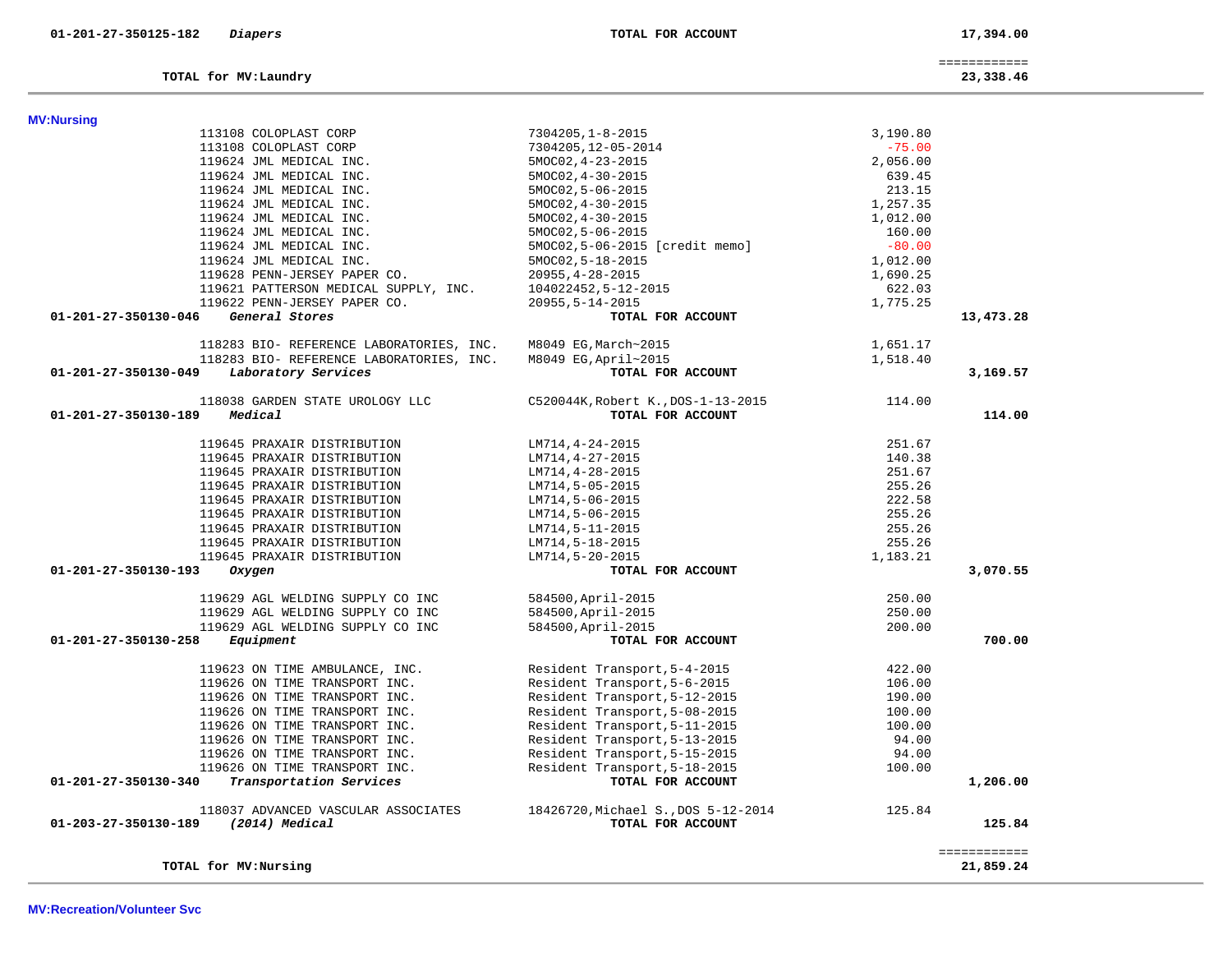| Account | Vendor | Description | Amount | Total |
|---|---|---|---|---|
| 01-201-27-350125-182 *Diapers* | | TOTAL FOR ACCOUNT | | 17,394.00 |
| | | | | ============ |
| TOTAL for MV:Laundry | | | | 23,338.46 |

**MV:Nursing**

| Account | Vendor | Description | Amount | Total |
|---|---|---|---|---|
| | 113108 COLOPLAST CORP | 7304205,1-8-2015 | 3,190.80 | |
| | 113108 COLOPLAST CORP | 7304205,12-05-2014 | -75.00 | |
| | 119624 JML MEDICAL INC. | 5MOC02,4-23-2015 | 2,056.00 | |
| | 119624 JML MEDICAL INC. | 5MOC02,4-30-2015 | 639.45 | |
| | 119624 JML MEDICAL INC. | 5MOC02,5-06-2015 | 213.15 | |
| | 119624 JML MEDICAL INC. | 5MOC02,4-30-2015 | 1,257.35 | |
| | 119624 JML MEDICAL INC. | 5MOC02,4-30-2015 | 1,012.00 | |
| | 119624 JML MEDICAL INC. | 5MOC02,5-06-2015 | 160.00 | |
| | 119624 JML MEDICAL INC. | 5MOC02,5-06-2015 [credit memo] | -80.00 | |
| | 119624 JML MEDICAL INC. | 5MOC02,5-18-2015 | 1,012.00 | |
| | 119628 PENN-JERSEY PAPER CO. | 20955,4-28-2015 | 1,690.25 | |
| | 119621 PATTERSON MEDICAL SUPPLY, INC. | 104022452,5-12-2015 | 622.03 | |
| | 119622 PENN-JERSEY PAPER CO. | 20955,5-14-2015 | 1,775.25 | |
| 01-201-27-350130-046 *General Stores* | | TOTAL FOR ACCOUNT | | 13,473.28 |
| | 118283 BIO- REFERENCE LABORATORIES, INC. | M8049 EG,March~2015 | 1,651.17 | |
| | 118283 BIO- REFERENCE LABORATORIES, INC. | M8049 EG,April~2015 | 1,518.40 | |
| 01-201-27-350130-049 *Laboratory Services* | | TOTAL FOR ACCOUNT | | 3,169.57 |
| | 118038 GARDEN STATE UROLOGY LLC | C520044K,Robert K.,DOS-1-13-2015 | 114.00 | |
| 01-201-27-350130-189 *Medical* | | TOTAL FOR ACCOUNT | | 114.00 |
| | 119645 PRAXAIR DISTRIBUTION | LM714,4-24-2015 | 251.67 | |
| | 119645 PRAXAIR DISTRIBUTION | LM714,4-27-2015 | 140.38 | |
| | 119645 PRAXAIR DISTRIBUTION | LM714,4-28-2015 | 251.67 | |
| | 119645 PRAXAIR DISTRIBUTION | LM714,5-05-2015 | 255.26 | |
| | 119645 PRAXAIR DISTRIBUTION | LM714,5-06-2015 | 222.58 | |
| | 119645 PRAXAIR DISTRIBUTION | LM714,5-06-2015 | 255.26 | |
| | 119645 PRAXAIR DISTRIBUTION | LM714,5-11-2015 | 255.26 | |
| | 119645 PRAXAIR DISTRIBUTION | LM714,5-18-2015 | 255.26 | |
| | 119645 PRAXAIR DISTRIBUTION | LM714,5-20-2015 | 1,183.21 | |
| 01-201-27-350130-193 *Oxygen* | | TOTAL FOR ACCOUNT | | 3,070.55 |
| | 119629 AGL WELDING SUPPLY CO INC | 584500,April-2015 | 250.00 | |
| | 119629 AGL WELDING SUPPLY CO INC | 584500,April-2015 | 250.00 | |
| | 119629 AGL WELDING SUPPLY CO INC | 584500,April-2015 | 200.00 | |
| 01-201-27-350130-258 *Equipment* | | TOTAL FOR ACCOUNT | | 700.00 |
| | 119623 ON TIME AMBULANCE, INC. | Resident Transport,5-4-2015 | 422.00 | |
| | 119626 ON TIME TRANSPORT INC. | Resident Transport,5-6-2015 | 106.00 | |
| | 119626 ON TIME TRANSPORT INC. | Resident Transport,5-12-2015 | 190.00 | |
| | 119626 ON TIME TRANSPORT INC. | Resident Transport,5-08-2015 | 100.00 | |
| | 119626 ON TIME TRANSPORT INC. | Resident Transport,5-11-2015 | 100.00 | |
| | 119626 ON TIME TRANSPORT INC. | Resident Transport,5-13-2015 | 94.00 | |
| | 119626 ON TIME TRANSPORT INC. | Resident Transport,5-15-2015 | 94.00 | |
| | 119626 ON TIME TRANSPORT INC. | Resident Transport,5-18-2015 | 100.00 | |
| 01-201-27-350130-340 *Transportation Services* | | TOTAL FOR ACCOUNT | | 1,206.00 |
| | 118037 ADVANCED VASCULAR ASSOCIATES | 18426720,Michael S.,DOS 5-12-2014 | 125.84 | |
| 01-203-27-350130-189 *(2014) Medical* | | TOTAL FOR ACCOUNT | | 125.84 |
| | | | | ============ |
| TOTAL for MV:Nursing | | | | 21,859.24 |

**MV:Recreation/Volunteer Svc**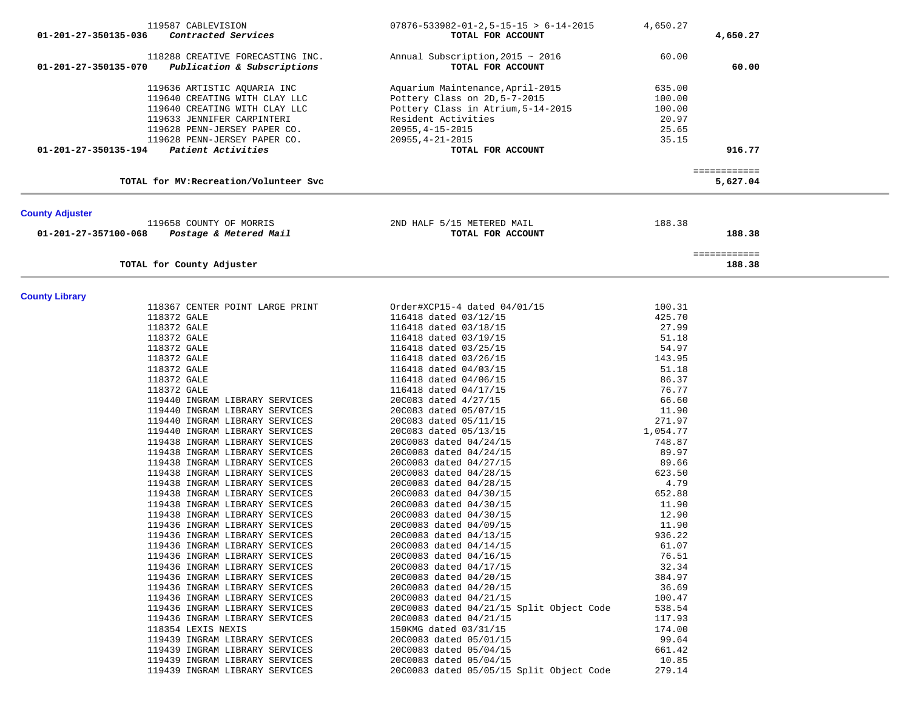| | | | |
|---|---|---|---|
| 119587 CABLEVISION | 07876-533982-01-2,5-15-15 > 6-14-2015 | 4,650.27 | |
| **01-201-27-350135-036** ***Contracted Services*** | **TOTAL FOR ACCOUNT** | | **4,650.27** |
| 118288 CREATIVE FORECASTING INC. | Annual Subscription,2015 ~ 2016 | 60.00 | |
| **01-201-27-350135-070** ***Publication & Subscriptions*** | **TOTAL FOR ACCOUNT** | | **60.00** |
| 119636 ARTISTIC AQUARIA INC | Aquarium Maintenance,April-2015 | 635.00 | |
| 119640 CREATING WITH CLAY LLC | Pottery Class on 2D,5-7-2015 | 100.00 | |
| 119640 CREATING WITH CLAY LLC | Pottery Class in Atrium,5-14-2015 | 100.00 | |
| 119633 JENNIFER CARPINTERI | Resident Activities | 20.97 | |
| 119628 PENN-JERSEY PAPER CO. | 20955,4-15-2015 | 25.65 | |
| 119628 PENN-JERSEY PAPER CO. | 20955,4-21-2015 | 35.15 | |
| **01-201-27-350135-194** ***Patient Activities*** | **TOTAL FOR ACCOUNT** | | **916.77** |
| | | | ============ |
| **TOTAL for MV:Recreation/Volunteer Svc** | | | **5,627.04** |

## County Adjuster

| | | | |
|---|---|---|---|
| 119658 COUNTY OF MORRIS | 2ND HALF 5/15 METERED MAIL | 188.38 | |
| **01-201-27-357100-068** ***Postage & Metered Mail*** | **TOTAL FOR ACCOUNT** | | **188.38** |
| | | | ============ |
| **TOTAL for County Adjuster** | | | **188.38** |

## County Library

| | | |
|---|---|---|
| 118367 CENTER POINT LARGE PRINT | Order#XCP15-4 dated 04/01/15 | 100.31 |
| 118372 GALE | 116418 dated 03/12/15 | 425.70 |
| 118372 GALE | 116418 dated 03/18/15 | 27.99 |
| 118372 GALE | 116418 dated 03/19/15 | 51.18 |
| 118372 GALE | 116418 dated 03/25/15 | 54.97 |
| 118372 GALE | 116418 dated 03/26/15 | 143.95 |
| 118372 GALE | 116418 dated 04/03/15 | 51.18 |
| 118372 GALE | 116418 dated 04/06/15 | 86.37 |
| 118372 GALE | 116418 dated 04/17/15 | 76.77 |
| 119440 INGRAM LIBRARY SERVICES | 20C083 dated 4/27/15 | 66.60 |
| 119440 INGRAM LIBRARY SERVICES | 20C083 dated 05/07/15 | 11.90 |
| 119440 INGRAM LIBRARY SERVICES | 20C083 dated 05/11/15 | 271.97 |
| 119440 INGRAM LIBRARY SERVICES | 20C083 dated 05/13/15 | 1,054.77 |
| 119438 INGRAM LIBRARY SERVICES | 20C0083 dated 04/24/15 | 748.87 |
| 119438 INGRAM LIBRARY SERVICES | 20C0083 dated 04/24/15 | 89.97 |
| 119438 INGRAM LIBRARY SERVICES | 20C0083 dated 04/27/15 | 89.66 |
| 119438 INGRAM LIBRARY SERVICES | 20C0083 dated 04/28/15 | 623.50 |
| 119438 INGRAM LIBRARY SERVICES | 20C0083 dated 04/28/15 | 4.79 |
| 119438 INGRAM LIBRARY SERVICES | 20C0083 dated 04/30/15 | 652.88 |
| 119438 INGRAM LIBRARY SERVICES | 20C0083 dated 04/30/15 | 11.90 |
| 119438 INGRAM LIBRARY SERVICES | 20C0083 dated 04/30/15 | 12.90 |
| 119436 INGRAM LIBRARY SERVICES | 20C0083 dated 04/09/15 | 11.90 |
| 119436 INGRAM LIBRARY SERVICES | 20C0083 dated 04/13/15 | 936.22 |
| 119436 INGRAM LIBRARY SERVICES | 20C0083 dated 04/14/15 | 61.07 |
| 119436 INGRAM LIBRARY SERVICES | 20C0083 dated 04/16/15 | 76.51 |
| 119436 INGRAM LIBRARY SERVICES | 20C0083 dated 04/17/15 | 32.34 |
| 119436 INGRAM LIBRARY SERVICES | 20C0083 dated 04/20/15 | 384.97 |
| 119436 INGRAM LIBRARY SERVICES | 20C0083 dated 04/20/15 | 36.69 |
| 119436 INGRAM LIBRARY SERVICES | 20C0083 dated 04/21/15 | 100.47 |
| 119436 INGRAM LIBRARY SERVICES | 20C0083 dated 04/21/15 Split Object Code | 538.54 |
| 119436 INGRAM LIBRARY SERVICES | 20C0083 dated 04/21/15 | 117.93 |
| 118354 LEXIS NEXIS | 150KMG dated 03/31/15 | 174.00 |
| 119439 INGRAM LIBRARY SERVICES | 20C0083 dated 05/01/15 | 99.64 |
| 119439 INGRAM LIBRARY SERVICES | 20C0083 dated 05/04/15 | 661.42 |
| 119439 INGRAM LIBRARY SERVICES | 20C0083 dated 05/04/15 | 10.85 |
| 119439 INGRAM LIBRARY SERVICES | 20C0083 dated 05/05/15 Split Object Code | 279.14 |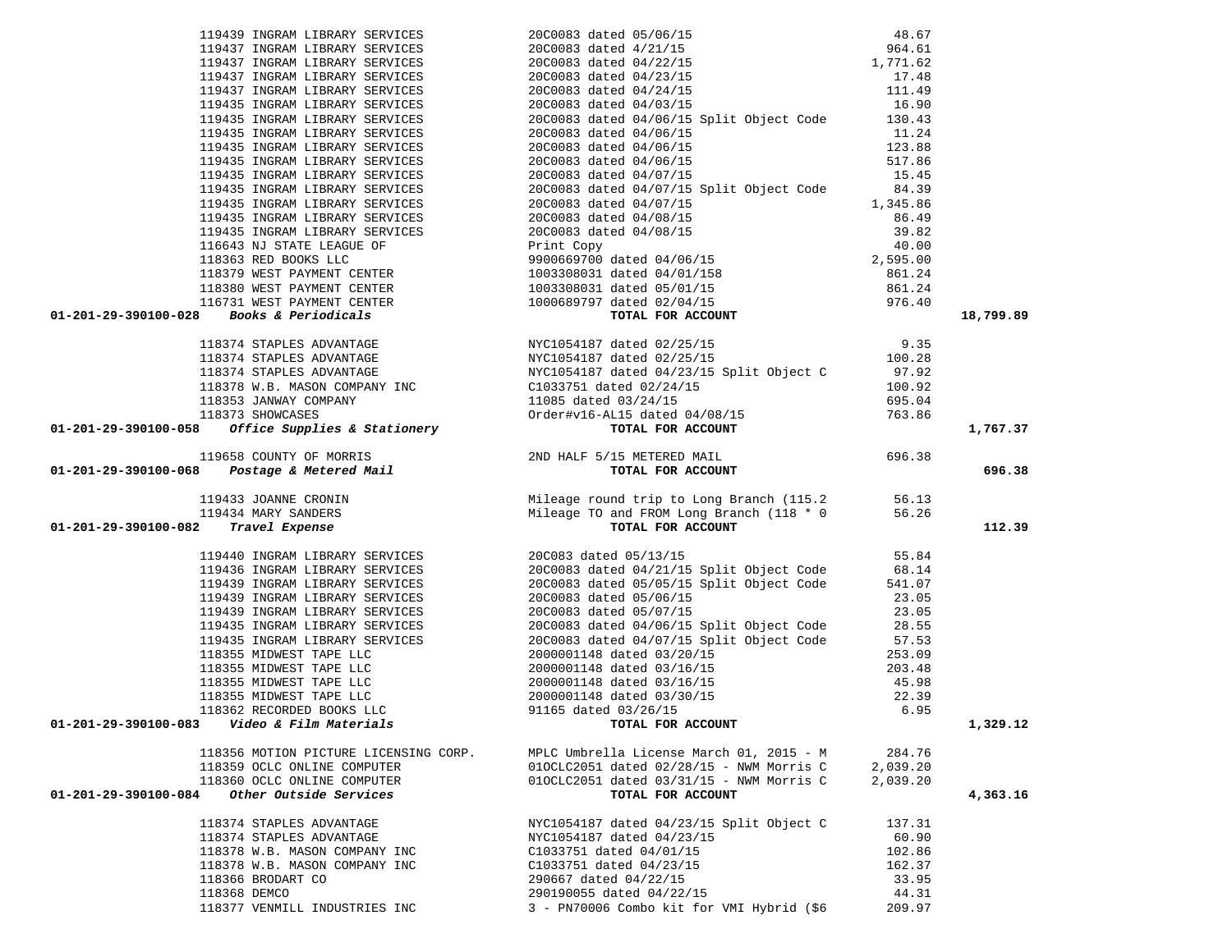| Account | Vendor | Description | Amount | Total |
|---|---|---|---|---|
| | 119439 INGRAM LIBRARY SERVICES | 20C0083 dated 05/06/15 | 48.67 | |
| | 119437 INGRAM LIBRARY SERVICES | 20C0083 dated 4/21/15 | 964.61 | |
| | 119437 INGRAM LIBRARY SERVICES | 20C0083 dated 04/22/15 | 1,771.62 | |
| | 119437 INGRAM LIBRARY SERVICES | 20C0083 dated 04/23/15 | 17.48 | |
| | 119437 INGRAM LIBRARY SERVICES | 20C0083 dated 04/24/15 | 111.49 | |
| | 119435 INGRAM LIBRARY SERVICES | 20C0083 dated 04/03/15 | 16.90 | |
| | 119435 INGRAM LIBRARY SERVICES | 20C0083 dated 04/06/15 Split Object Code | 130.43 | |
| | 119435 INGRAM LIBRARY SERVICES | 20C0083 dated 04/06/15 | 11.24 | |
| | 119435 INGRAM LIBRARY SERVICES | 20C0083 dated 04/06/15 | 123.88 | |
| | 119435 INGRAM LIBRARY SERVICES | 20C0083 dated 04/06/15 | 517.86 | |
| | 119435 INGRAM LIBRARY SERVICES | 20C0083 dated 04/07/15 | 15.45 | |
| | 119435 INGRAM LIBRARY SERVICES | 20C0083 dated 04/07/15 Split Object Code | 84.39 | |
| | 119435 INGRAM LIBRARY SERVICES | 20C0083 dated 04/07/15 | 1,345.86 | |
| | 119435 INGRAM LIBRARY SERVICES | 20C0083 dated 04/08/15 | 86.49 | |
| | 119435 INGRAM LIBRARY SERVICES | 20C0083 dated 04/08/15 | 39.82 | |
| | 116643 NJ STATE LEAGUE OF | Print Copy | 40.00 | |
| | 118363 RED BOOKS LLC | 9900669700 dated 04/06/15 | 2,595.00 | |
| | 118379 WEST PAYMENT CENTER | 1003308031 dated 04/01/158 | 861.24 | |
| | 118380 WEST PAYMENT CENTER | 1003308031 dated 05/01/15 | 861.24 | |
| | 116731 WEST PAYMENT CENTER | 1000689797 dated 02/04/15 | 976.40 | |
| **01-201-29-390100-028** | ***Books & Periodicals*** | **TOTAL FOR ACCOUNT** | | **18,799.89** |
| | 118374 STAPLES ADVANTAGE | NYC1054187 dated 02/25/15 | 9.35 | |
| | 118374 STAPLES ADVANTAGE | NYC1054187 dated 02/25/15 | 100.28 | |
| | 118374 STAPLES ADVANTAGE | NYC1054187 dated 04/23/15 Split Object C | 97.92 | |
| | 118378 W.B. MASON COMPANY INC | C1033751 dated 02/24/15 | 100.92 | |
| | 118353 JANWAY COMPANY | 11085 dated 03/24/15 | 695.04 | |
| | 118373 SHOWCASES | Order#v16-AL15 dated 04/08/15 | 763.86 | |
| **01-201-29-390100-058** | ***Office Supplies & Stationery*** | **TOTAL FOR ACCOUNT** | | **1,767.37** |
| | 119658 COUNTY OF MORRIS | 2ND HALF 5/15 METERED MAIL | 696.38 | |
| **01-201-29-390100-068** | ***Postage & Metered Mail*** | **TOTAL FOR ACCOUNT** | | **696.38** |
| | 119433 JOANNE CRONIN | Mileage round trip to Long Branch (115.2 | 56.13 | |
| | 119434 MARY SANDERS | Mileage TO and FROM Long Branch (118 * 0 | 56.26 | |
| **01-201-29-390100-082** | ***Travel Expense*** | **TOTAL FOR ACCOUNT** | | **112.39** |
| | 119440 INGRAM LIBRARY SERVICES | 20C083 dated 05/13/15 | 55.84 | |
| | 119436 INGRAM LIBRARY SERVICES | 20C0083 dated 04/21/15 Split Object Code | 68.14 | |
| | 119439 INGRAM LIBRARY SERVICES | 20C0083 dated 05/05/15 Split Object Code | 541.07 | |
| | 119439 INGRAM LIBRARY SERVICES | 20C0083 dated 05/06/15 | 23.05 | |
| | 119439 INGRAM LIBRARY SERVICES | 20C0083 dated 05/07/15 | 23.05 | |
| | 119435 INGRAM LIBRARY SERVICES | 20C0083 dated 04/06/15 Split Object Code | 28.55 | |
| | 119435 INGRAM LIBRARY SERVICES | 20C0083 dated 04/07/15 Split Object Code | 57.53 | |
| | 118355 MIDWEST TAPE LLC | 2000001148 dated 03/20/15 | 253.09 | |
| | 118355 MIDWEST TAPE LLC | 2000001148 dated 03/16/15 | 203.48 | |
| | 118355 MIDWEST TAPE LLC | 2000001148 dated 03/16/15 | 45.98 | |
| | 118355 MIDWEST TAPE LLC | 2000001148 dated 03/30/15 | 22.39 | |
| | 118362 RECORDED BOOKS LLC | 91165 dated 03/26/15 | 6.95 | |
| **01-201-29-390100-083** | ***Video & Film Materials*** | **TOTAL FOR ACCOUNT** | | **1,329.12** |
| | 118356 MOTION PICTURE LICENSING CORP. | MPLC Umbrella License March 01, 2015 - M | 284.76 | |
| | 118359 OCLC ONLINE COMPUTER | 01OCLC2051 dated 02/28/15 - NWM Morris C | 2,039.20 | |
| | 118360 OCLC ONLINE COMPUTER | 01OCLC2051 dated 03/31/15 - NWM Morris C | 2,039.20 | |
| **01-201-29-390100-084** | ***Other Outside Services*** | **TOTAL FOR ACCOUNT** | | **4,363.16** |
| | 118374 STAPLES ADVANTAGE | NYC1054187 dated 04/23/15 Split Object C | 137.31 | |
| | 118374 STAPLES ADVANTAGE | NYC1054187 dated 04/23/15 | 60.90 | |
| | 118378 W.B. MASON COMPANY INC | C1033751 dated 04/01/15 | 102.86 | |
| | 118378 W.B. MASON COMPANY INC | C1033751 dated 04/23/15 | 162.37 | |
| | 118366 BRODART CO | 290667 dated 04/22/15 | 33.95 | |
| | 118368 DEMCO | 290190055 dated 04/22/15 | 44.31 | |
| | 118377 VENMILL INDUSTRIES INC | 3 - PN70006 Combo kit for VMI Hybrid ($6 | 209.97 | |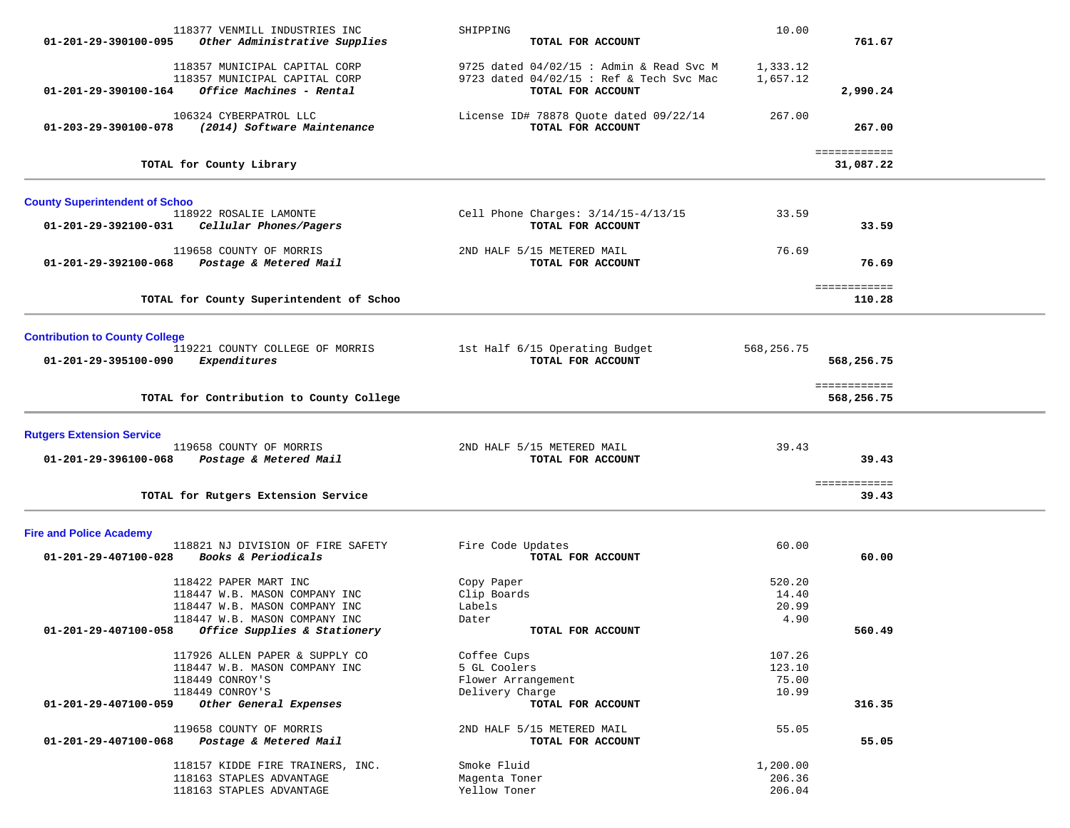| Account | Vendor / Description | Item | Amount | Total |
|---|---|---|---|---|
| | 118377 VENMILL INDUSTRIES INC | SHIPPING | 10.00 | |
| 01-201-29-390100-095 | *Other Administrative Supplies* | **TOTAL FOR ACCOUNT** | | **761.67** |
| | 118357 MUNICIPAL CAPITAL CORP | 9725 dated 04/02/15 : Admin & Read Svc M | 1,333.12 | |
| | 118357 MUNICIPAL CAPITAL CORP | 9723 dated 04/02/15 : Ref & Tech Svc Mac | 1,657.12 | |
| 01-201-29-390100-164 | *Office Machines - Rental* | **TOTAL FOR ACCOUNT** | | **2,990.24** |
| | 106324 CYBERPATROL LLC | License ID# 78878 Quote dated 09/22/14 | 267.00 | |
| 01-203-29-390100-078 | *(2014) Software Maintenance* | **TOTAL FOR ACCOUNT** | | **267.00** |
| | **TOTAL for County Library** | | | **31,087.22** |

## County Superintendent of Schoo

| Account | Vendor / Description | Item | Amount | Total |
|---|---|---|---|---|
| | 118922 ROSALIE LAMONTE | Cell Phone Charges: 3/14/15-4/13/15 | 33.59 | |
| 01-201-29-392100-031 | *Cellular Phones/Pagers* | **TOTAL FOR ACCOUNT** | | **33.59** |
| | 119658 COUNTY OF MORRIS | 2ND HALF 5/15 METERED MAIL | 76.69 | |
| 01-201-29-392100-068 | *Postage & Metered Mail* | **TOTAL FOR ACCOUNT** | | **76.69** |
| | **TOTAL for County Superintendent of Schoo** | | | **110.28** |

## Contribution to County College

| Account | Vendor / Description | Item | Amount | Total |
|---|---|---|---|---|
| | 119221 COUNTY COLLEGE OF MORRIS | 1st Half 6/15 Operating Budget | 568,256.75 | |
| 01-201-29-395100-090 | *Expenditures* | **TOTAL FOR ACCOUNT** | | **568,256.75** |
| | **TOTAL for Contribution to County College** | | | **568,256.75** |

## Rutgers Extension Service

| Account | Vendor / Description | Item | Amount | Total |
|---|---|---|---|---|
| | 119658 COUNTY OF MORRIS | 2ND HALF 5/15 METERED MAIL | 39.43 | |
| 01-201-29-396100-068 | *Postage & Metered Mail* | **TOTAL FOR ACCOUNT** | | **39.43** |
| | **TOTAL for Rutgers Extension Service** | | | **39.43** |

## Fire and Police Academy

| Account | Vendor / Description | Item | Amount | Total |
|---|---|---|---|---|
| | 118821 NJ DIVISION OF FIRE SAFETY | Fire Code Updates | 60.00 | |
| 01-201-29-407100-028 | *Books & Periodicals* | **TOTAL FOR ACCOUNT** | | **60.00** |
| | 118422 PAPER MART INC | Copy Paper | 520.20 | |
| | 118447 W.B. MASON COMPANY INC | Clip Boards | 14.40 | |
| | 118447 W.B. MASON COMPANY INC | Labels | 20.99 | |
| | 118447 W.B. MASON COMPANY INC | Dater | 4.90 | |
| 01-201-29-407100-058 | *Office Supplies & Stationery* | **TOTAL FOR ACCOUNT** | | **560.49** |
| | 117926 ALLEN PAPER & SUPPLY CO | Coffee Cups | 107.26 | |
| | 118447 W.B. MASON COMPANY INC | 5 GL Coolers | 123.10 | |
| | 118449 CONROY'S | Flower Arrangement | 75.00 | |
| | 118449 CONROY'S | Delivery Charge | 10.99 | |
| 01-201-29-407100-059 | *Other General Expenses* | **TOTAL FOR ACCOUNT** | | **316.35** |
| | 119658 COUNTY OF MORRIS | 2ND HALF 5/15 METERED MAIL | 55.05 | |
| 01-201-29-407100-068 | *Postage & Metered Mail* | **TOTAL FOR ACCOUNT** | | **55.05** |
| | 118157 KIDDE FIRE TRAINERS, INC. | Smoke Fluid | 1,200.00 | |
| | 118163 STAPLES ADVANTAGE | Magenta Toner | 206.36 | |
| | 118163 STAPLES ADVANTAGE | Yellow Toner | 206.04 | |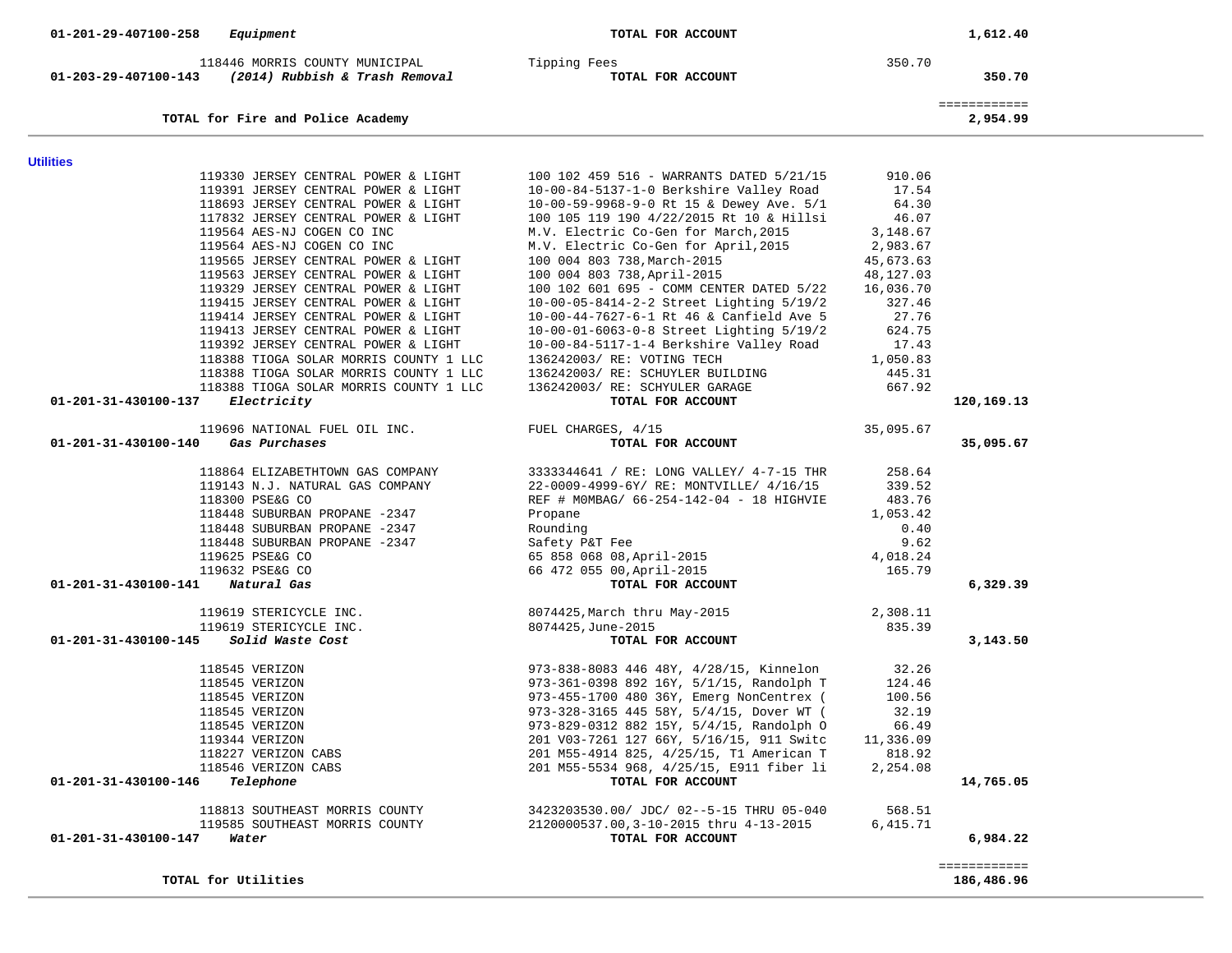| Account | Vendor | Description | Amount | Total |
|---|---|---|---|---|
| 01-201-29-407100-258 *Equipment* | | **TOTAL FOR ACCOUNT** | | **1,612.40** |
| | 118446 MORRIS COUNTY MUNICIPAL | Tipping Fees | 350.70 | |
| 01-203-29-407100-143 *(2014) Rubbish & Trash Removal* | | **TOTAL FOR ACCOUNT** | | **350.70** |
| | | | | ============ |
| **TOTAL for Fire and Police Academy** | | | | **2,954.99** |

**Utilities**

| Account | Vendor | Description | Amount | Total |
|---|---|---|---|---|
| | 119330 JERSEY CENTRAL POWER & LIGHT | 100 102 459 516 - WARRANTS DATED 5/21/15 | 910.06 | |
| | 119391 JERSEY CENTRAL POWER & LIGHT | 10-00-84-5137-1-0 Berkshire Valley Road | 17.54 | |
| | 118693 JERSEY CENTRAL POWER & LIGHT | 10-00-59-9968-9-0 Rt 15 & Dewey Ave. 5/1 | 64.30 | |
| | 117832 JERSEY CENTRAL POWER & LIGHT | 100 105 119 190 4/22/2015 Rt 10 & Hillsi | 46.07 | |
| | 119564 AES-NJ COGEN CO INC | M.V. Electric Co-Gen for March,2015 | 3,148.67 | |
| | 119564 AES-NJ COGEN CO INC | M.V. Electric Co-Gen for April,2015 | 2,983.67 | |
| | 119565 JERSEY CENTRAL POWER & LIGHT | 100 004 803 738,March-2015 | 45,673.63 | |
| | 119563 JERSEY CENTRAL POWER & LIGHT | 100 004 803 738,April-2015 | 48,127.03 | |
| | 119329 JERSEY CENTRAL POWER & LIGHT | 100 102 601 695 - COMM CENTER DATED 5/22 | 16,036.70 | |
| | 119415 JERSEY CENTRAL POWER & LIGHT | 10-00-05-8414-2-2 Street Lighting 5/19/2 | 327.46 | |
| | 119414 JERSEY CENTRAL POWER & LIGHT | 10-00-44-7627-6-1 Rt 46 & Canfield Ave 5 | 27.76 | |
| | 119413 JERSEY CENTRAL POWER & LIGHT | 10-00-01-6063-0-8 Street Lighting 5/19/2 | 624.75 | |
| | 119392 JERSEY CENTRAL POWER & LIGHT | 10-00-84-5117-1-4 Berkshire Valley Road | 17.43 | |
| | 118388 TIOGA SOLAR MORRIS COUNTY 1 LLC | 136242003/ RE: VOTING TECH | 1,050.83 | |
| | 118388 TIOGA SOLAR MORRIS COUNTY 1 LLC | 136242003/ RE: SCHUYLER BUILDING | 445.31 | |
| | 118388 TIOGA SOLAR MORRIS COUNTY 1 LLC | 136242003/ RE: SCHYULER GARAGE | 667.92 | |
| 01-201-31-430100-137 *Electricity* | | **TOTAL FOR ACCOUNT** | | **120,169.13** |
| | 119696 NATIONAL FUEL OIL INC. | FUEL CHARGES, 4/15 | 35,095.67 | |
| 01-201-31-430100-140 *Gas Purchases* | | **TOTAL FOR ACCOUNT** | | **35,095.67** |
| | 118864 ELIZABETHTOWN GAS COMPANY | 3333344641 / RE: LONG VALLEY/ 4-7-15 THR | 258.64 | |
| | 119143 N.J. NATURAL GAS COMPANY | 22-0009-4999-6Y/ RE: MONTVILLE/ 4/16/15 | 339.52 | |
| | 118300 PSE&G CO | REF # M0MBAG/ 66-254-142-04 - 18 HIGHVIE | 483.76 | |
| | 118448 SUBURBAN PROPANE -2347 | Propane | 1,053.42 | |
| | 118448 SUBURBAN PROPANE -2347 | Rounding | 0.40 | |
| | 118448 SUBURBAN PROPANE -2347 | Safety P&T Fee | 9.62 | |
| | 119625 PSE&G CO | 65 858 068 08,April-2015 | 4,018.24 | |
| | 119632 PSE&G CO | 66 472 055 00,April-2015 | 165.79 | |
| 01-201-31-430100-141 *Natural Gas* | | **TOTAL FOR ACCOUNT** | | **6,329.39** |
| | 119619 STERICYCLE INC. | 8074425,March thru May-2015 | 2,308.11 | |
| | 119619 STERICYCLE INC. | 8074425,June-2015 | 835.39 | |
| 01-201-31-430100-145 *Solid Waste Cost* | | **TOTAL FOR ACCOUNT** | | **3,143.50** |
| | 118545 VERIZON | 973-838-8083 446 48Y, 4/28/15, Kinnelon | 32.26 | |
| | 118545 VERIZON | 973-361-0398 892 16Y, 5/1/15, Randolph T | 124.46 | |
| | 118545 VERIZON | 973-455-1700 480 36Y, Emerg NonCentrex ( | 100.56 | |
| | 118545 VERIZON | 973-328-3165 445 58Y, 5/4/15, Dover WT ( | 32.19 | |
| | 118545 VERIZON | 973-829-0312 882 15Y, 5/4/15, Randolph O | 66.49 | |
| | 119344 VERIZON | 201 V03-7261 127 66Y, 5/16/15, 911 Switc | 11,336.09 | |
| | 118227 VERIZON CABS | 201 M55-4914 825, 4/25/15, T1 American T | 818.92 | |
| | 118546 VERIZON CABS | 201 M55-5534 968, 4/25/15, E911 fiber li | 2,254.08 | |
| 01-201-31-430100-146 *Telephone* | | **TOTAL FOR ACCOUNT** | | **14,765.05** |
| | 118813 SOUTHEAST MORRIS COUNTY | 3423203530.00/ JDC/ 02--5-15 THRU 05-040 | 568.51 | |
| | 119585 SOUTHEAST MORRIS COUNTY | 2120000537.00,3-10-2015 thru 4-13-2015 | 6,415.71 | |
| 01-201-31-430100-147 *Water* | | **TOTAL FOR ACCOUNT** | | **6,984.22** |
| | | | | ============ |
| **TOTAL for Utilities** | | | | **186,486.96** |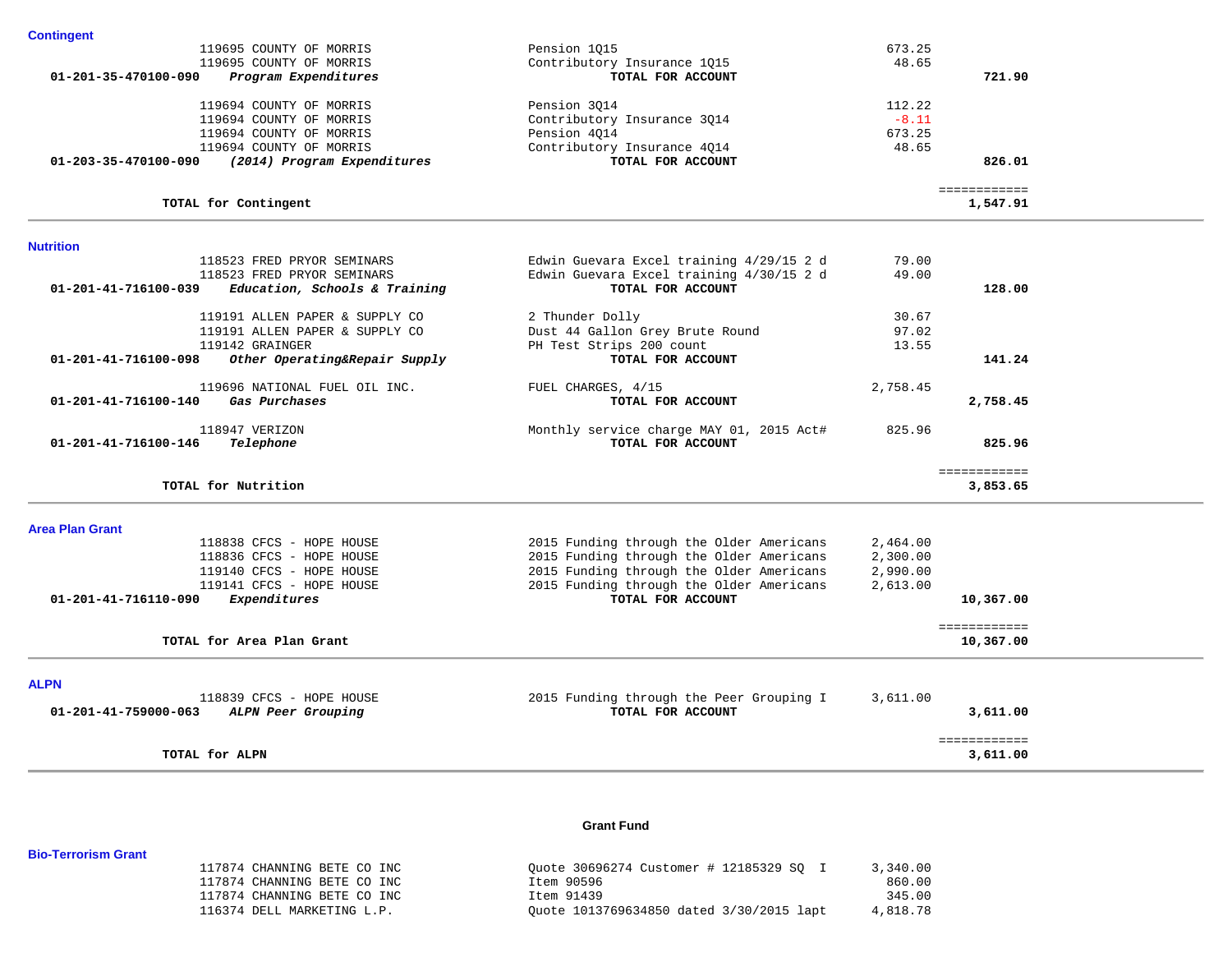## Contingent

| Account / Vendor | Description | Amount | Total |
|---|---|---|---|
| 119695 COUNTY OF MORRIS | Pension 1Q15 | 673.25 | |
| 119695 COUNTY OF MORRIS | Contributory Insurance 1Q15 | 48.65 | |
| **01-201-35-470100-090** ***Program Expenditures*** | **TOTAL FOR ACCOUNT** | | **721.90** |
| 119694 COUNTY OF MORRIS | Pension 3Q14 | 112.22 | |
| 119694 COUNTY OF MORRIS | Contributory Insurance 3Q14 | -8.11 | |
| 119694 COUNTY OF MORRIS | Pension 4Q14 | 673.25 | |
| 119694 COUNTY OF MORRIS | Contributory Insurance 4Q14 | 48.65 | |
| **01-203-35-470100-090** ***(2014) Program Expenditures*** | **TOTAL FOR ACCOUNT** | | **826.01** |
| **TOTAL for Contingent** | | | **1,547.91** |

## Nutrition

| Account / Vendor | Description | Amount | Total |
|---|---|---|---|
| 118523 FRED PRYOR SEMINARS | Edwin Guevara Excel training 4/29/15 2 d | 79.00 | |
| 118523 FRED PRYOR SEMINARS | Edwin Guevara Excel training 4/30/15 2 d | 49.00 | |
| **01-201-41-716100-039** ***Education, Schools & Training*** | **TOTAL FOR ACCOUNT** | | **128.00** |
| 119191 ALLEN PAPER & SUPPLY CO | 2 Thunder Dolly | 30.67 | |
| 119191 ALLEN PAPER & SUPPLY CO | Dust 44 Gallon Grey Brute Round | 97.02 | |
| 119142 GRAINGER | PH Test Strips 200 count | 13.55 | |
| **01-201-41-716100-098** ***Other Operating&Repair Supply*** | **TOTAL FOR ACCOUNT** | | **141.24** |
| 119696 NATIONAL FUEL OIL INC. | FUEL CHARGES, 4/15 | 2,758.45 | |
| **01-201-41-716100-140** ***Gas Purchases*** | **TOTAL FOR ACCOUNT** | | **2,758.45** |
| 118947 VERIZON | Monthly service charge MAY 01, 2015 Act# | 825.96 | |
| **01-201-41-716100-146** ***Telephone*** | **TOTAL FOR ACCOUNT** | | **825.96** |
| **TOTAL for Nutrition** | | | **3,853.65** |

## Area Plan Grant

| Account / Vendor | Description | Amount | Total |
|---|---|---|---|
| 118838 CFCS - HOPE HOUSE | 2015 Funding through the Older Americans | 2,464.00 | |
| 118836 CFCS - HOPE HOUSE | 2015 Funding through the Older Americans | 2,300.00 | |
| 119140 CFCS - HOPE HOUSE | 2015 Funding through the Older Americans | 2,990.00 | |
| 119141 CFCS - HOPE HOUSE | 2015 Funding through the Older Americans | 2,613.00 | |
| **01-201-41-716110-090** ***Expenditures*** | **TOTAL FOR ACCOUNT** | | **10,367.00** |
| **TOTAL for Area Plan Grant** | | | **10,367.00** |

## ALPN

| Account / Vendor | Description | Amount | Total |
|---|---|---|---|
| 118839 CFCS - HOPE HOUSE | 2015 Funding through the Peer Grouping I | 3,611.00 | |
| **01-201-41-759000-063** ***ALPN Peer Grouping*** | **TOTAL FOR ACCOUNT** | | **3,611.00** |
| **TOTAL for ALPN** | | | **3,611.00** |

# Grant Fund

## Bio-Terrorism Grant

| Account / Vendor | Description | Amount | Total |
|---|---|---|---|
| 117874 CHANNING BETE CO INC | Quote 30696274 Customer # 12185329 SQ I | 3,340.00 | |
| 117874 CHANNING BETE CO INC | Item 90596 | 860.00 | |
| 117874 CHANNING BETE CO INC | Item 91439 | 345.00 | |
| 116374 DELL MARKETING L.P. | Quote 1013769634850 dated 3/30/2015 lapt | 4,818.78 | |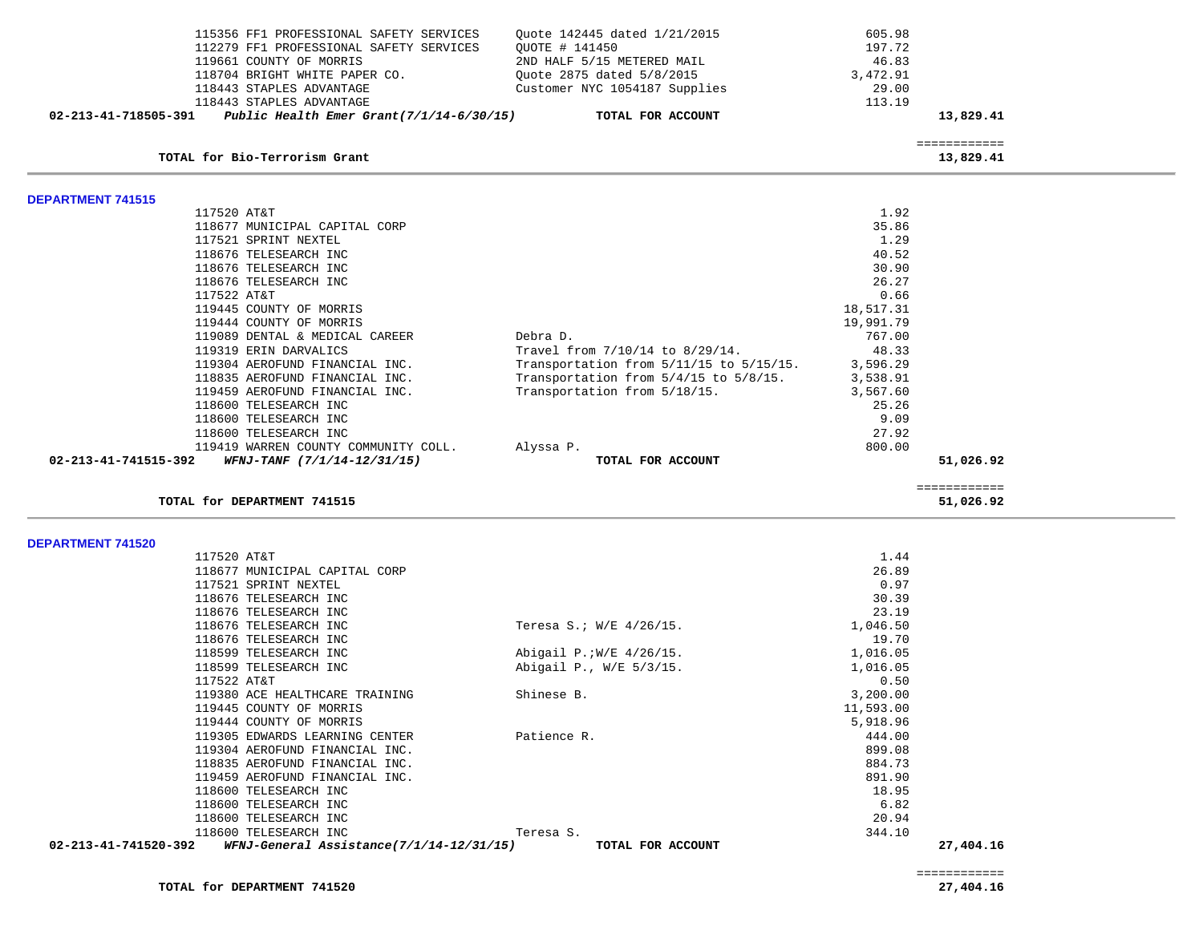| | | | |
|---|---|---|---|
| 115356 FF1 PROFESSIONAL SAFETY SERVICES | Quote 142445 dated 1/21/2015 | 605.98 | |
| 112279 FF1 PROFESSIONAL SAFETY SERVICES | QUOTE # 141450 | 197.72 | |
| 119661 COUNTY OF MORRIS | 2ND HALF 5/15 METERED MAIL | 46.83 | |
| 118704 BRIGHT WHITE PAPER CO. | Quote 2875 dated 5/8/2015 | 3,472.91 | |
| 118443 STAPLES ADVANTAGE | Customer NYC 1054187 Supplies | 29.00 | |
| 118443 STAPLES ADVANTAGE | | 113.19 | |
| **02-213-41-718505-391** *Public Health Emer Grant(7/1/14-6/30/15)* | **TOTAL FOR ACCOUNT** | | **13,829.41** |

============

**TOTAL for Bio-Terrorism Grant** **13,829.41**

## DEPARTMENT 741515

| | | | |
|---|---|---|---|
| 117520 AT&T | | 1.92 | |
| 118677 MUNICIPAL CAPITAL CORP | | 35.86 | |
| 117521 SPRINT NEXTEL | | 1.29 | |
| 118676 TELESEARCH INC | | 40.52 | |
| 118676 TELESEARCH INC | | 30.90 | |
| 118676 TELESEARCH INC | | 26.27 | |
| 117522 AT&T | | 0.66 | |
| 119445 COUNTY OF MORRIS | | 18,517.31 | |
| 119444 COUNTY OF MORRIS | | 19,991.79 | |
| 119089 DENTAL & MEDICAL CAREER | Debra D. | 767.00 | |
| 119319 ERIN DARVALICS | Travel from 7/10/14 to 8/29/14. | 48.33 | |
| 119304 AEROFUND FINANCIAL INC. | Transportation from 5/11/15 to 5/15/15. | 3,596.29 | |
| 118835 AEROFUND FINANCIAL INC. | Transportation from 5/4/15 to 5/8/15. | 3,538.91 | |
| 119459 AEROFUND FINANCIAL INC. | Transportation from 5/18/15. | 3,567.60 | |
| 118600 TELESEARCH INC | | 25.26 | |
| 118600 TELESEARCH INC | | 9.09 | |
| 118600 TELESEARCH INC | | 27.92 | |
| 119419 WARREN COUNTY COMMUNITY COLL. | Alyssa P. | 800.00 | |
| **02-213-41-741515-392** *WFNJ-TANF (7/1/14-12/31/15)* | **TOTAL FOR ACCOUNT** | | **51,026.92** |

============

**TOTAL for DEPARTMENT 741515** **51,026.92**

## DEPARTMENT 741520

| | | | |
|---|---|---|---|
| 117520 AT&T | | 1.44 | |
| 118677 MUNICIPAL CAPITAL CORP | | 26.89 | |
| 117521 SPRINT NEXTEL | | 0.97 | |
| 118676 TELESEARCH INC | | 30.39 | |
| 118676 TELESEARCH INC | | 23.19 | |
| 118676 TELESEARCH INC | Teresa S.; W/E 4/26/15. | 1,046.50 | |
| 118676 TELESEARCH INC | | 19.70 | |
| 118599 TELESEARCH INC | Abigail P.;W/E 4/26/15. | 1,016.05 | |
| 118599 TELESEARCH INC | Abigail P., W/E 5/3/15. | 1,016.05 | |
| 117522 AT&T | | 0.50 | |
| 119380 ACE HEALTHCARE TRAINING | Shinese B. | 3,200.00 | |
| 119445 COUNTY OF MORRIS | | 11,593.00 | |
| 119444 COUNTY OF MORRIS | | 5,918.96 | |
| 119305 EDWARDS LEARNING CENTER | Patience R. | 444.00 | |
| 119304 AEROFUND FINANCIAL INC. | | 899.08 | |
| 118835 AEROFUND FINANCIAL INC. | | 884.73 | |
| 119459 AEROFUND FINANCIAL INC. | | 891.90 | |
| 118600 TELESEARCH INC | | 18.95 | |
| 118600 TELESEARCH INC | | 6.82 | |
| 118600 TELESEARCH INC | | 20.94 | |
| 118600 TELESEARCH INC | Teresa S. | 344.10 | |
| **02-213-41-741520-392** *WFNJ-General Assistance(7/1/14-12/31/15)* | **TOTAL FOR ACCOUNT** | | **27,404.16** |

============

**TOTAL for DEPARTMENT 741520** **27,404.16**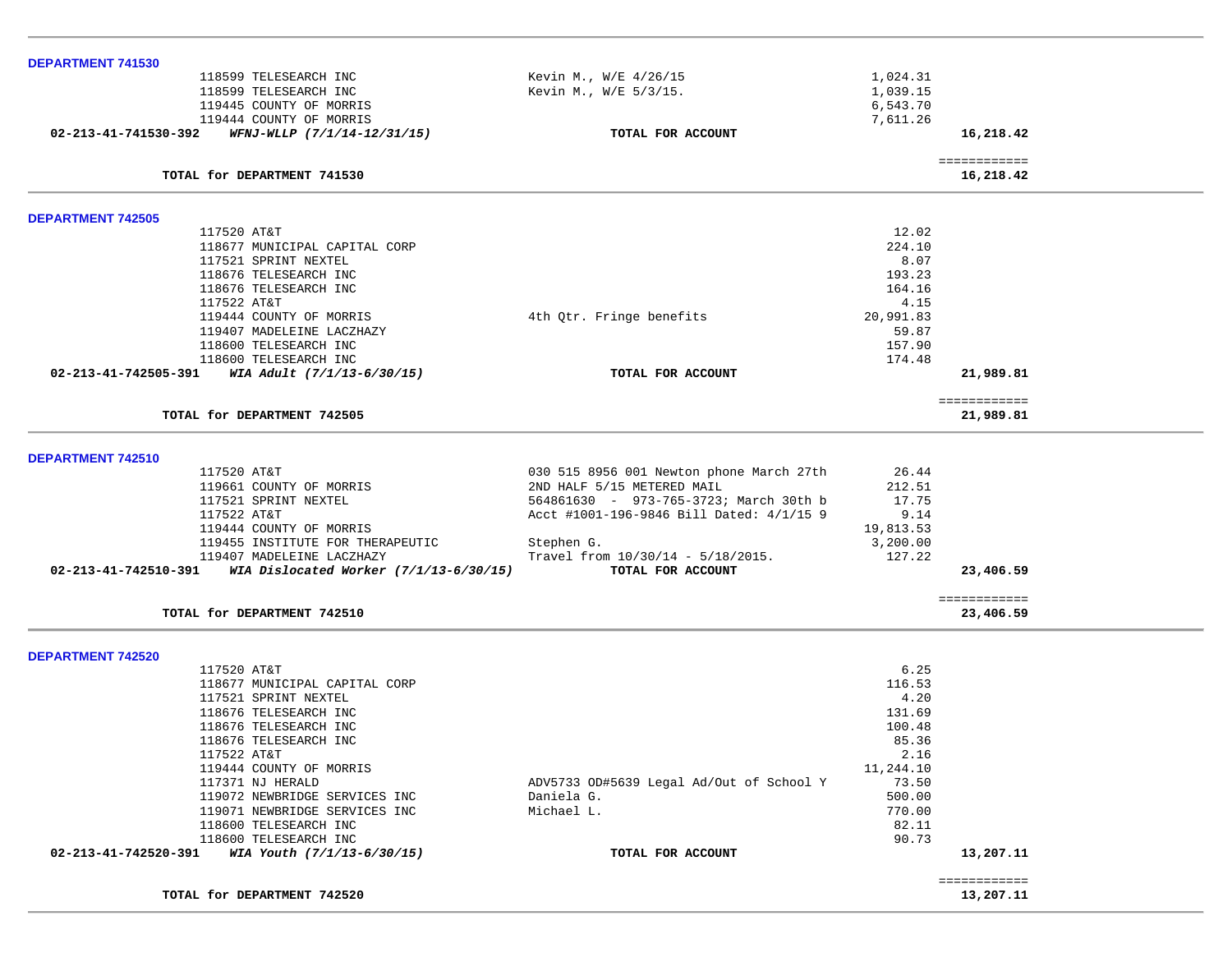**DEPARTMENT 741530**

| | Vendor | Description | Amount | Total |
|---|---|---|---|---|
| | 118599 TELESEARCH INC | Kevin M., W/E 4/26/15 | 1,024.31 | |
| | 118599 TELESEARCH INC | Kevin M., W/E 5/3/15. | 1,039.15 | |
| | 119445 COUNTY OF MORRIS | | 6,543.70 | |
| | 119444 COUNTY OF MORRIS | | 7,611.26 | |
| **02-213-41-741530-392** | ***WFNJ-WLLP (7/1/14-12/31/15)*** | **TOTAL FOR ACCOUNT** | | **16,218.42** |
| | | | | ============ |
| | **TOTAL for DEPARTMENT 741530** | | | **16,218.42** |

**DEPARTMENT 742505**

| | Vendor | Description | Amount | Total |
|---|---|---|---|---|
| | 117520 AT&T | | 12.02 | |
| | 118677 MUNICIPAL CAPITAL CORP | | 224.10 | |
| | 117521 SPRINT NEXTEL | | 8.07 | |
| | 118676 TELESEARCH INC | | 193.23 | |
| | 118676 TELESEARCH INC | | 164.16 | |
| | 117522 AT&T | | 4.15 | |
| | 119444 COUNTY OF MORRIS | 4th Qtr. Fringe benefits | 20,991.83 | |
| | 119407 MADELEINE LACZHAZY | | 59.87 | |
| | 118600 TELESEARCH INC | | 157.90 | |
| | 118600 TELESEARCH INC | | 174.48 | |
| **02-213-41-742505-391** | ***WIA Adult (7/1/13-6/30/15)*** | **TOTAL FOR ACCOUNT** | | **21,989.81** |
| | | | | ============ |
| | **TOTAL for DEPARTMENT 742505** | | | **21,989.81** |

**DEPARTMENT 742510**

| | Vendor | Description | Amount | Total |
|---|---|---|---|---|
| | 117520 AT&T | 030 515 8956 001 Newton phone March 27th | 26.44 | |
| | 119661 COUNTY OF MORRIS | 2ND HALF 5/15 METERED MAIL | 212.51 | |
| | 117521 SPRINT NEXTEL | 564861630 - 973-765-3723; March 30th b | 17.75 | |
| | 117522 AT&T | Acct #1001-196-9846 Bill Dated: 4/1/15 9 | 9.14 | |
| | 119444 COUNTY OF MORRIS | | 19,813.53 | |
| | 119455 INSTITUTE FOR THERAPEUTIC | Stephen G. | 3,200.00 | |
| | 119407 MADELEINE LACZHAZY | Travel from 10/30/14 - 5/18/2015. | 127.22 | |
| **02-213-41-742510-391** | ***WIA Dislocated Worker (7/1/13-6/30/15)*** | **TOTAL FOR ACCOUNT** | | **23,406.59** |
| | | | | ============ |
| | **TOTAL for DEPARTMENT 742510** | | | **23,406.59** |

**DEPARTMENT 742520**

| | Vendor | Description | Amount | Total |
|---|---|---|---|---|
| | 117520 AT&T | | 6.25 | |
| | 118677 MUNICIPAL CAPITAL CORP | | 116.53 | |
| | 117521 SPRINT NEXTEL | | 4.20 | |
| | 118676 TELESEARCH INC | | 131.69 | |
| | 118676 TELESEARCH INC | | 100.48 | |
| | 118676 TELESEARCH INC | | 85.36 | |
| | 117522 AT&T | | 2.16 | |
| | 119444 COUNTY OF MORRIS | | 11,244.10 | |
| | 117371 NJ HERALD | ADV5733 OD#5639 Legal Ad/Out of School Y | 73.50 | |
| | 119072 NEWBRIDGE SERVICES INC | Daniela G. | 500.00 | |
| | 119071 NEWBRIDGE SERVICES INC | Michael L. | 770.00 | |
| | 118600 TELESEARCH INC | | 82.11 | |
| | 118600 TELESEARCH INC | | 90.73 | |
| **02-213-41-742520-391** | ***WIA Youth (7/1/13-6/30/15)*** | **TOTAL FOR ACCOUNT** | | **13,207.11** |
| | | | | ============ |
| | **TOTAL for DEPARTMENT 742520** | | | **13,207.11** |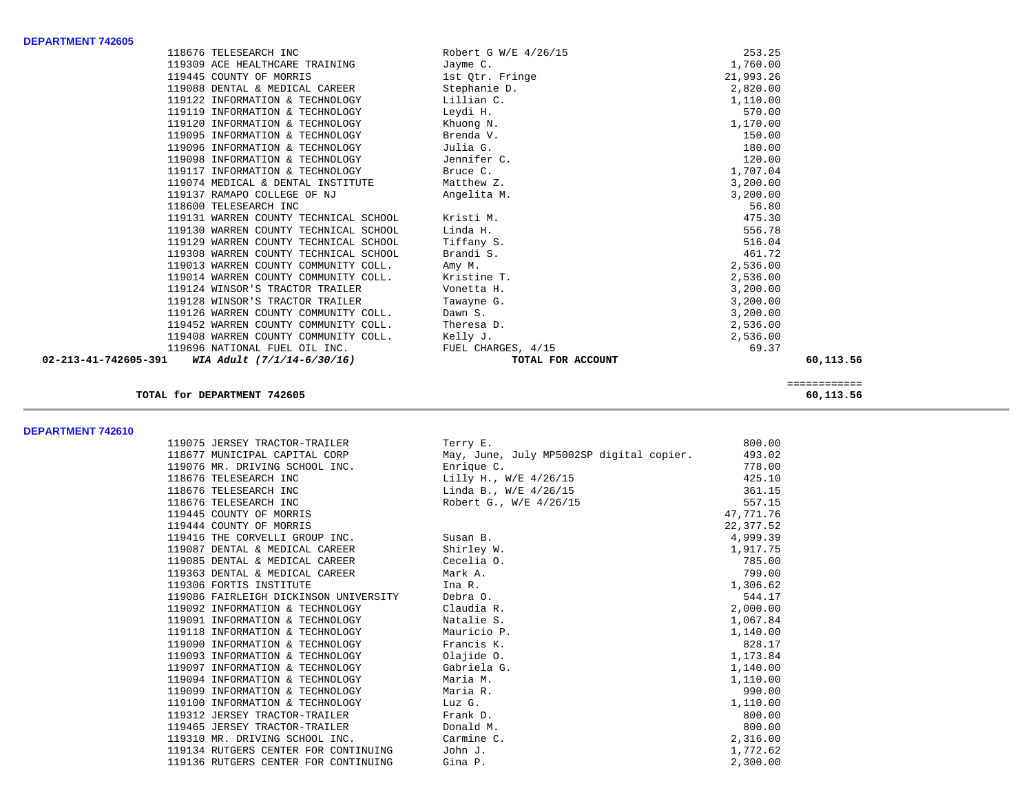**DEPARTMENT 742605**

| PO # | Vendor | Description | Amount | Total |
|---|---|---|---|---|
| 118676 | TELESEARCH INC | Robert G W/E 4/26/15 | 253.25 | |
| 119309 | ACE HEALTHCARE TRAINING | Jayme C. | 1,760.00 | |
| 119445 | COUNTY OF MORRIS | 1st Qtr. Fringe | 21,993.26 | |
| 119088 | DENTAL & MEDICAL CAREER | Stephanie D. | 2,820.00 | |
| 119122 | INFORMATION & TECHNOLOGY | Lillian C. | 1,110.00 | |
| 119119 | INFORMATION & TECHNOLOGY | Leydi H. | 570.00 | |
| 119120 | INFORMATION & TECHNOLOGY | Khuong N. | 1,170.00 | |
| 119095 | INFORMATION & TECHNOLOGY | Brenda V. | 150.00 | |
| 119096 | INFORMATION & TECHNOLOGY | Julia G. | 180.00 | |
| 119098 | INFORMATION & TECHNOLOGY | Jennifer C. | 120.00 | |
| 119117 | INFORMATION & TECHNOLOGY | Bruce C. | 1,707.04 | |
| 119074 | MEDICAL & DENTAL INSTITUTE | Matthew Z. | 3,200.00 | |
| 119137 | RAMAPO COLLEGE OF NJ | Angelita M. | 3,200.00 | |
| 118600 | TELESEARCH INC | | 56.80 | |
| 119131 | WARREN COUNTY TECHNICAL SCHOOL | Kristi M. | 475.30 | |
| 119130 | WARREN COUNTY TECHNICAL SCHOOL | Linda H. | 556.78 | |
| 119129 | WARREN COUNTY TECHNICAL SCHOOL | Tiffany S. | 516.04 | |
| 119308 | WARREN COUNTY TECHNICAL SCHOOL | Brandi S. | 461.72 | |
| 119013 | WARREN COUNTY COMMUNITY COLL. | Amy M. | 2,536.00 | |
| 119014 | WARREN COUNTY COMMUNITY COLL. | Kristine T. | 2,536.00 | |
| 119124 | WINSOR'S TRACTOR TRAILER | Vonetta H. | 3,200.00 | |
| 119128 | WINSOR'S TRACTOR TRAILER | Tawayne G. | 3,200.00 | |
| 119126 | WARREN COUNTY COMMUNITY COLL. | Dawn S. | 3,200.00 | |
| 119452 | WARREN COUNTY COMMUNITY COLL. | Theresa D. | 2,536.00 | |
| 119408 | WARREN COUNTY COMMUNITY COLL. | Kelly J. | 2,536.00 | |
| 119696 | NATIONAL FUEL OIL INC. | FUEL CHARGES, 4/15 | 69.37 | |
| **02-213-41-742605-391** | ***WIA Adult (7/1/14-6/30/16)*** | **TOTAL FOR ACCOUNT** | | **60,113.56** |

**TOTAL for DEPARTMENT 742605** — ============ **60,113.56**

**DEPARTMENT 742610**

| PO # | Vendor | Description | Amount |
|---|---|---|---|
| 119075 | JERSEY TRACTOR-TRAILER | Terry E. | 800.00 |
| 118677 | MUNICIPAL CAPITAL CORP | May, June, July MP5002SP digital copier. | 493.02 |
| 119076 | MR. DRIVING SCHOOL INC. | Enrique C. | 778.00 |
| 118676 | TELESEARCH INC | Lilly H., W/E 4/26/15 | 425.10 |
| 118676 | TELESEARCH INC | Linda B., W/E 4/26/15 | 361.15 |
| 118676 | TELESEARCH INC | Robert G., W/E 4/26/15 | 557.15 |
| 119445 | COUNTY OF MORRIS | | 47,771.76 |
| 119444 | COUNTY OF MORRIS | | 22,377.52 |
| 119416 | THE CORVELLI GROUP INC. | Susan B. | 4,999.39 |
| 119087 | DENTAL & MEDICAL CAREER | Shirley W. | 1,917.75 |
| 119085 | DENTAL & MEDICAL CAREER | Cecelia O. | 785.00 |
| 119363 | DENTAL & MEDICAL CAREER | Mark A. | 799.00 |
| 119306 | FORTIS INSTITUTE | Ina R. | 1,306.62 |
| 119086 | FAIRLEIGH DICKINSON UNIVERSITY | Debra O. | 544.17 |
| 119092 | INFORMATION & TECHNOLOGY | Claudia R. | 2,000.00 |
| 119091 | INFORMATION & TECHNOLOGY | Natalie S. | 1,067.84 |
| 119118 | INFORMATION & TECHNOLOGY | Mauricio P. | 1,140.00 |
| 119090 | INFORMATION & TECHNOLOGY | Francis K. | 828.17 |
| 119093 | INFORMATION & TECHNOLOGY | Olajide O. | 1,173.84 |
| 119097 | INFORMATION & TECHNOLOGY | Gabriela G. | 1,140.00 |
| 119094 | INFORMATION & TECHNOLOGY | Maria M. | 1,110.00 |
| 119099 | INFORMATION & TECHNOLOGY | Maria R. | 990.00 |
| 119100 | INFORMATION & TECHNOLOGY | Luz G. | 1,110.00 |
| 119312 | JERSEY TRACTOR-TRAILER | Frank D. | 800.00 |
| 119465 | JERSEY TRACTOR-TRAILER | Donald M. | 800.00 |
| 119310 | MR. DRIVING SCHOOL INC. | Carmine C. | 2,316.00 |
| 119134 | RUTGERS CENTER FOR CONTINUING | John J. | 1,772.62 |
| 119136 | RUTGERS CENTER FOR CONTINUING | Gina P. | 2,300.00 |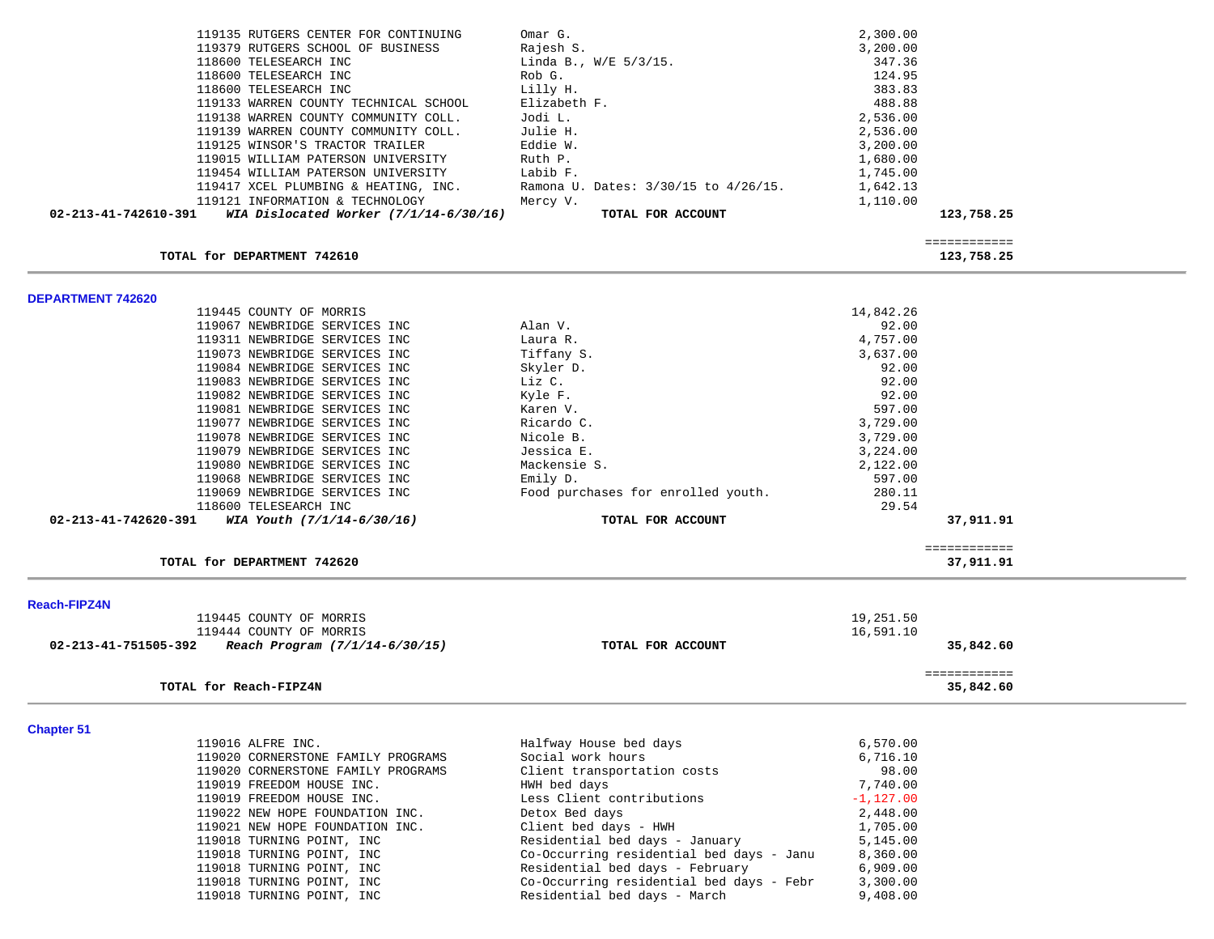| | Vendor | Description | Amount | Total |
|---|---|---|---|---|
| | 119135 RUTGERS CENTER FOR CONTINUING | Omar G. | 2,300.00 | |
| | 119379 RUTGERS SCHOOL OF BUSINESS | Rajesh S. | 3,200.00 | |
| | 118600 TELESEARCH INC | Linda B., W/E 5/3/15. | 347.36 | |
| | 118600 TELESEARCH INC | Rob G. | 124.95 | |
| | 118600 TELESEARCH INC | Lilly H. | 383.83 | |
| | 119133 WARREN COUNTY TECHNICAL SCHOOL | Elizabeth F. | 488.88 | |
| | 119138 WARREN COUNTY COMMUNITY COLL. | Jodi L. | 2,536.00 | |
| | 119139 WARREN COUNTY COMMUNITY COLL. | Julie H. | 2,536.00 | |
| | 119125 WINSOR'S TRACTOR TRAILER | Eddie W. | 3,200.00 | |
| | 119015 WILLIAM PATERSON UNIVERSITY | Ruth P. | 1,680.00 | |
| | 119454 WILLIAM PATERSON UNIVERSITY | Labib F. | 1,745.00 | |
| | 119417 XCEL PLUMBING & HEATING, INC. | Ramona U. Dates: 3/30/15 to 4/26/15. | 1,642.13 | |
| | 119121 INFORMATION & TECHNOLOGY | Mercy V. | 1,110.00 | |
| **02-213-41-742610-391** | ***WIA Dislocated Worker (7/1/14-6/30/16)*** | **TOTAL FOR ACCOUNT** | | **123,758.25** |
| | | | | ============ |
| | **TOTAL for DEPARTMENT 742610** | | | **123,758.25** |

## DEPARTMENT 742620

| | Vendor | Description | Amount | Total |
|---|---|---|---|---|
| | 119445 COUNTY OF MORRIS | | 14,842.26 | |
| | 119067 NEWBRIDGE SERVICES INC | Alan V. | 92.00 | |
| | 119311 NEWBRIDGE SERVICES INC | Laura R. | 4,757.00 | |
| | 119073 NEWBRIDGE SERVICES INC | Tiffany S. | 3,637.00 | |
| | 119084 NEWBRIDGE SERVICES INC | Skyler D. | 92.00 | |
| | 119083 NEWBRIDGE SERVICES INC | Liz C. | 92.00 | |
| | 119082 NEWBRIDGE SERVICES INC | Kyle F. | 92.00 | |
| | 119081 NEWBRIDGE SERVICES INC | Karen V. | 597.00 | |
| | 119077 NEWBRIDGE SERVICES INC | Ricardo C. | 3,729.00 | |
| | 119078 NEWBRIDGE SERVICES INC | Nicole B. | 3,729.00 | |
| | 119079 NEWBRIDGE SERVICES INC | Jessica E. | 3,224.00 | |
| | 119080 NEWBRIDGE SERVICES INC | Mackensie S. | 2,122.00 | |
| | 119068 NEWBRIDGE SERVICES INC | Emily D. | 597.00 | |
| | 119069 NEWBRIDGE SERVICES INC | Food purchases for enrolled youth. | 280.11 | |
| | 118600 TELESEARCH INC | | 29.54 | |
| **02-213-41-742620-391** | ***WIA Youth (7/1/14-6/30/16)*** | **TOTAL FOR ACCOUNT** | | **37,911.91** |
| | | | | ============ |
| | **TOTAL for DEPARTMENT 742620** | | | **37,911.91** |

## Reach-FIPZ4N

| | Vendor | Description | Amount | Total |
|---|---|---|---|---|
| | 119445 COUNTY OF MORRIS | | 19,251.50 | |
| | 119444 COUNTY OF MORRIS | | 16,591.10 | |
| **02-213-41-751505-392** | ***Reach Program (7/1/14-6/30/15)*** | **TOTAL FOR ACCOUNT** | | **35,842.60** |
| | | | | ============ |
| | **TOTAL for Reach-FIPZ4N** | | | **35,842.60** |

## Chapter 51

| | Vendor | Description | Amount | Total |
|---|---|---|---|---|
| | 119016 ALFRE INC. | Halfway House bed days | 6,570.00 | |
| | 119020 CORNERSTONE FAMILY PROGRAMS | Social work hours | 6,716.10 | |
| | 119020 CORNERSTONE FAMILY PROGRAMS | Client transportation costs | 98.00 | |
| | 119019 FREEDOM HOUSE INC. | HWH bed days | 7,740.00 | |
| | 119019 FREEDOM HOUSE INC. | Less Client contributions | -1,127.00 | |
| | 119022 NEW HOPE FOUNDATION INC. | Detox Bed days | 2,448.00 | |
| | 119021 NEW HOPE FOUNDATION INC. | Client bed days - HWH | 1,705.00 | |
| | 119018 TURNING POINT, INC | Residential bed days - January | 5,145.00 | |
| | 119018 TURNING POINT, INC | Co-Occurring residential bed days - Janu | 8,360.00 | |
| | 119018 TURNING POINT, INC | Residential bed days - February | 6,909.00 | |
| | 119018 TURNING POINT, INC | Co-Occurring residential bed days - Febr | 3,300.00 | |
| | 119018 TURNING POINT, INC | Residential bed days - March | 9,408.00 | |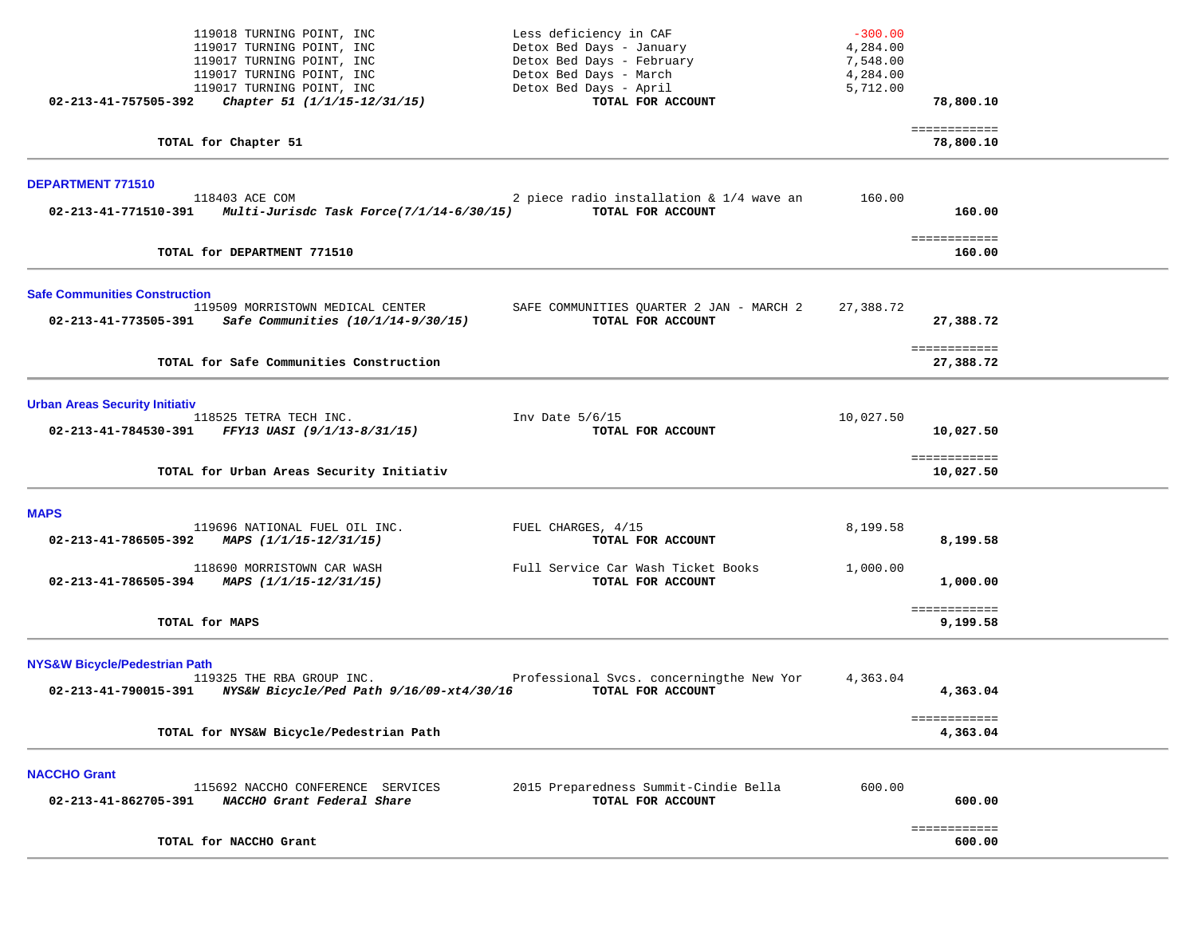| Account / Vendor | Description | Amount | Total |
|---|---|---|---|
| 119018 TURNING POINT, INC | Less deficiency in CAF | -300.00 | |
| 119017 TURNING POINT, INC | Detox Bed Days - January | 4,284.00 | |
| 119017 TURNING POINT, INC | Detox Bed Days - February | 7,548.00 | |
| 119017 TURNING POINT, INC | Detox Bed Days - March | 4,284.00 | |
| 119017 TURNING POINT, INC | Detox Bed Days - April | 5,712.00 | |
| **02-213-41-757505-392** ***Chapter 51 (1/1/15-12/31/15)*** | **TOTAL FOR ACCOUNT** | | **78,800.10** |
| | | | ============ |
| **TOTAL for Chapter 51** | | | **78,800.10** |

## DEPARTMENT 771510

| Account / Vendor | Description | Amount | Total |
|---|---|---|---|
| 118403 ACE COM | 2 piece radio installation & 1/4 wave an | 160.00 | |
| **02-213-41-771510-391** ***Multi-Jurisdc Task Force(7/1/14-6/30/15)*** | **TOTAL FOR ACCOUNT** | | **160.00** |
| | | | ============ |
| **TOTAL for DEPARTMENT 771510** | | | **160.00** |

## Safe Communities Construction

| Account / Vendor | Description | Amount | Total |
|---|---|---|---|
| 119509 MORRISTOWN MEDICAL CENTER | SAFE COMMUNITIES QUARTER 2 JAN - MARCH 2 | 27,388.72 | |
| **02-213-41-773505-391** ***Safe Communities (10/1/14-9/30/15)*** | **TOTAL FOR ACCOUNT** | | **27,388.72** |
| | | | ============ |
| **TOTAL for Safe Communities Construction** | | | **27,388.72** |

## Urban Areas Security Initiativ

| Account / Vendor | Description | Amount | Total |
|---|---|---|---|
| 118525 TETRA TECH INC. | Inv Date 5/6/15 | 10,027.50 | |
| **02-213-41-784530-391** ***FFY13 UASI (9/1/13-8/31/15)*** | **TOTAL FOR ACCOUNT** | | **10,027.50** |
| | | | ============ |
| **TOTAL for Urban Areas Security Initiativ** | | | **10,027.50** |

## MAPS

| Account / Vendor | Description | Amount | Total |
|---|---|---|---|
| 119696 NATIONAL FUEL OIL INC. | FUEL CHARGES, 4/15 | 8,199.58 | |
| **02-213-41-786505-392** ***MAPS (1/1/15-12/31/15)*** | **TOTAL FOR ACCOUNT** | | **8,199.58** |
| 118690 MORRISTOWN CAR WASH | Full Service Car Wash Ticket Books | 1,000.00 | |
| **02-213-41-786505-394** ***MAPS (1/1/15-12/31/15)*** | **TOTAL FOR ACCOUNT** | | **1,000.00** |
| | | | ============ |
| **TOTAL for MAPS** | | | **9,199.58** |

## NYS&W Bicycle/Pedestrian Path

| Account / Vendor | Description | Amount | Total |
|---|---|---|---|
| 119325 THE RBA GROUP INC. | Professional Svcs. concerningthe New Yor | 4,363.04 | |
| **02-213-41-790015-391** ***NYS&W Bicycle/Ped Path 9/16/09-xt4/30/16*** | **TOTAL FOR ACCOUNT** | | **4,363.04** |
| | | | ============ |
| **TOTAL for NYS&W Bicycle/Pedestrian Path** | | | **4,363.04** |

## NACCHO Grant

| Account / Vendor | Description | Amount | Total |
|---|---|---|---|
| 115692 NACCHO CONFERENCE SERVICES | 2015 Preparedness Summit-Cindie Bella | 600.00 | |
| **02-213-41-862705-391** ***NACCHO Grant Federal Share*** | **TOTAL FOR ACCOUNT** | | **600.00** |
| | | | ============ |
| **TOTAL for NACCHO Grant** | | | **600.00** |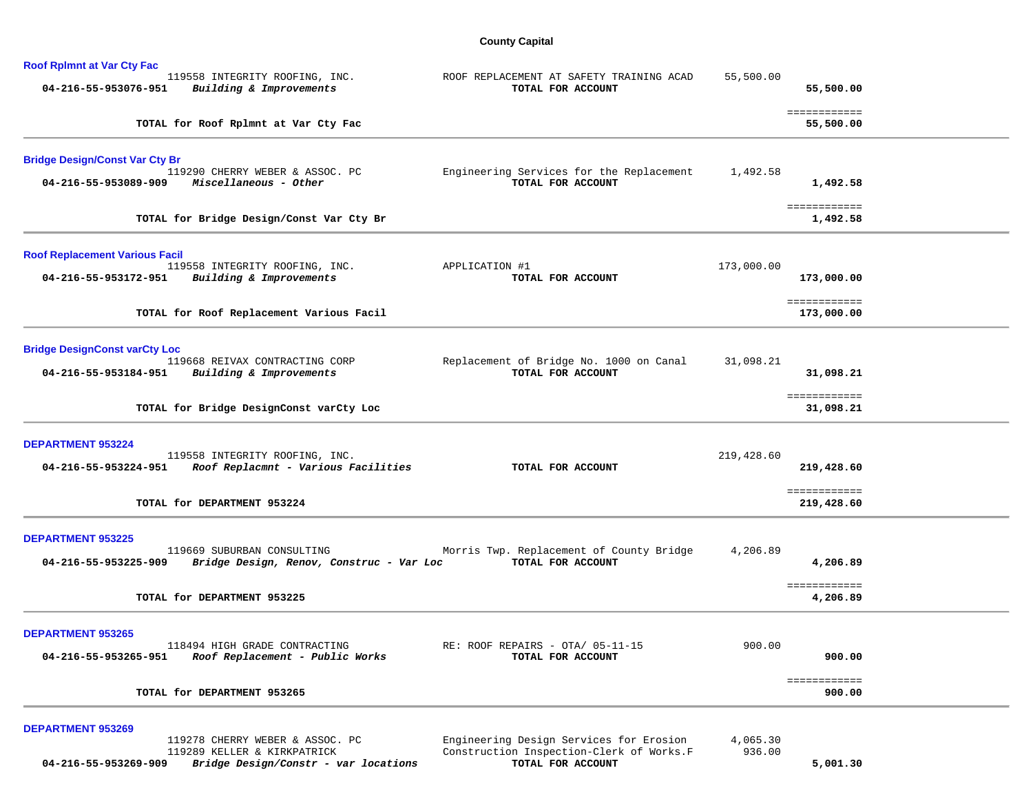**County Capital**

### Roof Rplmnt at Var Cty Fac

| Account | Vendor / Description | Line Description | Amount | Total |
|---|---|---|---|---|
| | 119558 INTEGRITY ROOFING, INC. | ROOF REPLACEMENT AT SAFETY TRAINING ACAD | 55,500.00 | |
| **04-216-55-953076-951** | ***Building & Improvements*** | **TOTAL FOR ACCOUNT** | | **55,500.00** |
| | | | | ============ |
| | **TOTAL for Roof Rplmnt at Var Cty Fac** | | | **55,500.00** |

### Bridge Design/Const Var Cty Br

| Account | Vendor / Description | Line Description | Amount | Total |
|---|---|---|---|---|
| | 119290 CHERRY WEBER & ASSOC. PC | Engineering Services for the Replacement | 1,492.58 | |
| **04-216-55-953089-909** | ***Miscellaneous - Other*** | **TOTAL FOR ACCOUNT** | | **1,492.58** |
| | | | | ============ |
| | **TOTAL for Bridge Design/Const Var Cty Br** | | | **1,492.58** |

### Roof Replacement Various Facil

| Account | Vendor / Description | Line Description | Amount | Total |
|---|---|---|---|---|
| | 119558 INTEGRITY ROOFING, INC. | APPLICATION #1 | 173,000.00 | |
| **04-216-55-953172-951** | ***Building & Improvements*** | **TOTAL FOR ACCOUNT** | | **173,000.00** |
| | | | | ============ |
| | **TOTAL for Roof Replacement Various Facil** | | | **173,000.00** |

### Bridge DesignConst varCty Loc

| Account | Vendor / Description | Line Description | Amount | Total |
|---|---|---|---|---|
| | 119668 REIVAX CONTRACTING CORP | Replacement of Bridge No. 1000 on Canal | 31,098.21 | |
| **04-216-55-953184-951** | ***Building & Improvements*** | **TOTAL FOR ACCOUNT** | | **31,098.21** |
| | | | | ============ |
| | **TOTAL for Bridge DesignConst varCty Loc** | | | **31,098.21** |

### DEPARTMENT 953224

| Account | Vendor / Description | Line Description | Amount | Total |
|---|---|---|---|---|
| | 119558 INTEGRITY ROOFING, INC. | | 219,428.60 | |
| **04-216-55-953224-951** | ***Roof Replacmnt - Various Facilities*** | **TOTAL FOR ACCOUNT** | | **219,428.60** |
| | | | | ============ |
| | **TOTAL for DEPARTMENT 953224** | | | **219,428.60** |

### DEPARTMENT 953225

| Account | Vendor / Description | Line Description | Amount | Total |
|---|---|---|---|---|
| | 119669 SUBURBAN CONSULTING | Morris Twp. Replacement of County Bridge | 4,206.89 | |
| **04-216-55-953225-909** | ***Bridge Design, Renov, Construc - Var Loc*** | **TOTAL FOR ACCOUNT** | | **4,206.89** |
| | | | | ============ |
| | **TOTAL for DEPARTMENT 953225** | | | **4,206.89** |

### DEPARTMENT 953265

| Account | Vendor / Description | Line Description | Amount | Total |
|---|---|---|---|---|
| | 118494 HIGH GRADE CONTRACTING | RE: ROOF REPAIRS - OTA/ 05-11-15 | 900.00 | |
| **04-216-55-953265-951** | ***Roof Replacement - Public Works*** | **TOTAL FOR ACCOUNT** | | **900.00** |
| | | | | ============ |
| | **TOTAL for DEPARTMENT 953265** | | | **900.00** |

### DEPARTMENT 953269

| Account | Vendor / Description | Line Description | Amount | Total |
|---|---|---|---|---|
| | 119278 CHERRY WEBER & ASSOC. PC | Engineering Design Services for Erosion | 4,065.30 | |
| | 119289 KELLER & KIRKPATRICK | Construction Inspection-Clerk of Works.F | 936.00 | |
| **04-216-55-953269-909** | ***Bridge Design/Constr - var locations*** | **TOTAL FOR ACCOUNT** | | **5,001.30** |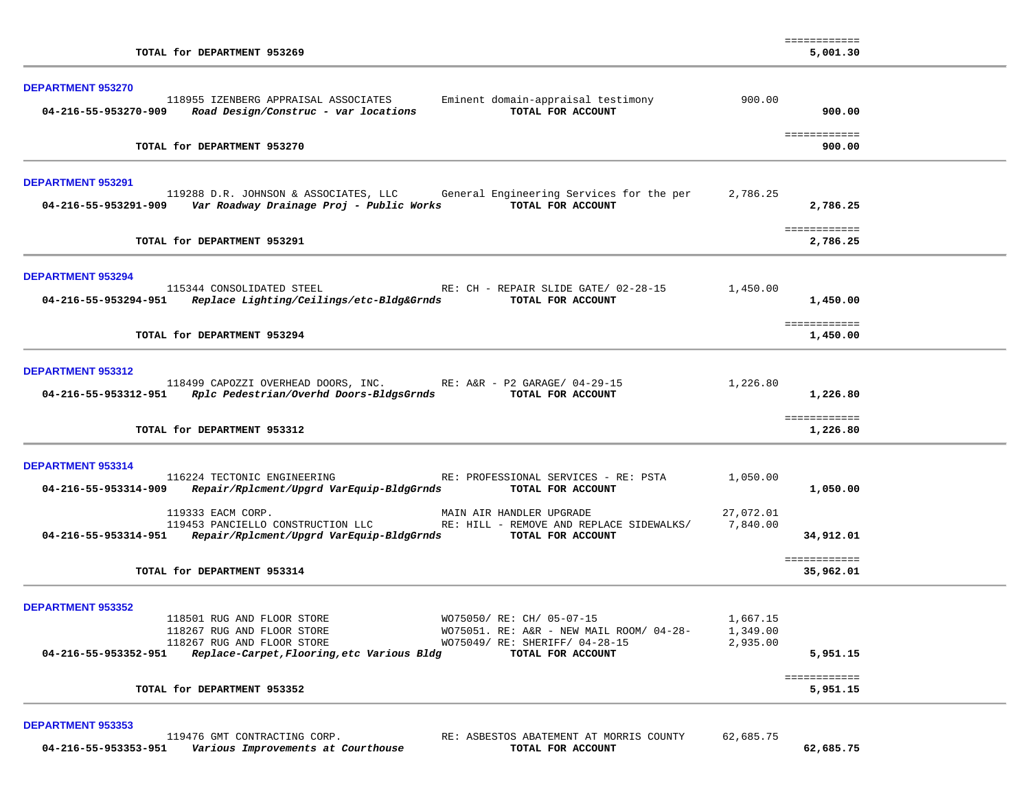| | | | | |
|---|---|---|---|---|
| | **TOTAL for DEPARTMENT 953269** | | | ============ **5,001.30** |

**DEPARTMENT 953270**

| Account | Vendor / Description | Detail | Amount | Total |
|---|---|---|---|---|
| | 118955 IZENBERG APPRAISAL ASSOCIATES | Eminent domain-appraisal testimony | 900.00 | |
| **04-216-55-953270-909** | ***Road Design/Construc - var locations*** | **TOTAL FOR ACCOUNT** | | **900.00** |
| | **TOTAL for DEPARTMENT 953270** | | | ============ **900.00** |

**DEPARTMENT 953291**

| Account | Vendor / Description | Detail | Amount | Total |
|---|---|---|---|---|
| | 119288 D.R. JOHNSON & ASSOCIATES, LLC | General Engineering Services for the per | 2,786.25 | |
| **04-216-55-953291-909** | ***Var Roadway Drainage Proj - Public Works*** | **TOTAL FOR ACCOUNT** | | **2,786.25** |
| | **TOTAL for DEPARTMENT 953291** | | | ============ **2,786.25** |

**DEPARTMENT 953294**

| Account | Vendor / Description | Detail | Amount | Total |
|---|---|---|---|---|
| | 115344 CONSOLIDATED STEEL | RE: CH - REPAIR SLIDE GATE/ 02-28-15 | 1,450.00 | |
| **04-216-55-953294-951** | ***Replace Lighting/Ceilings/etc-Bldg&Grnds*** | **TOTAL FOR ACCOUNT** | | **1,450.00** |
| | **TOTAL for DEPARTMENT 953294** | | | ============ **1,450.00** |

**DEPARTMENT 953312**

| Account | Vendor / Description | Detail | Amount | Total |
|---|---|---|---|---|
| | 118499 CAPOZZI OVERHEAD DOORS, INC. | RE: A&R - P2 GARAGE/ 04-29-15 | 1,226.80 | |
| **04-216-55-953312-951** | ***Rplc Pedestrian/Overhd Doors-BldgsGrnds*** | **TOTAL FOR ACCOUNT** | | **1,226.80** |
| | **TOTAL for DEPARTMENT 953312** | | | ============ **1,226.80** |

**DEPARTMENT 953314**

| Account | Vendor / Description | Detail | Amount | Total |
|---|---|---|---|---|
| | 116224 TECTONIC ENGINEERING | RE: PROFESSIONAL SERVICES - RE: PSTA | 1,050.00 | |
| **04-216-55-953314-909** | ***Repair/Rplcment/Upgrd VarEquip-BldgGrnds*** | **TOTAL FOR ACCOUNT** | | **1,050.00** |
| | 119333 EACM CORP. | MAIN AIR HANDLER UPGRADE | 27,072.01 | |
| | 119453 PANCIELLO CONSTRUCTION LLC | RE: HILL - REMOVE AND REPLACE SIDEWALKS/ | 7,840.00 | |
| **04-216-55-953314-951** | ***Repair/Rplcment/Upgrd VarEquip-BldgGrnds*** | **TOTAL FOR ACCOUNT** | | **34,912.01** |
| | **TOTAL for DEPARTMENT 953314** | | | ============ **35,962.01** |

**DEPARTMENT 953352**

| Account | Vendor / Description | Detail | Amount | Total |
|---|---|---|---|---|
| | 118501 RUG AND FLOOR STORE | WO75050/ RE: CH/ 05-07-15 | 1,667.15 | |
| | 118267 RUG AND FLOOR STORE | WO75051. RE: A&R - NEW MAIL ROOM/ 04-28- | 1,349.00 | |
| | 118267 RUG AND FLOOR STORE | WO75049/ RE: SHERIFF/ 04-28-15 | 2,935.00 | |
| **04-216-55-953352-951** | ***Replace-Carpet,Flooring,etc Various Bldg*** | **TOTAL FOR ACCOUNT** | | **5,951.15** |
| | **TOTAL for DEPARTMENT 953352** | | | ============ **5,951.15** |

**DEPARTMENT 953353**

| Account | Vendor / Description | Detail | Amount | Total |
|---|---|---|---|---|
| | 119476 GMT CONTRACTING CORP. | RE: ASBESTOS ABATEMENT AT MORRIS COUNTY | 62,685.75 | |
| **04-216-55-953353-951** | ***Various Improvements at Courthouse*** | **TOTAL FOR ACCOUNT** | | **62,685.75** |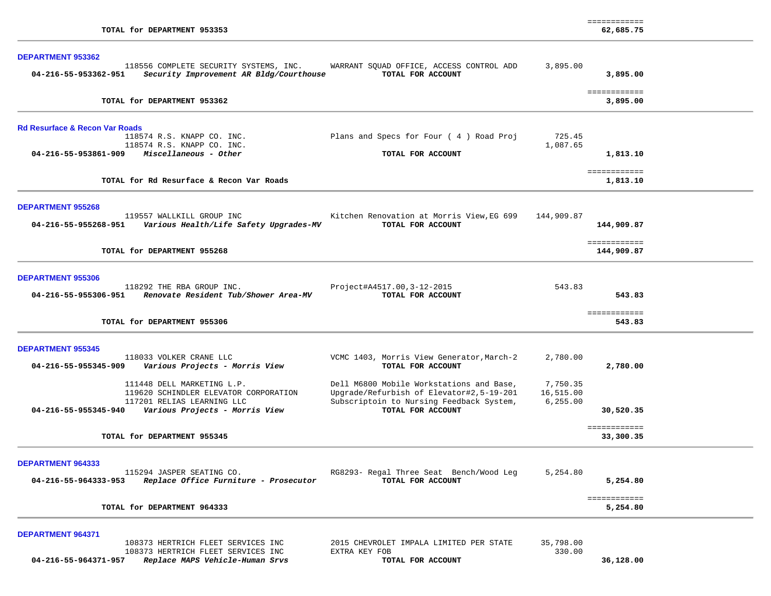| | | | | |
|---|---|---|---|---|
| **TOTAL for DEPARTMENT 953353** | | | | ============ **62,685.75** |

**DEPARTMENT 953362**

| Account | Vendor / Description | Item | Amount | Total |
|---|---|---|---|---|
| | 118556 COMPLETE SECURITY SYSTEMS, INC. | WARRANT SQUAD OFFICE, ACCESS CONTROL ADD | 3,895.00 | |
| **04-216-55-953362-951** | ***Security Improvement AR Bldg/Courthouse*** | **TOTAL FOR ACCOUNT** | | **3,895.00** |
| | **TOTAL for DEPARTMENT 953362** | | | ============ **3,895.00** |

**Rd Resurface & Recon Var Roads**

| Account | Vendor / Description | Item | Amount | Total |
|---|---|---|---|---|
| | 118574 R.S. KNAPP CO. INC. | Plans and Specs for Four ( 4 ) Road Proj | 725.45 | |
| | 118574 R.S. KNAPP CO. INC. | | 1,087.65 | |
| **04-216-55-953861-909** | ***Miscellaneous - Other*** | **TOTAL FOR ACCOUNT** | | **1,813.10** |
| | **TOTAL for Rd Resurface & Recon Var Roads** | | | ============ **1,813.10** |

**DEPARTMENT 955268**

| Account | Vendor / Description | Item | Amount | Total |
|---|---|---|---|---|
| | 119557 WALLKILL GROUP INC | Kitchen Renovation at Morris View,EG 699 | 144,909.87 | |
| **04-216-55-955268-951** | ***Various Health/Life Safety Upgrades-MV*** | **TOTAL FOR ACCOUNT** | | **144,909.87** |
| | **TOTAL for DEPARTMENT 955268** | | | ============ **144,909.87** |

**DEPARTMENT 955306**

| Account | Vendor / Description | Item | Amount | Total |
|---|---|---|---|---|
| | 118292 THE RBA GROUP INC. | Project#A4517.00,3-12-2015 | 543.83 | |
| **04-216-55-955306-951** | ***Renovate Resident Tub/Shower Area-MV*** | **TOTAL FOR ACCOUNT** | | **543.83** |
| | **TOTAL for DEPARTMENT 955306** | | | ============ **543.83** |

**DEPARTMENT 955345**

| Account | Vendor / Description | Item | Amount | Total |
|---|---|---|---|---|
| | 118033 VOLKER CRANE LLC | VCMC 1403, Morris View Generator,March-2 | 2,780.00 | |
| **04-216-55-955345-909** | ***Various Projects - Morris View*** | **TOTAL FOR ACCOUNT** | | **2,780.00** |
| | 111448 DELL MARKETING L.P. | Dell M6800 Mobile Workstations and Base, | 7,750.35 | |
| | 119620 SCHINDLER ELEVATOR CORPORATION | Upgrade/Refurbish of Elevator#2,5-19-201 | 16,515.00 | |
| | 117201 RELIAS LEARNING LLC | Subscriptoin to Nursing Feedback System, | 6,255.00 | |
| **04-216-55-955345-940** | ***Various Projects - Morris View*** | **TOTAL FOR ACCOUNT** | | **30,520.35** |
| | **TOTAL for DEPARTMENT 955345** | | | ============ **33,300.35** |

**DEPARTMENT 964333**

| Account | Vendor / Description | Item | Amount | Total |
|---|---|---|---|---|
| | 115294 JASPER SEATING CO. | RG8293- Regal Three Seat Bench/Wood Leg | 5,254.80 | |
| **04-216-55-964333-953** | ***Replace Office Furniture - Prosecutor*** | **TOTAL FOR ACCOUNT** | | **5,254.80** |
| | **TOTAL for DEPARTMENT 964333** | | | ============ **5,254.80** |

**DEPARTMENT 964371**

| Account | Vendor / Description | Item | Amount | Total |
|---|---|---|---|---|
| | 108373 HERTRICH FLEET SERVICES INC | 2015 CHEVROLET IMPALA LIMITED PER STATE | 35,798.00 | |
| | 108373 HERTRICH FLEET SERVICES INC | EXTRA KEY FOB | 330.00 | |
| **04-216-55-964371-957** | ***Replace MAPS Vehicle-Human Srvs*** | **TOTAL FOR ACCOUNT** | | **36,128.00** |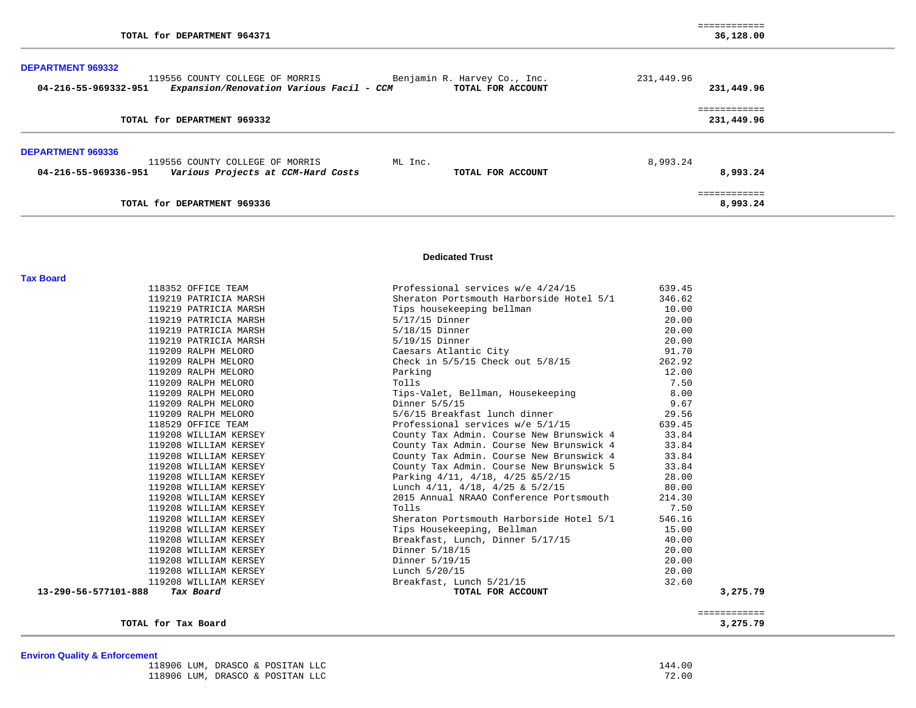| | | | | |
|---|---|---|---|---|
| | **TOTAL for DEPARTMENT 964371** | | | ============ **36,128.00** |

### DEPARTMENT 969332

| Account | Vendor / Description | Payee | Amount | Total |
|---|---|---|---|---|
| | 119556 COUNTY COLLEGE OF MORRIS | Benjamin R. Harvey Co., Inc. | 231,449.96 | |
| **04-216-55-969332-951** | ***Expansion/Renovation Various Facil - CCM*** | **TOTAL FOR ACCOUNT** | | **231,449.96** |
| | **TOTAL for DEPARTMENT 969332** | | | ============ **231,449.96** |

### DEPARTMENT 969336

| Account | Vendor / Description | Payee | Amount | Total |
|---|---|---|---|---|
| | 119556 COUNTY COLLEGE OF MORRIS | ML Inc. | 8,993.24 | |
| **04-216-55-969336-951** | ***Various Projects at CCM-Hard Costs*** | **TOTAL FOR ACCOUNT** | | **8,993.24** |
| | **TOTAL for DEPARTMENT 969336** | | | ============ **8,993.24** |

## Dedicated Trust

### Tax Board

| Account | Vendor | Description | Amount | Total |
|---|---|---|---|---|
| | 118352 OFFICE TEAM | Professional services w/e 4/24/15 | 639.45 | |
| | 119219 PATRICIA MARSH | Sheraton Portsmouth Harborside Hotel 5/1 | 346.62 | |
| | 119219 PATRICIA MARSH | Tips housekeeping bellman | 10.00 | |
| | 119219 PATRICIA MARSH | 5/17/15 Dinner | 20.00 | |
| | 119219 PATRICIA MARSH | 5/18/15 Dinner | 20.00 | |
| | 119219 PATRICIA MARSH | 5/19/15 Dinner | 20.00 | |
| | 119209 RALPH MELORO | Caesars Atlantic City | 91.70 | |
| | 119209 RALPH MELORO | Check in 5/5/15 Check out 5/8/15 | 262.92 | |
| | 119209 RALPH MELORO | Parking | 12.00 | |
| | 119209 RALPH MELORO | Tolls | 7.50 | |
| | 119209 RALPH MELORO | Tips-Valet, Bellman, Housekeeping | 8.00 | |
| | 119209 RALPH MELORO | Dinner 5/5/15 | 9.67 | |
| | 119209 RALPH MELORO | 5/6/15 Breakfast lunch dinner | 29.56 | |
| | 118529 OFFICE TEAM | Professional services w/e 5/1/15 | 639.45 | |
| | 119208 WILLIAM KERSEY | County Tax Admin. Course New Brunswick 4 | 33.84 | |
| | 119208 WILLIAM KERSEY | County Tax Admin. Course New Brunswick 4 | 33.84 | |
| | 119208 WILLIAM KERSEY | County Tax Admin. Course New Brunswick 4 | 33.84 | |
| | 119208 WILLIAM KERSEY | County Tax Admin. Course New Brunswick 5 | 33.84 | |
| | 119208 WILLIAM KERSEY | Parking 4/11, 4/18, 4/25 &5/2/15 | 28.00 | |
| | 119208 WILLIAM KERSEY | Lunch 4/11, 4/18, 4/25 & 5/2/15 | 80.00 | |
| | 119208 WILLIAM KERSEY | 2015 Annual NRAAO Conference Portsmouth | 214.30 | |
| | 119208 WILLIAM KERSEY | Tolls | 7.50 | |
| | 119208 WILLIAM KERSEY | Sheraton Portsmouth Harborside Hotel 5/1 | 546.16 | |
| | 119208 WILLIAM KERSEY | Tips Housekeeping, Bellman | 15.00 | |
| | 119208 WILLIAM KERSEY | Breakfast, Lunch, Dinner 5/17/15 | 40.00 | |
| | 119208 WILLIAM KERSEY | Dinner 5/18/15 | 20.00 | |
| | 119208 WILLIAM KERSEY | Dinner 5/19/15 | 20.00 | |
| | 119208 WILLIAM KERSEY | Lunch 5/20/15 | 20.00 | |
| | 119208 WILLIAM KERSEY | Breakfast, Lunch 5/21/15 | 32.60 | |
| **13-290-56-577101-888** | ***Tax Board*** | **TOTAL FOR ACCOUNT** | | **3,275.79** |
| | **TOTAL for Tax Board** | | | ============ **3,275.79** |

### Environ Quality & Enforcement

| Account | Vendor | Description | Amount | Total |
|---|---|---|---|---|
| | 118906 LUM, DRASCO & POSITAN LLC | | 144.00 | |
| | 118906 LUM, DRASCO & POSITAN LLC | | 72.00 | |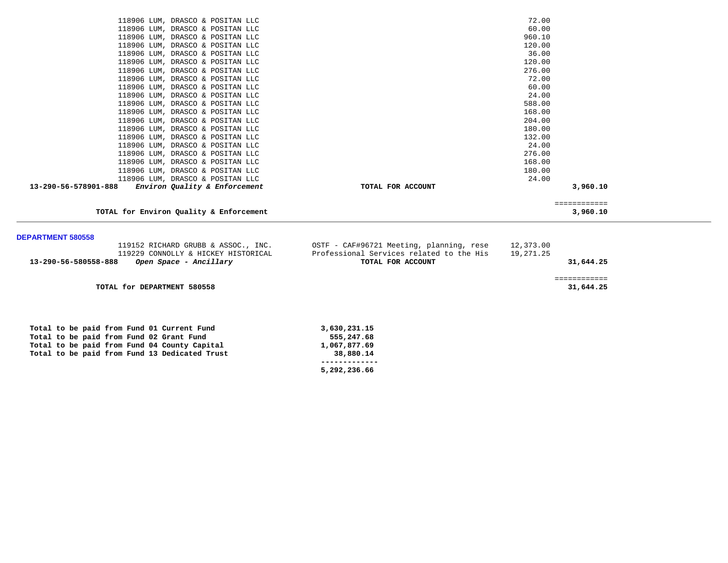| | | | | |
|---|---|---|---|---|
| | 118906 LUM, DRASCO & POSITAN LLC | | 72.00 | |
| | 118906 LUM, DRASCO & POSITAN LLC | | 60.00 | |
| | 118906 LUM, DRASCO & POSITAN LLC | | 960.10 | |
| | 118906 LUM, DRASCO & POSITAN LLC | | 120.00 | |
| | 118906 LUM, DRASCO & POSITAN LLC | | 36.00 | |
| | 118906 LUM, DRASCO & POSITAN LLC | | 120.00 | |
| | 118906 LUM, DRASCO & POSITAN LLC | | 276.00 | |
| | 118906 LUM, DRASCO & POSITAN LLC | | 72.00 | |
| | 118906 LUM, DRASCO & POSITAN LLC | | 60.00 | |
| | 118906 LUM, DRASCO & POSITAN LLC | | 24.00 | |
| | 118906 LUM, DRASCO & POSITAN LLC | | 588.00 | |
| | 118906 LUM, DRASCO & POSITAN LLC | | 168.00 | |
| | 118906 LUM, DRASCO & POSITAN LLC | | 204.00 | |
| | 118906 LUM, DRASCO & POSITAN LLC | | 180.00 | |
| | 118906 LUM, DRASCO & POSITAN LLC | | 132.00 | |
| | 118906 LUM, DRASCO & POSITAN LLC | | 24.00 | |
| | 118906 LUM, DRASCO & POSITAN LLC | | 276.00 | |
| | 118906 LUM, DRASCO & POSITAN LLC | | 168.00 | |
| | 118906 LUM, DRASCO & POSITAN LLC | | 180.00 | |
| | 118906 LUM, DRASCO & POSITAN LLC | | 24.00 | |
| **13-290-56-578901-888** | ***Environ Quality & Enforcement*** | **TOTAL FOR ACCOUNT** | | **3,960.10** |

============

**TOTAL for Environ Quality & Enforcement** **3,960.10**

---

**DEPARTMENT 580558**

| | | | | |
|---|---|---|---|---|
| | 119152 RICHARD GRUBB & ASSOC., INC. | OSTF - CAF#96721 Meeting, planning, rese | 12,373.00 | |
| | 119229 CONNOLLY & HICKEY HISTORICAL | Professional Services related to the His | 19,271.25 | |
| **13-290-56-580558-888** | ***Open Space - Ancillary*** | **TOTAL FOR ACCOUNT** | | **31,644.25** |

============

**TOTAL for DEPARTMENT 580558** **31,644.25**

| | |
|---|---|
| **Total to be paid from Fund 01 Current Fund** | **3,630,231.15** |
| **Total to be paid from Fund 02 Grant Fund** | **555,247.68** |
| **Total to be paid from Fund 04 County Capital** | **1,067,877.69** |
| **Total to be paid from Fund 13 Dedicated Trust** | **38,880.14** |
| | **-------------** |
| | **5,292,236.66** |